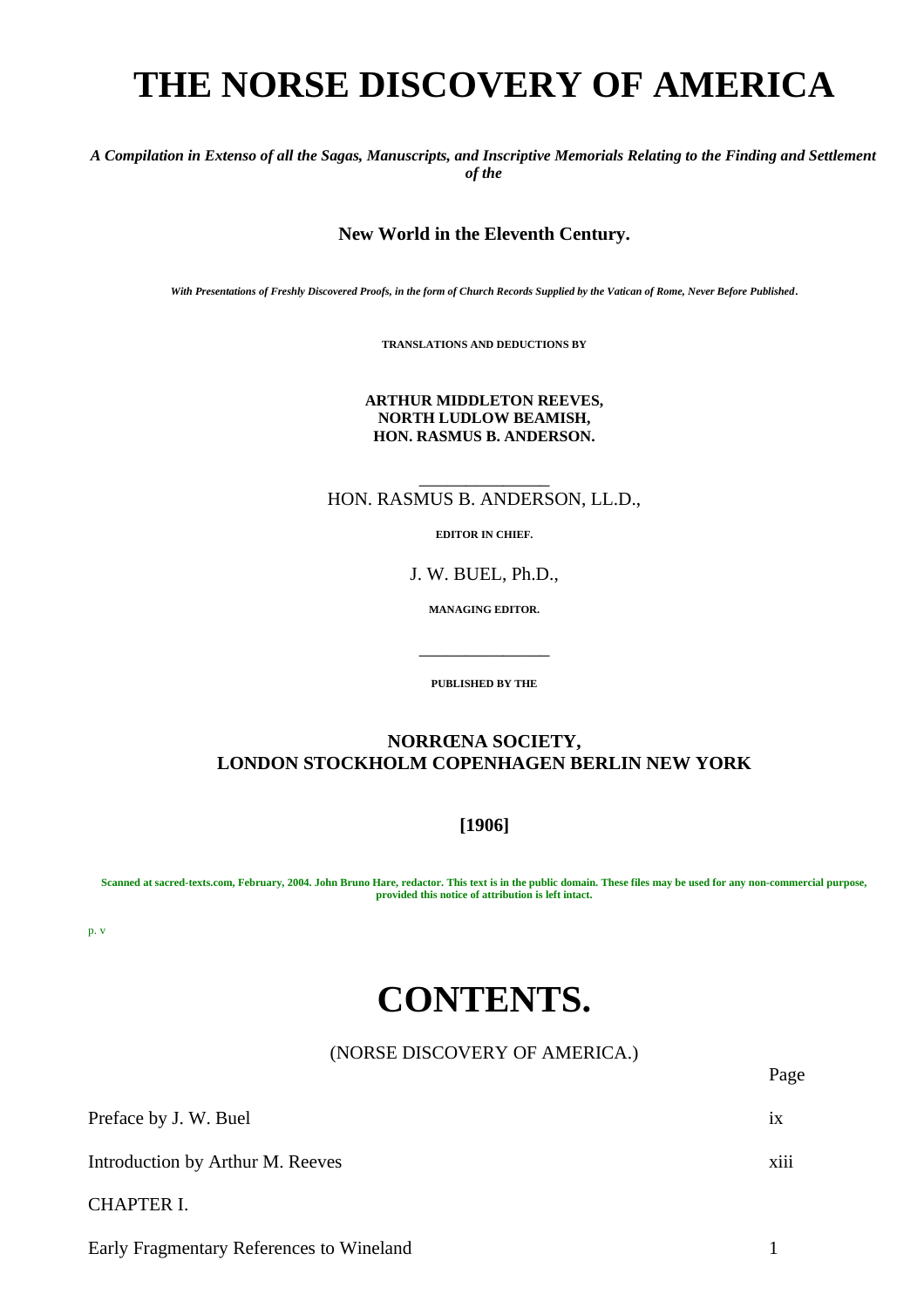# THE NORSE DISCOVERY OF AMERICA

***A Compilation in Extenso of all the Sagas, Manuscripts, and Inscriptive Memorials Relating to the Finding and Settlement of the***

**New World in the Eleventh Century.**

***With Presentations of Freshly Discovered Proofs, in the form of Church Records Supplied by the Vatican of Rome, Never Before Published.***

**TRANSLATIONS AND DEDUCTIONS BY**

**ARTHUR MIDDLETON REEVES,**
**NORTH LUDLOW BEAMISH,**
**HON. RASMUS B. ANDERSON.**

---

HON. RASMUS B. ANDERSON, LL.D.,

**EDITOR IN CHIEF.**

J. W. BUEL, Ph.D.,

**MANAGING EDITOR.**

---

**PUBLISHED BY THE**

**NORRŒNA SOCIETY,**
**LONDON STOCKHOLM COPENHAGEN BERLIN NEW YORK**

**[1906]**

**Scanned at sacred-texts.com, February, 2004. John Bruno Hare, redactor. This text is in the public domain. These files may be used for any non-commercial purpose, provided this notice of attribution is left intact.**

p. v

# CONTENTS.

(NORSE DISCOVERY OF AMERICA.)

| | Page |
|---|---|
| Preface by J. W. Buel | ix |
| Introduction by Arthur M. Reeves | xiii |
| CHAPTER I. | |
| Early Fragmentary References to Wineland | 1 |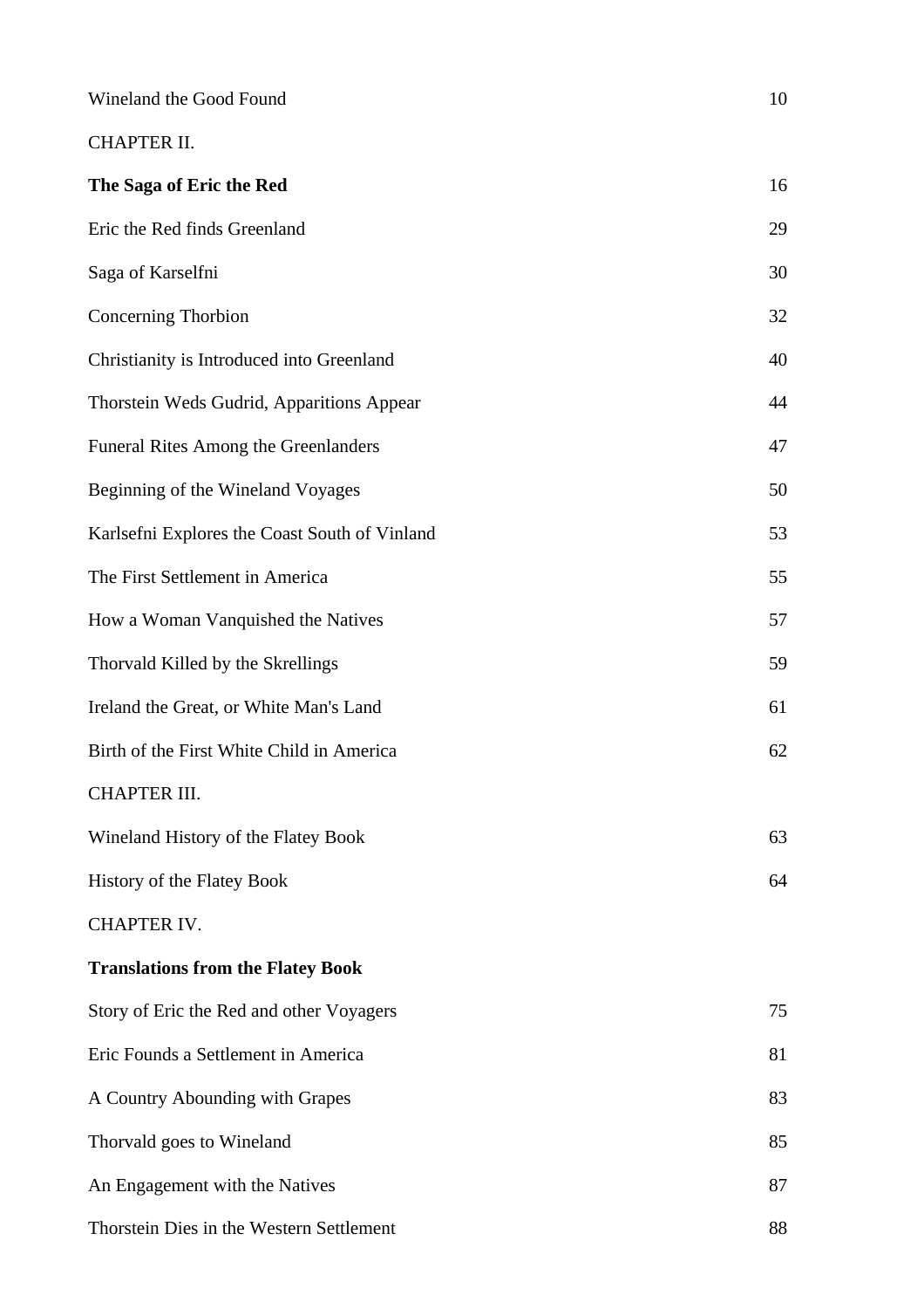| | |
|---|---|
| Wineland the Good Found | 10 |
| CHAPTER II. | |
| **The Saga of Eric the Red** | 16 |
| Eric the Red finds Greenland | 29 |
| Saga of Karselfni | 30 |
| Concerning Thorbion | 32 |
| Christianity is Introduced into Greenland | 40 |
| Thorstein Weds Gudrid, Apparitions Appear | 44 |
| Funeral Rites Among the Greenlanders | 47 |
| Beginning of the Wineland Voyages | 50 |
| Karlsefni Explores the Coast South of Vinland | 53 |
| The First Settlement in America | 55 |
| How a Woman Vanquished the Natives | 57 |
| Thorvald Killed by the Skrellings | 59 |
| Ireland the Great, or White Man's Land | 61 |
| Birth of the First White Child in America | 62 |
| CHAPTER III. | |
| Wineland History of the Flatey Book | 63 |
| History of the Flatey Book | 64 |
| CHAPTER IV. | |
| **Translations from the Flatey Book** | |
| Story of Eric the Red and other Voyagers | 75 |
| Eric Founds a Settlement in America | 81 |
| A Country Abounding with Grapes | 83 |
| Thorvald goes to Wineland | 85 |
| An Engagement with the Natives | 87 |
| Thorstein Dies in the Western Settlement | 88 |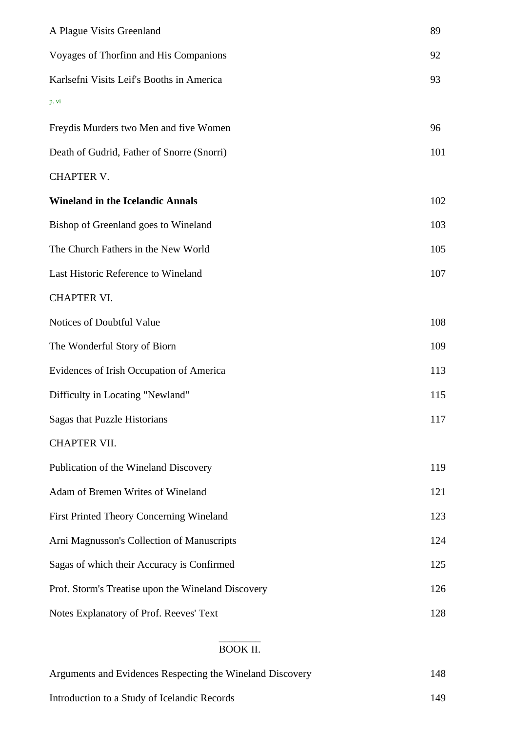| | |
|---|---|
| A Plague Visits Greenland | 89 |
| Voyages of Thorfinn and His Companions | 92 |
| Karlsefni Visits Leif's Booths in America | 93 |
| Freydis Murders two Men and five Women | 96 |
| Death of Gudrid, Father of Snorre (Snorri) | 101 |
| CHAPTER V. | |
| **Wineland in the Icelandic Annals** | 102 |
| Bishop of Greenland goes to Wineland | 103 |
| The Church Fathers in the New World | 105 |
| Last Historic Reference to Wineland | 107 |
| CHAPTER VI. | |
| Notices of Doubtful Value | 108 |
| The Wonderful Story of Biorn | 109 |
| Evidences of Irish Occupation of America | 113 |
| Difficulty in Locating "Newland" | 115 |
| Sagas that Puzzle Historians | 117 |
| CHAPTER VII. | |
| Publication of the Wineland Discovery | 119 |
| Adam of Bremen Writes of Wineland | 121 |
| First Printed Theory Concerning Wineland | 123 |
| Arni Magnusson's Collection of Manuscripts | 124 |
| Sagas of which their Accuracy is Confirmed | 125 |
| Prof. Storm's Treatise upon the Wineland Discovery | 126 |
| Notes Explanatory of Prof. Reeves' Text | 128 |

BOOK II.

| | |
|---|---|
| Arguments and Evidences Respecting the Wineland Discovery | 148 |
| Introduction to a Study of Icelandic Records | 149 |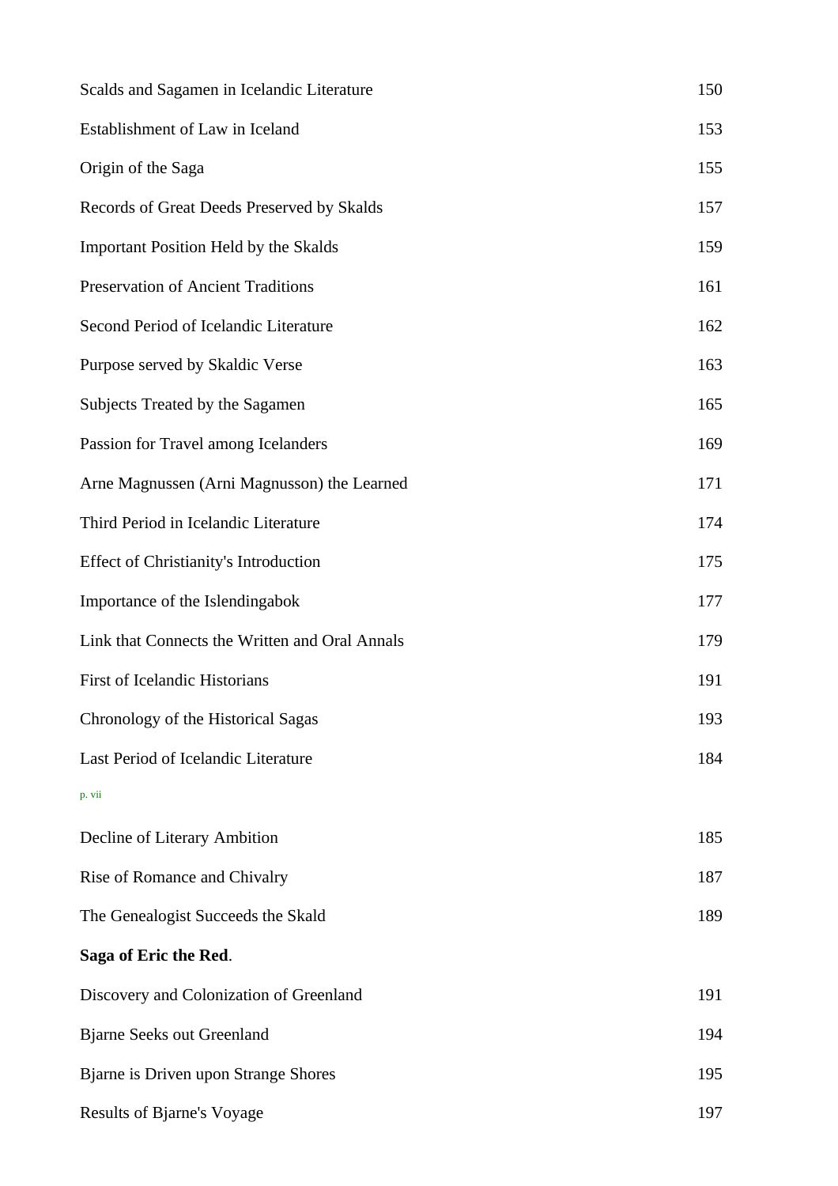| | |
|---|---|
| Scalds and Sagamen in Icelandic Literature | 150 |
| Establishment of Law in Iceland | 153 |
| Origin of the Saga | 155 |
| Records of Great Deeds Preserved by Skalds | 157 |
| Important Position Held by the Skalds | 159 |
| Preservation of Ancient Traditions | 161 |
| Second Period of Icelandic Literature | 162 |
| Purpose served by Skaldic Verse | 163 |
| Subjects Treated by the Sagamen | 165 |
| Passion for Travel among Icelanders | 169 |
| Arne Magnussen (Arni Magnusson) the Learned | 171 |
| Third Period in Icelandic Literature | 174 |
| Effect of Christianity's Introduction | 175 |
| Importance of the Islendingabok | 177 |
| Link that Connects the Written and Oral Annals | 179 |
| First of Icelandic Historians | 191 |
| Chronology of the Historical Sagas | 193 |
| Last Period of Icelandic Literature | 184 |
| Decline of Literary Ambition | 185 |
| Rise of Romance and Chivalry | 187 |
| The Genealogist Succeeds the Skald | 189 |
| **Saga of Eric the Red**. | |
| Discovery and Colonization of Greenland | 191 |
| Bjarne Seeks out Greenland | 194 |
| Bjarne is Driven upon Strange Shores | 195 |
| Results of Bjarne's Voyage | 197 |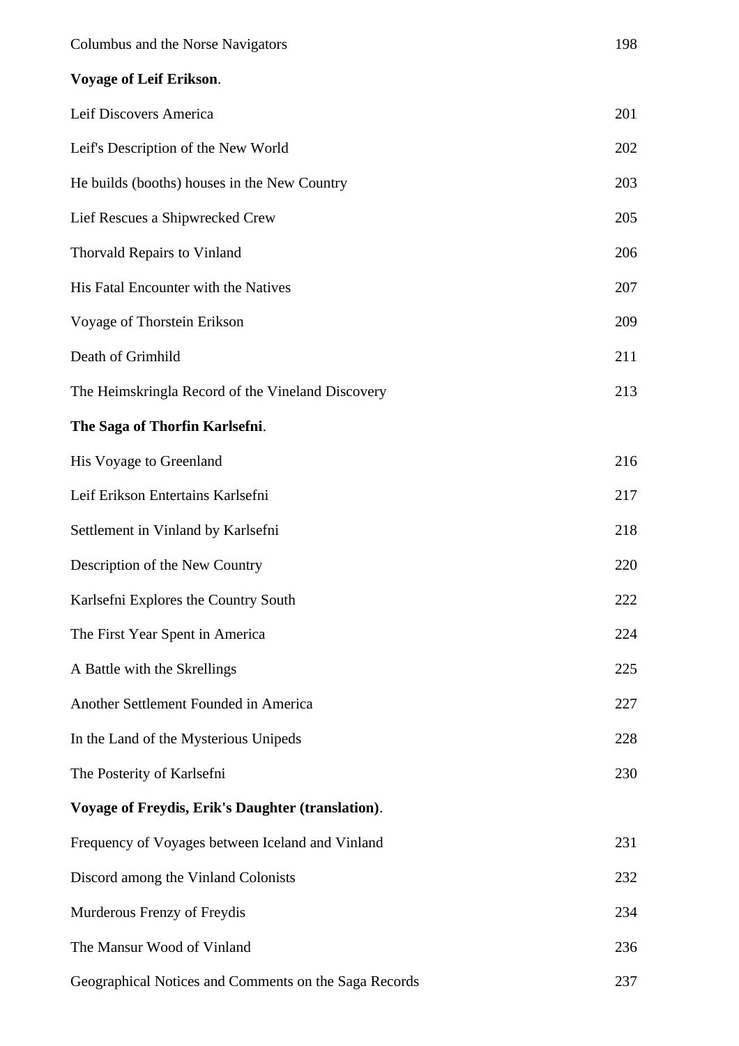Columbus and the Norse Navigators 198

**Voyage of Leif Erikson**.

Leif Discovers America 201

Leif's Description of the New World 202

He builds (booths) houses in the New Country 203

Lief Rescues a Shipwrecked Crew 205

Thorvald Repairs to Vinland 206

His Fatal Encounter with the Natives 207

Voyage of Thorstein Erikson 209

Death of Grimhild 211

The Heimskringla Record of the Vineland Discovery 213

**The Saga of Thorfin Karlsefni**.

His Voyage to Greenland 216

Leif Erikson Entertains Karlsefni 217

Settlement in Vinland by Karlsefni 218

Description of the New Country 220

Karlsefni Explores the Country South 222

The First Year Spent in America 224

A Battle with the Skrellings 225

Another Settlement Founded in America 227

In the Land of the Mysterious Unipeds 228

The Posterity of Karlsefni 230

**Voyage of Freydis, Erik's Daughter (translation)**.

Frequency of Voyages between Iceland and Vinland 231

Discord among the Vinland Colonists 232

Murderous Frenzy of Freydis 234

The Mansur Wood of Vinland 236

Geographical Notices and Comments on the Saga Records 237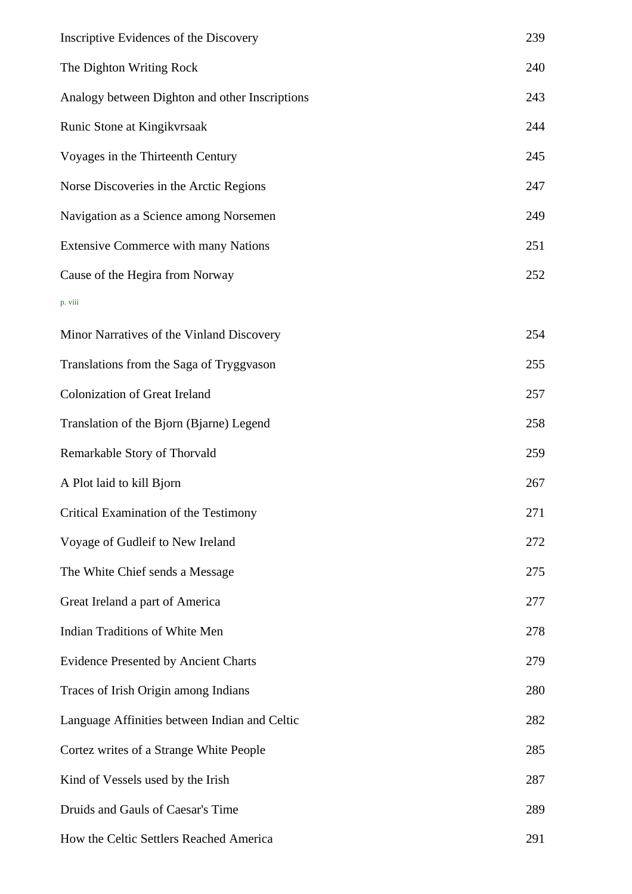| | |
|---|---|
| Inscriptive Evidences of the Discovery | 239 |
| The Dighton Writing Rock | 240 |
| Analogy between Dighton and other Inscriptions | 243 |
| Runic Stone at Kingikvrsaak | 244 |
| Voyages in the Thirteenth Century | 245 |
| Norse Discoveries in the Arctic Regions | 247 |
| Navigation as a Science among Norsemen | 249 |
| Extensive Commerce with many Nations | 251 |
| Cause of the Hegira from Norway | 252 |
| Minor Narratives of the Vinland Discovery | 254 |
| Translations from the Saga of Tryggvason | 255 |
| Colonization of Great Ireland | 257 |
| Translation of the Bjorn (Bjarne) Legend | 258 |
| Remarkable Story of Thorvald | 259 |
| A Plot laid to kill Bjorn | 267 |
| Critical Examination of the Testimony | 271 |
| Voyage of Gudleif to New Ireland | 272 |
| The White Chief sends a Message | 275 |
| Great Ireland a part of America | 277 |
| Indian Traditions of White Men | 278 |
| Evidence Presented by Ancient Charts | 279 |
| Traces of Irish Origin among Indians | 280 |
| Language Affinities between Indian and Celtic | 282 |
| Cortez writes of a Strange White People | 285 |
| Kind of Vessels used by the Irish | 287 |
| Druids and Gauls of Caesar's Time | 289 |
| How the Celtic Settlers Reached America | 291 |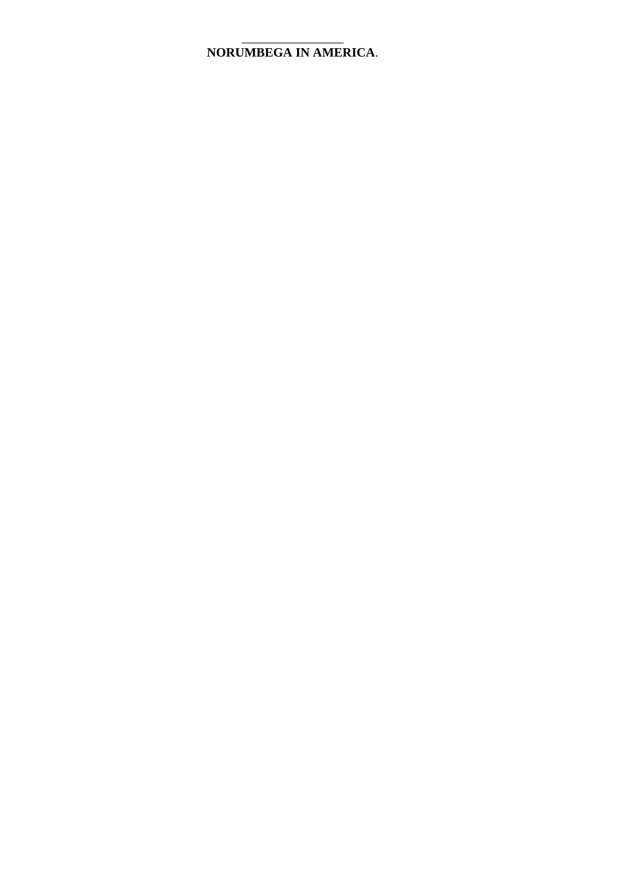# NORUMBEGA IN AMERICA.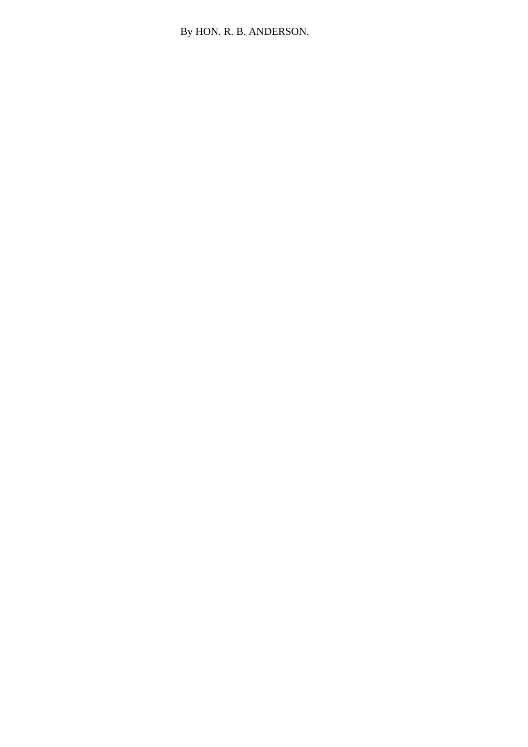By HON. R. B. ANDERSON.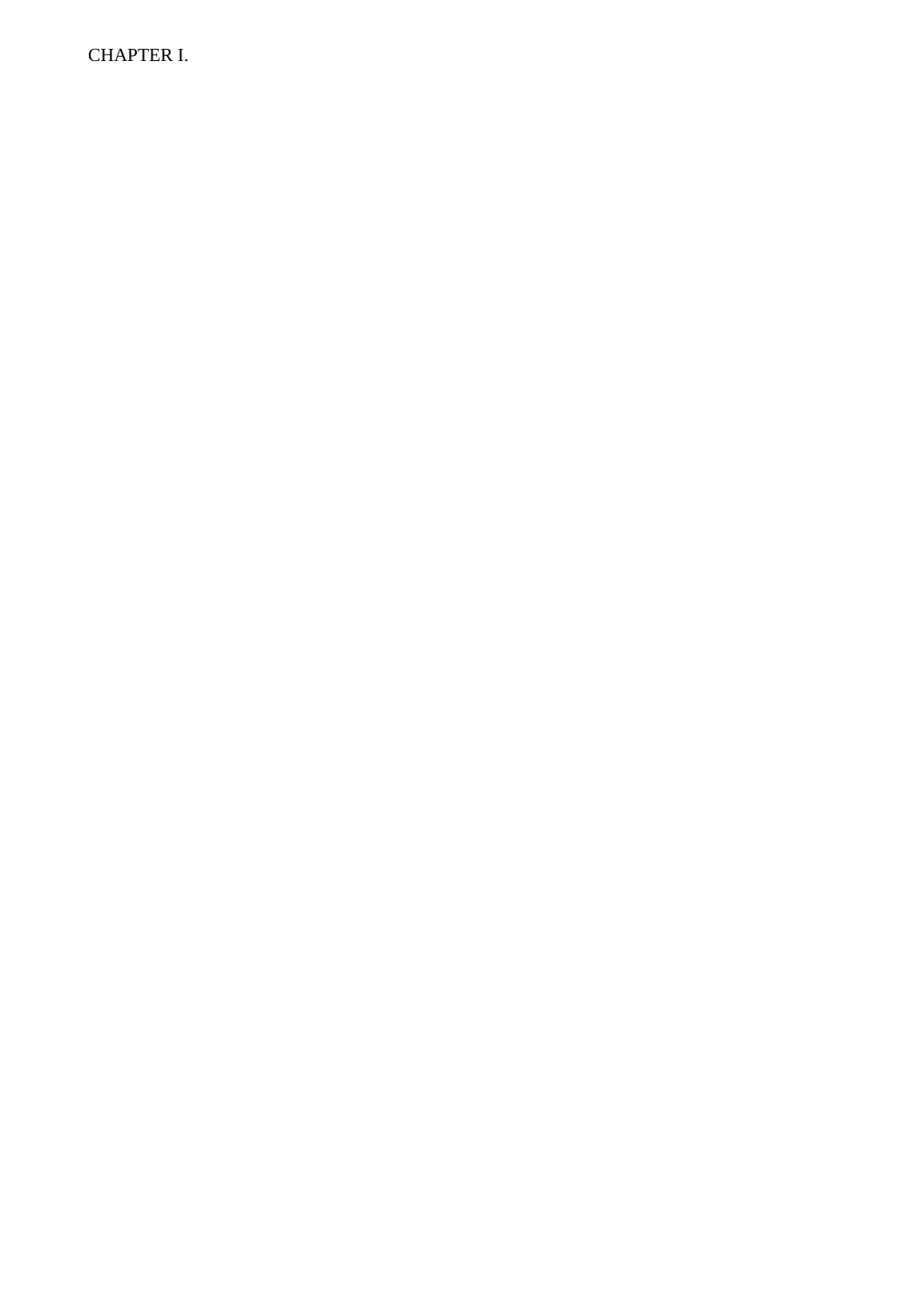# CHAPTER I.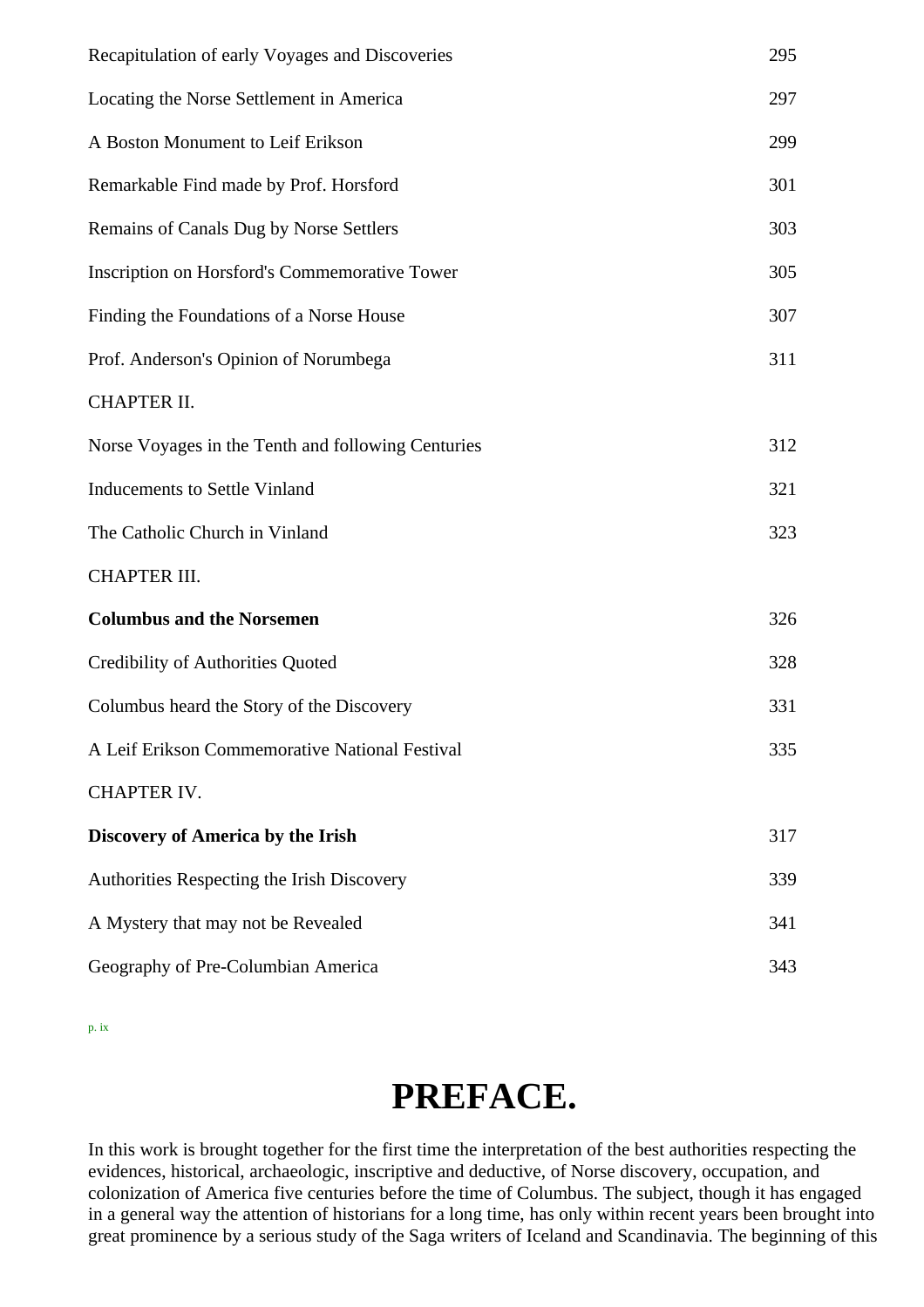| | |
|---|---|
| Recapitulation of early Voyages and Discoveries | 295 |
| Locating the Norse Settlement in America | 297 |
| A Boston Monument to Leif Erikson | 299 |
| Remarkable Find made by Prof. Horsford | 301 |
| Remains of Canals Dug by Norse Settlers | 303 |
| Inscription on Horsford's Commemorative Tower | 305 |
| Finding the Foundations of a Norse House | 307 |
| Prof. Anderson's Opinion of Norumbega | 311 |
| CHAPTER II. | |
| Norse Voyages in the Tenth and following Centuries | 312 |
| Inducements to Settle Vinland | 321 |
| The Catholic Church in Vinland | 323 |
| CHAPTER III. | |
| **Columbus and the Norsemen** | 326 |
| Credibility of Authorities Quoted | 328 |
| Columbus heard the Story of the Discovery | 331 |
| A Leif Erikson Commemorative National Festival | 335 |
| CHAPTER IV. | |
| **Discovery of America by the Irish** | 317 |
| Authorities Respecting the Irish Discovery | 339 |
| A Mystery that may not be Revealed | 341 |
| Geography of Pre-Columbian America | 343 |

# PREFACE.

In this work is brought together for the first time the interpretation of the best authorities respecting the evidences, historical, archaeologic, inscriptive and deductive, of Norse discovery, occupation, and colonization of America five centuries before the time of Columbus. The subject, though it has engaged in a general way the attention of historians for a long time, has only within recent years been brought into great prominence by a serious study of the Saga writers of Iceland and Scandinavia. The beginning of this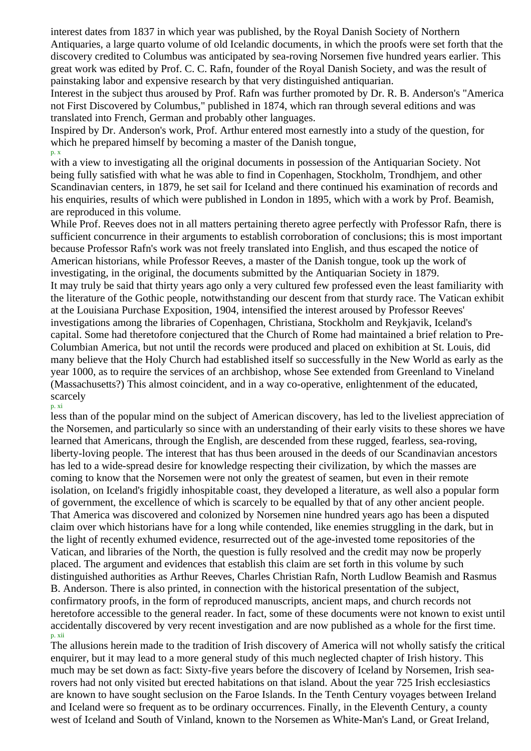interest dates from 1837 in which year was published, by the Royal Danish Society of Northern Antiquaries, a large quarto volume of old Icelandic documents, in which the proofs were set forth that the discovery credited to Columbus was anticipated by sea-roving Norsemen five hundred years earlier. This great work was edited by Prof. C. C. Rafn, founder of the Royal Danish Society, and was the result of painstaking labor and expensive research by that very distinguished antiquarian.

Interest in the subject thus aroused by Prof. Rafn was further promoted by Dr. R. B. Anderson's "America not First Discovered by Columbus," published in 1874, which ran through several editions and was translated into French, German and probably other languages.

Inspired by Dr. Anderson's work, Prof. Arthur entered most earnestly into a study of the question, for which he prepared himself by becoming a master of the Danish tongue, with a view to investigating all the original documents in possession of the Antiquarian Society. Not being fully satisfied with what he was able to find in Copenhagen, Stockholm, Trondhjem, and other Scandinavian centers, in 1879, he set sail for Iceland and there continued his examination of records and his enquiries, results of which were published in London in 1895, which with a work by Prof. Beamish, are reproduced in this volume.

While Prof. Reeves does not in all matters pertaining thereto agree perfectly with Professor Rafn, there is sufficient concurrence in their arguments to establish corroboration of conclusions; this is most important because Professor Rafn's work was not freely translated into English, and thus escaped the notice of American historians, while Professor Reeves, a master of the Danish tongue, took up the work of investigating, in the original, the documents submitted by the Antiquarian Society in 1879.

It may truly be said that thirty years ago only a very cultured few professed even the least familiarity with the literature of the Gothic people, notwithstanding our descent from that sturdy race. The Vatican exhibit at the Louisiana Purchase Exposition, 1904, intensified the interest aroused by Professor Reeves' investigations among the libraries of Copenhagen, Christiana, Stockholm and Reykjavik, Iceland's capital. Some had theretofore conjectured that the Church of Rome had maintained a brief relation to Pre-Columbian America, but not until the records were produced and placed on exhibition at St. Louis, did many believe that the Holy Church had established itself so successfully in the New World as early as the year 1000, as to require the services of an archbishop, whose See extended from Greenland to Vineland (Massachusetts?) This almost coincident, and in a way co-operative, enlightenment of the educated, scarcely less than of the popular mind on the subject of American discovery, has led to the liveliest appreciation of the Norsemen, and particularly so since with an understanding of their early visits to these shores we have learned that Americans, through the English, are descended from these rugged, fearless, sea-roving, liberty-loving people. The interest that has thus been aroused in the deeds of our Scandinavian ancestors has led to a wide-spread desire for knowledge respecting their civilization, by which the masses are coming to know that the Norsemen were not only the greatest of seamen, but even in their remote isolation, on Iceland's frigidly inhospitable coast, they developed a literature, as well also a popular form of government, the excellence of which is scarcely to be equalled by that of any other ancient people.

That America was discovered and colonized by Norsemen nine hundred years ago has been a disputed claim over which historians have for a long while contended, like enemies struggling in the dark, but in the light of recently exhumed evidence, resurrected out of the age-invested tome repositories of the Vatican, and libraries of the North, the question is fully resolved and the credit may now be properly placed. The argument and evidences that establish this claim are set forth in this volume by such distinguished authorities as Arthur Reeves, Charles Christian Rafn, North Ludlow Beamish and Rasmus B. Anderson. There is also printed, in connection with the historical presentation of the subject, confirmatory proofs, in the form of reproduced manuscripts, ancient maps, and church records not heretofore accessible to the general reader. In fact, some of these documents were not known to exist until accidentally discovered by very recent investigation and are now published as a whole for the first time.

The allusions herein made to the tradition of Irish discovery of America will not wholly satisfy the critical enquirer, but it may lead to a more general study of this much neglected chapter of Irish history. This much may be set down as fact: Sixty-five years before the discovery of Iceland by Norsemen, Irish sea-rovers had not only visited but erected habitations on that island. About the year 725 Irish ecclesiastics are known to have sought seclusion on the Faroe Islands. In the Tenth Century voyages between Ireland and Iceland were so frequent as to be ordinary occurrences. Finally, in the Eleventh Century, a county west of Iceland and South of Vinland, known to the Norsemen as White-Man's Land, or Great Ireland,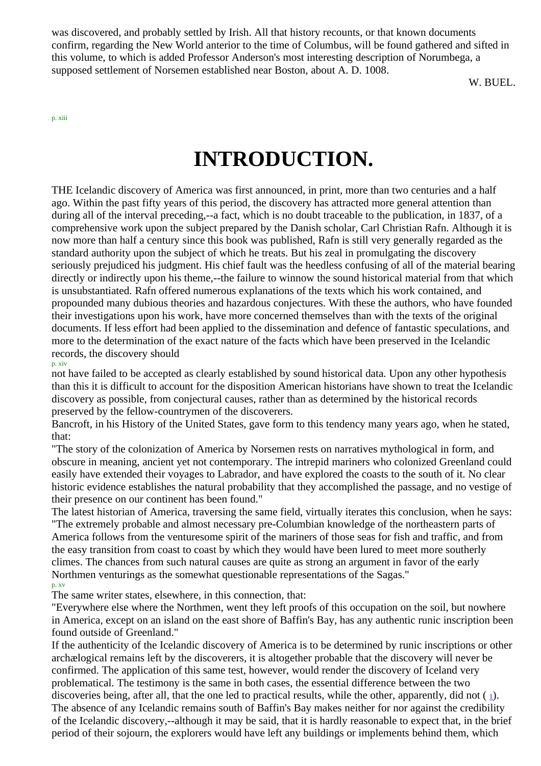was discovered, and probably settled by Irish. All that history recounts, or that known documents confirm, regarding the New World anterior to the time of Columbus, will be found gathered and sifted in this volume, to which is added Professor Anderson's most interesting description of Norumbega, a supposed settlement of Norsemen established near Boston, about A. D. 1008.

W. BUEL.

# INTRODUCTION.

THE Icelandic discovery of America was first announced, in print, more than two centuries and a half ago. Within the past fifty years of this period, the discovery has attracted more general attention than during all of the interval preceding,--a fact, which is no doubt traceable to the publication, in 1837, of a comprehensive work upon the subject prepared by the Danish scholar, Carl Christian Rafn. Although it is now more than half a century since this book was published, Rafn is still very generally regarded as the standard authority upon the subject of which he treats. But his zeal in promulgating the discovery seriously prejudiced his judgment. His chief fault was the heedless confusing of all of the material bearing directly or indirectly upon his theme,--the failure to winnow the sound historical material from that which is unsubstantiated. Rafn offered numerous explanations of the texts which his work contained, and propounded many dubious theories and hazardous conjectures. With these the authors, who have founded their investigations upon his work, have more concerned themselves than with the texts of the original documents. If less effort had been applied to the dissemination and defence of fantastic speculations, and more to the determination of the exact nature of the facts which have been preserved in the Icelandic records, the discovery should not have failed to be accepted as clearly established by sound historical data. Upon any other hypothesis than this it is difficult to account for the disposition American historians have shown to treat the Icelandic discovery as possible, from conjectural causes, rather than as determined by the historical records preserved by the fellow-countrymen of the discoverers.

Bancroft, in his History of the United States, gave form to this tendency many years ago, when he stated, that:

"The story of the colonization of America by Norsemen rests on narratives mythological in form, and obscure in meaning, ancient yet not contemporary. The intrepid mariners who colonized Greenland could easily have extended their voyages to Labrador, and have explored the coasts to the south of it. No clear historic evidence establishes the natural probability that they accomplished the passage, and no vestige of their presence on our continent has been found."

The latest historian of America, traversing the same field, virtually iterates this conclusion, when he says: "The extremely probable and almost necessary pre-Columbian knowledge of the northeastern parts of America follows from the venturesome spirit of the mariners of those seas for fish and traffic, and from the easy transition from coast to coast by which they would have been lured to meet more southerly climes. The chances from such natural causes are quite as strong an argument in favor of the early Northmen venturings as the somewhat questionable representations of the Sagas."

The same writer states, elsewhere, in this connection, that:

"Everywhere else where the Northmen, went they left proofs of this occupation on the soil, but nowhere in America, except on an island on the east shore of Baffin's Bay, has any authentic runic inscription been found outside of Greenland."

If the authenticity of the Icelandic discovery of America is to be determined by runic inscriptions or other archælogical remains left by the discoverers, it is altogether probable that the discovery will never be confirmed. The application of this same test, however, would render the discovery of Iceland very problematical. The testimony is the same in both cases, the essential difference between the two discoveries being, after all, that the one led to practical results, while the other, apparently, did not ( [1]).

The absence of any Icelandic remains south of Baffin's Bay makes neither for nor against the credibility of the Icelandic discovery,--although it may be said, that it is hardly reasonable to expect that, in the brief period of their sojourn, the explorers would have left any buildings or implements behind them, which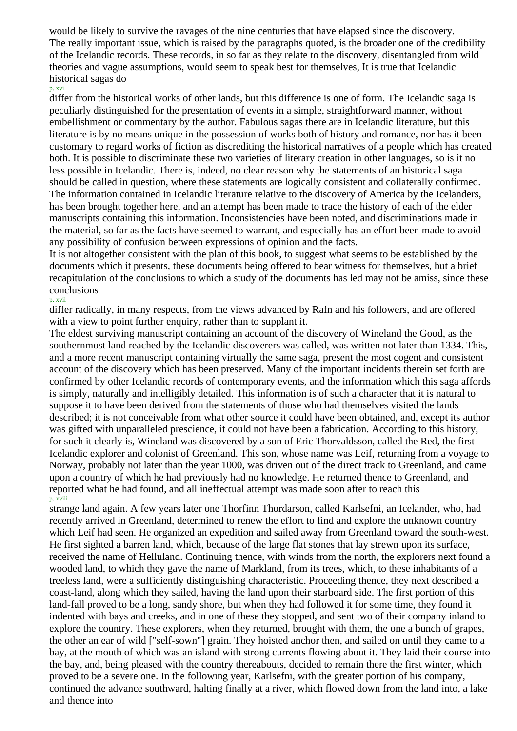would be likely to survive the ravages of the nine centuries that have elapsed since the discovery.

The really important issue, which is raised by the paragraphs quoted, is the broader one of the credibility of the Icelandic records. These records, in so far as they relate to the discovery, disentangled from wild theories and vague assumptions, would seem to speak best for themselves, It is true that Icelandic historical sagas do differ from the historical works of other lands, but this difference is one of form. The Icelandic saga is peculiarly distinguished for the presentation of events in a simple, straightforward manner, without embellishment or commentary by the author. Fabulous sagas there are in Icelandic literature, but this literature is by no means unique in the possession of works both of history and romance, nor has it been customary to regard works of fiction as discrediting the historical narratives of a people which has created both. It is possible to discriminate these two varieties of literary creation in other languages, so is it no less possible in Icelandic. There is, indeed, no clear reason why the statements of an historical saga should be called in question, where these statements are logically consistent and collaterally confirmed.

The information contained in Icelandic literature relative to the discovery of America by the Icelanders, has been brought together here, and an attempt has been made to trace the history of each of the elder manuscripts containing this information. Inconsistencies have been noted, and discriminations made in the material, so far as the facts have seemed to warrant, and especially has an effort been made to avoid any possibility of confusion between expressions of opinion and the facts.

It is not altogether consistent with the plan of this book, to suggest what seems to be established by the documents which it presents, these documents being offered to bear witness for themselves, but a brief recapitulation of the conclusions to which a study of the documents has led may not be amiss, since these conclusions differ radically, in many respects, from the views advanced by Rafn and his followers, and are offered with a view to point further enquiry, rather than to supplant it.

The eldest surviving manuscript containing an account of the discovery of Wineland the Good, as the southernmost land reached by the Icelandic discoverers was called, was written not later than 1334. This, and a more recent manuscript containing virtually the same saga, present the most cogent and consistent account of the discovery which has been preserved. Many of the important incidents therein set forth are confirmed by other Icelandic records of contemporary events, and the information which this saga affords is simply, naturally and intelligibly detailed. This information is of such a character that it is natural to suppose it to have been derived from the statements of those who had themselves visited the lands described; it is not conceivable from what other source it could have been obtained, and, except its author was gifted with unparalleled prescience, it could not have been a fabrication. According to this history, for such it clearly is, Wineland was discovered by a son of Eric Thorvaldsson, called the Red, the first Icelandic explorer and colonist of Greenland. This son, whose name was Leif, returning from a voyage to Norway, probably not later than the year 1000, was driven out of the direct track to Greenland, and came upon a country of which he had previously had no knowledge. He returned thence to Greenland, and reported what he had found, and all ineffectual attempt was made soon after to reach this strange land again. A few years later one Thorfinn Thordarson, called Karlsefni, an Icelander, who, had recently arrived in Greenland, determined to renew the effort to find and explore the unknown country which Leif had seen. He organized an expedition and sailed away from Greenland toward the south-west. He first sighted a barren land, which, because of the large flat stones that lay strewn upon its surface, received the name of Helluland. Continuing thence, with winds from the north, the explorers next found a wooded land, to which they gave the name of Markland, from its trees, which, to these inhabitants of a treeless land, were a sufficiently distinguishing characteristic. Proceeding thence, they next described a coast-land, along which they sailed, having the land upon their starboard side. The first portion of this land-fall proved to be a long, sandy shore, but when they had followed it for some time, they found it indented with bays and creeks, and in one of these they stopped, and sent two of their company inland to explore the country. These explorers, when they returned, brought with them, the one a bunch of grapes, the other an ear of wild ["self-sown"] grain. They hoisted anchor then, and sailed on until they came to a bay, at the mouth of which was an island with strong currents flowing about it. They laid their course into the bay, and, being pleased with the country thereabouts, decided to remain there the first winter, which proved to be a severe one. In the following year, Karlsefni, with the greater portion of his company, continued the advance southward, halting finally at a river, which flowed down from the land into, a lake and thence into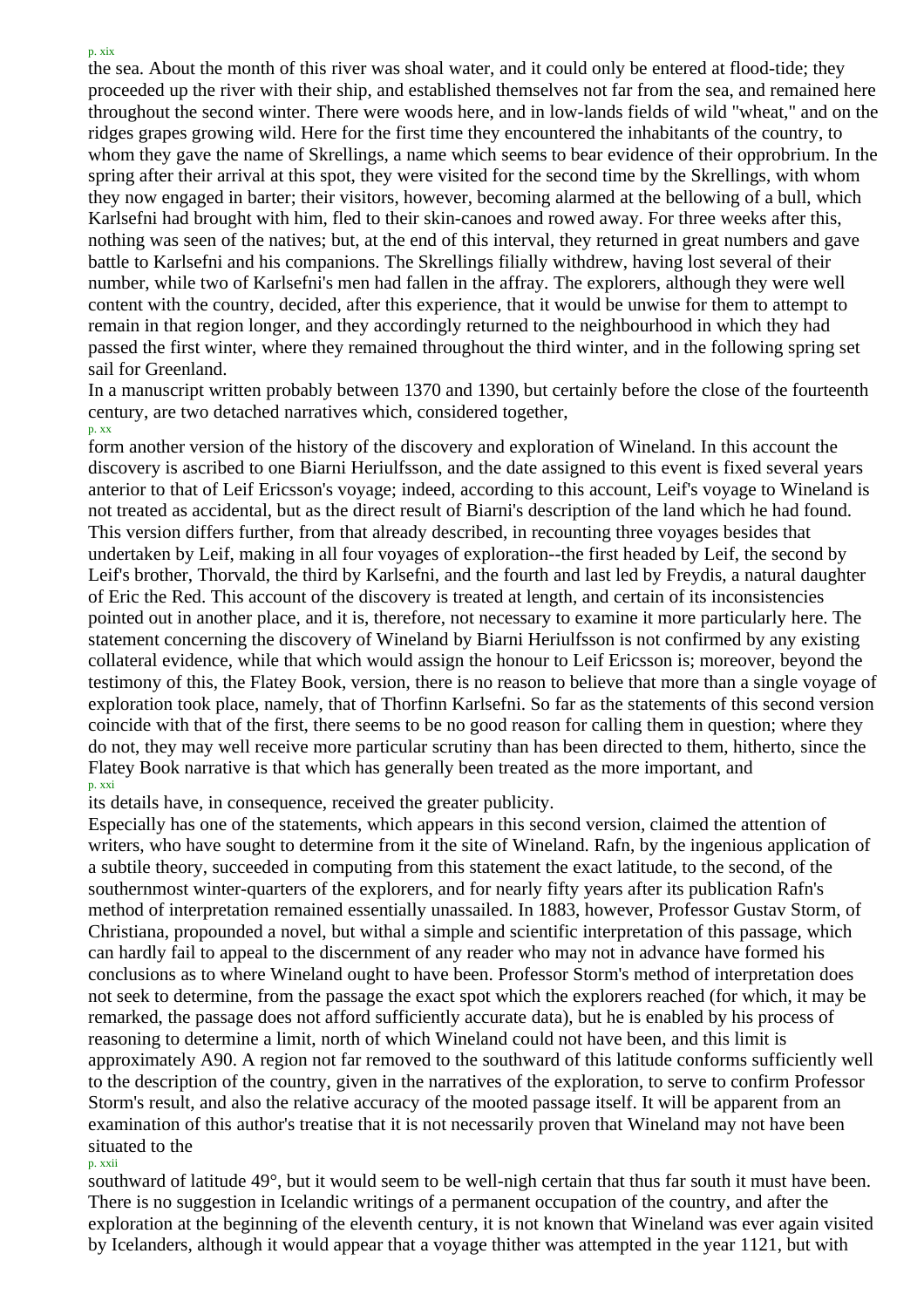the sea. About the month of this river was shoal water, and it could only be entered at flood-tide; they proceeded up the river with their ship, and established themselves not far from the sea, and remained here throughout the second winter. There were woods here, and in low-lands fields of wild "wheat," and on the ridges grapes growing wild. Here for the first time they encountered the inhabitants of the country, to whom they gave the name of Skrellings, a name which seems to bear evidence of their opprobrium. In the spring after their arrival at this spot, they were visited for the second time by the Skrellings, with whom they now engaged in barter; their visitors, however, becoming alarmed at the bellowing of a bull, which Karlsefni had brought with him, fled to their skin-canoes and rowed away. For three weeks after this, nothing was seen of the natives; but, at the end of this interval, they returned in great numbers and gave battle to Karlsefni and his companions. The Skrellings filially withdrew, having lost several of their number, while two of Karlsefni's men had fallen in the affray. The explorers, although they were well content with the country, decided, after this experience, that it would be unwise for them to attempt to remain in that region longer, and they accordingly returned to the neighbourhood in which they had passed the first winter, where they remained throughout the third winter, and in the following spring set sail for Greenland.

In a manuscript written probably between 1370 and 1390, but certainly before the close of the fourteenth century, are two detached narratives which, considered together, form another version of the history of the discovery and exploration of Wineland. In this account the discovery is ascribed to one Biarni Heriulfsson, and the date assigned to this event is fixed several years anterior to that of Leif Ericsson's voyage; indeed, according to this account, Leif's voyage to Wineland is not treated as accidental, but as the direct result of Biarni's description of the land which he had found. This version differs further, from that already described, in recounting three voyages besides that undertaken by Leif, making in all four voyages of exploration--the first headed by Leif, the second by Leif's brother, Thorvald, the third by Karlsefni, and the fourth and last led by Freydis, a natural daughter of Eric the Red. This account of the discovery is treated at length, and certain of its inconsistencies pointed out in another place, and it is, therefore, not necessary to examine it more particularly here. The statement concerning the discovery of Wineland by Biarni Heriulfsson is not confirmed by any existing collateral evidence, while that which would assign the honour to Leif Ericsson is; moreover, beyond the testimony of this, the Flatey Book, version, there is no reason to believe that more than a single voyage of exploration took place, namely, that of Thorfinn Karlsefni. So far as the statements of this second version coincide with that of the first, there seems to be no good reason for calling them in question; where they do not, they may well receive more particular scrutiny than has been directed to them, hitherto, since the Flatey Book narrative is that which has generally been treated as the more important, and its details have, in consequence, received the greater publicity.

Especially has one of the statements, which appears in this second version, claimed the attention of writers, who have sought to determine from it the site of Wineland. Rafn, by the ingenious application of a subtile theory, succeeded in computing from this statement the exact latitude, to the second, of the southernmost winter-quarters of the explorers, and for nearly fifty years after its publication Rafn's method of interpretation remained essentially unassailed. In 1883, however, Professor Gustav Storm, of Christiana, propounded a novel, but withal a simple and scientific interpretation of this passage, which can hardly fail to appeal to the discernment of any reader who may not in advance have formed his conclusions as to where Wineland ought to have been. Professor Storm's method of interpretation does not seek to determine, from the passage the exact spot which the explorers reached (for which, it may be remarked, the passage does not afford sufficiently accurate data), but he is enabled by his process of reasoning to determine a limit, north of which Wineland could not have been, and this limit is approximately A90. A region not far removed to the southward of this latitude conforms sufficiently well to the description of the country, given in the narratives of the exploration, to serve to confirm Professor Storm's result, and also the relative accuracy of the mooted passage itself. It will be apparent from an examination of this author's treatise that it is not necessarily proven that Wineland may not have been situated to the southward of latitude 49°, but it would seem to be well-nigh certain that thus far south it must have been. There is no suggestion in Icelandic writings of a permanent occupation of the country, and after the exploration at the beginning of the eleventh century, it is not known that Wineland was ever again visited by Icelanders, although it would appear that a voyage thither was attempted in the year 1121, but with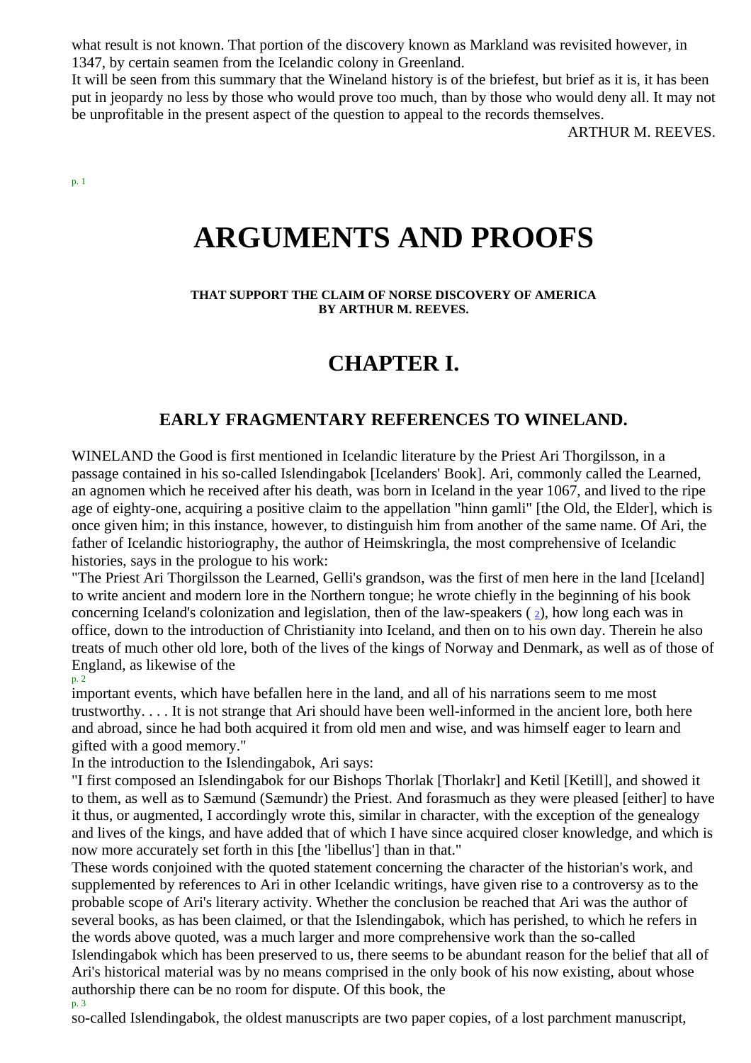what result is not known. That portion of the discovery known as Markland was revisited however, in 1347, by certain seamen from the Icelandic colony in Greenland.

It will be seen from this summary that the Wineland history is of the briefest, but brief as it is, it has been put in jeopardy no less by those who would prove too much, than by those who would deny all. It may not be unprofitable in the present aspect of the question to appeal to the records themselves.

ARTHUR M. REEVES.

# ARGUMENTS AND PROOFS

**THAT SUPPORT THE CLAIM OF NORSE DISCOVERY OF AMERICA BY ARTHUR M. REEVES.**

## CHAPTER I.

### EARLY FRAGMENTARY REFERENCES TO WINELAND.

WINELAND the Good is first mentioned in Icelandic literature by the Priest Ari Thorgilsson, in a passage contained in his so-called Islendingabok [Icelanders' Book]. Ari, commonly called the Learned, an agnomen which he received after his death, was born in Iceland in the year 1067, and lived to the ripe age of eighty-one, acquiring a positive claim to the appellation "hinn gamli" [the Old, the Elder], which is once given him; in this instance, however, to distinguish him from another of the same name. Of Ari, the father of Icelandic historiography, the author of Heimskringla, the most comprehensive of Icelandic histories, says in the prologue to his work:

"The Priest Ari Thorgilsson the Learned, Gelli's grandson, was the first of men here in the land [Iceland] to write ancient and modern lore in the Northern tongue; he wrote chiefly in the beginning of his book concerning Iceland's colonization and legislation, then of the law-speakers ([2]), how long each was in office, down to the introduction of Christianity into Iceland, and then on to his own day. Therein he also treats of much other old lore, both of the lives of the kings of Norway and Denmark, as well as of those of England, as likewise of the important events, which have befallen here in the land, and all of his narrations seem to me most trustworthy. . . . It is not strange that Ari should have been well-informed in the ancient lore, both here and abroad, since he had both acquired it from old men and wise, and was himself eager to learn and gifted with a good memory."

In the introduction to the Islendingabok, Ari says:

"I first composed an Islendingabok for our Bishops Thorlak [Thorlakr] and Ketil [Ketill], and showed it to them, as well as to Sæmund (Sæmundr) the Priest. And forasmuch as they were pleased [either] to have it thus, or augmented, I accordingly wrote this, similar in character, with the exception of the genealogy and lives of the kings, and have added that of which I have since acquired closer knowledge, and which is now more accurately set forth in this [the 'libellus'] than in that."

These words conjoined with the quoted statement concerning the character of the historian's work, and supplemented by references to Ari in other Icelandic writings, have given rise to a controversy as to the probable scope of Ari's literary activity. Whether the conclusion be reached that Ari was the author of several books, as has been claimed, or that the Islendingabok, which has perished, to which he refers in the words above quoted, was a much larger and more comprehensive work than the so-called Islendingabok which has been preserved to us, there seems to be abundant reason for the belief that all of Ari's historical material was by no means comprised in the only book of his now existing, about whose authorship there can be no room for dispute. Of this book, the so-called Islendingabok, the oldest manuscripts are two paper copies, of a lost parchment manuscript,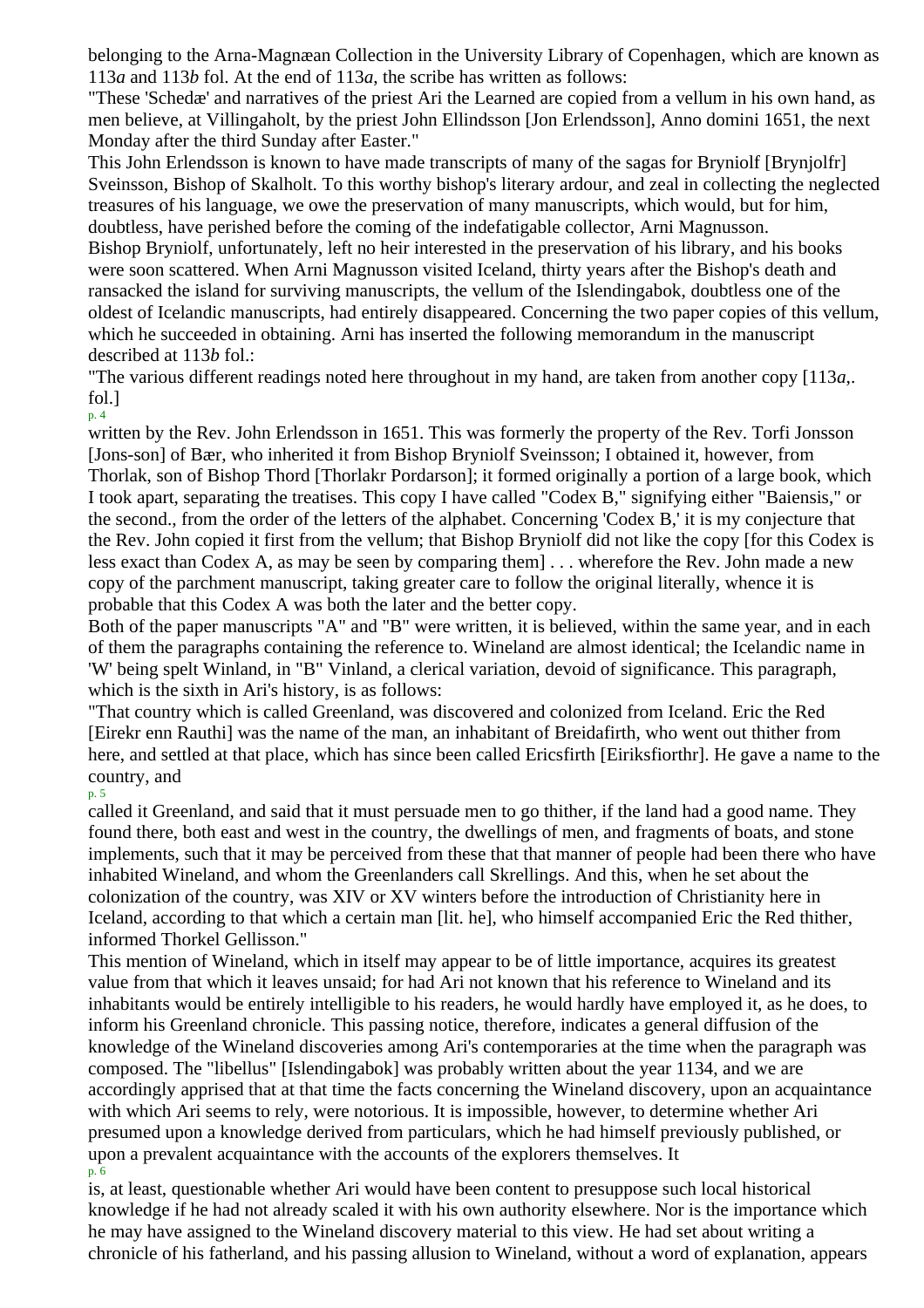belonging to the Arna-Magnæan Collection in the University Library of Copenhagen, which are known as 113*a* and 113*b* fol. At the end of 113*a*, the scribe has written as follows:

"These 'Schedæ' and narratives of the priest Ari the Learned are copied from a vellum in his own hand, as men believe, at Villingaholt, by the priest John Ellindsson [Jon Erlendsson], Anno domini 1651, the next Monday after the third Sunday after Easter."

This John Erlendsson is known to have made transcripts of many of the sagas for Bryniolf [Brynjolfr] Sveinsson, Bishop of Skalholt. To this worthy bishop's literary ardour, and zeal in collecting the neglected treasures of his language, we owe the preservation of many manuscripts, which would, but for him, doubtless, have perished before the coming of the indefatigable collector, Arni Magnusson.

Bishop Bryniolf, unfortunately, left no heir interested in the preservation of his library, and his books were soon scattered. When Arni Magnusson visited Iceland, thirty years after the Bishop's death and ransacked the island for surviving manuscripts, the vellum of the Islendingabok, doubtless one of the oldest of Icelandic manuscripts, had entirely disappeared. Concerning the two paper copies of this vellum, which he succeeded in obtaining. Arni has inserted the following memorandum in the manuscript described at 113*b* fol.:

"The various different readings noted here throughout in my hand, are taken from another copy [113*a*,. fol.] written by the Rev. John Erlendsson in 1651. This was formerly the property of the Rev. Torfi Jonsson [Jons-son] of Bær, who inherited it from Bishop Bryniolf Sveinsson; I obtained it, however, from Thorlak, son of Bishop Thord [Thorlakr Pordarson]; it formed originally a portion of a large book, which I took apart, separating the treatises. This copy I have called "Codex B," signifying either "Baiensis," or the second., from the order of the letters of the alphabet. Concerning 'Codex B,' it is my conjecture that the Rev. John copied it first from the vellum; that Bishop Bryniolf did not like the copy [for this Codex is less exact than Codex A, as may be seen by comparing them] . . . wherefore the Rev. John made a new copy of the parchment manuscript, taking greater care to follow the original literally, whence it is probable that this Codex A was both the later and the better copy.

Both of the paper manuscripts "A" and "B" were written, it is believed, within the same year, and in each of them the paragraphs containing the reference to. Wineland are almost identical; the Icelandic name in 'W' being spelt Winland, in "B" Vinland, a clerical variation, devoid of significance. This paragraph, which is the sixth in Ari's history, is as follows:

"That country which is called Greenland, was discovered and colonized from Iceland. Eric the Red [Eirekr enn Rauthi] was the name of the man, an inhabitant of Breidafirth, who went out thither from here, and settled at that place, which has since been called Ericsfirth [Eiriksfiorthr]. He gave a name to the country, and called it Greenland, and said that it must persuade men to go thither, if the land had a good name. They found there, both east and west in the country, the dwellings of men, and fragments of boats, and stone implements, such that it may be perceived from these that that manner of people had been there who have inhabited Wineland, and whom the Greenlanders call Skrellings. And this, when he set about the colonization of the country, was XIV or XV winters before the introduction of Christianity here in Iceland, according to that which a certain man [lit. he], who himself accompanied Eric the Red thither, informed Thorkel Gellisson."

This mention of Wineland, which in itself may appear to be of little importance, acquires its greatest value from that which it leaves unsaid; for had Ari not known that his reference to Wineland and its inhabitants would be entirely intelligible to his readers, he would hardly have employed it, as he does, to inform his Greenland chronicle. This passing notice, therefore, indicates a general diffusion of the knowledge of the Wineland discoveries among Ari's contemporaries at the time when the paragraph was composed. The "libellus" [Islendingabok] was probably written about the year 1134, and we are accordingly apprised that at that time the facts concerning the Wineland discovery, upon an acquaintance with which Ari seems to rely, were notorious. It is impossible, however, to determine whether Ari presumed upon a knowledge derived from particulars, which he had himself previously published, or upon a prevalent acquaintance with the accounts of the explorers themselves. It is, at least, questionable whether Ari would have been content to presuppose such local historical knowledge if he had not already scaled it with his own authority elsewhere. Nor is the importance which he may have assigned to the Wineland discovery material to this view. He had set about writing a chronicle of his fatherland, and his passing allusion to Wineland, without a word of explanation, appears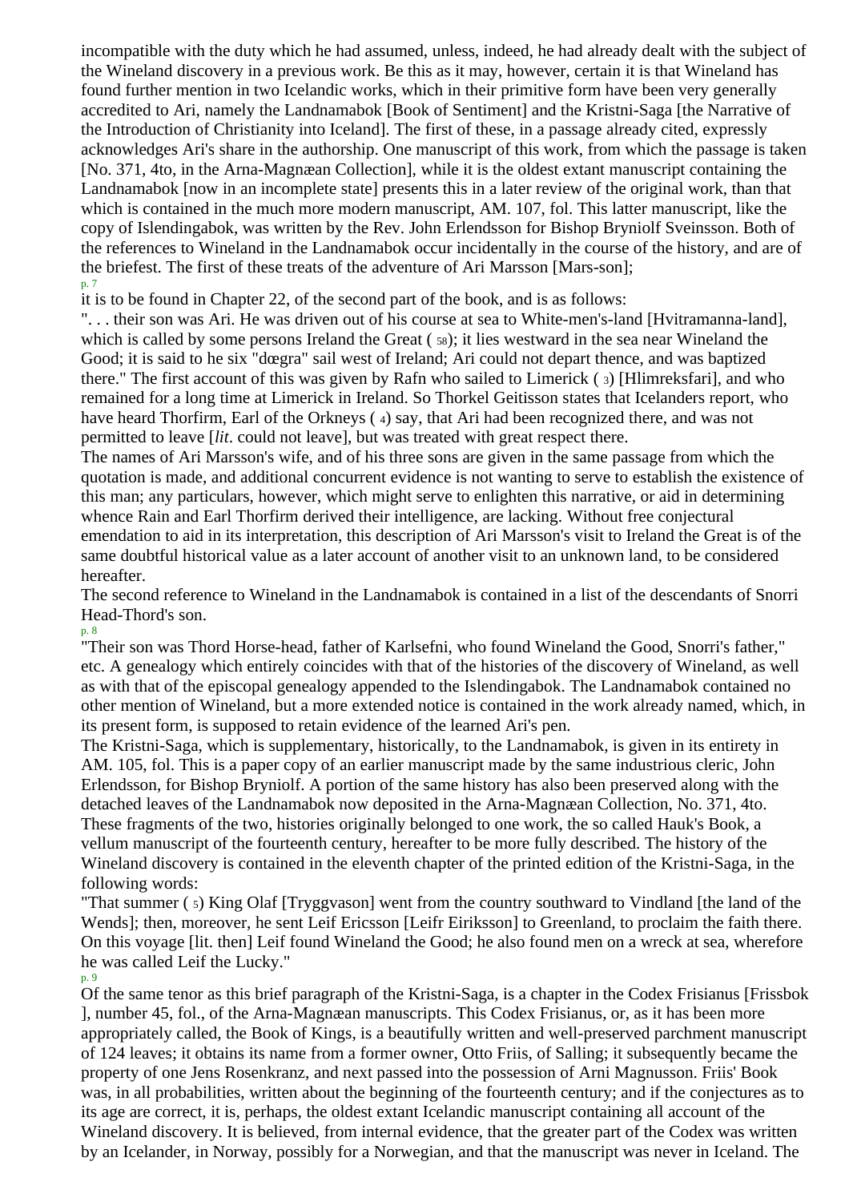incompatible with the duty which he had assumed, unless, indeed, he had already dealt with the subject of the Wineland discovery in a previous work. Be this as it may, however, certain it is that Wineland has found further mention in two Icelandic works, which in their primitive form have been very generally accredited to Ari, namely the Landnamabok [Book of Sentiment] and the Kristni-Saga [the Narrative of the Introduction of Christianity into Iceland]. The first of these, in a passage already cited, expressly acknowledges Ari's share in the authorship. One manuscript of this work, from which the passage is taken [No. 371, 4to, in the Arna-Magnæan Collection], while it is the oldest extant manuscript containing the Landnamabok [now in an incomplete state] presents this in a later review of the original work, than that which is contained in the much more modern manuscript, AM. 107, fol. This latter manuscript, like the copy of Islendingabok, was written by the Rev. John Erlendsson for Bishop Bryniolf Sveinsson. Both of the references to Wineland in the Landnamabok occur incidentally in the course of the history, and are of the briefest. The first of these treats of the adventure of Ari Marsson [Mars-son]; it is to be found in Chapter 22, of the second part of the book, and is as follows:

". . . their son was Ari. He was driven out of his course at sea to White-men's-land [Hvitramanna-land], which is called by some persons Ireland the Great ( 58); it lies westward in the sea near Wineland the Good; it is said to he six "dœgra" sail west of Ireland; Ari could not depart thence, and was baptized there." The first account of this was given by Rafn who sailed to Limerick ( 3) [Hlimreksfari], and who remained for a long time at Limerick in Ireland. So Thorkel Geitisson states that Icelanders report, who have heard Thorfirm, Earl of the Orkneys ( 4) say, that Ari had been recognized there, and was not permitted to leave [*lit*. could not leave], but was treated with great respect there.

The names of Ari Marsson's wife, and of his three sons are given in the same passage from which the quotation is made, and additional concurrent evidence is not wanting to serve to establish the existence of this man; any particulars, however, which might serve to enlighten this narrative, or aid in determining whence Rain and Earl Thorfirm derived their intelligence, are lacking. Without free conjectural emendation to aid in its interpretation, this description of Ari Marsson's visit to Ireland the Great is of the same doubtful historical value as a later account of another visit to an unknown land, to be considered hereafter.

The second reference to Wineland in the Landnamabok is contained in a list of the descendants of Snorri Head-Thord's son.

"Their son was Thord Horse-head, father of Karlsefni, who found Wineland the Good, Snorri's father," etc. A genealogy which entirely coincides with that of the histories of the discovery of Wineland, as well as with that of the episcopal genealogy appended to the Islendingabok. The Landnamabok contained no other mention of Wineland, but a more extended notice is contained in the work already named, which, in its present form, is supposed to retain evidence of the learned Ari's pen.

The Kristni-Saga, which is supplementary, historically, to the Landnamabok, is given in its entirety in AM. 105, fol. This is a paper copy of an earlier manuscript made by the same industrious cleric, John Erlendsson, for Bishop Bryniolf. A portion of the same history has also been preserved along with the detached leaves of the Landnamabok now deposited in the Arna-Magnæan Collection, No. 371, 4to. These fragments of the two, histories originally belonged to one work, the so called Hauk's Book, a vellum manuscript of the fourteenth century, hereafter to be more fully described. The history of the Wineland discovery is contained in the eleventh chapter of the printed edition of the Kristni-Saga, in the following words:

"That summer ( 5) King Olaf [Tryggvason] went from the country southward to Vindland [the land of the Wends]; then, moreover, he sent Leif Ericsson [Leifr Eiriksson] to Greenland, to proclaim the faith there. On this voyage [lit. then] Leif found Wineland the Good; he also found men on a wreck at sea, wherefore he was called Leif the Lucky."

Of the same tenor as this brief paragraph of the Kristni-Saga, is a chapter in the Codex Frisianus [Frissbok ], number 45, fol., of the Arna-Magnæan manuscripts. This Codex Frisianus, or, as it has been more appropriately called, the Book of Kings, is a beautifully written and well-preserved parchment manuscript of 124 leaves; it obtains its name from a former owner, Otto Friis, of Salling; it subsequently became the property of one Jens Rosenkranz, and next passed into the possession of Arni Magnusson. Friis' Book was, in all probabilities, written about the beginning of the fourteenth century; and if the conjectures as to its age are correct, it is, perhaps, the oldest extant Icelandic manuscript containing all account of the Wineland discovery. It is believed, from internal evidence, that the greater part of the Codex was written by an Icelander, in Norway, possibly for a Norwegian, and that the manuscript was never in Iceland. The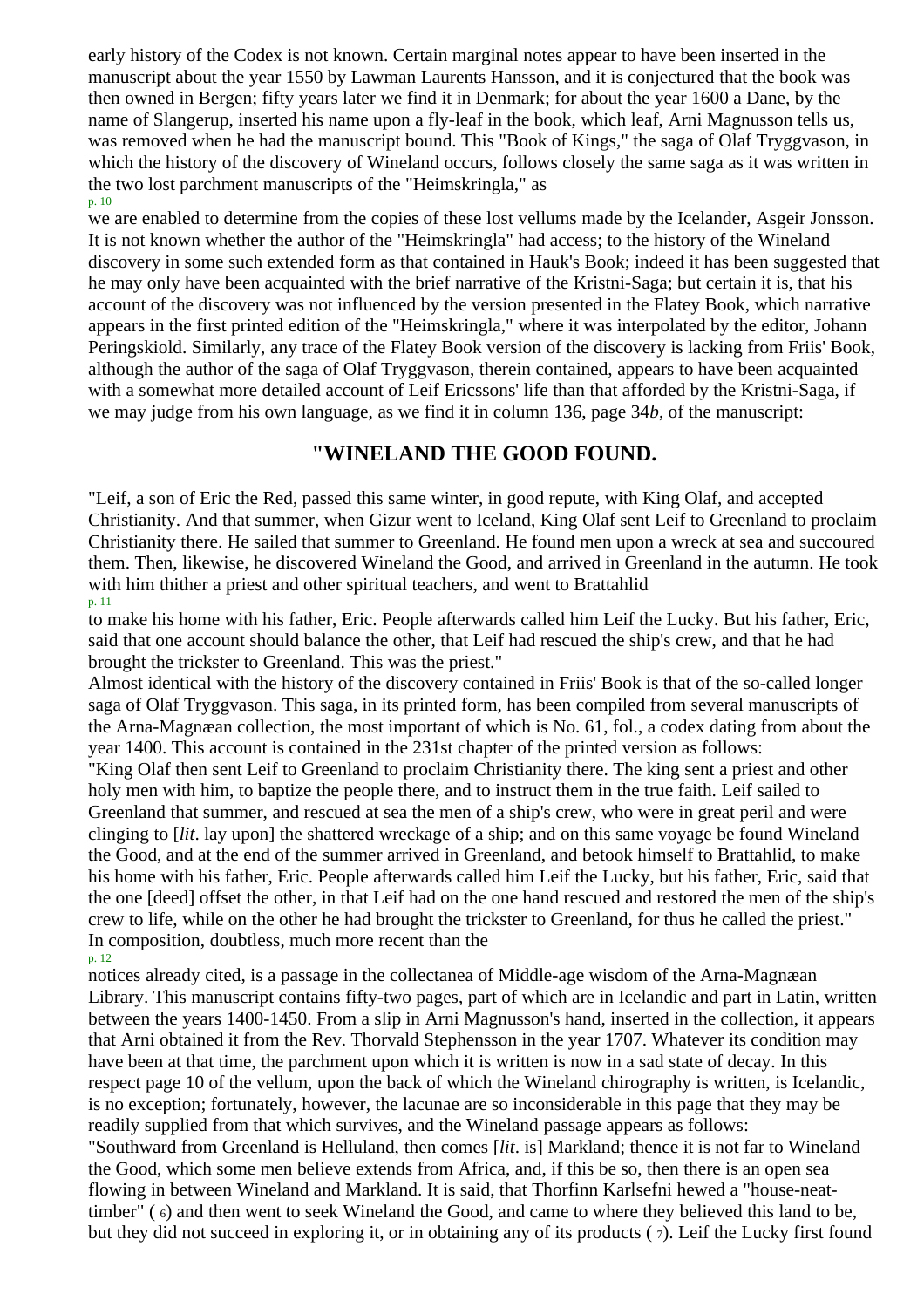early history of the Codex is not known. Certain marginal notes appear to have been inserted in the manuscript about the year 1550 by Lawman Laurents Hansson, and it is conjectured that the book was then owned in Bergen; fifty years later we find it in Denmark; for about the year 1600 a Dane, by the name of Slangerup, inserted his name upon a fly-leaf in the book, which leaf, Arni Magnusson tells us, was removed when he had the manuscript bound. This "Book of Kings," the saga of Olaf Tryggvason, in which the history of the discovery of Wineland occurs, follows closely the same saga as it was written in the two lost parchment manuscripts of the "Heimskringla," as we are enabled to determine from the copies of these lost vellums made by the Icelander, Asgeir Jonsson. It is not known whether the author of the "Heimskringla" had access; to the history of the Wineland discovery in some such extended form as that contained in Hauk's Book; indeed it has been suggested that he may only have been acquainted with the brief narrative of the Kristni-Saga; but certain it is, that his account of the discovery was not influenced by the version presented in the Flatey Book, which narrative appears in the first printed edition of the "Heimskringla," where it was interpolated by the editor, Johann Peringskiold. Similarly, any trace of the Flatey Book version of the discovery is lacking from Friis' Book, although the author of the saga of Olaf Tryggvason, therein contained, appears to have been acquainted with a somewhat more detailed account of Leif Ericssons' life than that afforded by the Kristni-Saga, if we may judge from his own language, as we find it in column 136, page 34*b*, of the manuscript:

## "WINELAND THE GOOD FOUND.

"Leif, a son of Eric the Red, passed this same winter, in good repute, with King Olaf, and accepted Christianity. And that summer, when Gizur went to Iceland, King Olaf sent Leif to Greenland to proclaim Christianity there. He sailed that summer to Greenland. He found men upon a wreck at sea and succoured them. Then, likewise, he discovered Wineland the Good, and arrived in Greenland in the autumn. He took with him thither a priest and other spiritual teachers, and went to Brattahlid to make his home with his father, Eric. People afterwards called him Leif the Lucky. But his father, Eric, said that one account should balance the other, that Leif had rescued the ship's crew, and that he had brought the trickster to Greenland. This was the priest."

Almost identical with the history of the discovery contained in Friis' Book is that of the so-called longer saga of Olaf Tryggvason. This saga, in its printed form, has been compiled from several manuscripts of the Arna-Magnæan collection, the most important of which is No. 61, fol., a codex dating from about the year 1400. This account is contained in the 231st chapter of the printed version as follows:

"King Olaf then sent Leif to Greenland to proclaim Christianity there. The king sent a priest and other holy men with him, to baptize the people there, and to instruct them in the true faith. Leif sailed to Greenland that summer, and rescued at sea the men of a ship's crew, who were in great peril and were clinging to [*lit*. lay upon] the shattered wreckage of a ship; and on this same voyage be found Wineland the Good, and at the end of the summer arrived in Greenland, and betook himself to Brattahlid, to make his home with his father, Eric. People afterwards called him Leif the Lucky, but his father, Eric, said that the one [deed] offset the other, in that Leif had on the one hand rescued and restored the men of the ship's crew to life, while on the other he had brought the trickster to Greenland, for thus he called the priest."

In composition, doubtless, much more recent than the notices already cited, is a passage in the collectanea of Middle-age wisdom of the Arna-Magnæan Library. This manuscript contains fifty-two pages, part of which are in Icelandic and part in Latin, written between the years 1400-1450. From a slip in Arni Magnusson's hand, inserted in the collection, it appears that Arni obtained it from the Rev. Thorvald Stephensson in the year 1707. Whatever its condition may have been at that time, the parchment upon which it is written is now in a sad state of decay. In this respect page 10 of the vellum, upon the back of which the Wineland chirography is written, is Icelandic, is no exception; fortunately, however, the lacunae are so inconsiderable in this page that they may be readily supplied from that which survives, and the Wineland passage appears as follows:

"Southward from Greenland is Helluland, then comes [*lit*. is] Markland; thence it is not far to Wineland the Good, which some men believe extends from Africa, and, if this be so, then there is an open sea flowing in between Wineland and Markland. It is said, that Thorfinn Karlsefni hewed a "house-neat-timber" (6) and then went to seek Wineland the Good, and came to where they believed this land to be, but they did not succeed in exploring it, or in obtaining any of its products (7). Leif the Lucky first found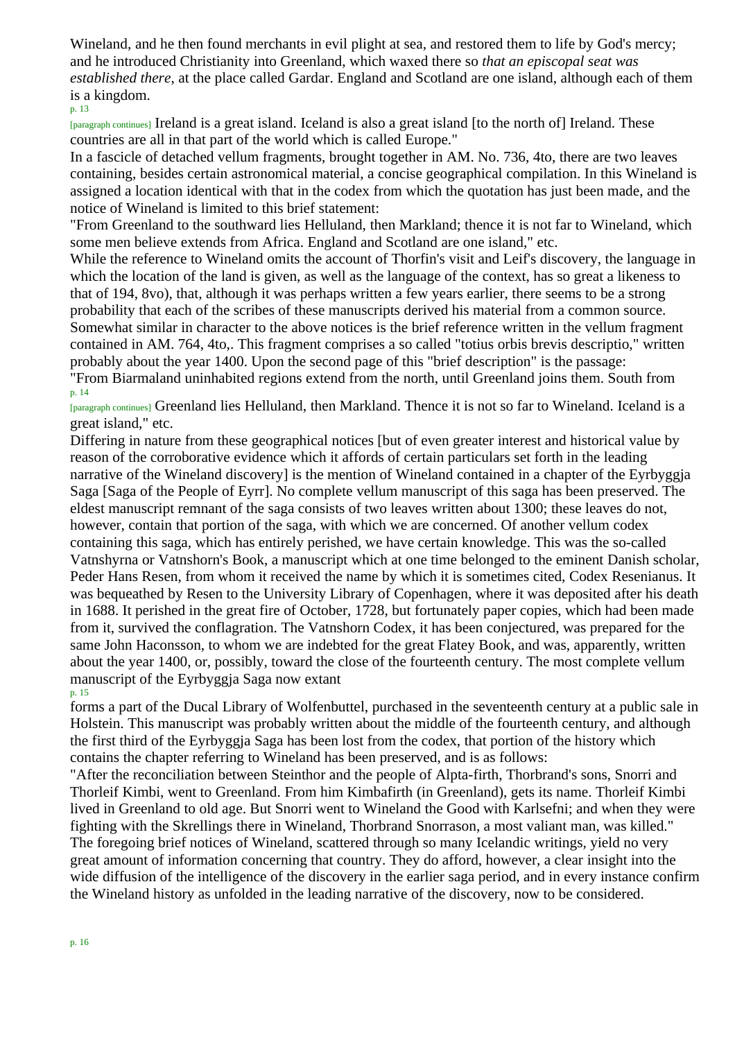Wineland, and he then found merchants in evil plight at sea, and restored them to life by God's mercy; and he introduced Christianity into Greenland, which waxed there so *that an episcopal seat was established there*, at the place called Gardar. England and Scotland are one island, although each of them is a kingdom. Ireland is a great island. Iceland is also a great island [to the north of] Ireland. These countries are all in that part of the world which is called Europe."

In a fascicle of detached vellum fragments, brought together in AM. No. 736, 4to, there are two leaves containing, besides certain astronomical material, a concise geographical compilation. In this Wineland is assigned a location identical with that in the codex from which the quotation has just been made, and the notice of Wineland is limited to this brief statement:

"From Greenland to the southward lies Helluland, then Markland; thence it is not far to Wineland, which some men believe extends from Africa. England and Scotland are one island," etc.

While the reference to Wineland omits the account of Thorfin's visit and Leif's discovery, the language in which the location of the land is given, as well as the language of the context, has so great a likeness to that of 194, 8vo), that, although it was perhaps written a few years earlier, there seems to be a strong probability that each of the scribes of these manuscripts derived his material from a common source.

Somewhat similar in character to the above notices is the brief reference written in the vellum fragment contained in AM. 764, 4to,. This fragment comprises a so called "totius orbis brevis descriptio," written probably about the year 1400. Upon the second page of this "brief description" is the passage:

"From Biarmaland uninhabited regions extend from the north, until Greenland joins them. South from Greenland lies Helluland, then Markland. Thence it is not so far to Wineland. Iceland is a great island," etc.

Differing in nature from these geographical notices [but of even greater interest and historical value by reason of the corroborative evidence which it affords of certain particulars set forth in the leading narrative of the Wineland discovery] is the mention of Wineland contained in a chapter of the Eyrbyggja Saga [Saga of the People of Eyrr]. No complete vellum manuscript of this saga has been preserved. The eldest manuscript remnant of the saga consists of two leaves written about 1300; these leaves do not, however, contain that portion of the saga, with which we are concerned. Of another vellum codex containing this saga, which has entirely perished, we have certain knowledge. This was the so-called Vatnshyrna or Vatnshorn's Book, a manuscript which at one time belonged to the eminent Danish scholar, Peder Hans Resen, from whom it received the name by which it is sometimes cited, Codex Resenianus. It was bequeathed by Resen to the University Library of Copenhagen, where it was deposited after his death in 1688. It perished in the great fire of October, 1728, but fortunately paper copies, which had been made from it, survived the conflagration. The Vatnshorn Codex, it has been conjectured, was prepared for the same John Haconsson, to whom we are indebted for the great Flatey Book, and was, apparently, written about the year 1400, or, possibly, toward the close of the fourteenth century. The most complete vellum manuscript of the Eyrbyggja Saga now extant forms a part of the Ducal Library of Wolfenbuttel, purchased in the seventeenth century at a public sale in Holstein. This manuscript was probably written about the middle of the fourteenth century, and although the first third of the Eyrbyggja Saga has been lost from the codex, that portion of the history which contains the chapter referring to Wineland has been preserved, and is as follows:

"After the reconciliation between Steinthor and the people of Alpta-firth, Thorbrand's sons, Snorri and Thorleif Kimbi, went to Greenland. From him Kimbafirth (in Greenland), gets its name. Thorleif Kimbi lived in Greenland to old age. But Snorri went to Wineland the Good with Karlsefni; and when they were fighting with the Skrellings there in Wineland, Thorbrand Snorrason, a most valiant man, was killed."

The foregoing brief notices of Wineland, scattered through so many Icelandic writings, yield no very great amount of information concerning that country. They do afford, however, a clear insight into the wide diffusion of the intelligence of the discovery in the earlier saga period, and in every instance confirm the Wineland history as unfolded in the leading narrative of the discovery, now to be considered.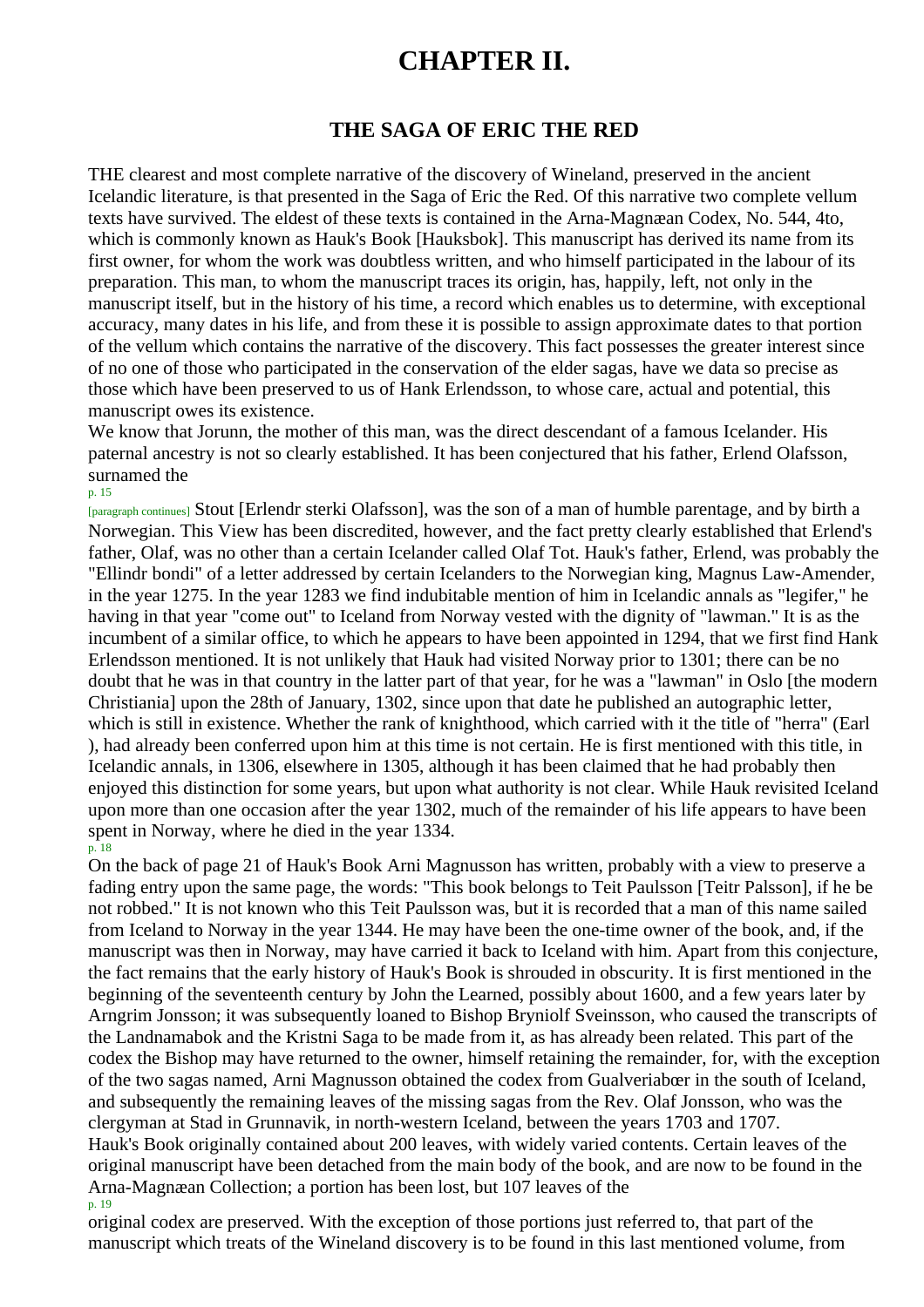# CHAPTER II.

## THE SAGA OF ERIC THE RED

THE clearest and most complete narrative of the discovery of Wineland, preserved in the ancient Icelandic literature, is that presented in the Saga of Eric the Red. Of this narrative two complete vellum texts have survived. The eldest of these texts is contained in the Arna-Magnæan Codex, No. 544, 4to, which is commonly known as Hauk's Book [Hauksbok]. This manuscript has derived its name from its first owner, for whom the work was doubtless written, and who himself participated in the labour of its preparation. This man, to whom the manuscript traces its origin, has, happily, left, not only in the manuscript itself, but in the history of his time, a record which enables us to determine, with exceptional accuracy, many dates in his life, and from these it is possible to assign approximate dates to that portion of the vellum which contains the narrative of the discovery. This fact possesses the greater interest since of no one of those who participated in the conservation of the elder sagas, have we data so precise as those which have been preserved to us of Hank Erlendsson, to whose care, actual and potential, this manuscript owes its existence.

We know that Jorunn, the mother of this man, was the direct descendant of a famous Icelander. His paternal ancestry is not so clearly established. It has been conjectured that his father, Erlend Olafsson, surnamed the Stout [Erlendr sterki Olafsson], was the son of a man of humble parentage, and by birth a Norwegian. This View has been discredited, however, and the fact pretty clearly established that Erlend's father, Olaf, was no other than a certain Icelander called Olaf Tot. Hauk's father, Erlend, was probably the "Ellindr bondi" of a letter addressed by certain Icelanders to the Norwegian king, Magnus Law-Amender, in the year 1275. In the year 1283 we find indubitable mention of him in Icelandic annals as "legifer," he having in that year "come out" to Iceland from Norway vested with the dignity of "lawman." It is as the incumbent of a similar office, to which he appears to have been appointed in 1294, that we first find Hank Erlendsson mentioned. It is not unlikely that Hauk had visited Norway prior to 1301; there can be no doubt that he was in that country in the latter part of that year, for he was a "lawman" in Oslo [the modern Christiania] upon the 28th of January, 1302, since upon that date he published an autographic letter, which is still in existence. Whether the rank of knighthood, which carried with it the title of "herra" (Earl ), had already been conferred upon him at this time is not certain. He is first mentioned with this title, in Icelandic annals, in 1306, elsewhere in 1305, although it has been claimed that he had probably then enjoyed this distinction for some years, but upon what authority is not clear. While Hauk revisited Iceland upon more than one occasion after the year 1302, much of the remainder of his life appears to have been spent in Norway, where he died in the year 1334.

On the back of page 21 of Hauk's Book Arni Magnusson has written, probably with a view to preserve a fading entry upon the same page, the words: "This book belongs to Teit Paulsson [Teitr Palsson], if he be not robbed." It is not known who this Teit Paulsson was, but it is recorded that a man of this name sailed from Iceland to Norway in the year 1344. He may have been the one-time owner of the book, and, if the manuscript was then in Norway, may have carried it back to Iceland with him. Apart from this conjecture, the fact remains that the early history of Hauk's Book is shrouded in obscurity. It is first mentioned in the beginning of the seventeenth century by John the Learned, possibly about 1600, and a few years later by Arngrim Jonsson; it was subsequently loaned to Bishop Bryniolf Sveinsson, who caused the transcripts of the Landnamabok and the Kristni Saga to be made from it, as has already been related. This part of the codex the Bishop may have returned to the owner, himself retaining the remainder, for, with the exception of the two sagas named, Arni Magnusson obtained the codex from Gualveriabœr in the south of Iceland, and subsequently the remaining leaves of the missing sagas from the Rev. Olaf Jonsson, who was the clergyman at Stad in Grunnavik, in north-western Iceland, between the years 1703 and 1707.

Hauk's Book originally contained about 200 leaves, with widely varied contents. Certain leaves of the original manuscript have been detached from the main body of the book, and are now to be found in the Arna-Magnæan Collection; a portion has been lost, but 107 leaves of the original codex are preserved. With the exception of those portions just referred to, that part of the manuscript which treats of the Wineland discovery is to be found in this last mentioned volume, from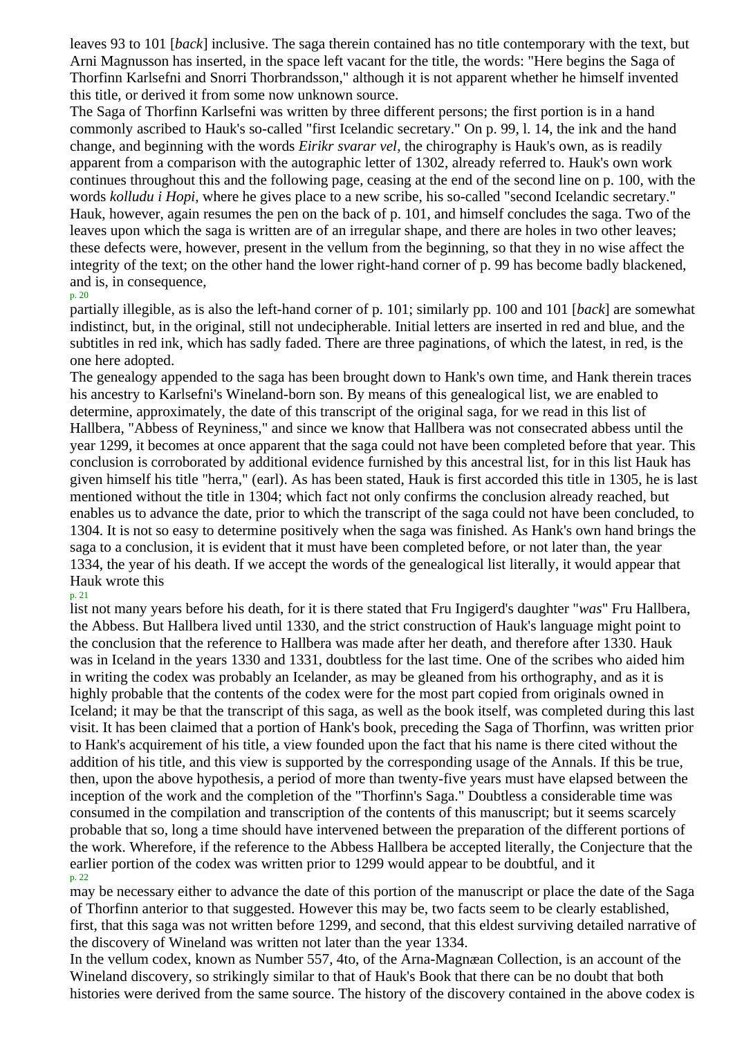leaves 93 to 101 [*back*] inclusive. The saga therein contained has no title contemporary with the text, but Arni Magnusson has inserted, in the space left vacant for the title, the words: "Here begins the Saga of Thorfinn Karlsefni and Snorri Thorbrandsson," although it is not apparent whether he himself invented this title, or derived it from some now unknown source.

The Saga of Thorfinn Karlsefni was written by three different persons; the first portion is in a hand commonly ascribed to Hauk's so-called "first Icelandic secretary." On p. 99, l. 14, the ink and the hand change, and beginning with the words *Eirikr svarar vel*, the chirography is Hauk's own, as is readily apparent from a comparison with the autographic letter of 1302, already referred to. Hauk's own work continues throughout this and the following page, ceasing at the end of the second line on p. 100, with the words *kolludu i Hopi*, where he gives place to a new scribe, his so-called "second Icelandic secretary." Hauk, however, again resumes the pen on the back of p. 101, and himself concludes the saga. Two of the leaves upon which the saga is written are of an irregular shape, and there are holes in two other leaves; these defects were, however, present in the vellum from the beginning, so that they in no wise affect the integrity of the text; on the other hand the lower right-hand corner of p. 99 has become badly blackened, and is, in consequence, partially illegible, as is also the left-hand corner of p. 101; similarly pp. 100 and 101 [*back*] are somewhat indistinct, but, in the original, still not undecipherable. Initial letters are inserted in red and blue, and the subtitles in red ink, which has sadly faded. There are three paginations, of which the latest, in red, is the one here adopted.

The genealogy appended to the saga has been brought down to Hank's own time, and Hank therein traces his ancestry to Karlsefni's Wineland-born son. By means of this genealogical list, we are enabled to determine, approximately, the date of this transcript of the original saga, for we read in this list of Hallbera, "Abbess of Reyniness," and since we know that Hallbera was not consecrated abbess until the year 1299, it becomes at once apparent that the saga could not have been completed before that year. This conclusion is corroborated by additional evidence furnished by this ancestral list, for in this list Hauk has given himself his title "herra," (earl). As has been stated, Hauk is first accorded this title in 1305, he is last mentioned without the title in 1304; which fact not only confirms the conclusion already reached, but enables us to advance the date, prior to which the transcript of the saga could not have been concluded, to 1304. It is not so easy to determine positively when the saga was finished. As Hank's own hand brings the saga to a conclusion, it is evident that it must have been completed before, or not later than, the year 1334, the year of his death. If we accept the words of the genealogical list literally, it would appear that Hauk wrote this list not many years before his death, for it is there stated that Fru Ingigerd's daughter "*was*" Fru Hallbera, the Abbess. But Hallbera lived until 1330, and the strict construction of Hauk's language might point to the conclusion that the reference to Hallbera was made after her death, and therefore after 1330. Hauk was in Iceland in the years 1330 and 1331, doubtless for the last time. One of the scribes who aided him in writing the codex was probably an Icelander, as may be gleaned from his orthography, and as it is highly probable that the contents of the codex were for the most part copied from originals owned in Iceland; it may be that the transcript of this saga, as well as the book itself, was completed during this last visit. It has been claimed that a portion of Hank's book, preceding the Saga of Thorfinn, was written prior to Hank's acquirement of his title, a view founded upon the fact that his name is there cited without the addition of his title, and this view is supported by the corresponding usage of the Annals. If this be true, then, upon the above hypothesis, a period of more than twenty-five years must have elapsed between the inception of the work and the completion of the "Thorfinn's Saga." Doubtless a considerable time was consumed in the compilation and transcription of the contents of this manuscript; but it seems scarcely probable that so, long a time should have intervened between the preparation of the different portions of the work. Wherefore, if the reference to the Abbess Hallbera be accepted literally, the Conjecture that the earlier portion of the codex was written prior to 1299 would appear to be doubtful, and it may be necessary either to advance the date of this portion of the manuscript or place the date of the Saga of Thorfinn anterior to that suggested. However this may be, two facts seem to be clearly established, first, that this saga was not written before 1299, and second, that this eldest surviving detailed narrative of the discovery of Wineland was written not later than the year 1334.

In the vellum codex, known as Number 557, 4to, of the Arna-Magnæan Collection, is an account of the Wineland discovery, so strikingly similar to that of Hauk's Book that there can be no doubt that both histories were derived from the same source. The history of the discovery contained in the above codex is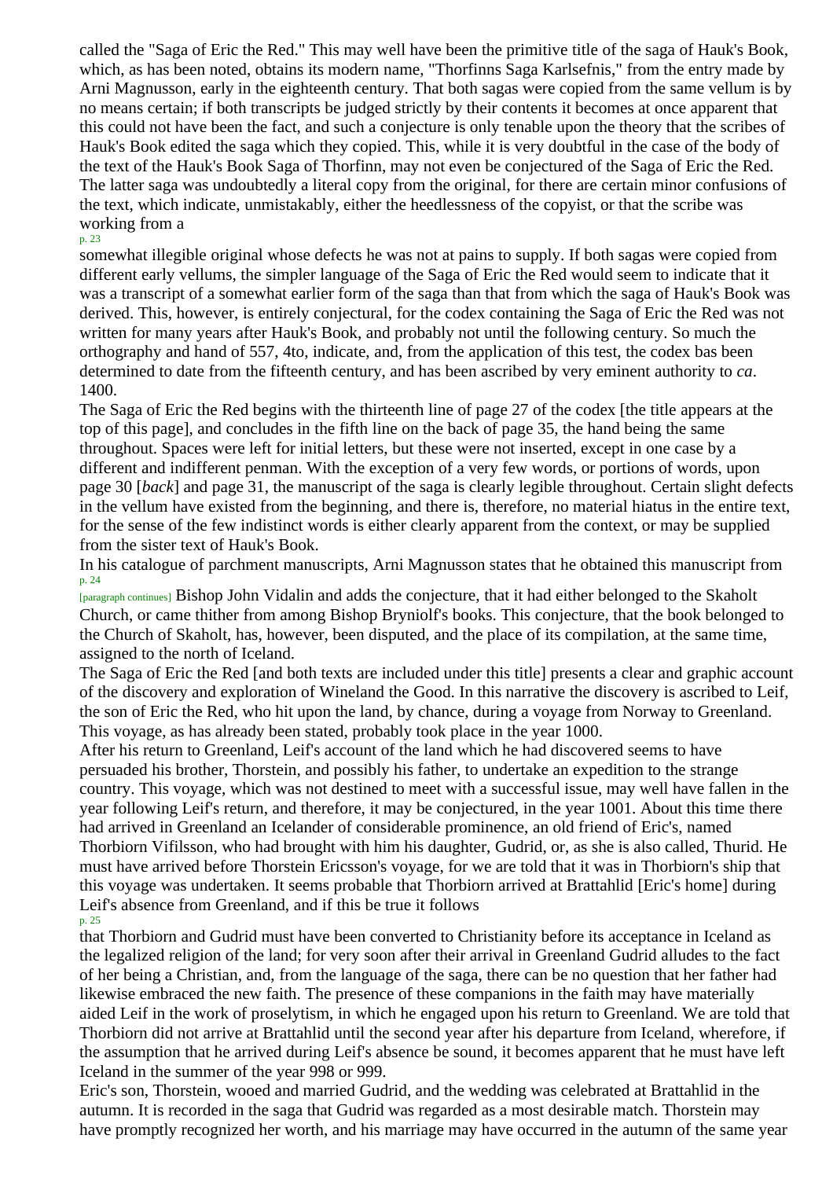called the "Saga of Eric the Red." This may well have been the primitive title of the saga of Hauk's Book, which, as has been noted, obtains its modern name, "Thorfinns Saga Karlsefnis," from the entry made by Arni Magnusson, early in the eighteenth century. That both sagas were copied from the same vellum is by no means certain; if both transcripts be judged strictly by their contents it becomes at once apparent that this could not have been the fact, and such a conjecture is only tenable upon the theory that the scribes of Hauk's Book edited the saga which they copied. This, while it is very doubtful in the case of the body of the text of the Hauk's Book Saga of Thorfinn, may not even be conjectured of the Saga of Eric the Red. The latter saga was undoubtedly a literal copy from the original, for there are certain minor confusions of the text, which indicate, unmistakably, either the heedlessness of the copyist, or that the scribe was working from a somewhat illegible original whose defects he was not at pains to supply. If both sagas were copied from different early vellums, the simpler language of the Saga of Eric the Red would seem to indicate that it was a transcript of a somewhat earlier form of the saga than that from which the saga of Hauk's Book was derived. This, however, is entirely conjectural, for the codex containing the Saga of Eric the Red was not written for many years after Hauk's Book, and probably not until the following century. So much the orthography and hand of 557, 4to, indicate, and, from the application of this test, the codex bas been determined to date from the fifteenth century, and has been ascribed by very eminent authority to *ca*. 1400.

The Saga of Eric the Red begins with the thirteenth line of page 27 of the codex [the title appears at the top of this page], and concludes in the fifth line on the back of page 35, the hand being the same throughout. Spaces were left for initial letters, but these were not inserted, except in one case by a different and indifferent penman. With the exception of a very few words, or portions of words, upon page 30 [*back*] and page 31, the manuscript of the saga is clearly legible throughout. Certain slight defects in the vellum have existed from the beginning, and there is, therefore, no material hiatus in the entire text, for the sense of the few indistinct words is either clearly apparent from the context, or may be supplied from the sister text of Hauk's Book.

In his catalogue of parchment manuscripts, Arni Magnusson states that he obtained this manuscript from Bishop John Vidalin and adds the conjecture, that it had either belonged to the Skaholt Church, or came thither from among Bishop Bryniolf's books. This conjecture, that the book belonged to the Church of Skaholt, has, however, been disputed, and the place of its compilation, at the same time, assigned to the north of Iceland.

The Saga of Eric the Red [and both texts are included under this title] presents a clear and graphic account of the discovery and exploration of Wineland the Good. In this narrative the discovery is ascribed to Leif, the son of Eric the Red, who hit upon the land, by chance, during a voyage from Norway to Greenland. This voyage, as has already been stated, probably took place in the year 1000.

After his return to Greenland, Leif's account of the land which he had discovered seems to have persuaded his brother, Thorstein, and possibly his father, to undertake an expedition to the strange country. This voyage, which was not destined to meet with a successful issue, may well have fallen in the year following Leif's return, and therefore, it may be conjectured, in the year 1001. About this time there had arrived in Greenland an Icelander of considerable prominence, an old friend of Eric's, named Thorbiorn Vifilsson, who had brought with him his daughter, Gudrid, or, as she is also called, Thurid. He must have arrived before Thorstein Ericsson's voyage, for we are told that it was in Thorbiorn's ship that this voyage was undertaken. It seems probable that Thorbiorn arrived at Brattahlid [Eric's home] during Leif's absence from Greenland, and if this be true it follows that Thorbiorn and Gudrid must have been converted to Christianity before its acceptance in Iceland as the legalized religion of the land; for very soon after their arrival in Greenland Gudrid alludes to the fact of her being a Christian, and, from the language of the saga, there can be no question that her father had likewise embraced the new faith. The presence of these companions in the faith may have materially aided Leif in the work of proselytism, in which he engaged upon his return to Greenland. We are told that Thorbiorn did not arrive at Brattahlid until the second year after his departure from Iceland, wherefore, if the assumption that he arrived during Leif's absence be sound, it becomes apparent that he must have left Iceland in the summer of the year 998 or 999.

Eric's son, Thorstein, wooed and married Gudrid, and the wedding was celebrated at Brattahlid in the autumn. It is recorded in the saga that Gudrid was regarded as a most desirable match. Thorstein may have promptly recognized her worth, and his marriage may have occurred in the autumn of the same year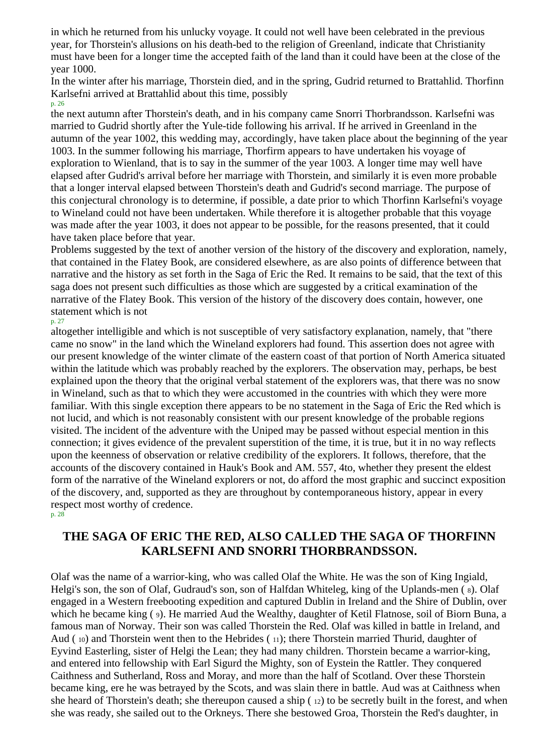in which he returned from his unlucky voyage. It could not well have been celebrated in the previous year, for Thorstein's allusions on his death-bed to the religion of Greenland, indicate that Christianity must have been for a longer time the accepted faith of the land than it could have been at the close of the year 1000.

In the winter after his marriage, Thorstein died, and in the spring, Gudrid returned to Brattahlid. Thorfinn Karlsefni arrived at Brattahlid about this time, possibly the next autumn after Thorstein's death, and in his company came Snorri Thorbrandsson. Karlsefni was married to Gudrid shortly after the Yule-tide following his arrival. If he arrived in Greenland in the autumn of the year 1002, this wedding may, accordingly, have taken place about the beginning of the year 1003. In the summer following his marriage, Thorfirm appears to have undertaken his voyage of exploration to Wienland, that is to say in the summer of the year 1003. A longer time may well have elapsed after Gudrid's arrival before her marriage with Thorstein, and similarly it is even more probable that a longer interval elapsed between Thorstein's death and Gudrid's second marriage. The purpose of this conjectural chronology is to determine, if possible, a date prior to which Thorfinn Karlsefni's voyage to Wineland could not have been undertaken. While therefore it is altogether probable that this voyage was made after the year 1003, it does not appear to be possible, for the reasons presented, that it could have taken place before that year.

Problems suggested by the text of another version of the history of the discovery and exploration, namely, that contained in the Flatey Book, are considered elsewhere, as are also points of difference between that narrative and the history as set forth in the Saga of Eric the Red. It remains to be said, that the text of this saga does not present such difficulties as those which are suggested by a critical examination of the narrative of the Flatey Book. This version of the history of the discovery does contain, however, one statement which is not altogether intelligible and which is not susceptible of very satisfactory explanation, namely, that "there came no snow" in the land which the Wineland explorers had found. This assertion does not agree with our present knowledge of the winter climate of the eastern coast of that portion of North America situated within the latitude which was probably reached by the explorers. The observation may, perhaps, be best explained upon the theory that the original verbal statement of the explorers was, that there was no snow in Wineland, such as that to which they were accustomed in the countries with which they were more familiar. With this single exception there appears to be no statement in the Saga of Eric the Red which is not lucid, and which is not reasonably consistent with our present knowledge of the probable regions visited. The incident of the adventure with the Uniped may be passed without especial mention in this connection; it gives evidence of the prevalent superstition of the time, it is true, but it in no way reflects upon the keenness of observation or relative credibility of the explorers. It follows, therefore, that the accounts of the discovery contained in Hauk's Book and AM. 557, 4to, whether they present the eldest form of the narrative of the Wineland explorers or not, do afford the most graphic and succinct exposition of the discovery, and, supported as they are throughout by contemporaneous history, appear in every respect most worthy of credence.

## THE SAGA OF ERIC THE RED, ALSO CALLED THE SAGA OF THORFINN KARLSEFNI AND SNORRI THORBRANDSSON.

Olaf was the name of a warrior-king, who was called Olaf the White. He was the son of King Ingiald, Helgi's son, the son of Olaf, Gudraud's son, son of Halfdan Whiteleg, king of the Uplands-men ( 8). Olaf engaged in a Western freebooting expedition and captured Dublin in Ireland and the Shire of Dublin, over which he became king ( 9). He married Aud the Wealthy, daughter of Ketil Flatnose, soil of Biorn Buna, a famous man of Norway. Their son was called Thorstein the Red. Olaf was killed in battle in Ireland, and Aud ( 10) and Thorstein went then to the Hebrides ( 11); there Thorstein married Thurid, daughter of Eyvind Easterling, sister of Helgi the Lean; they had many children. Thorstein became a warrior-king, and entered into fellowship with Earl Sigurd the Mighty, son of Eystein the Rattler. They conquered Caithness and Sutherland, Ross and Moray, and more than the half of Scotland. Over these Thorstein became king, ere he was betrayed by the Scots, and was slain there in battle. Aud was at Caithness when she heard of Thorstein's death; she thereupon caused a ship ( 12) to be secretly built in the forest, and when she was ready, she sailed out to the Orkneys. There she bestowed Groa, Thorstein the Red's daughter, in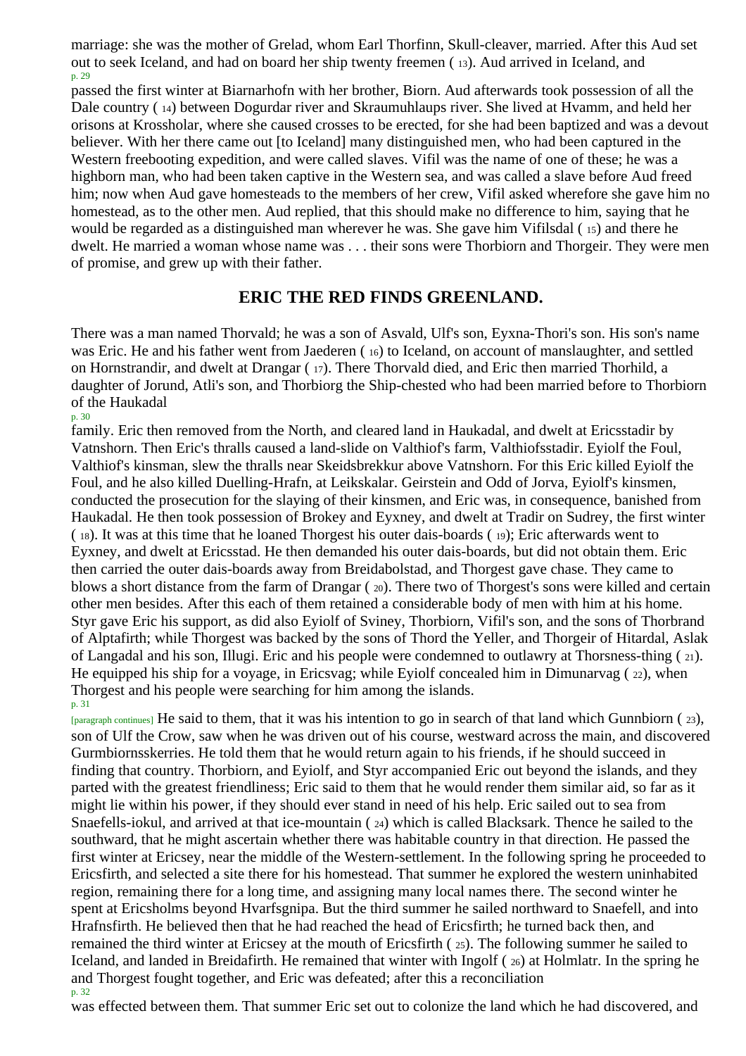marriage: she was the mother of Grelad, whom Earl Thorfinn, Skull-cleaver, married. After this Aud set out to seek Iceland, and had on board her ship twenty freemen (13). Aud arrived in Iceland, and passed the first winter at Biarnarhofn with her brother, Biorn. Aud afterwards took possession of all the Dale country (14) between Dogurdar river and Skraumuhlaups river. She lived at Hvamm, and held her orisons at Krossholar, where she caused crosses to be erected, for she had been baptized and was a devout believer. With her there came out [to Iceland] many distinguished men, who had been captured in the Western freebooting expedition, and were called slaves. Vifil was the name of one of these; he was a highborn man, who had been taken captive in the Western sea, and was called a slave before Aud freed him; now when Aud gave homesteads to the members of her crew, Vifil asked wherefore she gave him no homestead, as to the other men. Aud replied, that this should make no difference to him, saying that he would be regarded as a distinguished man wherever he was. She gave him Vifilsdal (15) and there he dwelt. He married a woman whose name was . . . their sons were Thorbiorn and Thorgeir. They were men of promise, and grew up with their father.

## ERIC THE RED FINDS GREENLAND.

There was a man named Thorvald; he was a son of Asvald, Ulf's son, Eyxna-Thori's son. His son's name was Eric. He and his father went from Jaederen (16) to Iceland, on account of manslaughter, and settled on Hornstrandir, and dwelt at Drangar (17). There Thorvald died, and Eric then married Thorhild, a daughter of Jorund, Atli's son, and Thorbiorg the Ship-chested who had been married before to Thorbiorn of the Haukadal family. Eric then removed from the North, and cleared land in Haukadal, and dwelt at Ericsstadir by Vatnshorn. Then Eric's thralls caused a land-slide on Valthiof's farm, Valthiofsstadir. Eyiolf the Foul, Valthiof's kinsman, slew the thralls near Skeidsbrekkur above Vatnshorn. For this Eric killed Eyiolf the Foul, and he also killed Duelling-Hrafn, at Leikskalar. Geirstein and Odd of Jorva, Eyiolf's kinsmen, conducted the prosecution for the slaying of their kinsmen, and Eric was, in consequence, banished from Haukadal. He then took possession of Brokey and Eyxney, and dwelt at Tradir on Sudrey, the first winter (18). It was at this time that he loaned Thorgest his outer dais-boards (19); Eric afterwards went to Eyxney, and dwelt at Ericsstad. He then demanded his outer dais-boards, but did not obtain them. Eric then carried the outer dais-boards away from Breidabolstad, and Thorgest gave chase. They came to blows a short distance from the farm of Drangar (20). There two of Thorgest's sons were killed and certain other men besides. After this each of them retained a considerable body of men with him at his home. Styr gave Eric his support, as did also Eyiolf of Sviney, Thorbiorn, Vifil's son, and the sons of Thorbrand of Alptafirth; while Thorgest was backed by the sons of Thord the Yeller, and Thorgeir of Hitardal, Aslak of Langadal and his son, Illugi. Eric and his people were condemned to outlawry at Thorsness-thing (21). He equipped his ship for a voyage, in Ericsvag; while Eyiolf concealed him in Dimunarvag (22), when Thorgest and his people were searching for him among the islands. He said to them, that it was his intention to go in search of that land which Gunnbiorn (23), son of Ulf the Crow, saw when he was driven out of his course, westward across the main, and discovered Gurmbiornsskerries. He told them that he would return again to his friends, if he should succeed in finding that country. Thorbiorn, and Eyiolf, and Styr accompanied Eric out beyond the islands, and they parted with the greatest friendliness; Eric said to them that he would render them similar aid, so far as it might lie within his power, if they should ever stand in need of his help. Eric sailed out to sea from Snaefells-iokul, and arrived at that ice-mountain (24) which is called Blacksark. Thence he sailed to the southward, that he might ascertain whether there was habitable country in that direction. He passed the first winter at Ericsey, near the middle of the Western-settlement. In the following spring he proceeded to Ericsfirth, and selected a site there for his homestead. That summer he explored the western uninhabited region, remaining there for a long time, and assigning many local names there. The second winter he spent at Ericsholms beyond Hvarfsgnipa. But the third summer he sailed northward to Snaefell, and into Hrafnsfirth. He believed then that he had reached the head of Ericsfirth; he turned back then, and remained the third winter at Ericsey at the mouth of Ericsfirth (25). The following summer he sailed to Iceland, and landed in Breidafirth. He remained that winter with Ingolf (26) at Holmlatr. In the spring he and Thorgest fought together, and Eric was defeated; after this a reconciliation was effected between them. That summer Eric set out to colonize the land which he had discovered, and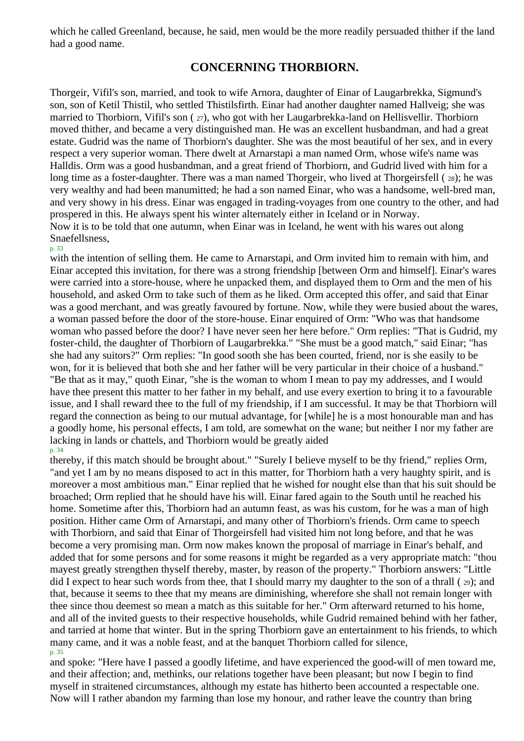which he called Greenland, because, he said, men would be the more readily persuaded thither if the land had a good name.

## CONCERNING THORBIORN.

Thorgeir, Vifil's son, married, and took to wife Arnora, daughter of Einar of Laugarbrekka, Sigmund's son, son of Ketil Thistil, who settled Thistilsfirth. Einar had another daughter named Hallveig; she was married to Thorbiorn, Vifil's son ( 27), who got with her Laugarbrekka-land on Hellisvellir. Thorbiorn moved thither, and became a very distinguished man. He was an excellent husbandman, and had a great estate. Gudrid was the name of Thorbiorn's daughter. She was the most beautiful of her sex, and in every respect a very superior woman. There dwelt at Arnarstapi a man named Orm, whose wife's name was Halldis. Orm was a good husbandman, and a great friend of Thorbiorn, and Gudrid lived with him for a long time as a foster-daughter. There was a man named Thorgeir, who lived at Thorgeirsfell ( 28); he was very wealthy and had been manumitted; he had a son named Einar, who was a handsome, well-bred man, and very showy in his dress. Einar was engaged in trading-voyages from one country to the other, and had prospered in this. He always spent his winter alternately either in Iceland or in Norway.

Now it is to be told that one autumn, when Einar was in Iceland, he went with his wares out along Snaefellsness, with the intention of selling them. He came to Arnarstapi, and Orm invited him to remain with him, and Einar accepted this invitation, for there was a strong friendship [between Orm and himself]. Einar's wares were carried into a store-house, where he unpacked them, and displayed them to Orm and the men of his household, and asked Orm to take such of them as he liked. Orm accepted this offer, and said that Einar was a good merchant, and was greatly favoured by fortune. Now, while they were busied about the wares, a woman passed before the door of the store-house. Einar enquired of Orm: "Who was that handsome woman who passed before the door? I have never seen her here before." Orm replies: "That is Gudrid, my foster-child, the daughter of Thorbiorn of Laugarbrekka." "She must be a good match," said Einar; "has she had any suitors?" Orm replies: "In good sooth she has been courted, friend, nor is she easily to be won, for it is believed that both she and her father will be very particular in their choice of a husband." "Be that as it may," quoth Einar, "she is the woman to whom I mean to pay my addresses, and I would have thee present this matter to her father in my behalf, and use every exertion to bring it to a favourable issue, and I shall reward thee to the full of my friendship, if I am successful. It may be that Thorbiorn will regard the connection as being to our mutual advantage, for [while] he is a most honourable man and has a goodly home, his personal effects, I am told, are somewhat on the wane; but neither I nor my father are lacking in lands or chattels, and Thorbiorn would be greatly aided thereby, if this match should be brought about." "Surely I believe myself to be thy friend," replies Orm, "and yet I am by no means disposed to act in this matter, for Thorbiorn hath a very haughty spirit, and is moreover a most ambitious man." Einar replied that he wished for nought else than that his suit should be broached; Orm replied that he should have his will. Einar fared again to the South until he reached his home. Sometime after this, Thorbiorn had an autumn feast, as was his custom, for he was a man of high position. Hither came Orm of Arnarstapi, and many other of Thorbiorn's friends. Orm came to speech with Thorbiorn, and said that Einar of Thorgeirsfell had visited him not long before, and that he was become a very promising man. Orm now makes known the proposal of marriage in Einar's behalf, and added that for some persons and for some reasons it might be regarded as a very appropriate match: "thou mayest greatly strengthen thyself thereby, master, by reason of the property." Thorbiorn answers: "Little did I expect to hear such words from thee, that I should marry my daughter to the son of a thrall ( 29); and that, because it seems to thee that my means are diminishing, wherefore she shall not remain longer with thee since thou deemest so mean a match as this suitable for her." Orm afterward returned to his home, and all of the invited guests to their respective households, while Gudrid remained behind with her father, and tarried at home that winter. But in the spring Thorbiorn gave an entertainment to his friends, to which many came, and it was a noble feast, and at the banquet Thorbiorn called for silence, and spoke: "Here have I passed a goodly lifetime, and have experienced the good-will of men toward me, and their affection; and, methinks, our relations together have been pleasant; but now I begin to find myself in straitened circumstances, although my estate has hitherto been accounted a respectable one. Now will I rather abandon my farming than lose my honour, and rather leave the country than bring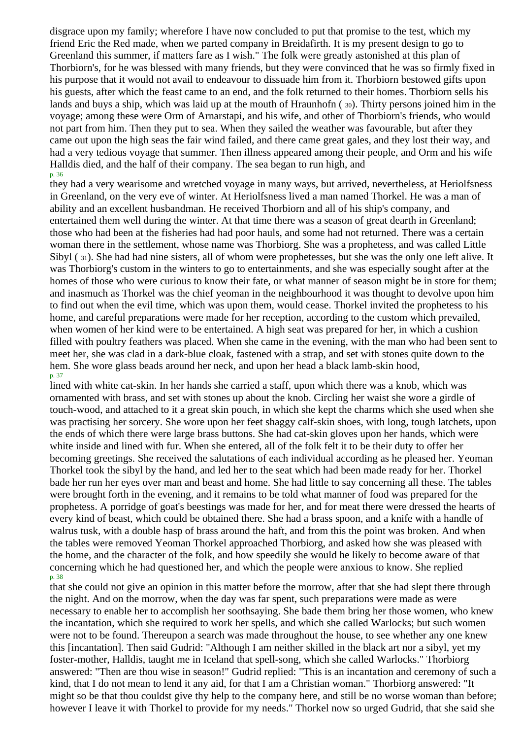disgrace upon my family; wherefore I have now concluded to put that promise to the test, which my friend Eric the Red made, when we parted company in Breidafirth. It is my present design to go to Greenland this summer, if matters fare as I wish." The folk were greatly astonished at this plan of Thorbiorn's, for he was blessed with many friends, but they were convinced that he was so firmly fixed in his purpose that it would not avail to endeavour to dissuade him from it. Thorbiorn bestowed gifts upon his guests, after which the feast came to an end, and the folk returned to their homes. Thorbiorn sells his lands and buys a ship, which was laid up at the mouth of Hraunhofn (30). Thirty persons joined him in the voyage; among these were Orm of Arnarstapi, and his wife, and other of Thorbiorn's friends, who would not part from him. Then they put to sea. When they sailed the weather was favourable, but after they came out upon the high seas the fair wind failed, and there came great gales, and they lost their way, and had a very tedious voyage that summer. Then illness appeared among their people, and Orm and his wife Halldis died, and the half of their company. The sea began to run high, and they had a very wearisome and wretched voyage in many ways, but arrived, nevertheless, at Heriolfsness in Greenland, on the very eve of winter. At Heriolfsness lived a man named Thorkel. He was a man of ability and an excellent husbandman. He received Thorbiorn and all of his ship's company, and entertained them well during the winter. At that time there was a season of great dearth in Greenland; those who had been at the fisheries had had poor hauls, and some had not returned. There was a certain woman there in the settlement, whose name was Thorbiorg. She was a prophetess, and was called Little Sibyl (31). She had had nine sisters, all of whom were prophetesses, but she was the only one left alive. It was Thorbiorg's custom in the winters to go to entertainments, and she was especially sought after at the homes of those who were curious to know their fate, or what manner of season might be in store for them; and inasmuch as Thorkel was the chief yeoman in the neighbourhood it was thought to devolve upon him to find out when the evil time, which was upon them, would cease. Thorkel invited the prophetess to his home, and careful preparations were made for her reception, according to the custom which prevailed, when women of her kind were to be entertained. A high seat was prepared for her, in which a cushion filled with poultry feathers was placed. When she came in the evening, with the man who had been sent to meet her, she was clad in a dark-blue cloak, fastened with a strap, and set with stones quite down to the hem. She wore glass beads around her neck, and upon her head a black lamb-skin hood, lined with white cat-skin. In her hands she carried a staff, upon which there was a knob, which was ornamented with brass, and set with stones up about the knob. Circling her waist she wore a girdle of touch-wood, and attached to it a great skin pouch, in which she kept the charms which she used when she was practising her sorcery. She wore upon her feet shaggy calf-skin shoes, with long, tough latchets, upon the ends of which there were large brass buttons. She had cat-skin gloves upon her hands, which were white inside and lined with fur. When she entered, all of the folk felt it to be their duty to offer her becoming greetings. She received the salutations of each individual according as he pleased her. Yeoman Thorkel took the sibyl by the hand, and led her to the seat which had been made ready for her. Thorkel bade her run her eyes over man and beast and home. She had little to say concerning all these. The tables were brought forth in the evening, and it remains to be told what manner of food was prepared for the prophetess. A porridge of goat's beestings was made for her, and for meat there were dressed the hearts of every kind of beast, which could be obtained there. She had a brass spoon, and a knife with a handle of walrus tusk, with a double hasp of brass around the haft, and from this the point was broken. And when the tables were removed Yeoman Thorkel approached Thorbiorg, and asked how she was pleased with the home, and the character of the folk, and how speedily she would be likely to become aware of that concerning which he had questioned her, and which the people were anxious to know. She replied that she could not give an opinion in this matter before the morrow, after that she had slept there through the night. And on the morrow, when the day was far spent, such preparations were made as were necessary to enable her to accomplish her soothsaying. She bade them bring her those women, who knew the incantation, which she required to work her spells, and which she called Warlocks; but such women were not to be found. Thereupon a search was made throughout the house, to see whether any one knew this [incantation]. Then said Gudrid: "Although I am neither skilled in the black art nor a sibyl, yet my foster-mother, Halldis, taught me in Iceland that spell-song, which she called Warlocks." Thorbiorg answered: "Then are thou wise in season!" Gudrid replied: "This is an incantation and ceremony of such a kind, that I do not mean to lend it any aid, for that I am a Christian woman." Thorbiorg answered: "It might so be that thou couldst give thy help to the company here, and still be no worse woman than before; however I leave it with Thorkel to provide for my needs." Thorkel now so urged Gudrid, that she said she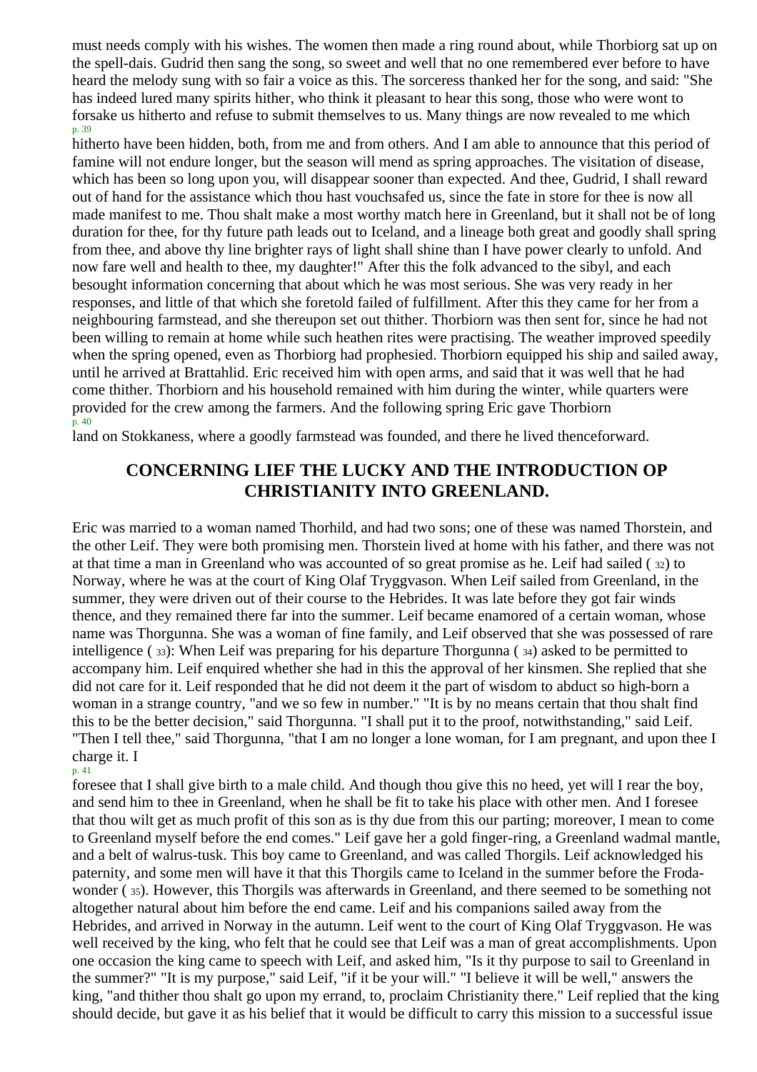must needs comply with his wishes. The women then made a ring round about, while Thorbiorg sat up on the spell-dais. Gudrid then sang the song, so sweet and well that no one remembered ever before to have heard the melody sung with so fair a voice as this. The sorceress thanked her for the song, and said: "She has indeed lured many spirits hither, who think it pleasant to hear this song, those who were wont to forsake us hitherto and refuse to submit themselves to us. Many things are now revealed to me which hitherto have been hidden, both, from me and from others. And I am able to announce that this period of famine will not endure longer, but the season will mend as spring approaches. The visitation of disease, which has been so long upon you, will disappear sooner than expected. And thee, Gudrid, I shall reward out of hand for the assistance which thou hast vouchsafed us, since the fate in store for thee is now all made manifest to me. Thou shalt make a most worthy match here in Greenland, but it shall not be of long duration for thee, for thy future path leads out to Iceland, and a lineage both great and goodly shall spring from thee, and above thy line brighter rays of light shall shine than I have power clearly to unfold. And now fare well and health to thee, my daughter!" After this the folk advanced to the sibyl, and each besought information concerning that about which he was most serious. She was very ready in her responses, and little of that which she foretold failed of fulfillment. After this they came for her from a neighbouring farmstead, and she thereupon set out thither. Thorbiorn was then sent for, since he had not been willing to remain at home while such heathen rites were practising. The weather improved speedily when the spring opened, even as Thorbiorg had prophesied. Thorbiorn equipped his ship and sailed away, until he arrived at Brattahlid. Eric received him with open arms, and said that it was well that he had come thither. Thorbiorn and his household remained with him during the winter, while quarters were provided for the crew among the farmers. And the following spring Eric gave Thorbiorn land on Stokkaness, where a goodly farmstead was founded, and there he lived thenceforward.

## CONCERNING LIEF THE LUCKY AND THE INTRODUCTION OP CHRISTIANITY INTO GREENLAND.

Eric was married to a woman named Thorhild, and had two sons; one of these was named Thorstein, and the other Leif. They were both promising men. Thorstein lived at home with his father, and there was not at that time a man in Greenland who was accounted of so great promise as he. Leif had sailed (32) to Norway, where he was at the court of King Olaf Tryggvason. When Leif sailed from Greenland, in the summer, they were driven out of their course to the Hebrides. It was late before they got fair winds thence, and they remained there far into the summer. Leif became enamored of a certain woman, whose name was Thorgunna. She was a woman of fine family, and Leif observed that she was possessed of rare intelligence (33): When Leif was preparing for his departure Thorgunna (34) asked to be permitted to accompany him. Leif enquired whether she had in this the approval of her kinsmen. She replied that she did not care for it. Leif responded that he did not deem it the part of wisdom to abduct so high-born a woman in a strange country, "and we so few in number." "It is by no means certain that thou shalt find this to be the better decision," said Thorgunna. "I shall put it to the proof, notwithstanding," said Leif. "Then I tell thee," said Thorgunna, "that I am no longer a lone woman, for I am pregnant, and upon thee I charge it. I foresee that I shall give birth to a male child. And though thou give this no heed, yet will I rear the boy, and send him to thee in Greenland, when he shall be fit to take his place with other men. And I foresee that thou wilt get as much profit of this son as is thy due from this our parting; moreover, I mean to come to Greenland myself before the end comes." Leif gave her a gold finger-ring, a Greenland wadmal mantle, and a belt of walrus-tusk. This boy came to Greenland, and was called Thorgils. Leif acknowledged his paternity, and some men will have it that this Thorgils came to Iceland in the summer before the Froda-wonder (35). However, this Thorgils was afterwards in Greenland, and there seemed to be something not altogether natural about him before the end came. Leif and his companions sailed away from the Hebrides, and arrived in Norway in the autumn. Leif went to the court of King Olaf Tryggvason. He was well received by the king, who felt that he could see that Leif was a man of great accomplishments. Upon one occasion the king came to speech with Leif, and asked him, "Is it thy purpose to sail to Greenland in the summer?" "It is my purpose," said Leif, "if it be your will." "I believe it will be well," answers the king, "and thither thou shalt go upon my errand, to, proclaim Christianity there." Leif replied that the king should decide, but gave it as his belief that it would be difficult to carry this mission to a successful issue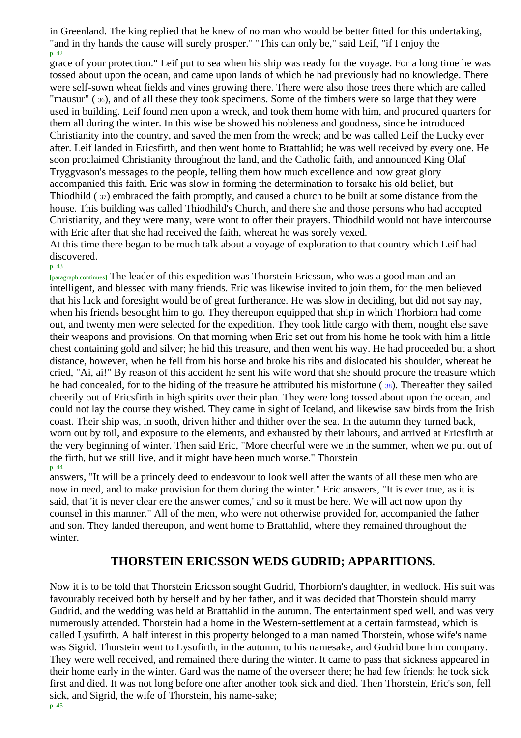in Greenland. The king replied that he knew of no man who would be better fitted for this undertaking, "and in thy hands the cause will surely prosper." "This can only be," said Leif, "if I enjoy the grace of your protection." Leif put to sea when his ship was ready for the voyage. For a long time he was tossed about upon the ocean, and came upon lands of which he had previously had no knowledge. There were self-sown wheat fields and vines growing there. There were also those trees there which are called "mausur" (36), and of all these they took specimens. Some of the timbers were so large that they were used in building. Leif found men upon a wreck, and took them home with him, and procured quarters for them all during the winter. In this wise be showed his nobleness and goodness, since he introduced Christianity into the country, and saved the men from the wreck; and be was called Leif the Lucky ever after. Leif landed in Ericsfirth, and then went home to Brattahlid; he was well received by every one. He soon proclaimed Christianity throughout the land, and the Catholic faith, and announced King Olaf Tryggvason's messages to the people, telling them how much excellence and how great glory accompanied this faith. Eric was slow in forming the determination to forsake his old belief, but Thiodhild (37) embraced the faith promptly, and caused a church to be built at some distance from the house. This building was called Thiodhild's Church, and there she and those persons who had accepted Christianity, and they were many, were wont to offer their prayers. Thiodhild would not have intercourse with Eric after that she had received the faith, whereat he was sorely vexed.

At this time there began to be much talk about a voyage of exploration to that country which Leif had discovered. The leader of this expedition was Thorstein Ericsson, who was a good man and an intelligent, and blessed with many friends. Eric was likewise invited to join them, for the men believed that his luck and foresight would be of great furtherance. He was slow in deciding, but did not say nay, when his friends besought him to go. They thereupon equipped that ship in which Thorbiorn had come out, and twenty men were selected for the expedition. They took little cargo with them, nought else save their weapons and provisions. On that morning when Eric set out from his home he took with him a little chest containing gold and silver; he hid this treasure, and then went his way. He had proceeded but a short distance, however, when he fell from his horse and broke his ribs and dislocated his shoulder, whereat he cried, "Ai, ai!" By reason of this accident he sent his wife word that she should procure the treasure which he had concealed, for to the hiding of the treasure he attributed his misfortune (38). Thereafter they sailed cheerily out of Ericsfirth in high spirits over their plan. They were long tossed about upon the ocean, and could not lay the course they wished. They came in sight of Iceland, and likewise saw birds from the Irish coast. Their ship was, in sooth, driven hither and thither over the sea. In the autumn they turned back, worn out by toil, and exposure to the elements, and exhausted by their labours, and arrived at Ericsfirth at the very beginning of winter. Then said Eric, "More cheerful were we in the summer, when we put out of the firth, but we still live, and it might have been much worse." Thorstein answers, "It will be a princely deed to endeavour to look well after the wants of all these men who are now in need, and to make provision for them during the winter." Eric answers, "It is ever true, as it is said, that 'it is never clear ere the answer comes,' and so it must be here. We will act now upon thy counsel in this manner." All of the men, who were not otherwise provided for, accompanied the father and son. They landed thereupon, and went home to Brattahlid, where they remained throughout the winter.

## THORSTEIN ERICSSON WEDS GUDRID; APPARITIONS.

Now it is to be told that Thorstein Ericsson sought Gudrid, Thorbiorn's daughter, in wedlock. His suit was favourably received both by herself and by her father, and it was decided that Thorstein should marry Gudrid, and the wedding was held at Brattahlid in the autumn. The entertainment sped well, and was very numerously attended. Thorstein had a home in the Western-settlement at a certain farmstead, which is called Lysufirth. A half interest in this property belonged to a man named Thorstein, whose wife's name was Sigrid. Thorstein went to Lysufirth, in the autumn, to his namesake, and Gudrid bore him company. They were well received, and remained there during the winter. It came to pass that sickness appeared in their home early in the winter. Gard was the name of the overseer there; he had few friends; he took sick first and died. It was not long before one after another took sick and died. Then Thorstein, Eric's son, fell sick, and Sigrid, the wife of Thorstein, his name-sake;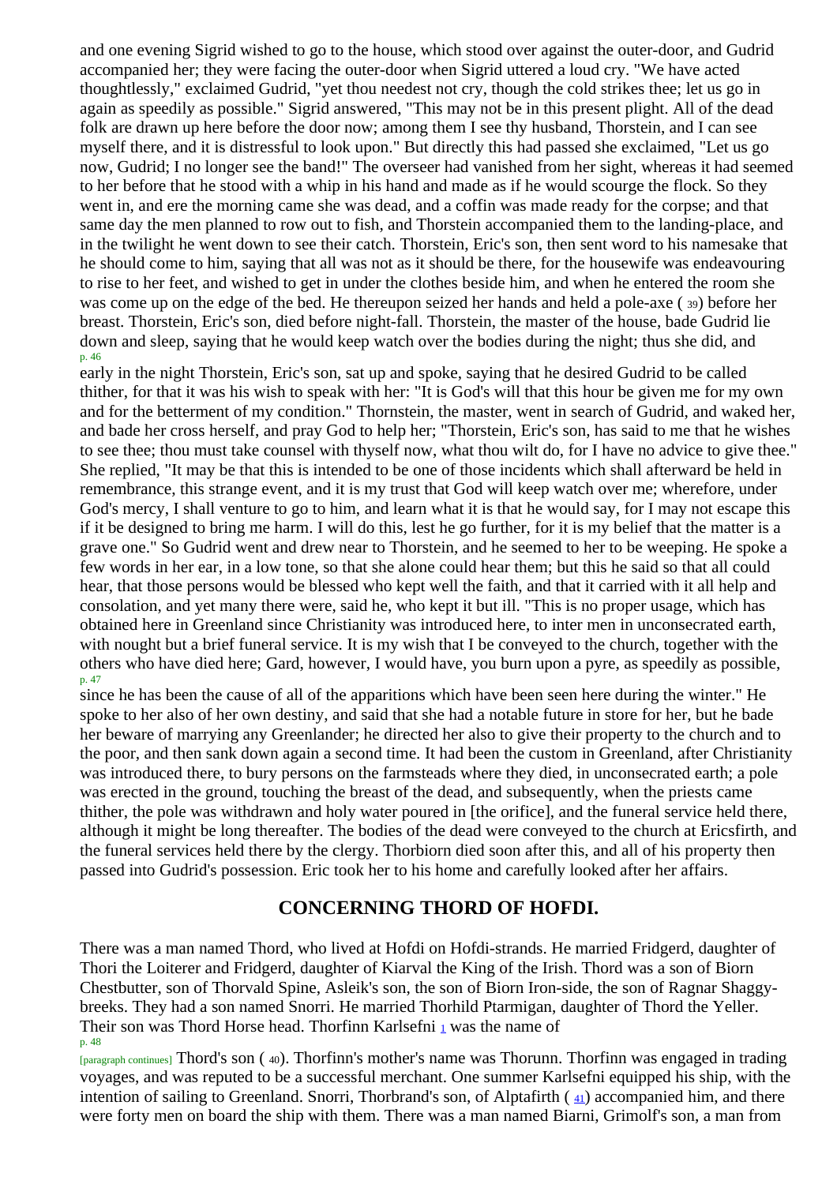and one evening Sigrid wished to go to the house, which stood over against the outer-door, and Gudrid accompanied her; they were facing the outer-door when Sigrid uttered a loud cry. "We have acted thoughtlessly," exclaimed Gudrid, "yet thou needest not cry, though the cold strikes thee; let us go in again as speedily as possible." Sigrid answered, "This may not be in this present plight. All of the dead folk are drawn up here before the door now; among them I see thy husband, Thorstein, and I can see myself there, and it is distressful to look upon." But directly this had passed she exclaimed, "Let us go now, Gudrid; I no longer see the band!" The overseer had vanished from her sight, whereas it had seemed to her before that he stood with a whip in his hand and made as if he would scourge the flock. So they went in, and ere the morning came she was dead, and a coffin was made ready for the corpse; and that same day the men planned to row out to fish, and Thorstein accompanied them to the landing-place, and in the twilight he went down to see their catch. Thorstein, Eric's son, then sent word to his namesake that he should come to him, saying that all was not as it should be there, for the housewife was endeavouring to rise to her feet, and wished to get in under the clothes beside him, and when he entered the room she was come up on the edge of the bed. He thereupon seized her hands and held a pole-axe (39) before her breast. Thorstein, Eric's son, died before night-fall. Thorstein, the master of the house, bade Gudrid lie down and sleep, saying that he would keep watch over the bodies during the night; thus she did, and early in the night Thorstein, Eric's son, sat up and spoke, saying that he desired Gudrid to be called thither, for that it was his wish to speak with her: "It is God's will that this hour be given me for my own and for the betterment of my condition." Thornstein, the master, went in search of Gudrid, and waked her, and bade her cross herself, and pray God to help her; "Thorstein, Eric's son, has said to me that he wishes to see thee; thou must take counsel with thyself now, what thou wilt do, for I have no advice to give thee." She replied, "It may be that this is intended to be one of those incidents which shall afterward be held in remembrance, this strange event, and it is my trust that God will keep watch over me; wherefore, under God's mercy, I shall venture to go to him, and learn what it is that he would say, for I may not escape this if it be designed to bring me harm. I will do this, lest he go further, for it is my belief that the matter is a grave one." So Gudrid went and drew near to Thorstein, and he seemed to her to be weeping. He spoke a few words in her ear, in a low tone, so that she alone could hear them; but this he said so that all could hear, that those persons would be blessed who kept well the faith, and that it carried with it all help and consolation, and yet many there were, said he, who kept it but ill. "This is no proper usage, which has obtained here in Greenland since Christianity was introduced here, to inter men in unconsecrated earth, with nought but a brief funeral service. It is my wish that I be conveyed to the church, together with the others who have died here; Gard, however, I would have, you burn upon a pyre, as speedily as possible, since he has been the cause of all of the apparitions which have been seen here during the winter." He spoke to her also of her own destiny, and said that she had a notable future in store for her, but he bade her beware of marrying any Greenlander; he directed her also to give their property to the church and to the poor, and then sank down again a second time. It had been the custom in Greenland, after Christianity was introduced there, to bury persons on the farmsteads where they died, in unconsecrated earth; a pole was erected in the ground, touching the breast of the dead, and subsequently, when the priests came thither, the pole was withdrawn and holy water poured in [the orifice], and the funeral service held there, although it might be long thereafter. The bodies of the dead were conveyed to the church at Ericsfirth, and the funeral services held there by the clergy. Thorbiorn died soon after this, and all of his property then passed into Gudrid's possession. Eric took her to his home and carefully looked after her affairs.

## CONCERNING THORD OF HOFDI.

There was a man named Thord, who lived at Hofdi on Hofdi-strands. He married Fridgerd, daughter of Thori the Loiterer and Fridgerd, daughter of Kiarval the King of the Irish. Thord was a son of Biorn Chestbutter, son of Thorvald Spine, Asleik's son, the son of Biorn Iron-side, the son of Ragnar Shaggy-breeks. They had a son named Snorri. He married Thorhild Ptarmigan, daughter of Thord the Yeller. Their son was Thord Horse head. Thorfinn Karlsefni [1] was the name of Thord's son (40). Thorfinn's mother's name was Thorunn. Thorfinn was engaged in trading voyages, and was reputed to be a successful merchant. One summer Karlsefni equipped his ship, with the intention of sailing to Greenland. Snorri, Thorbrand's son, of Alptafirth (41) accompanied him, and there were forty men on board the ship with them. There was a man named Biarni, Grimolf's son, a man from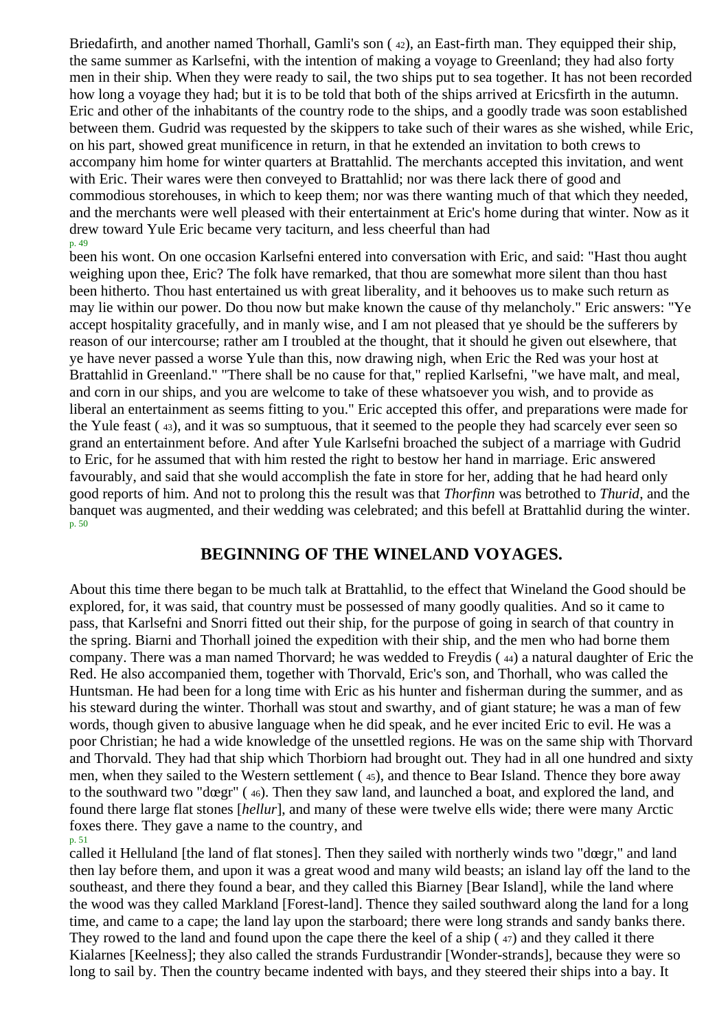Briedafirth, and another named Thorhall, Gamli's son ( 42), an East-firth man. They equipped their ship, the same summer as Karlsefni, with the intention of making a voyage to Greenland; they had also forty men in their ship. When they were ready to sail, the two ships put to sea together. It has not been recorded how long a voyage they had; but it is to be told that both of the ships arrived at Ericsfirth in the autumn. Eric and other of the inhabitants of the country rode to the ships, and a goodly trade was soon established between them. Gudrid was requested by the skippers to take such of their wares as she wished, while Eric, on his part, showed great munificence in return, in that he extended an invitation to both crews to accompany him home for winter quarters at Brattahlid. The merchants accepted this invitation, and went with Eric. Their wares were then conveyed to Brattahlid; nor was there lack there of good and commodious storehouses, in which to keep them; nor was there wanting much of that which they needed, and the merchants were well pleased with their entertainment at Eric's home during that winter. Now as it drew toward Yule Eric became very taciturn, and less cheerful than had been his wont. On one occasion Karlsefni entered into conversation with Eric, and said: "Hast thou aught weighing upon thee, Eric? The folk have remarked, that thou are somewhat more silent than thou hast been hitherto. Thou hast entertained us with great liberality, and it behooves us to make such return as may lie within our power. Do thou now but make known the cause of thy melancholy." Eric answers: "Ye accept hospitality gracefully, and in manly wise, and I am not pleased that ye should be the sufferers by reason of our intercourse; rather am I troubled at the thought, that it should he given out elsewhere, that ye have never passed a worse Yule than this, now drawing nigh, when Eric the Red was your host at Brattahlid in Greenland." "There shall be no cause for that," replied Karlsefni, "we have malt, and meal, and corn in our ships, and you are welcome to take of these whatsoever you wish, and to provide as liberal an entertainment as seems fitting to you." Eric accepted this offer, and preparations were made for the Yule feast ( 43), and it was so sumptuous, that it seemed to the people they had scarcely ever seen so grand an entertainment before. And after Yule Karlsefni broached the subject of a marriage with Gudrid to Eric, for he assumed that with him rested the right to bestow her hand in marriage. Eric answered favourably, and said that she would accomplish the fate in store for her, adding that he had heard only good reports of him. And not to prolong this the result was that *Thorfinn* was betrothed to *Thurid*, and the banquet was augmented, and their wedding was celebrated; and this befell at Brattahlid during the winter.

## BEGINNING OF THE WINELAND VOYAGES.

About this time there began to be much talk at Brattahlid, to the effect that Wineland the Good should be explored, for, it was said, that country must be possessed of many goodly qualities. And so it came to pass, that Karlsefni and Snorri fitted out their ship, for the purpose of going in search of that country in the spring. Biarni and Thorhall joined the expedition with their ship, and the men who had borne them company. There was a man named Thorvard; he was wedded to Freydis ( 44) a natural daughter of Eric the Red. He also accompanied them, together with Thorvald, Eric's son, and Thorhall, who was called the Huntsman. He had been for a long time with Eric as his hunter and fisherman during the summer, and as his steward during the winter. Thorhall was stout and swarthy, and of giant stature; he was a man of few words, though given to abusive language when he did speak, and he ever incited Eric to evil. He was a poor Christian; he had a wide knowledge of the unsettled regions. He was on the same ship with Thorvard and Thorvald. They had that ship which Thorbiorn had brought out. They had in all one hundred and sixty men, when they sailed to the Western settlement ( 45), and thence to Bear Island. Thence they bore away to the southward two "dœgr" ( 46). Then they saw land, and launched a boat, and explored the land, and found there large flat stones [*hellur*], and many of these were twelve ells wide; there were many Arctic foxes there. They gave a name to the country, and called it Helluland [the land of flat stones]. Then they sailed with northerly winds two "dœgr," and land then lay before them, and upon it was a great wood and many wild beasts; an island lay off the land to the southeast, and there they found a bear, and they called this Biarney [Bear Island], while the land where the wood was they called Markland [Forest-land]. Thence they sailed southward along the land for a long time, and came to a cape; the land lay upon the starboard; there were long strands and sandy banks there. They rowed to the land and found upon the cape there the keel of a ship ( 47) and they called it there Kialarnes [Keelness]; they also called the strands Furdustrandir [Wonder-strands], because they were so long to sail by. Then the country became indented with bays, and they steered their ships into a bay. It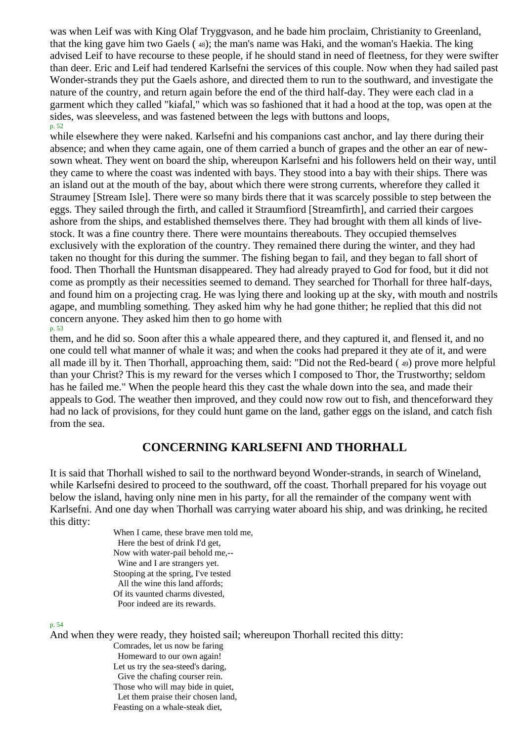was when Leif was with King Olaf Tryggvason, and he bade him proclaim, Christianity to Greenland, that the king gave him two Gaels ( 48); the man's name was Haki, and the woman's Haekia. The king advised Leif to have recourse to these people, if he should stand in need of fleetness, for they were swifter than deer. Eric and Leif had tendered Karlsefni the services of this couple. Now when they had sailed past Wonder-strands they put the Gaels ashore, and directed them to run to the southward, and investigate the nature of the country, and return again before the end of the third half-day. They were each clad in a garment which they called "kiafal," which was so fashioned that it had a hood at the top, was open at the sides, was sleeveless, and was fastened between the legs with buttons and loops, while elsewhere they were naked. Karlsefni and his companions cast anchor, and lay there during their absence; and when they came again, one of them carried a bunch of grapes and the other an ear of new-sown wheat. They went on board the ship, whereupon Karlsefni and his followers held on their way, until they came to where the coast was indented with bays. They stood into a bay with their ships. There was an island out at the mouth of the bay, about which there were strong currents, wherefore they called it Straumey [Stream Isle]. There were so many birds there that it was scarcely possible to step between the eggs. They sailed through the firth, and called it Straumfiord [Streamfirth], and carried their cargoes ashore from the ships, and established themselves there. They had brought with them all kinds of live-stock. It was a fine country there. There were mountains thereabouts. They occupied themselves exclusively with the exploration of the country. They remained there during the winter, and they had taken no thought for this during the summer. The fishing began to fail, and they began to fall short of food. Then Thorhall the Huntsman disappeared. They had already prayed to God for food, but it did not come as promptly as their necessities seemed to demand. They searched for Thorhall for three half-days, and found him on a projecting crag. He was lying there and looking up at the sky, with mouth and nostrils agape, and mumbling something. They asked him why he had gone thither; he replied that this did not concern anyone. They asked him then to go home with them, and he did so. Soon after this a whale appeared there, and they captured it, and flensed it, and no one could tell what manner of whale it was; and when the cooks had prepared it they ate of it, and were all made ill by it. Then Thorhall, approaching them, said: "Did not the Red-beard ( 49) prove more helpful than your Christ? This is my reward for the verses which I composed to Thor, the Trustworthy; seldom has he failed me." When the people heard this they cast the whale down into the sea, and made their appeals to God. The weather then improved, and they could now row out to fish, and thenceforward they had no lack of provisions, for they could hunt game on the land, gather eggs on the island, and catch fish from the sea.

## CONCERNING KARLSEFNI AND THORHALL

It is said that Thorhall wished to sail to the northward beyond Wonder-strands, in search of Wineland, while Karlsefni desired to proceed to the southward, off the coast. Thorhall prepared for his voyage out below the island, having only nine men in his party, for all the remainder of the company went with Karlsefni. And one day when Thorhall was carrying water aboard his ship, and was drinking, he recited this ditty:

> When I came, these brave men told me,  
> Here the best of drink I'd get,  
> Now with water-pail behold me,--  
> Wine and I are strangers yet.  
> Stooping at the spring, I've tested  
> All the wine this land affords;  
> Of its vaunted charms divested,  
> Poor indeed are its rewards.

And when they were ready, they hoisted sail; whereupon Thorhall recited this ditty:

> Comrades, let us now be faring  
> Homeward to our own again!  
> Let us try the sea-steed's daring,  
> Give the chafing courser rein.  
> Those who will may bide in quiet,  
> Let them praise their chosen land,  
> Feasting on a whale-steak diet,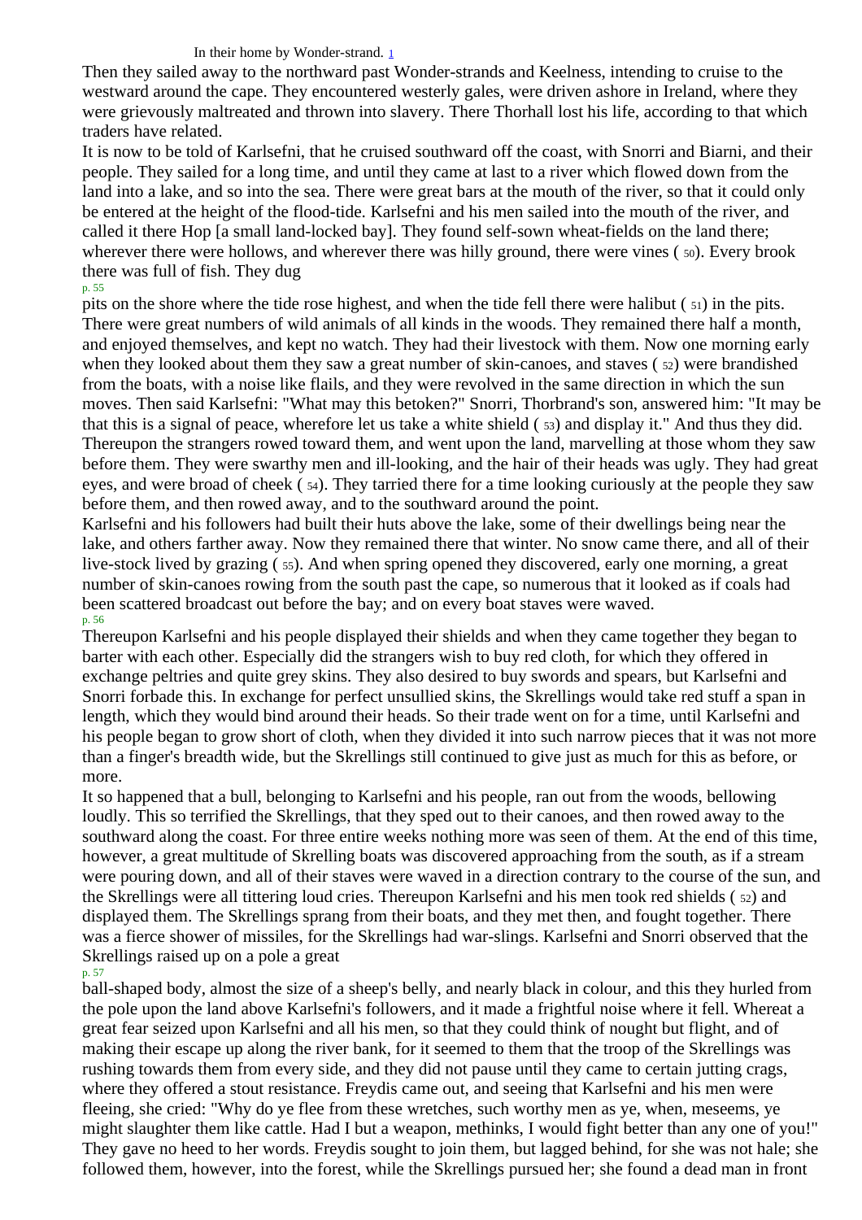In their home by Wonder-strand. [1]

Then they sailed away to the northward past Wonder-strands and Keelness, intending to cruise to the westward around the cape. They encountered westerly gales, were driven ashore in Ireland, where they were grievously maltreated and thrown into slavery. There Thorhall lost his life, according to that which traders have related.

It is now to be told of Karlsefni, that he cruised southward off the coast, with Snorri and Biarni, and their people. They sailed for a long time, and until they came at last to a river which flowed down from the land into a lake, and so into the sea. There were great bars at the mouth of the river, so that it could only be entered at the height of the flood-tide. Karlsefni and his men sailed into the mouth of the river, and called it there Hop [a small land-locked bay]. They found self-sown wheat-fields on the land there; wherever there were hollows, and wherever there was hilly ground, there were vines ( 50). Every brook there was full of fish. They dug pits on the shore where the tide rose highest, and when the tide fell there were halibut ( 51) in the pits. There were great numbers of wild animals of all kinds in the woods. They remained there half a month, and enjoyed themselves, and kept no watch. They had their livestock with them. Now one morning early when they looked about them they saw a great number of skin-canoes, and staves ( 52) were brandished from the boats, with a noise like flails, and they were revolved in the same direction in which the sun moves. Then said Karlsefni: "What may this betoken?" Snorri, Thorbrand's son, answered him: "It may be that this is a signal of peace, wherefore let us take a white shield ( 53) and display it." And thus they did. Thereupon the strangers rowed toward them, and went upon the land, marvelling at those whom they saw before them. They were swarthy men and ill-looking, and the hair of their heads was ugly. They had great eyes, and were broad of cheek ( 54). They tarried there for a time looking curiously at the people they saw before them, and then rowed away, and to the southward around the point.

Karlsefni and his followers had built their huts above the lake, some of their dwellings being near the lake, and others farther away. Now they remained there that winter. No snow came there, and all of their live-stock lived by grazing ( 55). And when spring opened they discovered, early one morning, a great number of skin-canoes rowing from the south past the cape, so numerous that it looked as if coals had been scattered broadcast out before the bay; and on every boat staves were waved.

Thereupon Karlsefni and his people displayed their shields and when they came together they began to barter with each other. Especially did the strangers wish to buy red cloth, for which they offered in exchange peltries and quite grey skins. They also desired to buy swords and spears, but Karlsefni and Snorri forbade this. In exchange for perfect unsullied skins, the Skrellings would take red stuff a span in length, which they would bind around their heads. So their trade went on for a time, until Karlsefni and his people began to grow short of cloth, when they divided it into such narrow pieces that it was not more than a finger's breadth wide, but the Skrellings still continued to give just as much for this as before, or more.

It so happened that a bull, belonging to Karlsefni and his people, ran out from the woods, bellowing loudly. This so terrified the Skrellings, that they sped out to their canoes, and then rowed away to the southward along the coast. For three entire weeks nothing more was seen of them. At the end of this time, however, a great multitude of Skrelling boats was discovered approaching from the south, as if a stream were pouring down, and all of their staves were waved in a direction contrary to the course of the sun, and the Skrellings were all tittering loud cries. Thereupon Karlsefni and his men took red shields ( 52) and displayed them. The Skrellings sprang from their boats, and they met then, and fought together. There was a fierce shower of missiles, for the Skrellings had war-slings. Karlsefni and Snorri observed that the Skrellings raised up on a pole a great ball-shaped body, almost the size of a sheep's belly, and nearly black in colour, and this they hurled from the pole upon the land above Karlsefni's followers, and it made a frightful noise where it fell. Whereat a great fear seized upon Karlsefni and all his men, so that they could think of nought but flight, and of making their escape up along the river bank, for it seemed to them that the troop of the Skrellings was rushing towards them from every side, and they did not pause until they came to certain jutting crags, where they offered a stout resistance. Freydis came out, and seeing that Karlsefni and his men were fleeing, she cried: "Why do ye flee from these wretches, such worthy men as ye, when, meseems, ye might slaughter them like cattle. Had I but a weapon, methinks, I would fight better than any one of you!" They gave no heed to her words. Freydis sought to join them, but lagged behind, for she was not hale; she followed them, however, into the forest, while the Skrellings pursued her; she found a dead man in front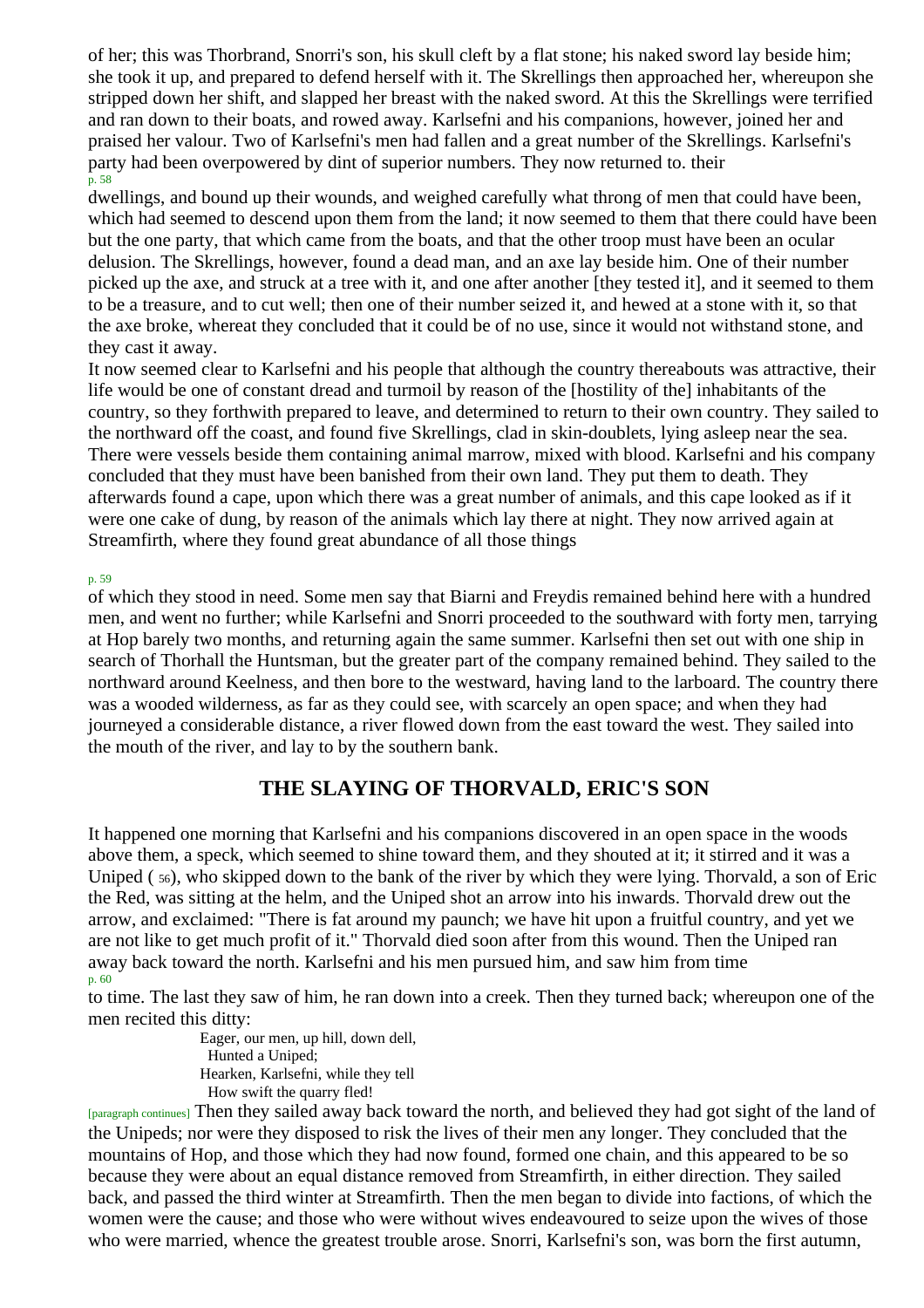of her; this was Thorbrand, Snorri's son, his skull cleft by a flat stone; his naked sword lay beside him; she took it up, and prepared to defend herself with it. The Skrellings then approached her, whereupon she stripped down her shift, and slapped her breast with the naked sword. At this the Skrellings were terrified and ran down to their boats, and rowed away. Karlsefni and his companions, however, joined her and praised her valour. Two of Karlsefni's men had fallen and a great number of the Skrellings. Karlsefni's party had been overpowered by dint of superior numbers. They now returned to. their dwellings, and bound up their wounds, and weighed carefully what throng of men that could have been, which had seemed to descend upon them from the land; it now seemed to them that there could have been but the one party, that which came from the boats, and that the other troop must have been an ocular delusion. The Skrellings, however, found a dead man, and an axe lay beside him. One of their number picked up the axe, and struck at a tree with it, and one after another [they tested it], and it seemed to them to be a treasure, and to cut well; then one of their number seized it, and hewed at a stone with it, so that the axe broke, whereat they concluded that it could be of no use, since it would not withstand stone, and they cast it away.

It now seemed clear to Karlsefni and his people that although the country thereabouts was attractive, their life would be one of constant dread and turmoil by reason of the [hostility of the] inhabitants of the country, so they forthwith prepared to leave, and determined to return to their own country. They sailed to the northward off the coast, and found five Skrellings, clad in skin-doublets, lying asleep near the sea. There were vessels beside them containing animal marrow, mixed with blood. Karlsefni and his company concluded that they must have been banished from their own land. They put them to death. They afterwards found a cape, upon which there was a great number of animals, and this cape looked as if it were one cake of dung, by reason of the animals which lay there at night. They now arrived again at Streamfirth, where they found great abundance of all those things of which they stood in need. Some men say that Biarni and Freydis remained behind here with a hundred men, and went no further; while Karlsefni and Snorri proceeded to the southward with forty men, tarrying at Hop barely two months, and returning again the same summer. Karlsefni then set out with one ship in search of Thorhall the Huntsman, but the greater part of the company remained behind. They sailed to the northward around Keelness, and then bore to the westward, having land to the larboard. The country there was a wooded wilderness, as far as they could see, with scarcely an open space; and when they had journeyed a considerable distance, a river flowed down from the east toward the west. They sailed into the mouth of the river, and lay to by the southern bank.

## THE SLAYING OF THORVALD, ERIC'S SON

It happened one morning that Karlsefni and his companions discovered in an open space in the woods above them, a speck, which seemed to shine toward them, and they shouted at it; it stirred and it was a Uniped (56), who skipped down to the bank of the river by which they were lying. Thorvald, a son of Eric the Red, was sitting at the helm, and the Uniped shot an arrow into his inwards. Thorvald drew out the arrow, and exclaimed: "There is fat around my paunch; we have hit upon a fruitful country, and yet we are not like to get much profit of it." Thorvald died soon after from this wound. Then the Uniped ran away back toward the north. Karlsefni and his men pursued him, and saw him from time to time. The last they saw of him, he ran down into a creek. Then they turned back; whereupon one of the men recited this ditty:

> Eager, our men, up hill, down dell,
>   Hunted a Uniped;
> Hearken, Karlsefni, while they tell
>   How swift the quarry fled!

Then they sailed away back toward the north, and believed they had got sight of the land of the Unipeds; nor were they disposed to risk the lives of their men any longer. They concluded that the mountains of Hop, and those which they had now found, formed one chain, and this appeared to be so because they were about an equal distance removed from Streamfirth, in either direction. They sailed back, and passed the third winter at Streamfirth. Then the men began to divide into factions, of which the women were the cause; and those who were without wives endeavoured to seize upon the wives of those who were married, whence the greatest trouble arose. Snorri, Karlsefni's son, was born the first autumn,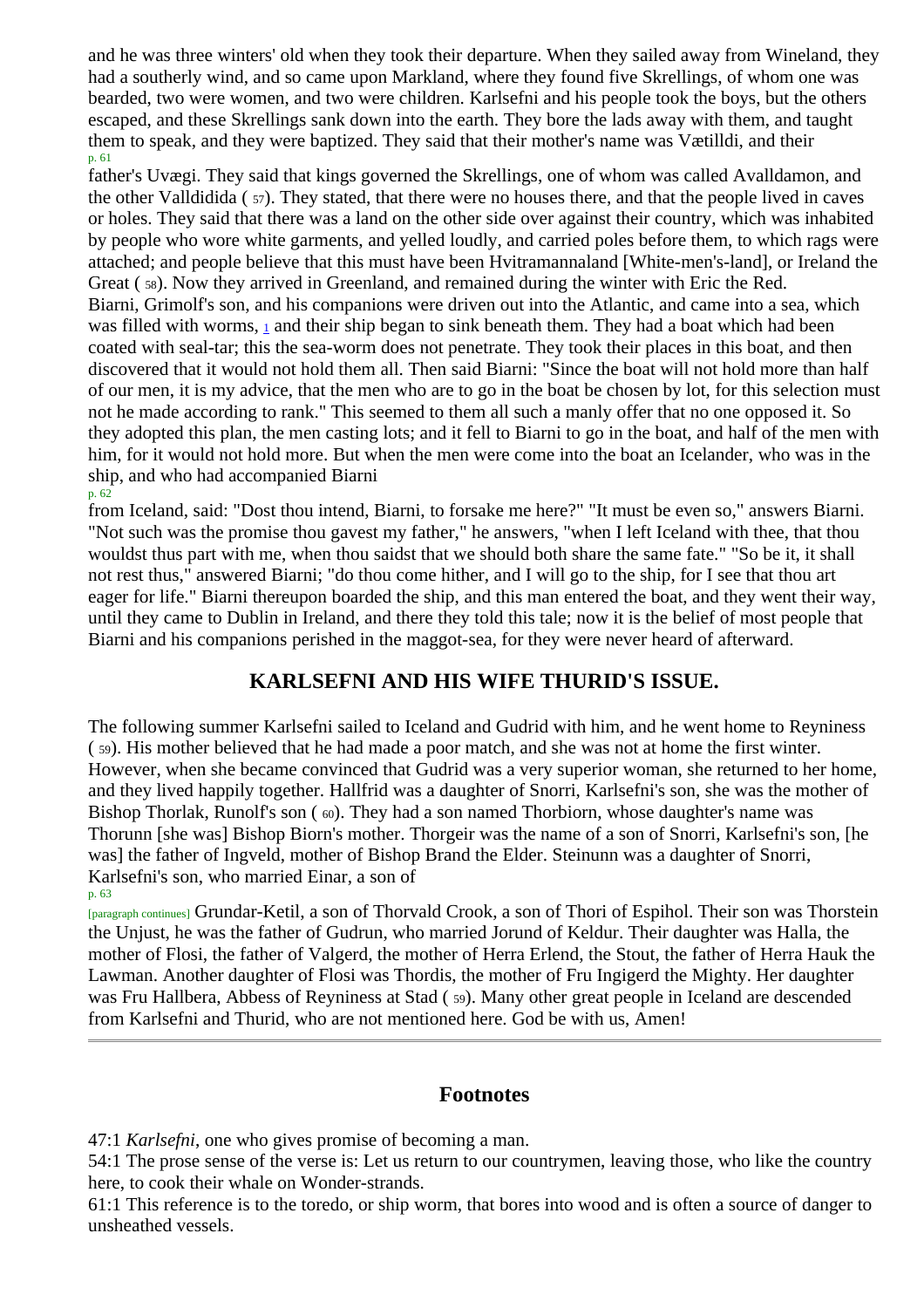and he was three winters' old when they took their departure. When they sailed away from Wineland, they had a southerly wind, and so came upon Markland, where they found five Skrellings, of whom one was bearded, two were women, and two were children. Karlsefni and his people took the boys, but the others escaped, and these Skrellings sank down into the earth. They bore the lads away with them, and taught them to speak, and they were baptized. They said that their mother's name was Vætilldi, and their father's Uvægi. They said that kings governed the Skrellings, one of whom was called Avalldamon, and the other Valldidida ( 57). They stated, that there were no houses there, and that the people lived in caves or holes. They said that there was a land on the other side over against their country, which was inhabited by people who wore white garments, and yelled loudly, and carried poles before them, to which rags were attached; and people believe that this must have been Hvitramannaland [White-men's-land], or Ireland the Great ( 58). Now they arrived in Greenland, and remained during the winter with Eric the Red.

Biarni, Grimolf's son, and his companions were driven out into the Atlantic, and came into a sea, which was filled with worms, [1] and their ship began to sink beneath them. They had a boat which had been coated with seal-tar; this the sea-worm does not penetrate. They took their places in this boat, and then discovered that it would not hold them all. Then said Biarni: "Since the boat will not hold more than half of our men, it is my advice, that the men who are to go in the boat be chosen by lot, for this selection must not he made according to rank." This seemed to them all such a manly offer that no one opposed it. So they adopted this plan, the men casting lots; and it fell to Biarni to go in the boat, and half of the men with him, for it would not hold more. But when the men were come into the boat an Icelander, who was in the ship, and who had accompanied Biarni from Iceland, said: "Dost thou intend, Biarni, to forsake me here?" "It must be even so," answers Biarni. "Not such was the promise thou gavest my father," he answers, "when I left Iceland with thee, that thou wouldst thus part with me, when thou saidst that we should both share the same fate." "So be it, it shall not rest thus," answered Biarni; "do thou come hither, and I will go to the ship, for I see that thou art eager for life." Biarni thereupon boarded the ship, and this man entered the boat, and they went their way, until they came to Dublin in Ireland, and there they told this tale; now it is the belief of most people that Biarni and his companions perished in the maggot-sea, for they were never heard of afterward.

## KARLSEFNI AND HIS WIFE THURID'S ISSUE.

The following summer Karlsefni sailed to Iceland and Gudrid with him, and he went home to Reyniness ( 59). His mother believed that he had made a poor match, and she was not at home the first winter. However, when she became convinced that Gudrid was a very superior woman, she returned to her home, and they lived happily together. Hallfrid was a daughter of Snorri, Karlsefni's son, she was the mother of Bishop Thorlak, Runolf's son ( 60). They had a son named Thorbiorn, whose daughter's name was Thorunn [she was] Bishop Biorn's mother. Thorgeir was the name of a son of Snorri, Karlsefni's son, [he was] the father of Ingveld, mother of Bishop Brand the Elder. Steinunn was a daughter of Snorri, Karlsefni's son, who married Einar, a son of Grundar-Ketil, a son of Thorvald Crook, a son of Thori of Espihol. Their son was Thorstein the Unjust, he was the father of Gudrun, who married Jorund of Keldur. Their daughter was Halla, the mother of Flosi, the father of Valgerd, the mother of Herra Erlend, the Stout, the father of Herra Hauk the Lawman. Another daughter of Flosi was Thordis, the mother of Fru Ingigerd the Mighty. Her daughter was Fru Hallbera, Abbess of Reyniness at Stad ( 59). Many other great people in Iceland are descended from Karlsefni and Thurid, who are not mentioned here. God be with us, Amen!

---

## Footnotes

47:1 *Karlsefni*, one who gives promise of becoming a man.

54:1 The prose sense of the verse is: Let us return to our countrymen, leaving those, who like the country here, to cook their whale on Wonder-strands.

61:1 This reference is to the toredo, or ship worm, that bores into wood and is often a source of danger to unsheathed vessels.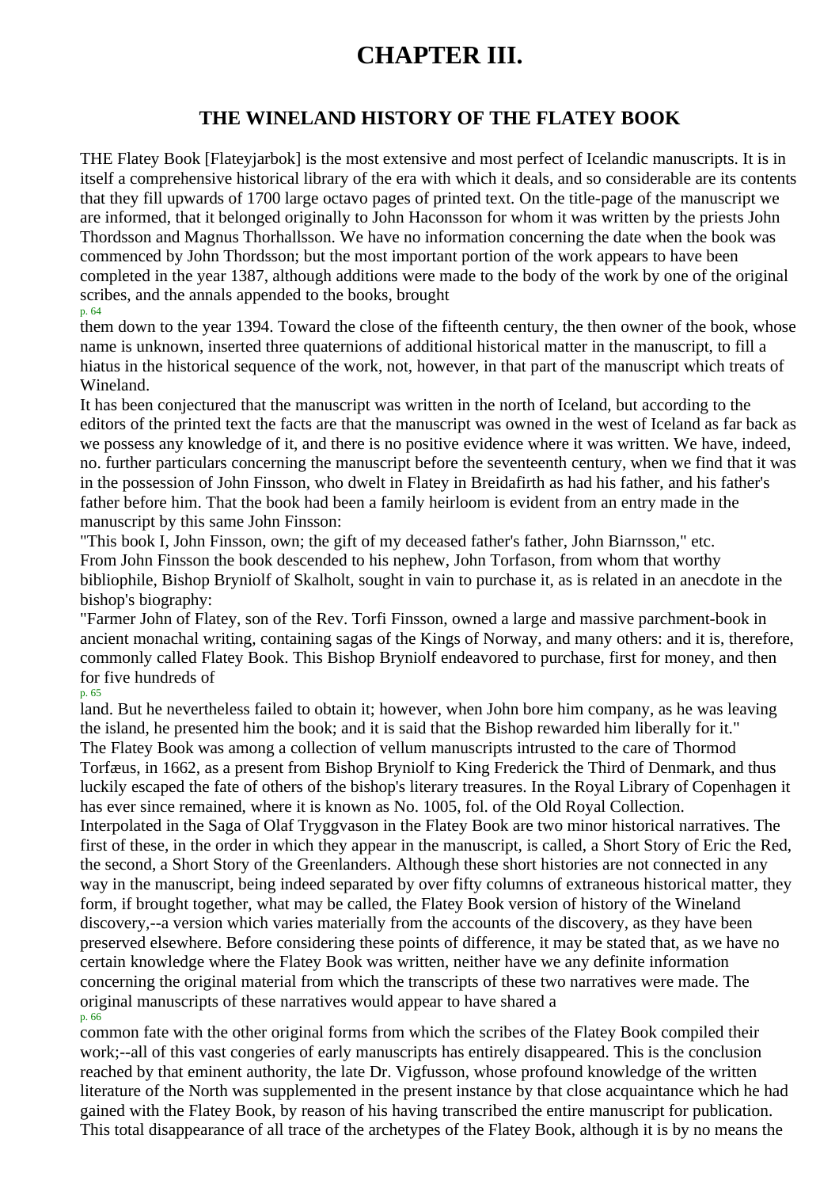# CHAPTER III.

## THE WINELAND HISTORY OF THE FLATEY BOOK

THE Flatey Book [Flateyjarbok] is the most extensive and most perfect of Icelandic manuscripts. It is in itself a comprehensive historical library of the era with which it deals, and so considerable are its contents that they fill upwards of 1700 large octavo pages of printed text. On the title-page of the manuscript we are informed, that it belonged originally to John Haconsson for whom it was written by the priests John Thordsson and Magnus Thorhallsson. We have no information concerning the date when the book was commenced by John Thordsson; but the most important portion of the work appears to have been completed in the year 1387, although additions were made to the body of the work by one of the original scribes, and the annals appended to the books, brought them down to the year 1394. Toward the close of the fifteenth century, the then owner of the book, whose name is unknown, inserted three quaternions of additional historical matter in the manuscript, to fill a hiatus in the historical sequence of the work, not, however, in that part of the manuscript which treats of Wineland.

It has been conjectured that the manuscript was written in the north of Iceland, but according to the editors of the printed text the facts are that the manuscript was owned in the west of Iceland as far back as we possess any knowledge of it, and there is no positive evidence where it was written. We have, indeed, no. further particulars concerning the manuscript before the seventeenth century, when we find that it was in the possession of John Finsson, who dwelt in Flatey in Breidafirth as had his father, and his father's father before him. That the book had been a family heirloom is evident from an entry made in the manuscript by this same John Finsson:

"This book I, John Finsson, own; the gift of my deceased father's father, John Biarnsson," etc.

From John Finsson the book descended to his nephew, John Torfason, from whom that worthy bibliophile, Bishop Bryniolf of Skalholt, sought in vain to purchase it, as is related in an anecdote in the bishop's biography:

"Farmer John of Flatey, son of the Rev. Torfi Finsson, owned a large and massive parchment-book in ancient monachal writing, containing sagas of the Kings of Norway, and many others: and it is, therefore, commonly called Flatey Book. This Bishop Bryniolf endeavored to purchase, first for money, and then for five hundreds of land. But he nevertheless failed to obtain it; however, when John bore him company, as he was leaving the island, he presented him the book; and it is said that the Bishop rewarded him liberally for it."

The Flatey Book was among a collection of vellum manuscripts intrusted to the care of Thormod Torfæus, in 1662, as a present from Bishop Bryniolf to King Frederick the Third of Denmark, and thus luckily escaped the fate of others of the bishop's literary treasures. In the Royal Library of Copenhagen it has ever since remained, where it is known as No. 1005, fol. of the Old Royal Collection.

Interpolated in the Saga of Olaf Tryggvason in the Flatey Book are two minor historical narratives. The first of these, in the order in which they appear in the manuscript, is called, a Short Story of Eric the Red, the second, a Short Story of the Greenlanders. Although these short histories are not connected in any way in the manuscript, being indeed separated by over fifty columns of extraneous historical matter, they form, if brought together, what may be called, the Flatey Book version of history of the Wineland discovery,--a version which varies materially from the accounts of the discovery, as they have been preserved elsewhere. Before considering these points of difference, it may be stated that, as we have no certain knowledge where the Flatey Book was written, neither have we any definite information concerning the original material from which the transcripts of these two narratives were made. The original manuscripts of these narratives would appear to have shared a common fate with the other original forms from which the scribes of the Flatey Book compiled their work;--all of this vast congeries of early manuscripts has entirely disappeared. This is the conclusion reached by that eminent authority, the late Dr. Vigfusson, whose profound knowledge of the written literature of the North was supplemented in the present instance by that close acquaintance which he had gained with the Flatey Book, by reason of his having transcribed the entire manuscript for publication. This total disappearance of all trace of the archetypes of the Flatey Book, although it is by no means the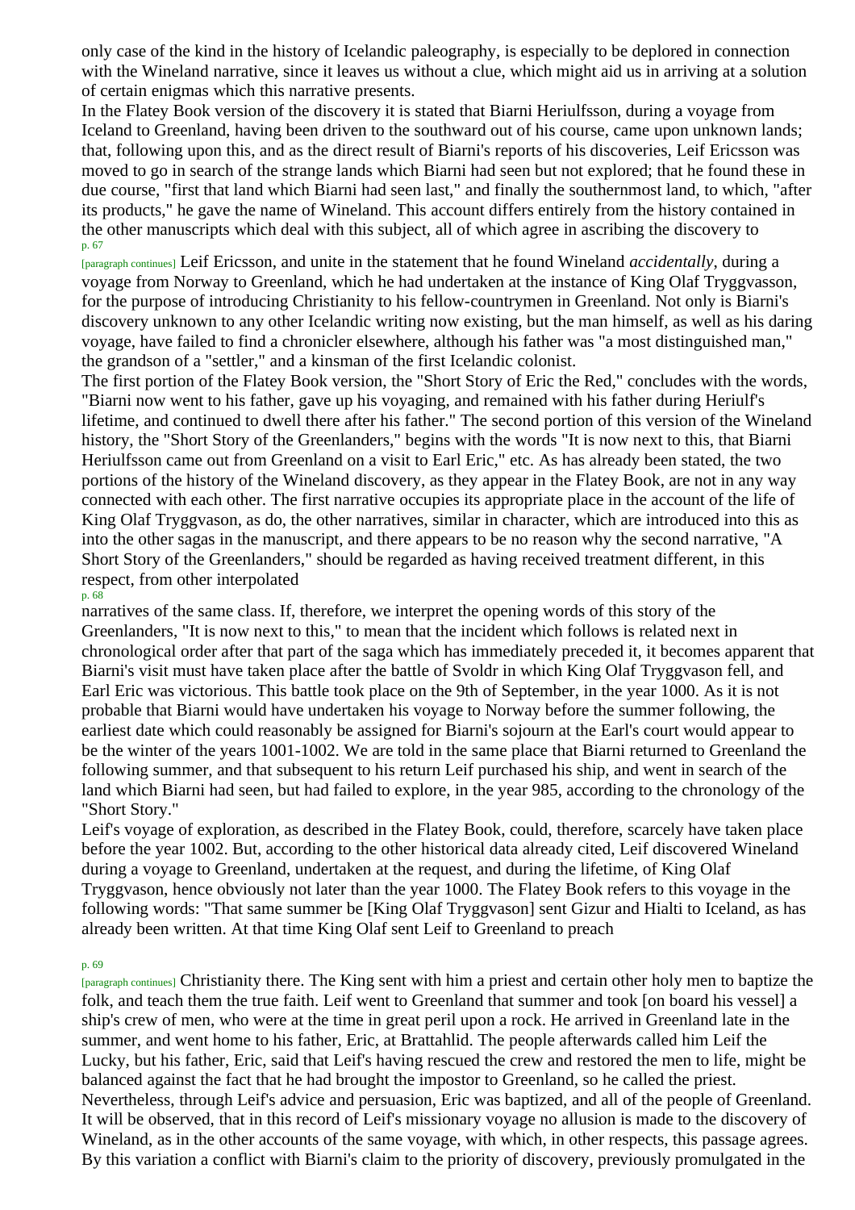only case of the kind in the history of Icelandic paleography, is especially to be deplored in connection with the Wineland narrative, since it leaves us without a clue, which might aid us in arriving at a solution of certain enigmas which this narrative presents.

In the Flatey Book version of the discovery it is stated that Biarni Heriulfsson, during a voyage from Iceland to Greenland, having been driven to the southward out of his course, came upon unknown lands; that, following upon this, and as the direct result of Biarni's reports of his discoveries, Leif Ericsson was moved to go in search of the strange lands which Biarni had seen but not explored; that he found these in due course, "first that land which Biarni had seen last," and finally the southernmost land, to which, "after its products," he gave the name of Wineland. This account differs entirely from the history contained in the other manuscripts which deal with this subject, all of which agree in ascribing the discovery to Leif Ericsson, and unite in the statement that he found Wineland *accidentally*, during a voyage from Norway to Greenland, which he had undertaken at the instance of King Olaf Tryggvasson, for the purpose of introducing Christianity to his fellow-countrymen in Greenland. Not only is Biarni's discovery unknown to any other Icelandic writing now existing, but the man himself, as well as his daring voyage, have failed to find a chronicler elsewhere, although his father was "a most distinguished man," the grandson of a "settler," and a kinsman of the first Icelandic colonist.

The first portion of the Flatey Book version, the "Short Story of Eric the Red," concludes with the words, "Biarni now went to his father, gave up his voyaging, and remained with his father during Heriulf's lifetime, and continued to dwell there after his father." The second portion of this version of the Wineland history, the "Short Story of the Greenlanders," begins with the words "It is now next to this, that Biarni Heriulfsson came out from Greenland on a visit to Earl Eric," etc. As has already been stated, the two portions of the history of the Wineland discovery, as they appear in the Flatey Book, are not in any way connected with each other. The first narrative occupies its appropriate place in the account of the life of King Olaf Tryggvason, as do, the other narratives, similar in character, which are introduced into this as into the other sagas in the manuscript, and there appears to be no reason why the second narrative, "A Short Story of the Greenlanders," should be regarded as having received treatment different, in this respect, from other interpolated narratives of the same class. If, therefore, we interpret the opening words of this story of the Greenlanders, "It is now next to this," to mean that the incident which follows is related next in chronological order after that part of the saga which has immediately preceded it, it becomes apparent that Biarni's visit must have taken place after the battle of Svoldr in which King Olaf Tryggvason fell, and Earl Eric was victorious. This battle took place on the 9th of September, in the year 1000. As it is not probable that Biarni would have undertaken his voyage to Norway before the summer following, the earliest date which could reasonably be assigned for Biarni's sojourn at the Earl's court would appear to be the winter of the years 1001-1002. We are told in the same place that Biarni returned to Greenland the following summer, and that subsequent to his return Leif purchased his ship, and went in search of the land which Biarni had seen, but had failed to explore, in the year 985, according to the chronology of the "Short Story."

Leif's voyage of exploration, as described in the Flatey Book, could, therefore, scarcely have taken place before the year 1002. But, according to the other historical data already cited, Leif discovered Wineland during a voyage to Greenland, undertaken at the request, and during the lifetime, of King Olaf Tryggvason, hence obviously not later than the year 1000. The Flatey Book refers to this voyage in the following words: "That same summer he [King Olaf Tryggvason] sent Gizur and Hialti to Iceland, as has already been written. At that time King Olaf sent Leif to Greenland to preach Christianity there. The King sent with him a priest and certain other holy men to baptize the folk, and teach them the true faith. Leif went to Greenland that summer and took [on board his vessel] a ship's crew of men, who were at the time in great peril upon a rock. He arrived in Greenland late in the summer, and went home to his father, Eric, at Brattahlid. The people afterwards called him Leif the Lucky, but his father, Eric, said that Leif's having rescued the crew and restored the men to life, might be balanced against the fact that he had brought the impostor to Greenland, so he called the priest. Nevertheless, through Leif's advice and persuasion, Eric was baptized, and all of the people of Greenland. It will be observed, that in this record of Leif's missionary voyage no allusion is made to the discovery of Wineland, as in the other accounts of the same voyage, with which, in other respects, this passage agrees. By this variation a conflict with Biarni's claim to the priority of discovery, previously promulgated in the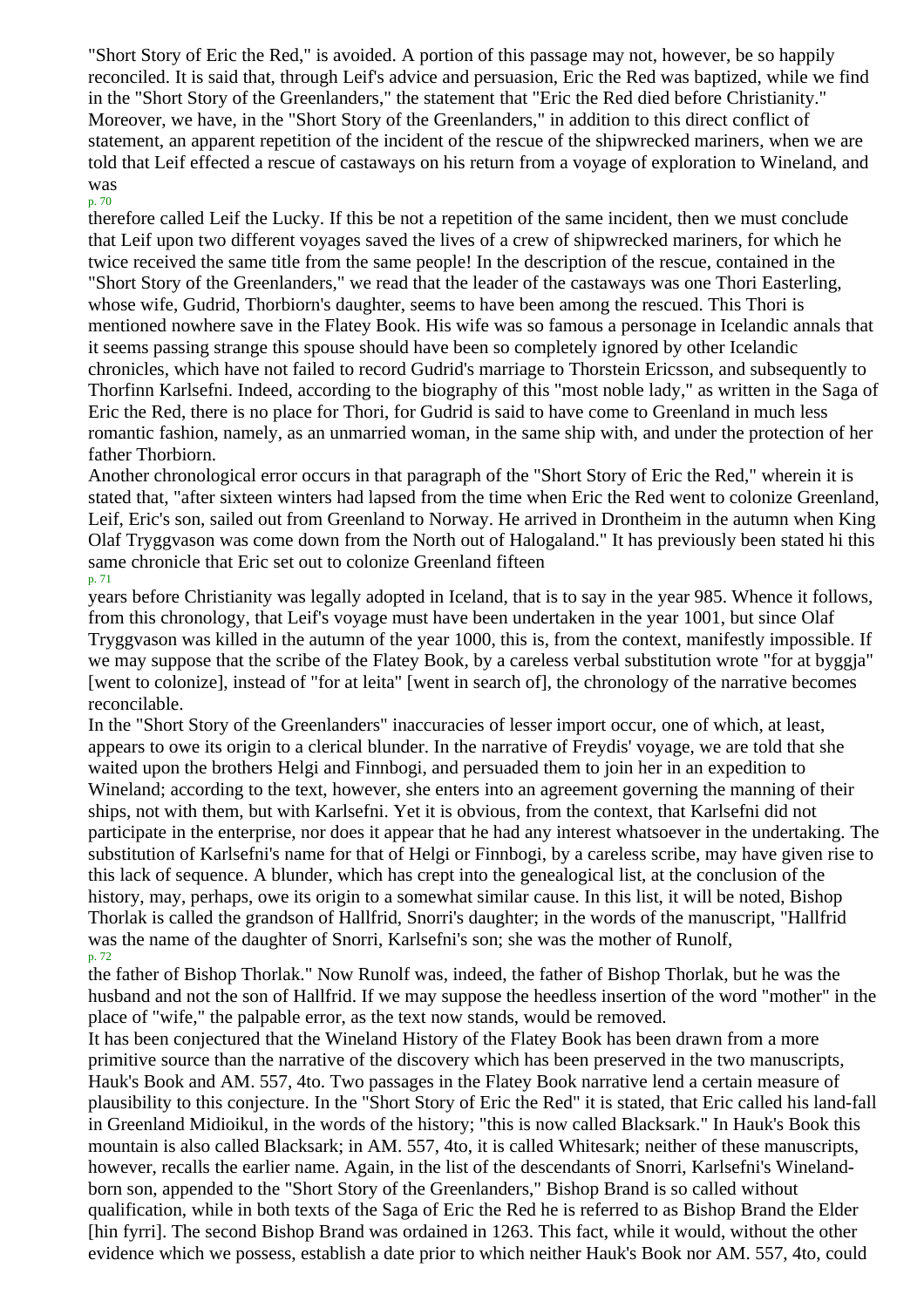"Short Story of Eric the Red," is avoided. A portion of this passage may not, however, be so happily reconciled. It is said that, through Leif's advice and persuasion, Eric the Red was baptized, while we find in the "Short Story of the Greenlanders," the statement that "Eric the Red died before Christianity." Moreover, we have, in the "Short Story of the Greenlanders," in addition to this direct conflict of statement, an apparent repetition of the incident of the rescue of the shipwrecked mariners, when we are told that Leif effected a rescue of castaways on his return from a voyage of exploration to Wineland, and was therefore called Leif the Lucky. If this be not a repetition of the same incident, then we must conclude that Leif upon two different voyages saved the lives of a crew of shipwrecked mariners, for which he twice received the same title from the same people! In the description of the rescue, contained in the "Short Story of the Greenlanders," we read that the leader of the castaways was one Thori Easterling, whose wife, Gudrid, Thorbiorn's daughter, seems to have been among the rescued. This Thori is mentioned nowhere save in the Flatey Book. His wife was so famous a personage in Icelandic annals that it seems passing strange this spouse should have been so completely ignored by other Icelandic chronicles, which have not failed to record Gudrid's marriage to Thorstein Ericsson, and subsequently to Thorfinn Karlsefni. Indeed, according to the biography of this "most noble lady," as written in the Saga of Eric the Red, there is no place for Thori, for Gudrid is said to have come to Greenland in much less romantic fashion, namely, as an unmarried woman, in the same ship with, and under the protection of her father Thorbiorn.

Another chronological error occurs in that paragraph of the "Short Story of Eric the Red," wherein it is stated that, "after sixteen winters had lapsed from the time when Eric the Red went to colonize Greenland, Leif, Eric's son, sailed out from Greenland to Norway. He arrived in Drontheim in the autumn when King Olaf Tryggvason was come down from the North out of Halogaland." It has previously been stated hi this same chronicle that Eric set out to colonize Greenland fifteen years before Christianity was legally adopted in Iceland, that is to say in the year 985. Whence it follows, from this chronology, that Leif's voyage must have been undertaken in the year 1001, but since Olaf Tryggvason was killed in the autumn of the year 1000, this is, from the context, manifestly impossible. If we may suppose that the scribe of the Flatey Book, by a careless verbal substitution wrote "for at byggja" [went to colonize], instead of "for at leita" [went in search of], the chronology of the narrative becomes reconcilable.

In the "Short Story of the Greenlanders" inaccuracies of lesser import occur, one of which, at least, appears to owe its origin to a clerical blunder. In the narrative of Freydis' voyage, we are told that she waited upon the brothers Helgi and Finnbogi, and persuaded them to join her in an expedition to Wineland; according to the text, however, she enters into an agreement governing the manning of their ships, not with them, but with Karlsefni. Yet it is obvious, from the context, that Karlsefni did not participate in the enterprise, nor does it appear that he had any interest whatsoever in the undertaking. The substitution of Karlsefni's name for that of Helgi or Finnbogi, by a careless scribe, may have given rise to this lack of sequence. A blunder, which has crept into the genealogical list, at the conclusion of the history, may, perhaps, owe its origin to a somewhat similar cause. In this list, it will be noted, Bishop Thorlak is called the grandson of Hallfrid, Snorri's daughter; in the words of the manuscript, "Hallfrid was the name of the daughter of Snorri, Karlsefni's son; she was the mother of Runolf, the father of Bishop Thorlak." Now Runolf was, indeed, the father of Bishop Thorlak, but he was the husband and not the son of Hallfrid. If we may suppose the heedless insertion of the word "mother" in the place of "wife," the palpable error, as the text now stands, would be removed.

It has been conjectured that the Wineland History of the Flatey Book has been drawn from a more primitive source than the narrative of the discovery which has been preserved in the two manuscripts, Hauk's Book and AM. 557, 4to. Two passages in the Flatey Book narrative lend a certain measure of plausibility to this conjecture. In the "Short Story of Eric the Red" it is stated, that Eric called his land-fall in Greenland Midioikul, in the words of the history; "this is now called Blacksark." In Hauk's Book this mountain is also called Blacksark; in AM. 557, 4to, it is called Whitesark; neither of these manuscripts, however, recalls the earlier name. Again, in the list of the descendants of Snorri, Karlsefni's Wineland-born son, appended to the "Short Story of the Greenlanders," Bishop Brand is so called without qualification, while in both texts of the Saga of Eric the Red he is referred to as Bishop Brand the Elder [hin fyrri]. The second Bishop Brand was ordained in 1263. This fact, while it would, without the other evidence which we possess, establish a date prior to which neither Hauk's Book nor AM. 557, 4to, could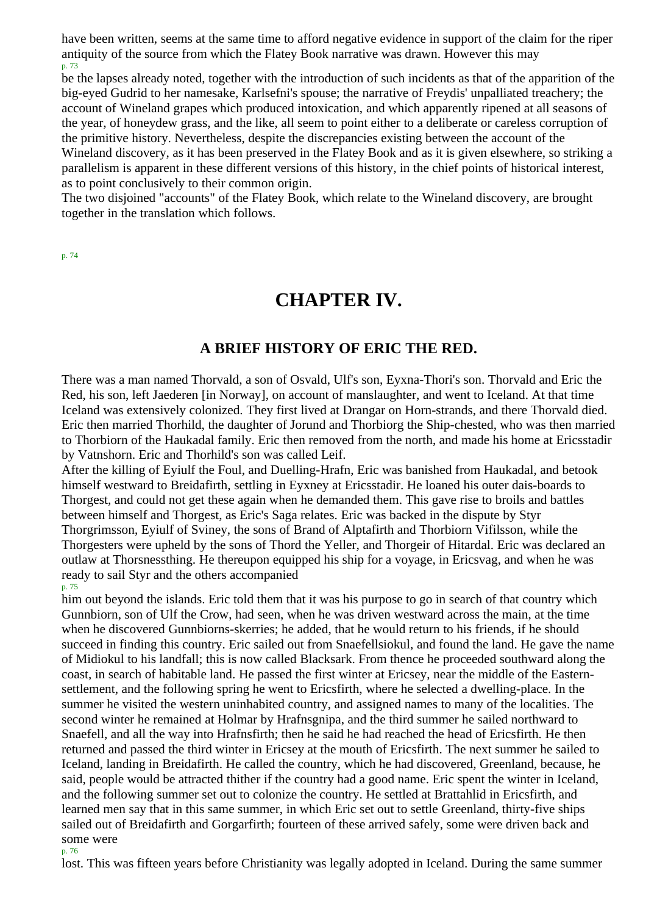have been written, seems at the same time to afford negative evidence in support of the claim for the riper antiquity of the source from which the Flatey Book narrative was drawn. However this may be the lapses already noted, together with the introduction of such incidents as that of the apparition of the big-eyed Gudrid to her namesake, Karlsefni's spouse; the narrative of Freydis' unpalliated treachery; the account of Wineland grapes which produced intoxication, and which apparently ripened at all seasons of the year, of honeydew grass, and the like, all seem to point either to a deliberate or careless corruption of the primitive history. Nevertheless, despite the discrepancies existing between the account of the Wineland discovery, as it has been preserved in the Flatey Book and as it is given elsewhere, so striking a parallelism is apparent in these different versions of this history, in the chief points of historical interest, as to point conclusively to their common origin.

The two disjoined "accounts" of the Flatey Book, which relate to the Wineland discovery, are brought together in the translation which follows.

# CHAPTER IV.

## A BRIEF HISTORY OF ERIC THE RED.

There was a man named Thorvald, a son of Osvald, Ulf's son, Eyxna-Thori's son. Thorvald and Eric the Red, his son, left Jaederen [in Norway], on account of manslaughter, and went to Iceland. At that time Iceland was extensively colonized. They first lived at Drangar on Horn-strands, and there Thorvald died. Eric then married Thorhild, the daughter of Jorund and Thorbiorg the Ship-chested, who was then married to Thorbiorn of the Haukadal family. Eric then removed from the north, and made his home at Ericsstadir by Vatnshorn. Eric and Thorhild's son was called Leif.

After the killing of Eyiulf the Foul, and Duelling-Hrafn, Eric was banished from Haukadal, and betook himself westward to Breidafirth, settling in Eyxney at Ericsstadir. He loaned his outer dais-boards to Thorgest, and could not get these again when he demanded them. This gave rise to broils and battles between himself and Thorgest, as Eric's Saga relates. Eric was backed in the dispute by Styr Thorgrimsson, Eyiulf of Sviney, the sons of Brand of Alptafirth and Thorbiorn Vifilsson, while the Thorgesters were upheld by the sons of Thord the Yeller, and Thorgeir of Hitardal. Eric was declared an outlaw at Thorsnessthing. He thereupon equipped his ship for a voyage, in Ericsvag, and when he was ready to sail Styr and the others accompanied him out beyond the islands. Eric told them that it was his purpose to go in search of that country which Gunnbiorn, son of Ulf the Crow, had seen, when he was driven westward across the main, at the time when he discovered Gunnbiorns-skerries; he added, that he would return to his friends, if he should succeed in finding this country. Eric sailed out from Snaefellsiokul, and found the land. He gave the name of Midiokul to his landfall; this is now called Blacksark. From thence he proceeded southward along the coast, in search of habitable land. He passed the first winter at Ericsey, near the middle of the Eastern-settlement, and the following spring he went to Ericsfirth, where he selected a dwelling-place. In the summer he visited the western uninhabited country, and assigned names to many of the localities. The second winter he remained at Holmar by Hrafnsgnipa, and the third summer he sailed northward to Snaefell, and all the way into Hrafnsfirth; then he said he had reached the head of Ericsfirth. He then returned and passed the third winter in Ericsey at the mouth of Ericsfirth. The next summer he sailed to Iceland, landing in Breidafirth. He called the country, which he had discovered, Greenland, because, he said, people would be attracted thither if the country had a good name. Eric spent the winter in Iceland, and the following summer set out to colonize the country. He settled at Brattahlid in Ericsfirth, and learned men say that in this same summer, in which Eric set out to settle Greenland, thirty-five ships sailed out of Breidafirth and Gorgarfirth; fourteen of these arrived safely, some were driven back and some were lost. This was fifteen years before Christianity was legally adopted in Iceland. During the same summer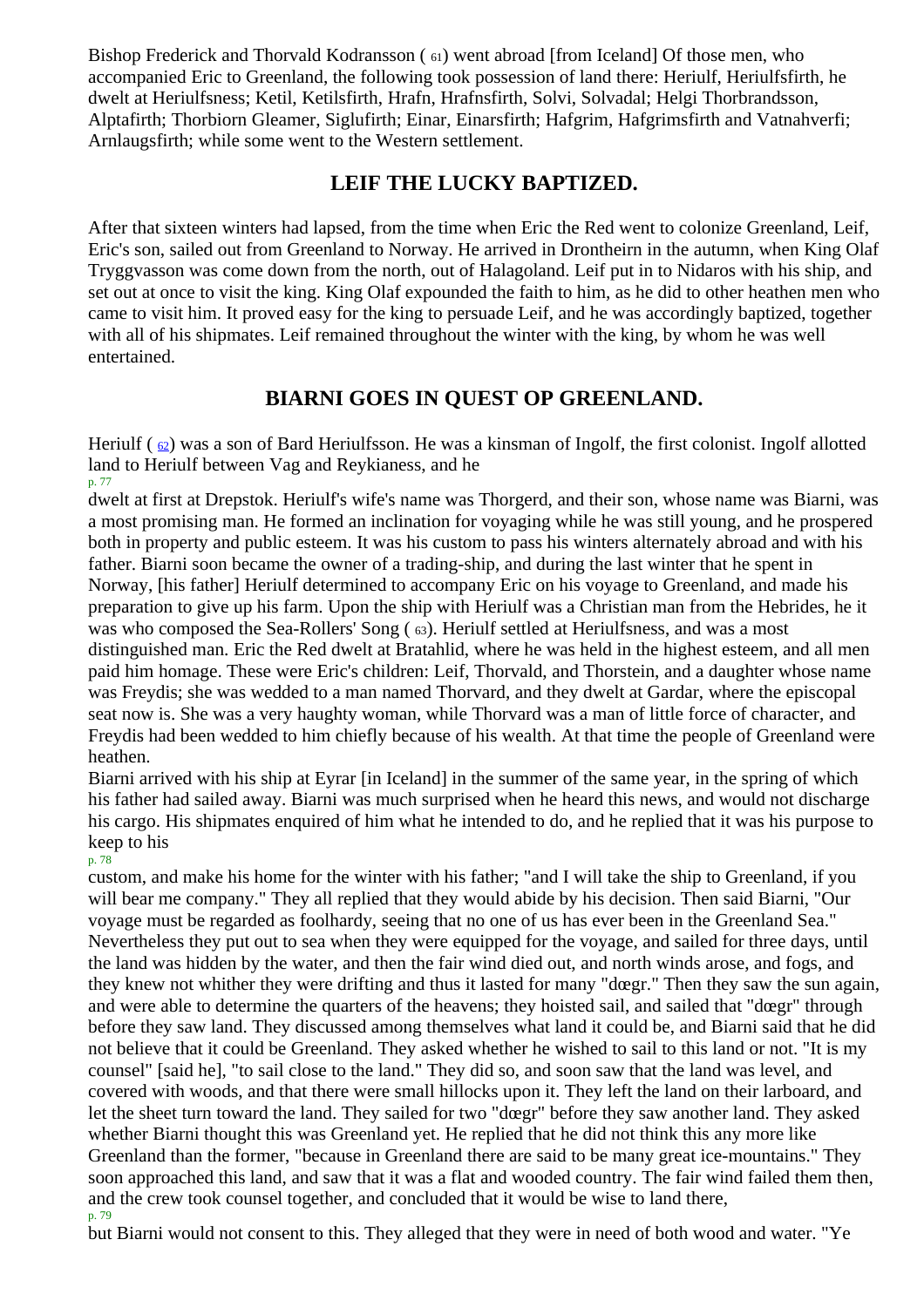Bishop Frederick and Thorvald Kodransson ( 61) went abroad [from Iceland] Of those men, who accompanied Eric to Greenland, the following took possession of land there: Heriulf, Heriulfsfirth, he dwelt at Heriulfsness; Ketil, Ketilsfirth, Hrafn, Hrafnsfirth, Solvi, Solvadal; Helgi Thorbrandsson, Alptafirth; Thorbiorn Gleamer, Siglufirth; Einar, Einarsfirth; Hafgrim, Hafgrimsfirth and Vatnahverfi; Arnlaugsfirth; while some went to the Western settlement.

## LEIF THE LUCKY BAPTIZED.

After that sixteen winters had lapsed, from the time when Eric the Red went to colonize Greenland, Leif, Eric's son, sailed out from Greenland to Norway. He arrived in Drontheirn in the autumn, when King Olaf Tryggvasson was come down from the north, out of Halagoland. Leif put in to Nidaros with his ship, and set out at once to visit the king. King Olaf expounded the faith to him, as he did to other heathen men who came to visit him. It proved easy for the king to persuade Leif, and he was accordingly baptized, together with all of his shipmates. Leif remained throughout the winter with the king, by whom he was well entertained.

## BIARNI GOES IN QUEST OP GREENLAND.

Heriulf ( 62) was a son of Bard Heriulfsson. He was a kinsman of Ingolf, the first colonist. Ingolf allotted land to Heriulf between Vag and Reykianess, and he dwelt at first at Drepstok. Heriulf's wife's name was Thorgerd, and their son, whose name was Biarni, was a most promising man. He formed an inclination for voyaging while he was still young, and he prospered both in property and public esteem. It was his custom to pass his winters alternately abroad and with his father. Biarni soon became the owner of a trading-ship, and during the last winter that he spent in Norway, [his father] Heriulf determined to accompany Eric on his voyage to Greenland, and made his preparation to give up his farm. Upon the ship with Heriulf was a Christian man from the Hebrides, he it was who composed the Sea-Rollers' Song ( 63). Heriulf settled at Heriulfsness, and was a most distinguished man. Eric the Red dwelt at Bratahlid, where he was held in the highest esteem, and all men paid him homage. These were Eric's children: Leif, Thorvald, and Thorstein, and a daughter whose name was Freydis; she was wedded to a man named Thorvard, and they dwelt at Gardar, where the episcopal seat now is. She was a very haughty woman, while Thorvard was a man of little force of character, and Freydis had been wedded to him chiefly because of his wealth. At that time the people of Greenland were heathen.

Biarni arrived with his ship at Eyrar [in Iceland] in the summer of the same year, in the spring of which his father had sailed away. Biarni was much surprised when he heard this news, and would not discharge his cargo. His shipmates enquired of him what he intended to do, and he replied that it was his purpose to keep to his custom, and make his home for the winter with his father; "and I will take the ship to Greenland, if you will bear me company." They all replied that they would abide by his decision. Then said Biarni, "Our voyage must be regarded as foolhardy, seeing that no one of us has ever been in the Greenland Sea." Nevertheless they put out to sea when they were equipped for the voyage, and sailed for three days, until the land was hidden by the water, and then the fair wind died out, and north winds arose, and fogs, and they knew not whither they were drifting and thus it lasted for many "dœgr." Then they saw the sun again, and were able to determine the quarters of the heavens; they hoisted sail, and sailed that "dœgr" through before they saw land. They discussed among themselves what land it could be, and Biarni said that he did not believe that it could be Greenland. They asked whether he wished to sail to this land or not. "It is my counsel" [said he], "to sail close to the land." They did so, and soon saw that the land was level, and covered with woods, and that there were small hillocks upon it. They left the land on their larboard, and let the sheet turn toward the land. They sailed for two "dœgr" before they saw another land. They asked whether Biarni thought this was Greenland yet. He replied that he did not think this any more like Greenland than the former, "because in Greenland there are said to be many great ice-mountains." They soon approached this land, and saw that it was a flat and wooded country. The fair wind failed them then, and the crew took counsel together, and concluded that it would be wise to land there, but Biarni would not consent to this. They alleged that they were in need of both wood and water. "Ye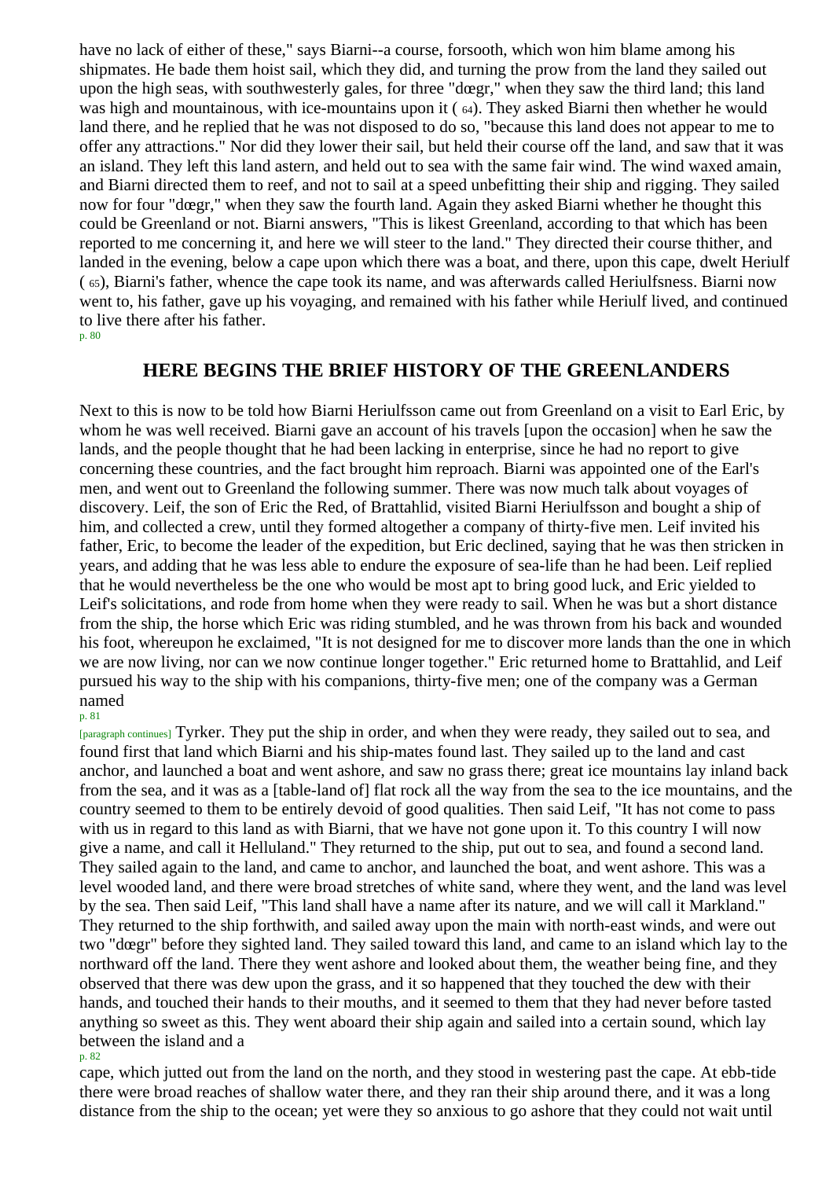have no lack of either of these," says Biarni--a course, forsooth, which won him blame among his shipmates. He bade them hoist sail, which they did, and turning the prow from the land they sailed out upon the high seas, with southwesterly gales, for three "dœgr," when they saw the third land; this land was high and mountainous, with ice-mountains upon it ( 64). They asked Biarni then whether he would land there, and he replied that he was not disposed to do so, "because this land does not appear to me to offer any attractions." Nor did they lower their sail, but held their course off the land, and saw that it was an island. They left this land astern, and held out to sea with the same fair wind. The wind waxed amain, and Biarni directed them to reef, and not to sail at a speed unbefitting their ship and rigging. They sailed now for four "dœgr," when they saw the fourth land. Again they asked Biarni whether he thought this could be Greenland or not. Biarni answers, "This is likest Greenland, according to that which has been reported to me concerning it, and here we will steer to the land." They directed their course thither, and landed in the evening, below a cape upon which there was a boat, and there, upon this cape, dwelt Heriulf ( 65), Biarni's father, whence the cape took its name, and was afterwards called Heriulfsness. Biarni now went to, his father, gave up his voyaging, and remained with his father while Heriulf lived, and continued to live there after his father.

## HERE BEGINS THE BRIEF HISTORY OF THE GREENLANDERS

Next to this is now to be told how Biarni Heriulfsson came out from Greenland on a visit to Earl Eric, by whom he was well received. Biarni gave an account of his travels [upon the occasion] when he saw the lands, and the people thought that he had been lacking in enterprise, since he had no report to give concerning these countries, and the fact brought him reproach. Biarni was appointed one of the Earl's men, and went out to Greenland the following summer. There was now much talk about voyages of discovery. Leif, the son of Eric the Red, of Brattahlid, visited Biarni Heriulfsson and bought a ship of him, and collected a crew, until they formed altogether a company of thirty-five men. Leif invited his father, Eric, to become the leader of the expedition, but Eric declined, saying that he was then stricken in years, and adding that he was less able to endure the exposure of sea-life than he had been. Leif replied that he would nevertheless be the one who would be most apt to bring good luck, and Eric yielded to Leif's solicitations, and rode from home when they were ready to sail. When he was but a short distance from the ship, the horse which Eric was riding stumbled, and he was thrown from his back and wounded his foot, whereupon he exclaimed, "It is not designed for me to discover more lands than the one in which we are now living, nor can we now continue longer together." Eric returned home to Brattahlid, and Leif pursued his way to the ship with his companions, thirty-five men; one of the company was a German named Tyrker. They put the ship in order, and when they were ready, they sailed out to sea, and found first that land which Biarni and his ship-mates found last. They sailed up to the land and cast anchor, and launched a boat and went ashore, and saw no grass there; great ice mountains lay inland back from the sea, and it was as a [table-land of] flat rock all the way from the sea to the ice mountains, and the country seemed to them to be entirely devoid of good qualities. Then said Leif, "It has not come to pass with us in regard to this land as with Biarni, that we have not gone upon it. To this country I will now give a name, and call it Helluland." They returned to the ship, put out to sea, and found a second land. They sailed again to the land, and came to anchor, and launched the boat, and went ashore. This was a level wooded land, and there were broad stretches of white sand, where they went, and the land was level by the sea. Then said Leif, "This land shall have a name after its nature, and we will call it Markland." They returned to the ship forthwith, and sailed away upon the main with north-east winds, and were out two "dœgr" before they sighted land. They sailed toward this land, and came to an island which lay to the northward off the land. There they went ashore and looked about them, the weather being fine, and they observed that there was dew upon the grass, and it so happened that they touched the dew with their hands, and touched their hands to their mouths, and it seemed to them that they had never before tasted anything so sweet as this. They went aboard their ship again and sailed into a certain sound, which lay between the island and a cape, which jutted out from the land on the north, and they stood in westering past the cape. At ebb-tide there were broad reaches of shallow water there, and they ran their ship around there, and it was a long distance from the ship to the ocean; yet were they so anxious to go ashore that they could not wait until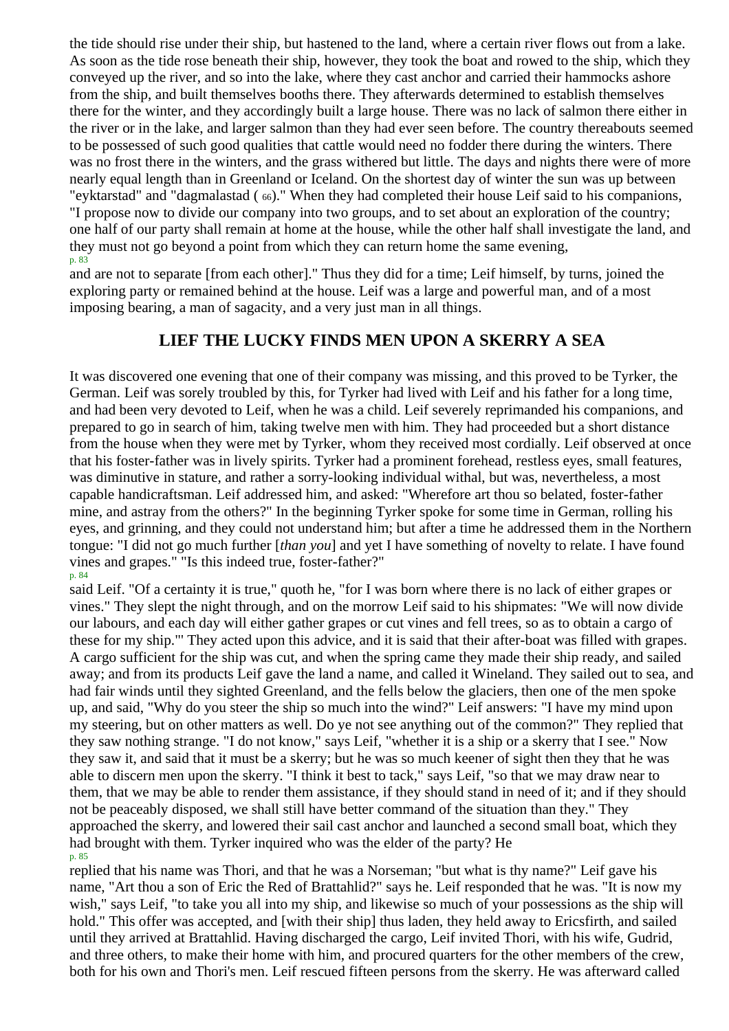the tide should rise under their ship, but hastened to the land, where a certain river flows out from a lake. As soon as the tide rose beneath their ship, however, they took the boat and rowed to the ship, which they conveyed up the river, and so into the lake, where they cast anchor and carried their hammocks ashore from the ship, and built themselves booths there. They afterwards determined to establish themselves there for the winter, and they accordingly built a large house. There was no lack of salmon there either in the river or in the lake, and larger salmon than they had ever seen before. The country thereabouts seemed to be possessed of such good qualities that cattle would need no fodder there during the winters. There was no frost there in the winters, and the grass withered but little. The days and nights there were of more nearly equal length than in Greenland or Iceland. On the shortest day of winter the sun was up between "eyktarstad" and "dagmalastad ( 66)." When they had completed their house Leif said to his companions, "I propose now to divide our company into two groups, and to set about an exploration of the country; one half of our party shall remain at home at the house, while the other half shall investigate the land, and they must not go beyond a point from which they can return home the same evening, and are not to separate [from each other]." Thus they did for a time; Leif himself, by turns, joined the exploring party or remained behind at the house. Leif was a large and powerful man, and of a most imposing bearing, a man of sagacity, and a very just man in all things.

## LIEF THE LUCKY FINDS MEN UPON A SKERRY A SEA

It was discovered one evening that one of their company was missing, and this proved to be Tyrker, the German. Leif was sorely troubled by this, for Tyrker had lived with Leif and his father for a long time, and had been very devoted to Leif, when he was a child. Leif severely reprimanded his companions, and prepared to go in search of him, taking twelve men with him. They had proceeded but a short distance from the house when they were met by Tyrker, whom they received most cordially. Leif observed at once that his foster-father was in lively spirits. Tyrker had a prominent forehead, restless eyes, small features, was diminutive in stature, and rather a sorry-looking individual withal, but was, nevertheless, a most capable handicraftsman. Leif addressed him, and asked: "Wherefore art thou so belated, foster-father mine, and astray from the others?" In the beginning Tyrker spoke for some time in German, rolling his eyes, and grinning, and they could not understand him; but after a time he addressed them in the Northern tongue: "I did not go much further [*than you*] and yet I have something of novelty to relate. I have found vines and grapes." "Is this indeed true, foster-father?" said Leif. "Of a certainty it is true," quoth he, "for I was born where there is no lack of either grapes or vines." They slept the night through, and on the morrow Leif said to his shipmates: "We will now divide our labours, and each day will either gather grapes or cut vines and fell trees, so as to obtain a cargo of these for my ship."' They acted upon this advice, and it is said that their after-boat was filled with grapes. A cargo sufficient for the ship was cut, and when the spring came they made their ship ready, and sailed away; and from its products Leif gave the land a name, and called it Wineland. They sailed out to sea, and had fair winds until they sighted Greenland, and the fells below the glaciers, then one of the men spoke up, and said, "Why do you steer the ship so much into the wind?" Leif answers: "I have my mind upon my steering, but on other matters as well. Do ye not see anything out of the common?" They replied that they saw nothing strange. "I do not know," says Leif, "whether it is a ship or a skerry that I see." Now they saw it, and said that it must be a skerry; but he was so much keener of sight then they that he was able to discern men upon the skerry. "I think it best to tack," says Leif, "so that we may draw near to them, that we may be able to render them assistance, if they should stand in need of it; and if they should not be peaceably disposed, we shall still have better command of the situation than they." They approached the skerry, and lowered their sail cast anchor and launched a second small boat, which they had brought with them. Tyrker inquired who was the elder of the party? He replied that his name was Thori, and that he was a Norseman; "but what is thy name?" Leif gave his name, "Art thou a son of Eric the Red of Brattahlid?" says he. Leif responded that he was. "It is now my wish," says Leif, "to take you all into my ship, and likewise so much of your possessions as the ship will hold." This offer was accepted, and [with their ship] thus laden, they held away to Ericsfirth, and sailed until they arrived at Brattahlid. Having discharged the cargo, Leif invited Thori, with his wife, Gudrid, and three others, to make their home with him, and procured quarters for the other members of the crew, both for his own and Thori's men. Leif rescued fifteen persons from the skerry. He was afterward called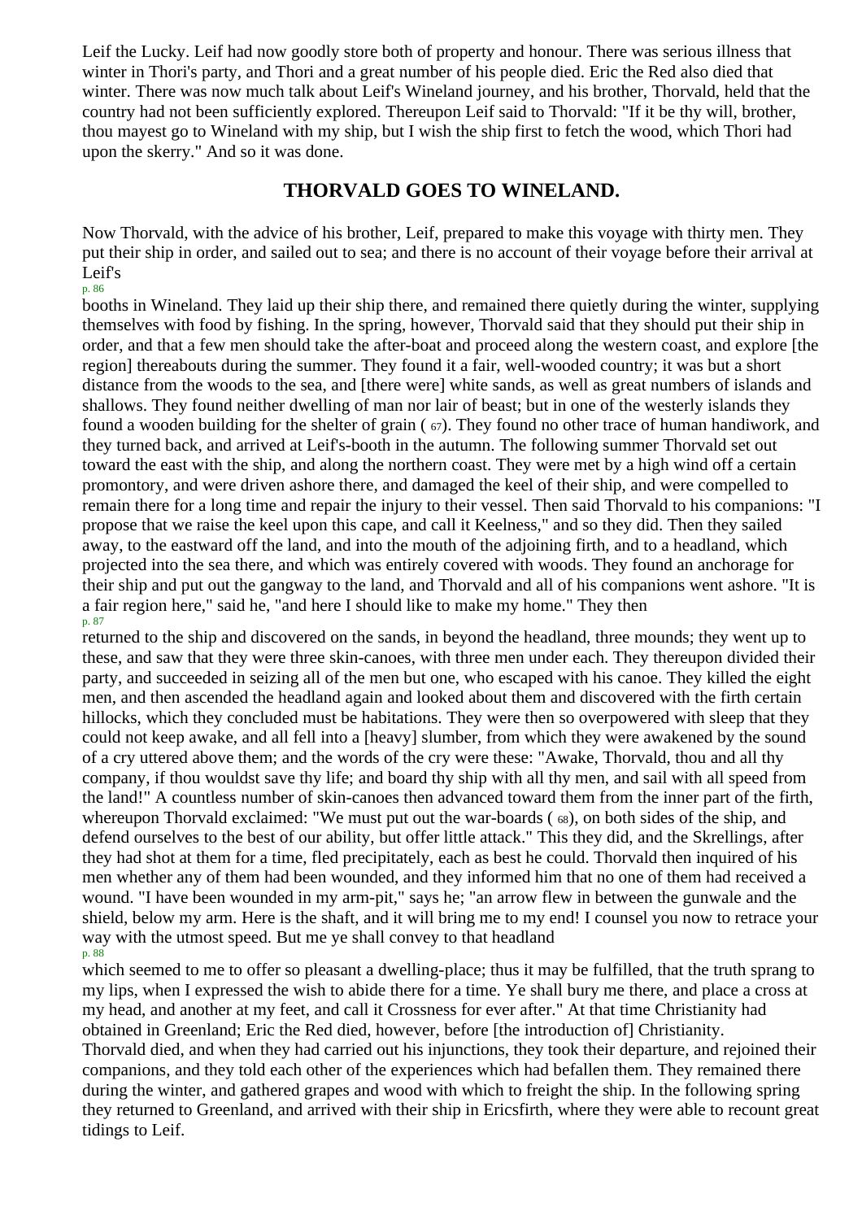Leif the Lucky. Leif had now goodly store both of property and honour. There was serious illness that winter in Thori's party, and Thori and a great number of his people died. Eric the Red also died that winter. There was now much talk about Leif's Wineland journey, and his brother, Thorvald, held that the country had not been sufficiently explored. Thereupon Leif said to Thorvald: "If it be thy will, brother, thou mayest go to Wineland with my ship, but I wish the ship first to fetch the wood, which Thori had upon the skerry." And so it was done.

## THORVALD GOES TO WINELAND.

Now Thorvald, with the advice of his brother, Leif, prepared to make this voyage with thirty men. They put their ship in order, and sailed out to sea; and there is no account of their voyage before their arrival at Leif's booths in Wineland. They laid up their ship there, and remained there quietly during the winter, supplying themselves with food by fishing. In the spring, however, Thorvald said that they should put their ship in order, and that a few men should take the after-boat and proceed along the western coast, and explore [the region] thereabouts during the summer. They found it a fair, well-wooded country; it was but a short distance from the woods to the sea, and [there were] white sands, as well as great numbers of islands and shallows. They found neither dwelling of man nor lair of beast; but in one of the westerly islands they found a wooden building for the shelter of grain ( 67). They found no other trace of human handiwork, and they turned back, and arrived at Leif's-booth in the autumn. The following summer Thorvald set out toward the east with the ship, and along the northern coast. They were met by a high wind off a certain promontory, and were driven ashore there, and damaged the keel of their ship, and were compelled to remain there for a long time and repair the injury to their vessel. Then said Thorvald to his companions: "I propose that we raise the keel upon this cape, and call it Keelness," and so they did. Then they sailed away, to the eastward off the land, and into the mouth of the adjoining firth, and to a headland, which projected into the sea there, and which was entirely covered with woods. They found an anchorage for their ship and put out the gangway to the land, and Thorvald and all of his companions went ashore. "It is a fair region here," said he, "and here I should like to make my home." They then returned to the ship and discovered on the sands, in beyond the headland, three mounds; they went up to these, and saw that they were three skin-canoes, with three men under each. They thereupon divided their party, and succeeded in seizing all of the men but one, who escaped with his canoe. They killed the eight men, and then ascended the headland again and looked about them and discovered with the firth certain hillocks, which they concluded must be habitations. They were then so overpowered with sleep that they could not keep awake, and all fell into a [heavy] slumber, from which they were awakened by the sound of a cry uttered above them; and the words of the cry were these: "Awake, Thorvald, thou and all thy company, if thou wouldst save thy life; and board thy ship with all thy men, and sail with all speed from the land!" A countless number of skin-canoes then advanced toward them from the inner part of the firth, whereupon Thorvald exclaimed: "We must put out the war-boards ( 68), on both sides of the ship, and defend ourselves to the best of our ability, but offer little attack." This they did, and the Skrellings, after they had shot at them for a time, fled precipitately, each as best he could. Thorvald then inquired of his men whether any of them had been wounded, and they informed him that no one of them had received a wound. "I have been wounded in my arm-pit," says he; "an arrow flew in between the gunwale and the shield, below my arm. Here is the shaft, and it will bring me to my end! I counsel you now to retrace your way with the utmost speed. But me ye shall convey to that headland which seemed to me to offer so pleasant a dwelling-place; thus it may be fulfilled, that the truth sprang to my lips, when I expressed the wish to abide there for a time. Ye shall bury me there, and place a cross at my head, and another at my feet, and call it Crossness for ever after." At that time Christianity had obtained in Greenland; Eric the Red died, however, before [the introduction of] Christianity.

Thorvald died, and when they had carried out his injunctions, they took their departure, and rejoined their companions, and they told each other of the experiences which had befallen them. They remained there during the winter, and gathered grapes and wood with which to freight the ship. In the following spring they returned to Greenland, and arrived with their ship in Ericsfirth, where they were able to recount great tidings to Leif.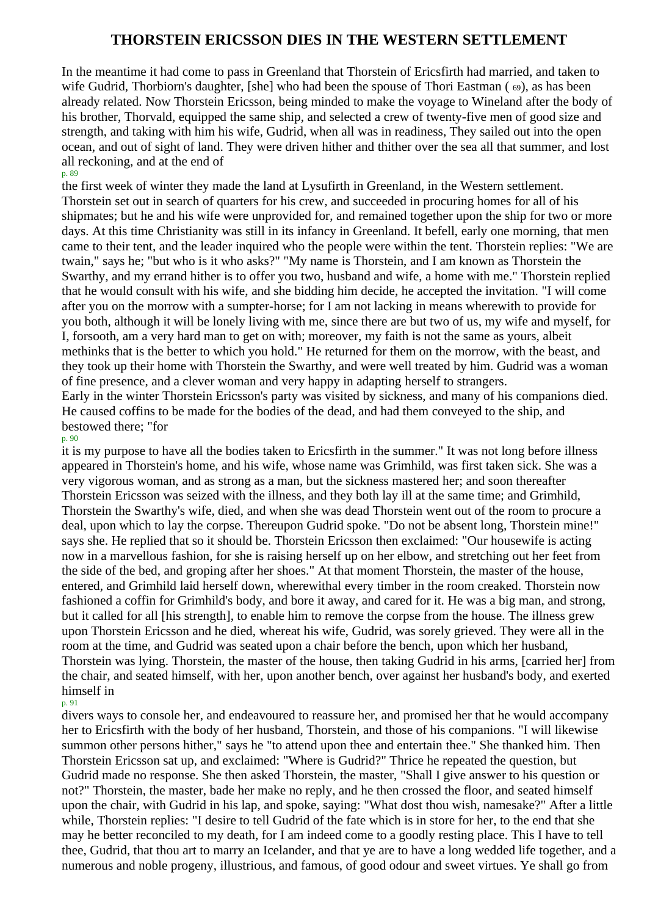# THORSTEIN ERICSSON DIES IN THE WESTERN SETTLEMENT

In the meantime it had come to pass in Greenland that Thorstein of Ericsfirth had married, and taken to wife Gudrid, Thorbiorn's daughter, [she] who had been the spouse of Thori Eastman ( 69), as has been already related. Now Thorstein Ericsson, being minded to make the voyage to Wineland after the body of his brother, Thorvald, equipped the same ship, and selected a crew of twenty-five men of good size and strength, and taking with him his wife, Gudrid, when all was in readiness, They sailed out into the open ocean, and out of sight of land. They were driven hither and thither over the sea all that summer, and lost all reckoning, and at the end of the first week of winter they made the land at Lysufirth in Greenland, in the Western settlement. Thorstein set out in search of quarters for his crew, and succeeded in procuring homes for all of his shipmates; but he and his wife were unprovided for, and remained together upon the ship for two or more days. At this time Christianity was still in its infancy in Greenland. It befell, early one morning, that men came to their tent, and the leader inquired who the people were within the tent. Thorstein replies: "We are twain," says he; "but who is it who asks?" "My name is Thorstein, and I am known as Thorstein the Swarthy, and my errand hither is to offer you two, husband and wife, a home with me." Thorstein replied that he would consult with his wife, and she bidding him decide, he accepted the invitation. "I will come after you on the morrow with a sumpter-horse; for I am not lacking in means wherewith to provide for you both, although it will be lonely living with me, since there are but two of us, my wife and myself, for I, forsooth, am a very hard man to get on with; moreover, my faith is not the same as yours, albeit methinks that is the better to which you hold." He returned for them on the morrow, with the beast, and they took up their home with Thorstein the Swarthy, and were well treated by him. Gudrid was a woman of fine presence, and a clever woman and very happy in adapting herself to strangers.

Early in the winter Thorstein Ericsson's party was visited by sickness, and many of his companions died. He caused coffins to be made for the bodies of the dead, and had them conveyed to the ship, and bestowed there; "for it is my purpose to have all the bodies taken to Ericsfirth in the summer." It was not long before illness appeared in Thorstein's home, and his wife, whose name was Grimhild, was first taken sick. She was a very vigorous woman, and as strong as a man, but the sickness mastered her; and soon thereafter Thorstein Ericsson was seized with the illness, and they both lay ill at the same time; and Grimhild, Thorstein the Swarthy's wife, died, and when she was dead Thorstein went out of the room to procure a deal, upon which to lay the corpse. Thereupon Gudrid spoke. "Do not be absent long, Thorstein mine!" says she. He replied that so it should be. Thorstein Ericsson then exclaimed: "Our housewife is acting now in a marvellous fashion, for she is raising herself up on her elbow, and stretching out her feet from the side of the bed, and groping after her shoes." At that moment Thorstein, the master of the house, entered, and Grimhild laid herself down, wherewithal every timber in the room creaked. Thorstein now fashioned a coffin for Grimhild's body, and bore it away, and cared for it. He was a big man, and strong, but it called for all [his strength], to enable him to remove the corpse from the house. The illness grew upon Thorstein Ericsson and he died, whereat his wife, Gudrid, was sorely grieved. They were all in the room at the time, and Gudrid was seated upon a chair before the bench, upon which her husband, Thorstein was lying. Thorstein, the master of the house, then taking Gudrid in his arms, [carried her] from the chair, and seated himself, with her, upon another bench, over against her husband's body, and exerted himself in divers ways to console her, and endeavoured to reassure her, and promised her that he would accompany her to Ericsfirth with the body of her husband, Thorstein, and those of his companions. "I will likewise summon other persons hither," says he "to attend upon thee and entertain thee." She thanked him. Then Thorstein Ericsson sat up, and exclaimed: "Where is Gudrid?" Thrice he repeated the question, but Gudrid made no response. She then asked Thorstein, the master, "Shall I give answer to his question or not?" Thorstein, the master, bade her make no reply, and he then crossed the floor, and seated himself upon the chair, with Gudrid in his lap, and spoke, saying: "What dost thou wish, namesake?" After a little while, Thorstein replies: "I desire to tell Gudrid of the fate which is in store for her, to the end that she may he better reconciled to my death, for I am indeed come to a goodly resting place. This I have to tell thee, Gudrid, that thou art to marry an Icelander, and that ye are to have a long wedded life together, and a numerous and noble progeny, illustrious, and famous, of good odour and sweet virtues. Ye shall go from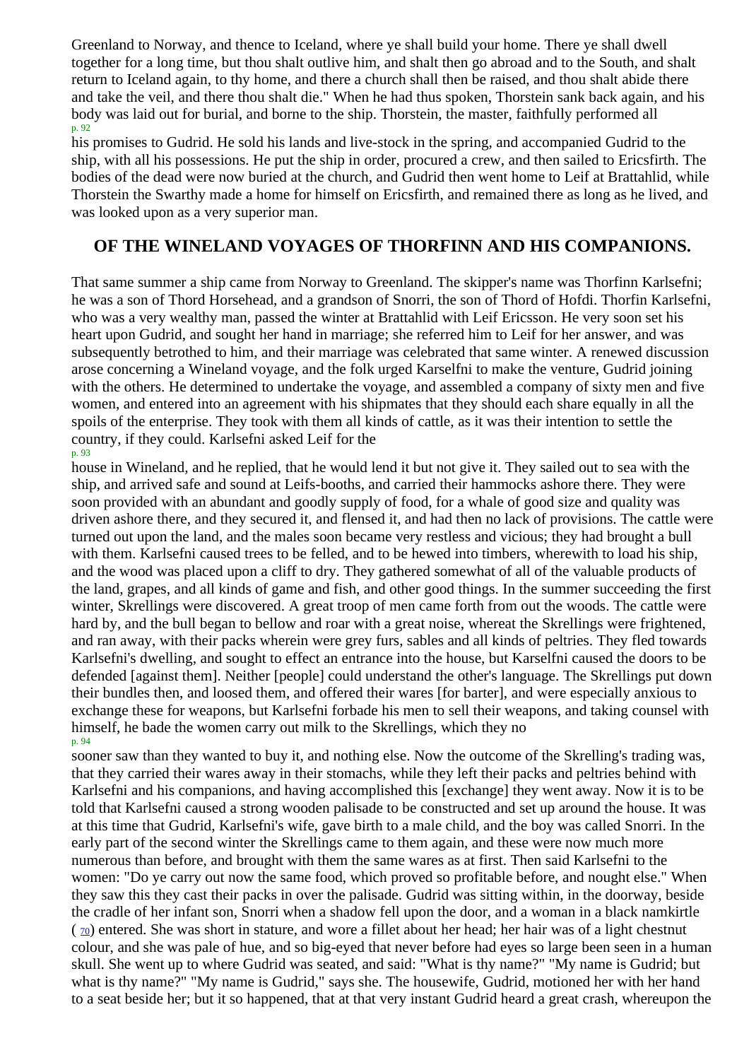Greenland to Norway, and thence to Iceland, where ye shall build your home. There ye shall dwell together for a long time, but thou shalt outlive him, and shalt then go abroad and to the South, and shalt return to Iceland again, to thy home, and there a church shall then be raised, and thou shalt abide there and take the veil, and there thou shalt die." When he had thus spoken, Thorstein sank back again, and his body was laid out for burial, and borne to the ship. Thorstein, the master, faithfully performed all his promises to Gudrid. He sold his lands and live-stock in the spring, and accompanied Gudrid to the ship, with all his possessions. He put the ship in order, procured a crew, and then sailed to Ericsfirth. The bodies of the dead were now buried at the church, and Gudrid then went home to Leif at Brattahlid, while Thorstein the Swarthy made a home for himself on Ericsfirth, and remained there as long as he lived, and was looked upon as a very superior man.

## OF THE WINELAND VOYAGES OF THORFINN AND HIS COMPANIONS.

That same summer a ship came from Norway to Greenland. The skipper's name was Thorfinn Karlsefni; he was a son of Thord Horsehead, and a grandson of Snorri, the son of Thord of Hofdi. Thorfin Karlsefni, who was a very wealthy man, passed the winter at Brattahlid with Leif Ericsson. He very soon set his heart upon Gudrid, and sought her hand in marriage; she referred him to Leif for her answer, and was subsequently betrothed to him, and their marriage was celebrated that same winter. A renewed discussion arose concerning a Wineland voyage, and the folk urged Karselfni to make the venture, Gudrid joining with the others. He determined to undertake the voyage, and assembled a company of sixty men and five women, and entered into an agreement with his shipmates that they should each share equally in all the spoils of the enterprise. They took with them all kinds of cattle, as it was their intention to settle the country, if they could. Karlsefni asked Leif for the house in Wineland, and he replied, that he would lend it but not give it. They sailed out to sea with the ship, and arrived safe and sound at Leifs-booths, and carried their hammocks ashore there. They were soon provided with an abundant and goodly supply of food, for a whale of good size and quality was driven ashore there, and they secured it, and flensed it, and had then no lack of provisions. The cattle were turned out upon the land, and the males soon became very restless and vicious; they had brought a bull with them. Karlsefni caused trees to be felled, and to be hewed into timbers, wherewith to load his ship, and the wood was placed upon a cliff to dry. They gathered somewhat of all of the valuable products of the land, grapes, and all kinds of game and fish, and other good things. In the summer succeeding the first winter, Skrellings were discovered. A great troop of men came forth from out the woods. The cattle were hard by, and the bull began to bellow and roar with a great noise, whereat the Skrellings were frightened, and ran away, with their packs wherein were grey furs, sables and all kinds of peltries. They fled towards Karlsefni's dwelling, and sought to effect an entrance into the house, but Karselfni caused the doors to be defended [against them]. Neither [people] could understand the other's language. The Skrellings put down their bundles then, and loosed them, and offered their wares [for barter], and were especially anxious to exchange these for weapons, but Karlsefni forbade his men to sell their weapons, and taking counsel with himself, he bade the women carry out milk to the Skrellings, which they no sooner saw than they wanted to buy it, and nothing else. Now the outcome of the Skrelling's trading was, that they carried their wares away in their stomachs, while they left their packs and peltries behind with Karlsefni and his companions, and having accomplished this [exchange] they went away. Now it is to be told that Karlsefni caused a strong wooden palisade to be constructed and set up around the house. It was at this time that Gudrid, Karlsefni's wife, gave birth to a male child, and the boy was called Snorri. In the early part of the second winter the Skrellings came to them again, and these were now much more numerous than before, and brought with them the same wares as at first. Then said Karlsefni to the women: "Do ye carry out now the same food, which proved so profitable before, and nought else." When they saw this they cast their packs in over the palisade. Gudrid was sitting within, in the doorway, beside the cradle of her infant son, Snorri when a shadow fell upon the door, and a woman in a black namkirtle ([70]) entered. She was short in stature, and wore a fillet about her head; her hair was of a light chestnut colour, and she was pale of hue, and so big-eyed that never before had eyes so large been seen in a human skull. She went up to where Gudrid was seated, and said: "What is thy name?" "My name is Gudrid; but what is thy name?" "My name is Gudrid," says she. The housewife, Gudrid, motioned her with her hand to a seat beside her; but it so happened, that at that very instant Gudrid heard a great crash, whereupon the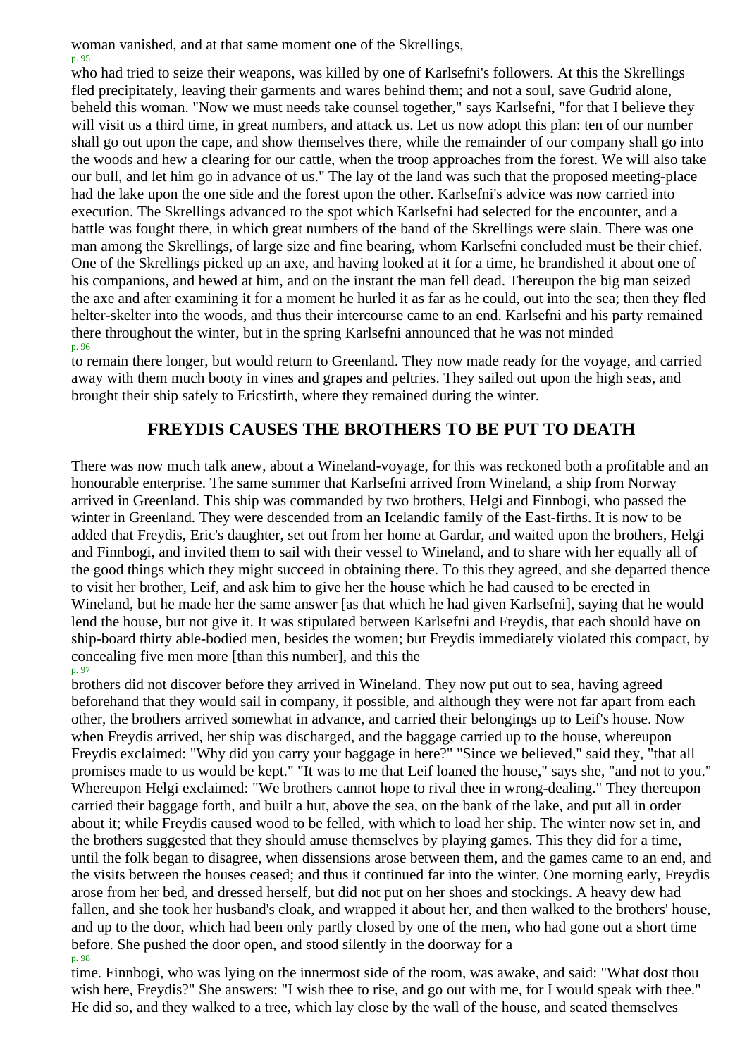woman vanished, and at that same moment one of the Skrellings, who had tried to seize their weapons, was killed by one of Karlsefni's followers. At this the Skrellings fled precipitately, leaving their garments and wares behind them; and not a soul, save Gudrid alone, beheld this woman. "Now we must needs take counsel together," says Karlsefni, "for that I believe they will visit us a third time, in great numbers, and attack us. Let us now adopt this plan: ten of our number shall go out upon the cape, and show themselves there, while the remainder of our company shall go into the woods and hew a clearing for our cattle, when the troop approaches from the forest. We will also take our bull, and let him go in advance of us." The lay of the land was such that the proposed meeting-place had the lake upon the one side and the forest upon the other. Karlsefni's advice was now carried into execution. The Skrellings advanced to the spot which Karlsefni had selected for the encounter, and a battle was fought there, in which great numbers of the band of the Skrellings were slain. There was one man among the Skrellings, of large size and fine bearing, whom Karlsefni concluded must be their chief. One of the Skrellings picked up an axe, and having looked at it for a time, he brandished it about one of his companions, and hewed at him, and on the instant the man fell dead. Thereupon the big man seized the axe and after examining it for a moment he hurled it as far as he could, out into the sea; then they fled helter-skelter into the woods, and thus their intercourse came to an end. Karlsefni and his party remained there throughout the winter, but in the spring Karlsefni announced that he was not minded to remain there longer, but would return to Greenland. They now made ready for the voyage, and carried away with them much booty in vines and grapes and peltries. They sailed out upon the high seas, and brought their ship safely to Ericsfirth, where they remained during the winter.

## FREYDIS CAUSES THE BROTHERS TO BE PUT TO DEATH

There was now much talk anew, about a Wineland-voyage, for this was reckoned both a profitable and an honourable enterprise. The same summer that Karlsefni arrived from Wineland, a ship from Norway arrived in Greenland. This ship was commanded by two brothers, Helgi and Finnbogi, who passed the winter in Greenland. They were descended from an Icelandic family of the East-firths. It is now to be added that Freydis, Eric's daughter, set out from her home at Gardar, and waited upon the brothers, Helgi and Finnbogi, and invited them to sail with their vessel to Wineland, and to share with her equally all of the good things which they might succeed in obtaining there. To this they agreed, and she departed thence to visit her brother, Leif, and ask him to give her the house which he had caused to be erected in Wineland, but he made her the same answer [as that which he had given Karlsefni], saying that he would lend the house, but not give it. It was stipulated between Karlsefni and Freydis, that each should have on ship-board thirty able-bodied men, besides the women; but Freydis immediately violated this compact, by concealing five men more [than this number], and this the brothers did not discover before they arrived in Wineland. They now put out to sea, having agreed beforehand that they would sail in company, if possible, and although they were not far apart from each other, the brothers arrived somewhat in advance, and carried their belongings up to Leif's house. Now when Freydis arrived, her ship was discharged, and the baggage carried up to the house, whereupon Freydis exclaimed: "Why did you carry your baggage in here?" "Since we believed," said they, "that all promises made to us would be kept." "It was to me that Leif loaned the house," says she, "and not to you." Whereupon Helgi exclaimed: "We brothers cannot hope to rival thee in wrong-dealing." They thereupon carried their baggage forth, and built a hut, above the sea, on the bank of the lake, and put all in order about it; while Freydis caused wood to be felled, with which to load her ship. The winter now set in, and the brothers suggested that they should amuse themselves by playing games. This they did for a time, until the folk began to disagree, when dissensions arose between them, and the games came to an end, and the visits between the houses ceased; and thus it continued far into the winter. One morning early, Freydis arose from her bed, and dressed herself, but did not put on her shoes and stockings. A heavy dew had fallen, and she took her husband's cloak, and wrapped it about her, and then walked to the brothers' house, and up to the door, which had been only partly closed by one of the men, who had gone out a short time before. She pushed the door open, and stood silently in the doorway for a time. Finnbogi, who was lying on the innermost side of the room, was awake, and said: "What dost thou wish here, Freydis?" She answers: "I wish thee to rise, and go out with me, for I would speak with thee." He did so, and they walked to a tree, which lay close by the wall of the house, and seated themselves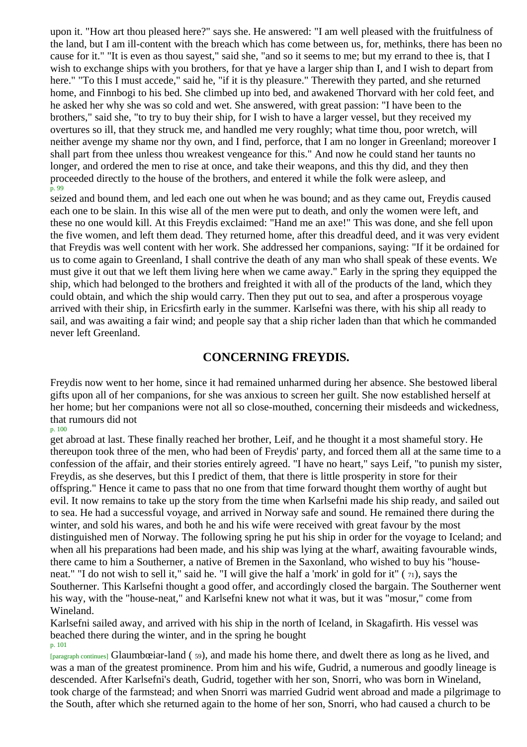upon it. "How art thou pleased here?" says she. He answered: "I am well pleased with the fruitfulness of the land, but I am ill-content with the breach which has come between us, for, methinks, there has been no cause for it." "It is even as thou sayest," said she, "and so it seems to me; but my errand to thee is, that I wish to exchange ships with you brothers, for that ye have a larger ship than I, and I wish to depart from here." "To this I must accede," said he, "if it is thy pleasure." Therewith they parted, and she returned home, and Finnbogi to his bed. She climbed up into bed, and awakened Thorvard with her cold feet, and he asked her why she was so cold and wet. She answered, with great passion: "I have been to the brothers," said she, "to try to buy their ship, for I wish to have a larger vessel, but they received my overtures so ill, that they struck me, and handled me very roughly; what time thou, poor wretch, will neither avenge my shame nor thy own, and I find, perforce, that I am no longer in Greenland; moreover I shall part from thee unless thou wreakest vengeance for this." And now he could stand her taunts no longer, and ordered the men to rise at once, and take their weapons, and this thy did, and they then proceeded directly to the house of the brothers, and entered it while the folk were asleep, and seized and bound them, and led each one out when he was bound; and as they came out, Freydis caused each one to be slain. In this wise all of the men were put to death, and only the women were left, and these no one would kill. At this Freydis exclaimed: "Hand me an axe!" This was done, and she fell upon the five women, and left them dead. They returned home, after this dreadful deed, and it was very evident that Freydis was well content with her work. She addressed her companions, saying: "If it be ordained for us to come again to Greenland, I shall contrive the death of any man who shall speak of these events. We must give it out that we left them living here when we came away." Early in the spring they equipped the ship, which had belonged to the brothers and freighted it with all of the products of the land, which they could obtain, and which the ship would carry. Then they put out to sea, and after a prosperous voyage arrived with their ship, in Ericsfirth early in the summer. Karlsefni was there, with his ship all ready to sail, and was awaiting a fair wind; and people say that a ship richer laden than that which he commanded never left Greenland.

## CONCERNING FREYDIS.

Freydis now went to her home, since it had remained unharmed during her absence. She bestowed liberal gifts upon all of her companions, for she was anxious to screen her guilt. She now established herself at her home; but her companions were not all so close-mouthed, concerning their misdeeds and wickedness, that rumours did not get abroad at last. These finally reached her brother, Leif, and he thought it a most shameful story. He thereupon took three of the men, who had been of Freydis' party, and forced them all at the same time to a confession of the affair, and their stories entirely agreed. "I have no heart," says Leif, "to punish my sister, Freydis, as she deserves, but this I predict of them, that there is little prosperity in store for their offspring." Hence it came to pass that no one from that time forward thought them worthy of aught but evil. It now remains to take up the story from the time when Karlsefni made his ship ready, and sailed out to sea. He had a successful voyage, and arrived in Norway safe and sound. He remained there during the winter, and sold his wares, and both he and his wife were received with great favour by the most distinguished men of Norway. The following spring he put his ship in order for the voyage to Iceland; and when all his preparations had been made, and his ship was lying at the wharf, awaiting favourable winds, there came to him a Southerner, a native of Bremen in the Saxonland, who wished to buy his "house-neat." "I do not wish to sell it," said he. "I will give the half a 'mork' in gold for it" ( 71), says the Southerner. This Karlsefni thought a good offer, and accordingly closed the bargain. The Southerner went his way, with the "house-neat," and Karlsefni knew not what it was, but it was "mosur," come from Wineland.

Karlsefni sailed away, and arrived with his ship in the north of Iceland, in Skagafirth. His vessel was beached there during the winter, and in the spring he bought Glaumbœiar-land ( 59), and made his home there, and dwelt there as long as he lived, and was a man of the greatest prominence. Prom him and his wife, Gudrid, a numerous and goodly lineage is descended. After Karlsefni's death, Gudrid, together with her son, Snorri, who was born in Wineland, took charge of the farmstead; and when Snorri was married Gudrid went abroad and made a pilgrimage to the South, after which she returned again to the home of her son, Snorri, who had caused a church to be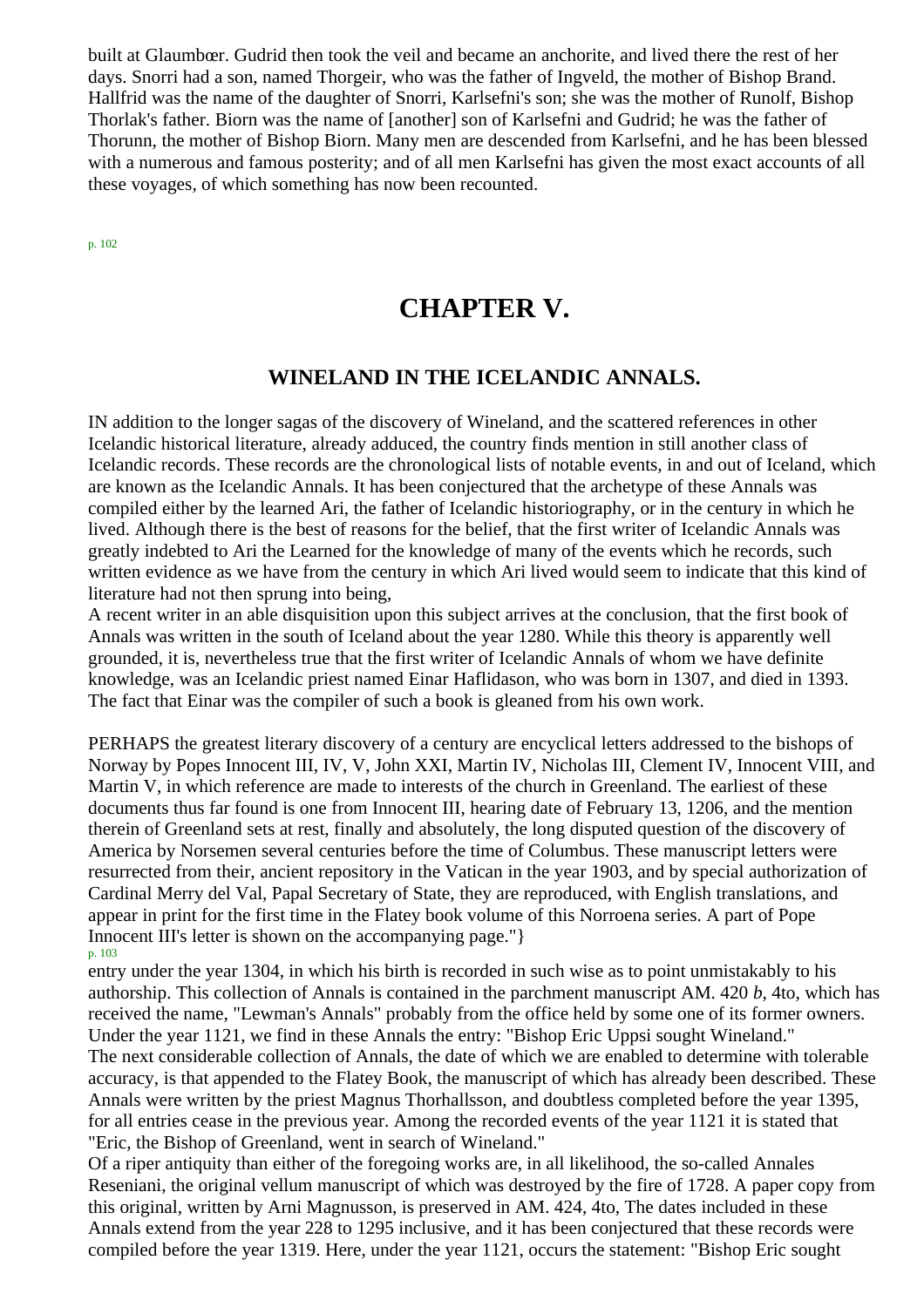built at Glaumbœr. Gudrid then took the veil and became an anchorite, and lived there the rest of her days. Snorri had a son, named Thorgeir, who was the father of Ingveld, the mother of Bishop Brand. Hallfrid was the name of the daughter of Snorri, Karlsefni's son; she was the mother of Runolf, Bishop Thorlak's father. Biorn was the name of [another] son of Karlsefni and Gudrid; he was the father of Thorunn, the mother of Bishop Biorn. Many men are descended from Karlsefni, and he has been blessed with a numerous and famous posterity; and of all men Karlsefni has given the most exact accounts of all these voyages, of which something has now been recounted.

# CHAPTER V.

## WINELAND IN THE ICELANDIC ANNALS.

IN addition to the longer sagas of the discovery of Wineland, and the scattered references in other Icelandic historical literature, already adduced, the country finds mention in still another class of Icelandic records. These records are the chronological lists of notable events, in and out of Iceland, which are known as the Icelandic Annals. It has been conjectured that the archetype of these Annals was compiled either by the learned Ari, the father of Icelandic historiography, or in the century in which he lived. Although there is the best of reasons for the belief, that the first writer of Icelandic Annals was greatly indebted to Ari the Learned for the knowledge of many of the events which he records, such written evidence as we have from the century in which Ari lived would seem to indicate that this kind of literature had not then sprung into being,

A recent writer in an able disquisition upon this subject arrives at the conclusion, that the first book of Annals was written in the south of Iceland about the year 1280. While this theory is apparently well grounded, it is, nevertheless true that the first writer of Icelandic Annals of whom we have definite knowledge, was an Icelandic priest named Einar Haflidason, who was born in 1307, and died in 1393. The fact that Einar was the compiler of such a book is gleaned from his own work.

PERHAPS the greatest literary discovery of a century are encyclical letters addressed to the bishops of Norway by Popes Innocent III, IV, V, John XXI, Martin IV, Nicholas III, Clement IV, Innocent VIII, and Martin V, in which reference are made to interests of the church in Greenland. The earliest of these documents thus far found is one from Innocent III, hearing date of February 13, 1206, and the mention therein of Greenland sets at rest, finally and absolutely, the long disputed question of the discovery of America by Norsemen several centuries before the time of Columbus. These manuscript letters were resurrected from their, ancient repository in the Vatican in the year 1903, and by special authorization of Cardinal Merry del Val, Papal Secretary of State, they are reproduced, with English translations, and appear in print for the first time in the Flatey book volume of this Norroena series. A part of Pope Innocent III's letter is shown on the accompanying page."}

entry under the year 1304, in which his birth is recorded in such wise as to point unmistakably to his authorship. This collection of Annals is contained in the parchment manuscript AM. 420 *b*, 4to, which has received the name, "Lewman's Annals" probably from the office held by some one of its former owners. Under the year 1121, we find in these Annals the entry: "Bishop Eric Uppsi sought Wineland."

The next considerable collection of Annals, the date of which we are enabled to determine with tolerable accuracy, is that appended to the Flatey Book, the manuscript of which has already been described. These Annals were written by the priest Magnus Thorhallsson, and doubtless completed before the year 1395, for all entries cease in the previous year. Among the recorded events of the year 1121 it is stated that "Eric, the Bishop of Greenland, went in search of Wineland."

Of a riper antiquity than either of the foregoing works are, in all likelihood, the so-called Annales Reseniani, the original vellum manuscript of which was destroyed by the fire of 1728. A paper copy from this original, written by Arni Magnusson, is preserved in AM. 424, 4to, The dates included in these Annals extend from the year 228 to 1295 inclusive, and it has been conjectured that these records were compiled before the year 1319. Here, under the year 1121, occurs the statement: "Bishop Eric sought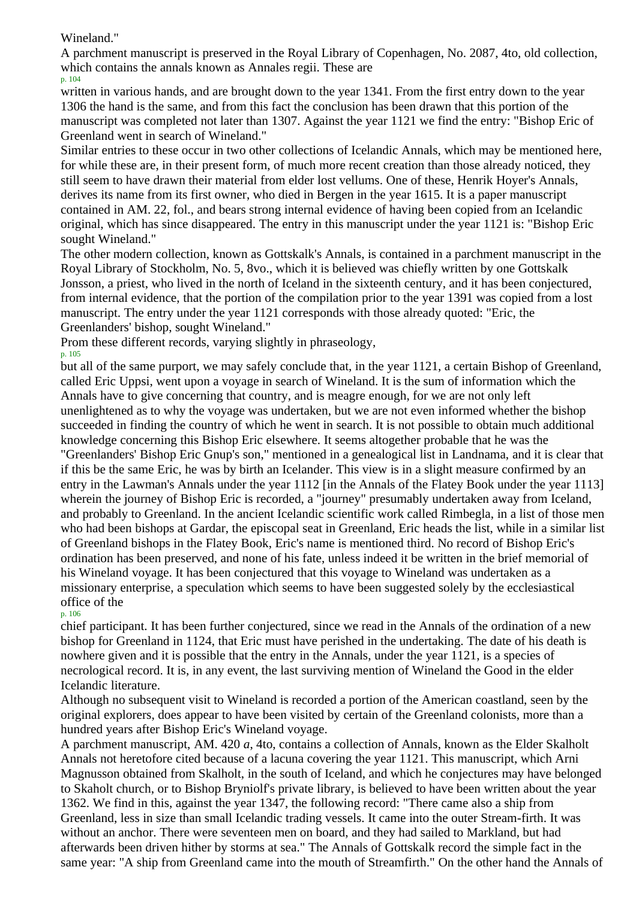Wineland."

A parchment manuscript is preserved in the Royal Library of Copenhagen, No. 2087, 4to, old collection, which contains the annals known as Annales regii. These are written in various hands, and are brought down to the year 1341. From the first entry down to the year 1306 the hand is the same, and from this fact the conclusion has been drawn that this portion of the manuscript was completed not later than 1307. Against the year 1121 we find the entry: "Bishop Eric of Greenland went in search of Wineland."

Similar entries to these occur in two other collections of Icelandic Annals, which may be mentioned here, for while these are, in their present form, of much more recent creation than those already noticed, they still seem to have drawn their material from elder lost vellums. One of these, Henrik Hoyer's Annals, derives its name from its first owner, who died in Bergen in the year 1615. It is a paper manuscript contained in AM. 22, fol., and bears strong internal evidence of having been copied from an Icelandic original, which has since disappeared. The entry in this manuscript under the year 1121 is: "Bishop Eric sought Wineland."

The other modern collection, known as Gottskalk's Annals, is contained in a parchment manuscript in the Royal Library of Stockholm, No. 5, 8vo., which it is believed was chiefly written by one Gottskalk Jonsson, a priest, who lived in the north of Iceland in the sixteenth century, and it has been conjectured, from internal evidence, that the portion of the compilation prior to the year 1391 was copied from a lost manuscript. The entry under the year 1121 corresponds with those already quoted: "Eric, the Greenlanders' bishop, sought Wineland."

Prom these different records, varying slightly in phraseology, but all of the same purport, we may safely conclude that, in the year 1121, a certain Bishop of Greenland, called Eric Uppsi, went upon a voyage in search of Wineland. It is the sum of information which the Annals have to give concerning that country, and is meagre enough, for we are not only left unenlightened as to why the voyage was undertaken, but we are not even informed whether the bishop succeeded in finding the country of which he went in search. It is not possible to obtain much additional knowledge concerning this Bishop Eric elsewhere. It seems altogether probable that he was the "Greenlanders' Bishop Eric Gnup's son," mentioned in a genealogical list in Landnama, and it is clear that if this be the same Eric, he was by birth an Icelander. This view is in a slight measure confirmed by an entry in the Lawman's Annals under the year 1112 [in the Annals of the Flatey Book under the year 1113] wherein the journey of Bishop Eric is recorded, a "journey" presumably undertaken away from Iceland, and probably to Greenland. In the ancient Icelandic scientific work called Rimbegla, in a list of those men who had been bishops at Gardar, the episcopal seat in Greenland, Eric heads the list, while in a similar list of Greenland bishops in the Flatey Book, Eric's name is mentioned third. No record of Bishop Eric's ordination has been preserved, and none of his fate, unless indeed it be written in the brief memorial of his Wineland voyage. It has been conjectured that this voyage to Wineland was undertaken as a missionary enterprise, a speculation which seems to have been suggested solely by the ecclesiastical office of the chief participant. It has been further conjectured, since we read in the Annals of the ordination of a new bishop for Greenland in 1124, that Eric must have perished in the undertaking. The date of his death is nowhere given and it is possible that the entry in the Annals, under the year 1121, is a species of necrological record. It is, in any event, the last surviving mention of Wineland the Good in the elder Icelandic literature.

Although no subsequent visit to Wineland is recorded a portion of the American coastland, seen by the original explorers, does appear to have been visited by certain of the Greenland colonists, more than a hundred years after Bishop Eric's Wineland voyage.

A parchment manuscript, AM. 420 *a*, 4to, contains a collection of Annals, known as the Elder Skalholt Annals not heretofore cited because of a lacuna covering the year 1121. This manuscript, which Arni Magnusson obtained from Skalholt, in the south of Iceland, and which he conjectures may have belonged to Skaholt church, or to Bishop Bryniolf's private library, is believed to have been written about the year 1362. We find in this, against the year 1347, the following record: "There came also a ship from Greenland, less in size than small Icelandic trading vessels. It came into the outer Stream-firth. It was without an anchor. There were seventeen men on board, and they had sailed to Markland, but had afterwards been driven hither by storms at sea." The Annals of Gottskalk record the simple fact in the same year: "A ship from Greenland came into the mouth of Streamfirth." On the other hand the Annals of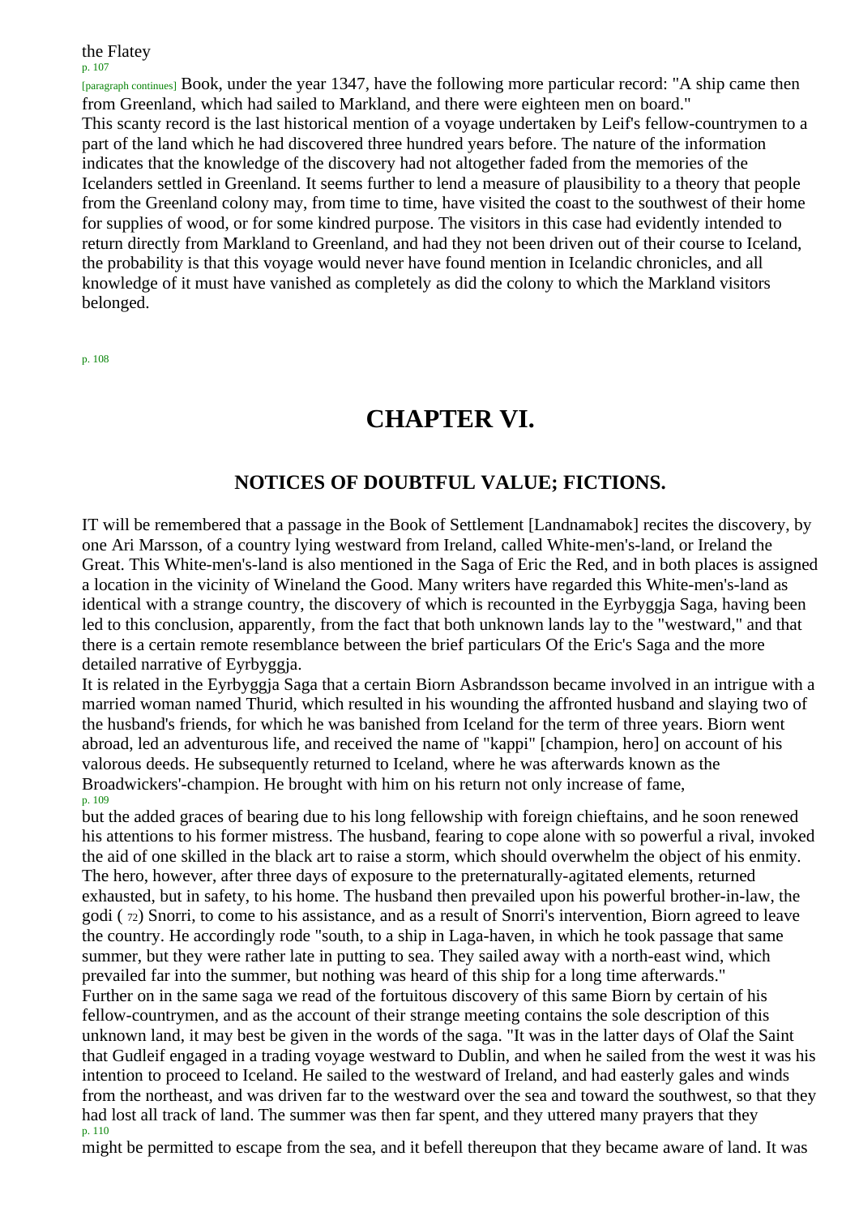the Flatey Book, under the year 1347, have the following more particular record: "A ship came then from Greenland, which had sailed to Markland, and there were eighteen men on board."

This scanty record is the last historical mention of a voyage undertaken by Leif's fellow-countrymen to a part of the land which he had discovered three hundred years before. The nature of the information indicates that the knowledge of the discovery had not altogether faded from the memories of the Icelanders settled in Greenland. It seems further to lend a measure of plausibility to a theory that people from the Greenland colony may, from time to time, have visited the coast to the southwest of their home for supplies of wood, or for some kindred purpose. The visitors in this case had evidently intended to return directly from Markland to Greenland, and had they not been driven out of their course to Iceland, the probability is that this voyage would never have found mention in Icelandic chronicles, and all knowledge of it must have vanished as completely as did the colony to which the Markland visitors belonged.

# CHAPTER VI.

## NOTICES OF DOUBTFUL VALUE; FICTIONS.

IT will be remembered that a passage in the Book of Settlement [Landnamabok] recites the discovery, by one Ari Marsson, of a country lying westward from Ireland, called White-men's-land, or Ireland the Great. This White-men's-land is also mentioned in the Saga of Eric the Red, and in both places is assigned a location in the vicinity of Wineland the Good. Many writers have regarded this White-men's-land as identical with a strange country, the discovery of which is recounted in the Eyrbyggja Saga, having been led to this conclusion, apparently, from the fact that both unknown lands lay to the "westward," and that there is a certain remote resemblance between the brief particulars Of the Eric's Saga and the more detailed narrative of Eyrbyggja.

It is related in the Eyrbyggja Saga that a certain Biorn Asbrandsson became involved in an intrigue with a married woman named Thurid, which resulted in his wounding the affronted husband and slaying two of the husband's friends, for which he was banished from Iceland for the term of three years. Biorn went abroad, led an adventurous life, and received the name of "kappi" [champion, hero] on account of his valorous deeds. He subsequently returned to Iceland, where he was afterwards known as the Broadwickers'-champion. He brought with him on his return not only increase of fame, but the added graces of bearing due to his long fellowship with foreign chieftains, and he soon renewed his attentions to his former mistress. The husband, fearing to cope alone with so powerful a rival, invoked the aid of one skilled in the black art to raise a storm, which should overwhelm the object of his enmity. The hero, however, after three days of exposure to the preternaturally-agitated elements, returned exhausted, but in safety, to his home. The husband then prevailed upon his powerful brother-in-law, the godi (72) Snorri, to come to his assistance, and as a result of Snorri's intervention, Biorn agreed to leave the country. He accordingly rode "south, to a ship in Laga-haven, in which he took passage that same summer, but they were rather late in putting to sea. They sailed away with a north-east wind, which prevailed far into the summer, but nothing was heard of this ship for a long time afterwards."

Further on in the same saga we read of the fortuitous discovery of this same Biorn by certain of his fellow-countrymen, and as the account of their strange meeting contains the sole description of this unknown land, it may best be given in the words of the saga. "It was in the latter days of Olaf the Saint that Gudleif engaged in a trading voyage westward to Dublin, and when he sailed from the west it was his intention to proceed to Iceland. He sailed to the westward of Ireland, and had easterly gales and winds from the northeast, and was driven far to the westward over the sea and toward the southwest, so that they had lost all track of land. The summer was then far spent, and they uttered many prayers that they might be permitted to escape from the sea, and it befell thereupon that they became aware of land. It was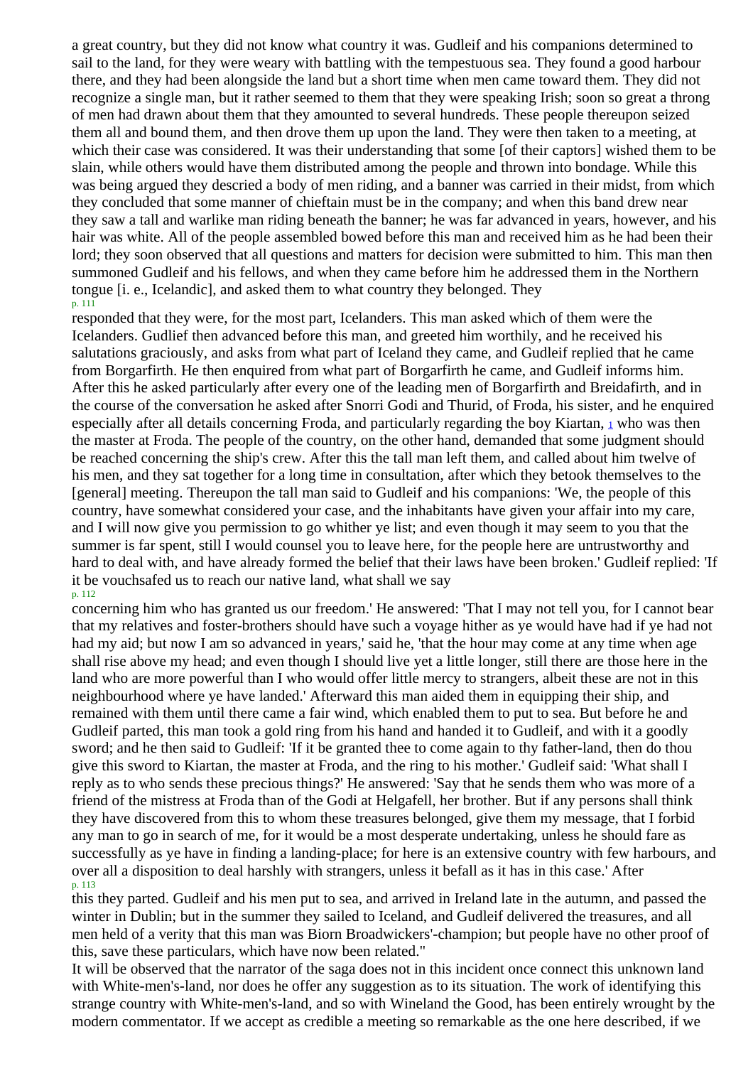a great country, but they did not know what country it was. Gudleif and his companions determined to sail to the land, for they were weary with battling with the tempestuous sea. They found a good harbour there, and they had been alongside the land but a short time when men came toward them. They did not recognize a single man, but it rather seemed to them that they were speaking Irish; soon so great a throng of men had drawn about them that they amounted to several hundreds. These people thereupon seized them all and bound them, and then drove them up upon the land. They were then taken to a meeting, at which their case was considered. It was their understanding that some [of their captors] wished them to be slain, while others would have them distributed among the people and thrown into bondage. While this was being argued they descried a body of men riding, and a banner was carried in their midst, from which they concluded that some manner of chieftain must be in the company; and when this band drew near they saw a tall and warlike man riding beneath the banner; he was far advanced in years, however, and his hair was white. All of the people assembled bowed before this man and received him as he had been their lord; they soon observed that all questions and matters for decision were submitted to him. This man then summoned Gudleif and his fellows, and when they came before him he addressed them in the Northern tongue [i. e., Icelandic], and asked them to what country they belonged. They responded that they were, for the most part, Icelanders. This man asked which of them were the Icelanders. Gudlief then advanced before this man, and greeted him worthily, and he received his salutations graciously, and asks from what part of Iceland they came, and Gudleif replied that he came from Borgarfirth. He then enquired from what part of Borgarfirth he came, and Gudleif informs him. After this he asked particularly after every one of the leading men of Borgarfirth and Breidafirth, and in the course of the conversation he asked after Snorri Godi and Thurid, of Froda, his sister, and he enquired especially after all details concerning Froda, and particularly regarding the boy Kiartan, [1] who was then the master at Froda. The people of the country, on the other hand, demanded that some judgment should be reached concerning the ship's crew. After this the tall man left them, and called about him twelve of his men, and they sat together for a long time in consultation, after which they betook themselves to the [general] meeting. Thereupon the tall man said to Gudleif and his companions: 'We, the people of this country, have somewhat considered your case, and the inhabitants have given your affair into my care, and I will now give you permission to go whither ye list; and even though it may seem to you that the summer is far spent, still I would counsel you to leave here, for the people here are untrustworthy and hard to deal with, and have already formed the belief that their laws have been broken.' Gudleif replied: 'If it be vouchsafed us to reach our native land, what shall we say concerning him who has granted us our freedom.' He answered: 'That I may not tell you, for I cannot bear that my relatives and foster-brothers should have such a voyage hither as ye would have had if ye had not had my aid; but now I am so advanced in years,' said he, 'that the hour may come at any time when age shall rise above my head; and even though I should live yet a little longer, still there are those here in the land who are more powerful than I who would offer little mercy to strangers, albeit these are not in this neighbourhood where ye have landed.' Afterward this man aided them in equipping their ship, and remained with them until there came a fair wind, which enabled them to put to sea. But before he and Gudleif parted, this man took a gold ring from his hand and handed it to Gudleif, and with it a goodly sword; and he then said to Gudleif: 'If it be granted thee to come again to thy father-land, then do thou give this sword to Kiartan, the master at Froda, and the ring to his mother.' Gudleif said: 'What shall I reply as to who sends these precious things?' He answered: 'Say that he sends them who was more of a friend of the mistress at Froda than of the Godi at Helgafell, her brother. But if any persons shall think they have discovered from this to whom these treasures belonged, give them my message, that I forbid any man to go in search of me, for it would be a most desperate undertaking, unless he should fare as successfully as ye have in finding a landing-place; for here is an extensive country with few harbours, and over all a disposition to deal harshly with strangers, unless it befall as it has in this case.' After this they parted. Gudleif and his men put to sea, and arrived in Ireland late in the autumn, and passed the winter in Dublin; but in the summer they sailed to Iceland, and Gudleif delivered the treasures, and all men held of a verity that this man was Biorn Broadwickers'-champion; but people have no other proof of this, save these particulars, which have now been related."

It will be observed that the narrator of the saga does not in this incident once connect this unknown land with White-men's-land, nor does he offer any suggestion as to its situation. The work of identifying this strange country with White-men's-land, and so with Wineland the Good, has been entirely wrought by the modern commentator. If we accept as credible a meeting so remarkable as the one here described, if we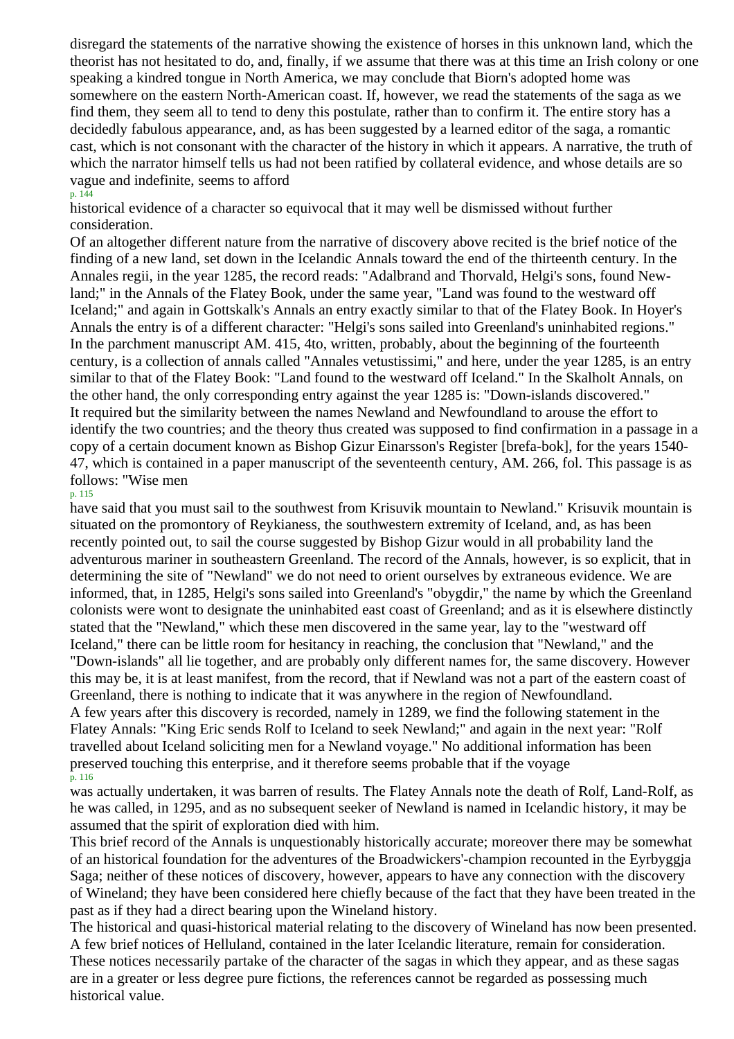disregard the statements of the narrative showing the existence of horses in this unknown land, which the theorist has not hesitated to do, and, finally, if we assume that there was at this time an Irish colony or one speaking a kindred tongue in North America, we may conclude that Biorn's adopted home was somewhere on the eastern North-American coast. If, however, we read the statements of the saga as we find them, they seem all to tend to deny this postulate, rather than to confirm it. The entire story has a decidedly fabulous appearance, and, as has been suggested by a learned editor of the saga, a romantic cast, which is not consonant with the character of the history in which it appears. A narrative, the truth of which the narrator himself tells us had not been ratified by collateral evidence, and whose details are so vague and indefinite, seems to afford historical evidence of a character so equivocal that it may well be dismissed without further consideration.

Of an altogether different nature from the narrative of discovery above recited is the brief notice of the finding of a new land, set down in the Icelandic Annals toward the end of the thirteenth century. In the Annales regii, in the year 1285, the record reads: "Adalbrand and Thorvald, Helgi's sons, found New-land;" in the Annals of the Flatey Book, under the same year, "Land was found to the westward off Iceland;" and again in Gottskalk's Annals an entry exactly similar to that of the Flatey Book. In Hoyer's Annals the entry is of a different character: "Helgi's sons sailed into Greenland's uninhabited regions." In the parchment manuscript AM. 415, 4to, written, probably, about the beginning of the fourteenth century, is a collection of annals called "Annales vetustissimi," and here, under the year 1285, is an entry similar to that of the Flatey Book: "Land found to the westward off Iceland." In the Skalholt Annals, on the other hand, the only corresponding entry against the year 1285 is: "Down-islands discovered."

It required but the similarity between the names Newland and Newfoundland to arouse the effort to identify the two countries; and the theory thus created was supposed to find confirmation in a passage in a copy of a certain document known as Bishop Gizur Einarsson's Register [brefa-bok], for the years 1540-47, which is contained in a paper manuscript of the seventeenth century, AM. 266, fol. This passage is as follows: "Wise men have said that you must sail to the southwest from Krisuvik mountain to Newland." Krisuvik mountain is situated on the promontory of Reykianess, the southwestern extremity of Iceland, and, as has been recently pointed out, to sail the course suggested by Bishop Gizur would in all probability land the adventurous mariner in southeastern Greenland. The record of the Annals, however, is so explicit, that in determining the site of "Newland" we do not need to orient ourselves by extraneous evidence. We are informed, that, in 1285, Helgi's sons sailed into Greenland's "obygdir," the name by which the Greenland colonists were wont to designate the uninhabited east coast of Greenland; and as it is elsewhere distinctly stated that the "Newland," which these men discovered in the same year, lay to the "westward off Iceland," there can be little room for hesitancy in reaching, the conclusion that "Newland," and the "Down-islands" all lie together, and are probably only different names for, the same discovery. However this may be, it is at least manifest, from the record, that if Newland was not a part of the eastern coast of Greenland, there is nothing to indicate that it was anywhere in the region of Newfoundland.

A few years after this discovery is recorded, namely in 1289, we find the following statement in the Flatey Annals: "King Eric sends Rolf to Iceland to seek Newland;" and again in the next year: "Rolf travelled about Iceland soliciting men for a Newland voyage." No additional information has been preserved touching this enterprise, and it therefore seems probable that if the voyage was actually undertaken, it was barren of results. The Flatey Annals note the death of Rolf, Land-Rolf, as he was called, in 1295, and as no subsequent seeker of Newland is named in Icelandic history, it may be assumed that the spirit of exploration died with him.

This brief record of the Annals is unquestionably historically accurate; moreover there may be somewhat of an historical foundation for the adventures of the Broadwickers'-champion recounted in the Eyrbyggja Saga; neither of these notices of discovery, however, appears to have any connection with the discovery of Wineland; they have been considered here chiefly because of the fact that they have been treated in the past as if they had a direct bearing upon the Wineland history.

The historical and quasi-historical material relating to the discovery of Wineland has now been presented. A few brief notices of Helluland, contained in the later Icelandic literature, remain for consideration. These notices necessarily partake of the character of the sagas in which they appear, and as these sagas are in a greater or less degree pure fictions, the references cannot be regarded as possessing much historical value.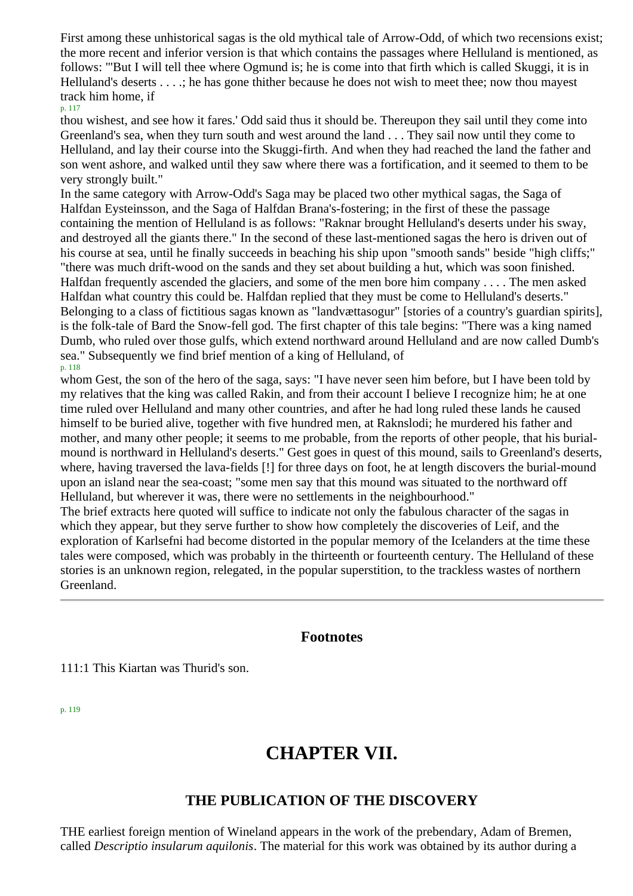First among these unhistorical sagas is the old mythical tale of Arrow-Odd, of which two recensions exist; the more recent and inferior version is that which contains the passages where Helluland is mentioned, as follows: "'But I will tell thee where Ogmund is; he is come into that firth which is called Skuggi, it is in Helluland's deserts . . . .; he has gone thither because he does not wish to meet thee; now thou mayest track him home, if thou wishest, and see how it fares.' Odd said thus it should be. Thereupon they sail until they come into Greenland's sea, when they turn south and west around the land . . . They sail now until they come to Helluland, and lay their course into the Skuggi-firth. And when they had reached the land the father and son went ashore, and walked until they saw where there was a fortification, and it seemed to them to be very strongly built."

In the same category with Arrow-Odd's Saga may be placed two other mythical sagas, the Saga of Halfdan Eysteinsson, and the Saga of Halfdan Brana's-fostering; in the first of these the passage containing the mention of Helluland is as follows: "Raknar brought Helluland's deserts under his sway, and destroyed all the giants there." In the second of these last-mentioned sagas the hero is driven out of his course at sea, until he finally succeeds in beaching his ship upon "smooth sands" beside "high cliffs;" "there was much drift-wood on the sands and they set about building a hut, which was soon finished. Halfdan frequently ascended the glaciers, and some of the men bore him company . . . . The men asked Halfdan what country this could be. Halfdan replied that they must be come to Helluland's deserts."

Belonging to a class of fictitious sagas known as "landvættasogur" [stories of a country's guardian spirits], is the folk-tale of Bard the Snow-fell god. The first chapter of this tale begins: "There was a king named Dumb, who ruled over those gulfs, which extend northward around Helluland and are now called Dumb's sea." Subsequently we find brief mention of a king of Helluland, of whom Gest, the son of the hero of the saga, says: "I have never seen him before, but I have been told by my relatives that the king was called Rakin, and from their account I believe I recognize him; he at one time ruled over Helluland and many other countries, and after he had long ruled these lands he caused himself to be buried alive, together with five hundred men, at Raknslodi; he murdered his father and mother, and many other people; it seems to me probable, from the reports of other people, that his burial-mound is northward in Helluland's deserts." Gest goes in quest of this mound, sails to Greenland's deserts, where, having traversed the lava-fields [!] for three days on foot, he at length discovers the burial-mound upon an island near the sea-coast; "some men say that this mound was situated to the northward off Helluland, but wherever it was, there were no settlements in the neighbourhood."

The brief extracts here quoted will suffice to indicate not only the fabulous character of the sagas in which they appear, but they serve further to show how completely the discoveries of Leif, and the exploration of Karlsefni had become distorted in the popular memory of the Icelanders at the time these tales were composed, which was probably in the thirteenth or fourteenth century. The Helluland of these stories is an unknown region, relegated, in the popular superstition, to the trackless wastes of northern Greenland.

---

### Footnotes

111:1 This Kiartan was Thurid's son.

# CHAPTER VII.

## THE PUBLICATION OF THE DISCOVERY

THE earliest foreign mention of Wineland appears in the work of the prebendary, Adam of Bremen, called *Descriptio insularum aquilonis*. The material for this work was obtained by its author during a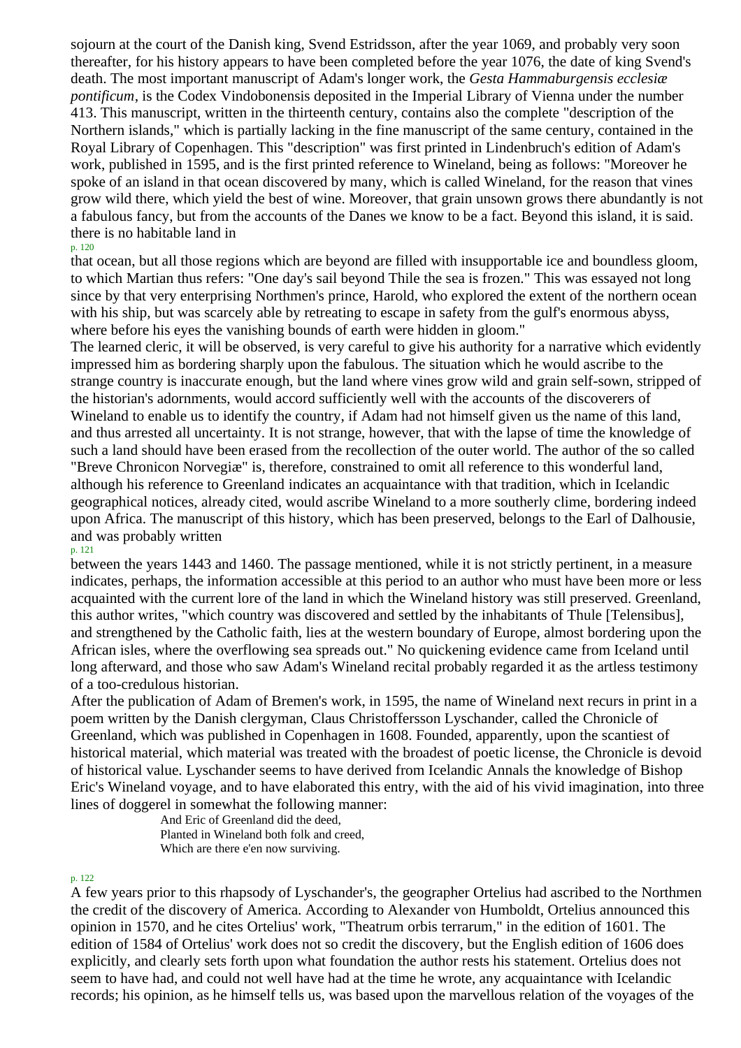sojourn at the court of the Danish king, Svend Estridsson, after the year 1069, and probably very soon thereafter, for his history appears to have been completed before the year 1076, the date of king Svend's death. The most important manuscript of Adam's longer work, the *Gesta Hammaburgensis ecclesiæ pontificum*, is the Codex Vindobonensis deposited in the Imperial Library of Vienna under the number 413. This manuscript, written in the thirteenth century, contains also the complete "description of the Northern islands," which is partially lacking in the fine manuscript of the same century, contained in the Royal Library of Copenhagen. This "description" was first printed in Lindenbruch's edition of Adam's work, published in 1595, and is the first printed reference to Wineland, being as follows: "Moreover he spoke of an island in that ocean discovered by many, which is called Wineland, for the reason that vines grow wild there, which yield the best of wine. Moreover, that grain unsown grows there abundantly is not a fabulous fancy, but from the accounts of the Danes we know to be a fact. Beyond this island, it is said. there is no habitable land in that ocean, but all those regions which are beyond are filled with insupportable ice and boundless gloom, to which Martian thus refers: "One day's sail beyond Thile the sea is frozen." This was essayed not long since by that very enterprising Northmen's prince, Harold, who explored the extent of the northern ocean with his ship, but was scarcely able by retreating to escape in safety from the gulf's enormous abyss, where before his eyes the vanishing bounds of earth were hidden in gloom."

The learned cleric, it will be observed, is very careful to give his authority for a narrative which evidently impressed him as bordering sharply upon the fabulous. The situation which he would ascribe to the strange country is inaccurate enough, but the land where vines grow wild and grain self-sown, stripped of the historian's adornments, would accord sufficiently well with the accounts of the discoverers of Wineland to enable us to identify the country, if Adam had not himself given us the name of this land, and thus arrested all uncertainty. It is not strange, however, that with the lapse of time the knowledge of such a land should have been erased from the recollection of the outer world. The author of the so called "Breve Chronicon Norvegiæ" is, therefore, constrained to omit all reference to this wonderful land, although his reference to Greenland indicates an acquaintance with that tradition, which in Icelandic geographical notices, already cited, would ascribe Wineland to a more southerly clime, bordering indeed upon Africa. The manuscript of this history, which has been preserved, belongs to the Earl of Dalhousie, and was probably written between the years 1443 and 1460. The passage mentioned, while it is not strictly pertinent, in a measure indicates, perhaps, the information accessible at this period to an author who must have been more or less acquainted with the current lore of the land in which the Wineland history was still preserved. Greenland, this author writes, "which country was discovered and settled by the inhabitants of Thule [Telensibus], and strengthened by the Catholic faith, lies at the western boundary of Europe, almost bordering upon the African isles, where the overflowing sea spreads out." No quickening evidence came from Iceland until long afterward, and those who saw Adam's Wineland recital probably regarded it as the artless testimony of a too-credulous historian.

After the publication of Adam of Bremen's work, in 1595, the name of Wineland next recurs in print in a poem written by the Danish clergyman, Claus Christoffersson Lyschander, called the Chronicle of Greenland, which was published in Copenhagen in 1608. Founded, apparently, upon the scantiest of historical material, which material was treated with the broadest of poetic license, the Chronicle is devoid of historical value. Lyschander seems to have derived from Icelandic Annals the knowledge of Bishop Eric's Wineland voyage, and to have elaborated this entry, with the aid of his vivid imagination, into three lines of doggerel in somewhat the following manner:

> And Eric of Greenland did the deed,
> Planted in Wineland both folk and creed,
> Which are there e'en now surviving.

A few years prior to this rhapsody of Lyschander's, the geographer Ortelius had ascribed to the Northmen the credit of the discovery of America. According to Alexander von Humboldt, Ortelius announced this opinion in 1570, and he cites Ortelius' work, "Theatrum orbis terrarum," in the edition of 1601. The edition of 1584 of Ortelius' work does not so credit the discovery, but the English edition of 1606 does explicitly, and clearly sets forth upon what foundation the author rests his statement. Ortelius does not seem to have had, and could not well have had at the time he wrote, any acquaintance with Icelandic records; his opinion, as he himself tells us, was based upon the marvellous relation of the voyages of the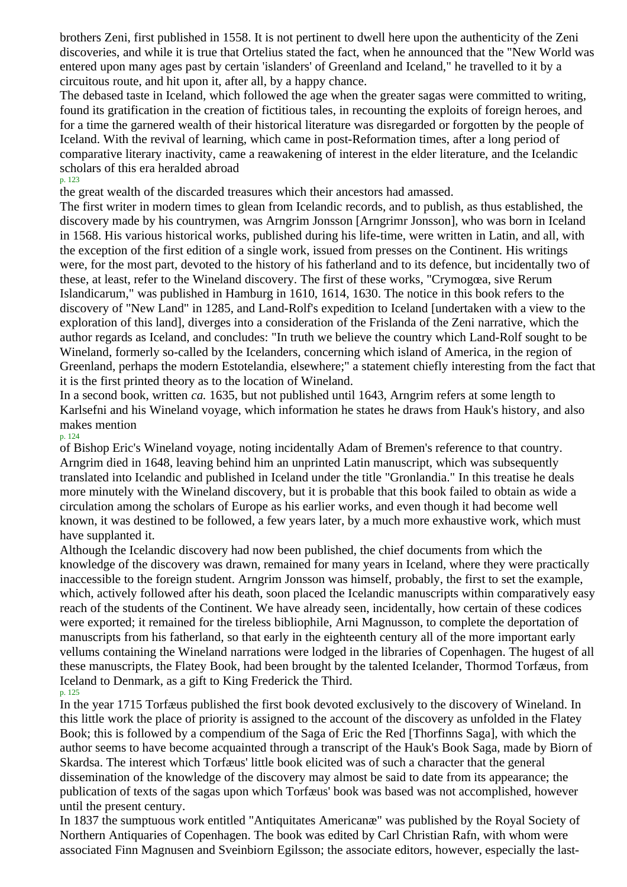brothers Zeni, first published in 1558. It is not pertinent to dwell here upon the authenticity of the Zeni discoveries, and while it is true that Ortelius stated the fact, when he announced that the "New World was entered upon many ages past by certain 'islanders' of Greenland and Iceland," he travelled to it by a circuitous route, and hit upon it, after all, by a happy chance.

The debased taste in Iceland, which followed the age when the greater sagas were committed to writing, found its gratification in the creation of fictitious tales, in recounting the exploits of foreign heroes, and for a time the garnered wealth of their historical literature was disregarded or forgotten by the people of Iceland. With the revival of learning, which came in post-Reformation times, after a long period of comparative literary inactivity, came a reawakening of interest in the elder literature, and the Icelandic scholars of this era heralded abroad the great wealth of the discarded treasures which their ancestors had amassed.

The first writer in modern times to glean from Icelandic records, and to publish, as thus established, the discovery made by his countrymen, was Arngrim Jonsson [Arngrimr Jonsson], who was born in Iceland in 1568. His various historical works, published during his life-time, were written in Latin, and all, with the exception of the first edition of a single work, issued from presses on the Continent. His writings were, for the most part, devoted to the history of his fatherland and to its defence, but incidentally two of these, at least, refer to the Wineland discovery. The first of these works, "Crymogœa, sive Rerum Islandicarum," was published in Hamburg in 1610, 1614, 1630. The notice in this book refers to the discovery of "New Land" in 1285, and Land-Rolf's expedition to Iceland [undertaken with a view to the exploration of this land], diverges into a consideration of the Frislanda of the Zeni narrative, which the author regards as Iceland, and concludes: "In truth we believe the country which Land-Rolf sought to be Wineland, formerly so-called by the Icelanders, concerning which island of America, in the region of Greenland, perhaps the modern Estotelandia, elsewhere;" a statement chiefly interesting from the fact that it is the first printed theory as to the location of Wineland.

In a second book, written *ca.* 1635, but not published until 1643, Arngrim refers at some length to Karlsefni and his Wineland voyage, which information he states he draws from Hauk's history, and also makes mention of Bishop Eric's Wineland voyage, noting incidentally Adam of Bremen's reference to that country. Arngrim died in 1648, leaving behind him an unprinted Latin manuscript, which was subsequently translated into Icelandic and published in Iceland under the title "Gronlandia." In this treatise he deals more minutely with the Wineland discovery, but it is probable that this book failed to obtain as wide a circulation among the scholars of Europe as his earlier works, and even though it had become well known, it was destined to be followed, a few years later, by a much more exhaustive work, which must have supplanted it.

Although the Icelandic discovery had now been published, the chief documents from which the knowledge of the discovery was drawn, remained for many years in Iceland, where they were practically inaccessible to the foreign student. Arngrim Jonsson was himself, probably, the first to set the example, which, actively followed after his death, soon placed the Icelandic manuscripts within comparatively easy reach of the students of the Continent. We have already seen, incidentally, how certain of these codices were exported; it remained for the tireless bibliophile, Arni Magnusson, to complete the deportation of manuscripts from his fatherland, so that early in the eighteenth century all of the more important early vellums containing the Wineland narrations were lodged in the libraries of Copenhagen. The hugest of all these manuscripts, the Flatey Book, had been brought by the talented Icelander, Thormod Torfæus, from Iceland to Denmark, as a gift to King Frederick the Third.

In the year 1715 Torfæus published the first book devoted exclusively to the discovery of Wineland. In this little work the place of priority is assigned to the account of the discovery as unfolded in the Flatey Book; this is followed by a compendium of the Saga of Eric the Red [Thorfinns Saga], with which the author seems to have become acquainted through a transcript of the Hauk's Book Saga, made by Biorn of Skardsa. The interest which Torfæus' little book elicited was of such a character that the general dissemination of the knowledge of the discovery may almost be said to date from its appearance; the publication of texts of the sagas upon which Torfæus' book was based was not accomplished, however until the present century.

In 1837 the sumptuous work entitled "Antiquitates Americanæ" was published by the Royal Society of Northern Antiquaries of Copenhagen. The book was edited by Carl Christian Rafn, with whom were associated Finn Magnusen and Sveinbiorn Egilsson; the associate editors, however, especially the last-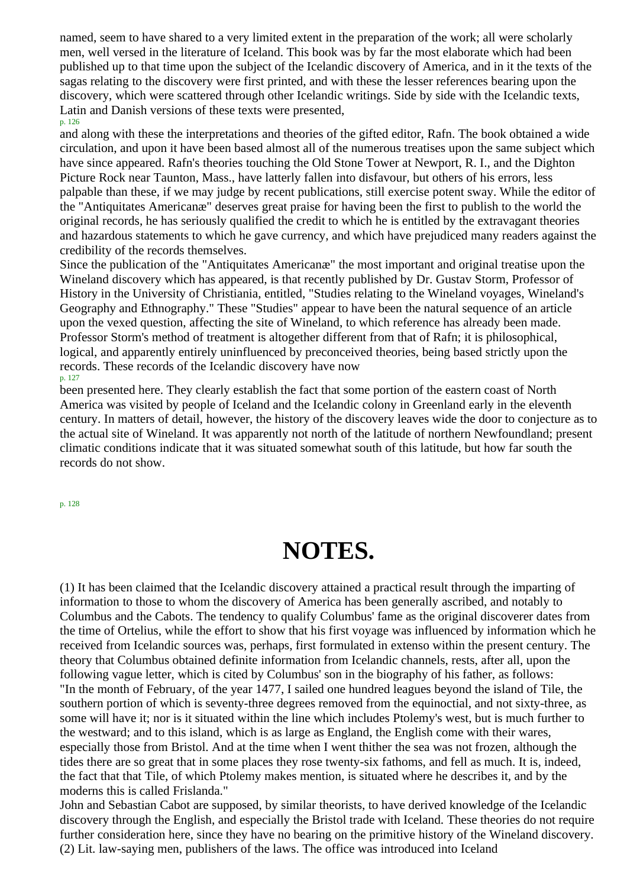named, seem to have shared to a very limited extent in the preparation of the work; all were scholarly men, well versed in the literature of Iceland. This book was by far the most elaborate which had been published up to that time upon the subject of the Icelandic discovery of America, and in it the texts of the sagas relating to the discovery were first printed, and with these the lesser references bearing upon the discovery, which were scattered through other Icelandic writings. Side by side with the Icelandic texts, Latin and Danish versions of these texts were presented, and along with these the interpretations and theories of the gifted editor, Rafn. The book obtained a wide circulation, and upon it have been based almost all of the numerous treatises upon the same subject which have since appeared. Rafn's theories touching the Old Stone Tower at Newport, R. I., and the Dighton Picture Rock near Taunton, Mass., have latterly fallen into disfavour, but others of his errors, less palpable than these, if we may judge by recent publications, still exercise potent sway. While the editor of the "Antiquitates Americanæ" deserves great praise for having been the first to publish to the world the original records, he has seriously qualified the credit to which he is entitled by the extravagant theories and hazardous statements to which he gave currency, and which have prejudiced many readers against the credibility of the records themselves.

Since the publication of the "Antiquitates Americanæ" the most important and original treatise upon the Wineland discovery which has appeared, is that recently published by Dr. Gustav Storm, Professor of History in the University of Christiania, entitled, "Studies relating to the Wineland voyages, Wineland's Geography and Ethnography." These "Studies" appear to have been the natural sequence of an article upon the vexed question, affecting the site of Wineland, to which reference has already been made. Professor Storm's method of treatment is altogether different from that of Rafn; it is philosophical, logical, and apparently entirely uninfluenced by preconceived theories, being based strictly upon the records. These records of the Icelandic discovery have now been presented here. They clearly establish the fact that some portion of the eastern coast of North America was visited by people of Iceland and the Icelandic colony in Greenland early in the eleventh century. In matters of detail, however, the history of the discovery leaves wide the door to conjecture as to the actual site of Wineland. It was apparently not north of the latitude of northern Newfoundland; present climatic conditions indicate that it was situated somewhat south of this latitude, but how far south the records do not show.

# NOTES.

(1) It has been claimed that the Icelandic discovery attained a practical result through the imparting of information to those to whom the discovery of America has been generally ascribed, and notably to Columbus and the Cabots. The tendency to qualify Columbus' fame as the original discoverer dates from the time of Ortelius, while the effort to show that his first voyage was influenced by information which he received from Icelandic sources was, perhaps, first formulated in extenso within the present century. The theory that Columbus obtained definite information from Icelandic channels, rests, after all, upon the following vague letter, which is cited by Columbus' son in the biography of his father, as follows:

"In the month of February, of the year 1477, I sailed one hundred leagues beyond the island of Tile, the southern portion of which is seventy-three degrees removed from the equinoctial, and not sixty-three, as some will have it; nor is it situated within the line which includes Ptolemy's west, but is much further to the westward; and to this island, which is as large as England, the English come with their wares, especially those from Bristol. And at the time when I went thither the sea was not frozen, although the tides there are so great that in some places they rose twenty-six fathoms, and fell as much. It is, indeed, the fact that that Tile, of which Ptolemy makes mention, is situated where he describes it, and by the moderns this is called Frislanda."

John and Sebastian Cabot are supposed, by similar theorists, to have derived knowledge of the Icelandic discovery through the English, and especially the Bristol trade with Iceland. These theories do not require further consideration here, since they have no bearing on the primitive history of the Wineland discovery.

(2) Lit. law-saying men, publishers of the laws. The office was introduced into Iceland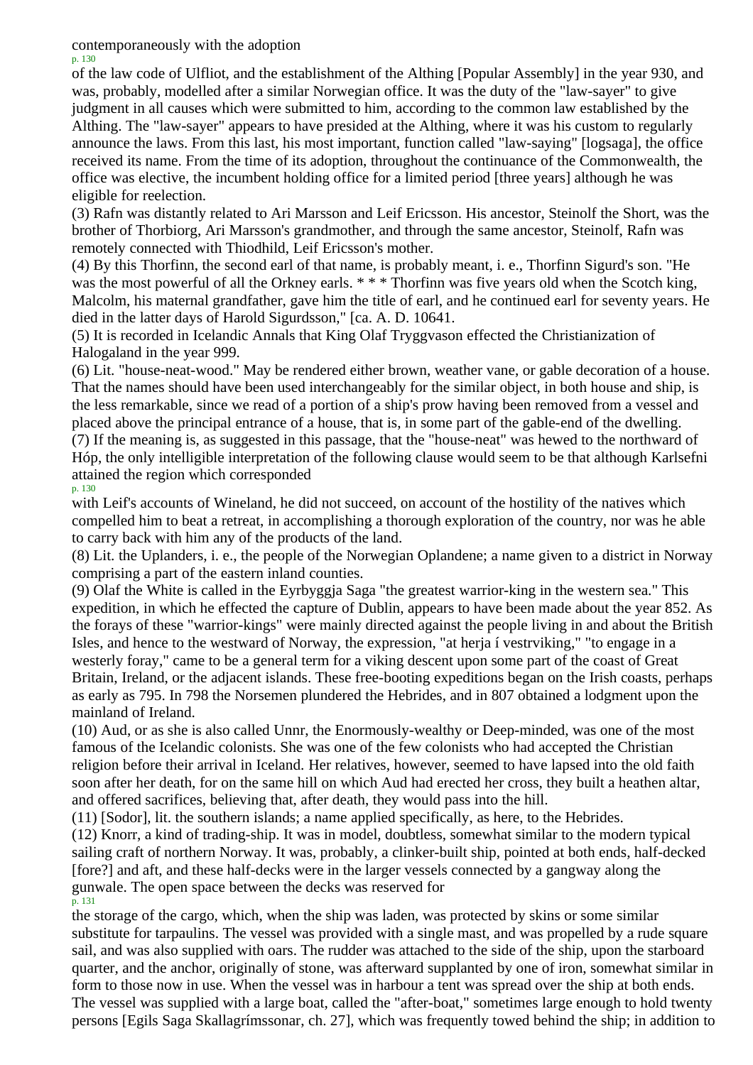contemporaneously with the adoption

of the law code of Ulfliot, and the establishment of the Althing [Popular Assembly] in the year 930, and was, probably, modelled after a similar Norwegian office. It was the duty of the "law-sayer" to give judgment in all causes which were submitted to him, according to the common law established by the Althing. The "law-sayer" appears to have presided at the Althing, where it was his custom to regularly announce the laws. From this last, his most important, function called "law-saying" [logsaga], the office received its name. From the time of its adoption, throughout the continuance of the Commonwealth, the office was elective, the incumbent holding office for a limited period [three years] although he was eligible for reelection.

(3) Rafn was distantly related to Ari Marsson and Leif Ericsson. His ancestor, Steinolf the Short, was the brother of Thorbiorg, Ari Marsson's grandmother, and through the same ancestor, Steinolf, Rafn was remotely connected with Thiodhild, Leif Ericsson's mother.

(4) By this Thorfinn, the second earl of that name, is probably meant, i. e., Thorfinn Sigurd's son. "He was the most powerful of all the Orkney earls. * * * Thorfinn was five years old when the Scotch king, Malcolm, his maternal grandfather, gave him the title of earl, and he continued earl for seventy years. He died in the latter days of Harold Sigurdsson," [ca. A. D. 10641.

(5) It is recorded in Icelandic Annals that King Olaf Tryggvason effected the Christianization of Halogaland in the year 999.

(6) Lit. "house-neat-wood." May be rendered either brown, weather vane, or gable decoration of a house. That the names should have been used interchangeably for the similar object, in both house and ship, is the less remarkable, since we read of a portion of a ship's prow having been removed from a vessel and placed above the principal entrance of a house, that is, in some part of the gable-end of the dwelling.

(7) If the meaning is, as suggested in this passage, that the "house-neat" was hewed to the northward of Hóp, the only intelligible interpretation of the following clause would seem to be that although Karlsefni attained the region which corresponded

with Leif's accounts of Wineland, he did not succeed, on account of the hostility of the natives which compelled him to beat a retreat, in accomplishing a thorough exploration of the country, nor was he able to carry back with him any of the products of the land.

(8) Lit. the Uplanders, i. e., the people of the Norwegian Oplandene; a name given to a district in Norway comprising a part of the eastern inland counties.

(9) Olaf the White is called in the Eyrbyggja Saga "the greatest warrior-king in the western sea." This expedition, in which he effected the capture of Dublin, appears to have been made about the year 852. As the forays of these "warrior-kings" were mainly directed against the people living in and about the British Isles, and hence to the westward of Norway, the expression, "at herja í vestrviking," "to engage in a westerly foray," came to be a general term for a viking descent upon some part of the coast of Great Britain, Ireland, or the adjacent islands. These free-booting expeditions began on the Irish coasts, perhaps as early as 795. In 798 the Norsemen plundered the Hebrides, and in 807 obtained a lodgment upon the mainland of Ireland.

(10) Aud, or as she is also called Unnr, the Enormously-wealthy or Deep-minded, was one of the most famous of the Icelandic colonists. She was one of the few colonists who had accepted the Christian religion before their arrival in Iceland. Her relatives, however, seemed to have lapsed into the old faith soon after her death, for on the same hill on which Aud had erected her cross, they built a heathen altar, and offered sacrifices, believing that, after death, they would pass into the hill.

(11) [Sodor], lit. the southern islands; a name applied specifically, as here, to the Hebrides.

(12) Knorr, a kind of trading-ship. It was in model, doubtless, somewhat similar to the modern typical sailing craft of northern Norway. It was, probably, a clinker-built ship, pointed at both ends, half-decked [fore?] and aft, and these half-decks were in the larger vessels connected by a gangway along the gunwale. The open space between the decks was reserved for

the storage of the cargo, which, when the ship was laden, was protected by skins or some similar substitute for tarpaulins. The vessel was provided with a single mast, and was propelled by a rude square sail, and was also supplied with oars. The rudder was attached to the side of the ship, upon the starboard quarter, and the anchor, originally of stone, was afterward supplanted by one of iron, somewhat similar in form to those now in use. When the vessel was in harbour a tent was spread over the ship at both ends. The vessel was supplied with a large boat, called the "after-boat," sometimes large enough to hold twenty persons [Egils Saga Skallagrímssonar, ch. 27], which was frequently towed behind the ship; in addition to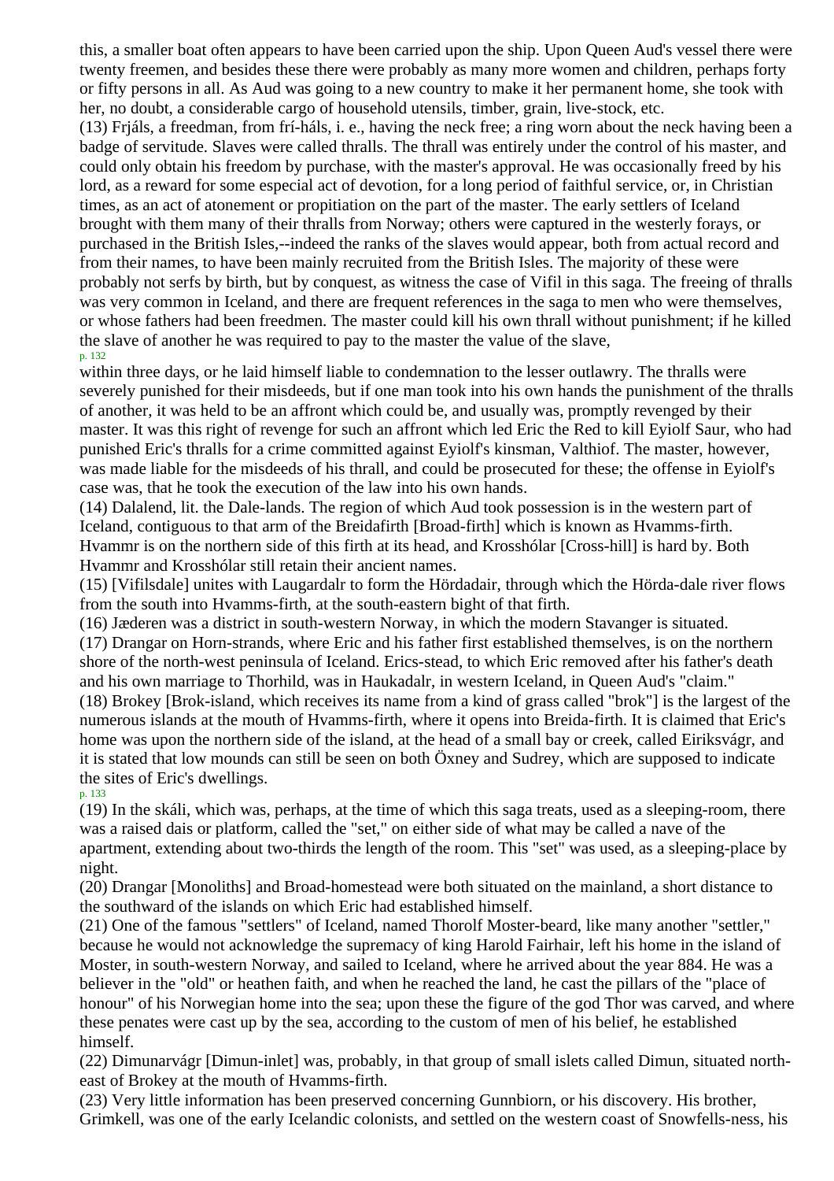this, a smaller boat often appears to have been carried upon the ship. Upon Queen Aud's vessel there were twenty freemen, and besides these there were probably as many more women and children, perhaps forty or fifty persons in all. As Aud was going to a new country to make it her permanent home, she took with her, no doubt, a considerable cargo of household utensils, timber, grain, live-stock, etc.

(13) Frjáls, a freedman, from frí-háls, i. e., having the neck free; a ring worn about the neck having been a badge of servitude. Slaves were called thralls. The thrall was entirely under the control of his master, and could only obtain his freedom by purchase, with the master's approval. He was occasionally freed by his lord, as a reward for some especial act of devotion, for a long period of faithful service, or, in Christian times, as an act of atonement or propitiation on the part of the master. The early settlers of Iceland brought with them many of their thralls from Norway; others were captured in the westerly forays, or purchased in the British Isles,--indeed the ranks of the slaves would appear, both from actual record and from their names, to have been mainly recruited from the British Isles. The majority of these were probably not serfs by birth, but by conquest, as witness the case of Vifil in this saga. The freeing of thralls was very common in Iceland, and there are frequent references in the saga to men who were themselves, or whose fathers had been freedmen. The master could kill his own thrall without punishment; if he killed the slave of another he was required to pay to the master the value of the slave, within three days, or he laid himself liable to condemnation to the lesser outlawry. The thralls were severely punished for their misdeeds, but if one man took into his own hands the punishment of the thralls of another, it was held to be an affront which could be, and usually was, promptly revenged by their master. It was this right of revenge for such an affront which led Eric the Red to kill Eyiolf Saur, who had punished Eric's thralls for a crime committed against Eyiolf's kinsman, Valthiof. The master, however, was made liable for the misdeeds of his thrall, and could be prosecuted for these; the offense in Eyiolf's case was, that he took the execution of the law into his own hands.

(14) Dalalend, lit. the Dale-lands. The region of which Aud took possession is in the western part of Iceland, contiguous to that arm of the Breidafirth [Broad-firth] which is known as Hvamms-firth. Hvammr is on the northern side of this firth at its head, and Krosshólar [Cross-hill] is hard by. Both Hvammr and Krosshólar still retain their ancient names.

(15) [Vifilsdale] unites with Laugardalr to form the Hördadair, through which the Hörda-dale river flows from the south into Hvamms-firth, at the south-eastern bight of that firth.

(16) Jæderen was a district in south-western Norway, in which the modern Stavanger is situated.

(17) Drangar on Horn-strands, where Eric and his father first established themselves, is on the northern shore of the north-west peninsula of Iceland. Erics-stead, to which Eric removed after his father's death and his own marriage to Thorhild, was in Haukadalr, in western Iceland, in Queen Aud's "claim."

(18) Brokey [Brok-island, which receives its name from a kind of grass called "brok"] is the largest of the numerous islands at the mouth of Hvamms-firth, where it opens into Breida-firth. It is claimed that Eric's home was upon the northern side of the island, at the head of a small bay or creek, called Eiriksvágr, and it is stated that low mounds can still be seen on both Öxney and Sudrey, which are supposed to indicate the sites of Eric's dwellings.

(19) In the skáli, which was, perhaps, at the time of which this saga treats, used as a sleeping-room, there was a raised dais or platform, called the "set," on either side of what may be called a nave of the apartment, extending about two-thirds the length of the room. This "set" was used, as a sleeping-place by night.

(20) Drangar [Monoliths] and Broad-homestead were both situated on the mainland, a short distance to the southward of the islands on which Eric had established himself.

(21) One of the famous "settlers" of Iceland, named Thorolf Moster-beard, like many another "settler," because he would not acknowledge the supremacy of king Harold Fairhair, left his home in the island of Moster, in south-western Norway, and sailed to Iceland, where he arrived about the year 884. He was a believer in the "old" or heathen faith, and when he reached the land, he cast the pillars of the "place of honour" of his Norwegian home into the sea; upon these the figure of the god Thor was carved, and where these penates were cast up by the sea, according to the custom of men of his belief, he established himself.

(22) Dimunarvágr [Dimun-inlet] was, probably, in that group of small islets called Dimun, situated north-east of Brokey at the mouth of Hvamms-firth.

(23) Very little information has been preserved concerning Gunnbiorn, or his discovery. His brother, Grimkell, was one of the early Icelandic colonists, and settled on the western coast of Snowfells-ness, his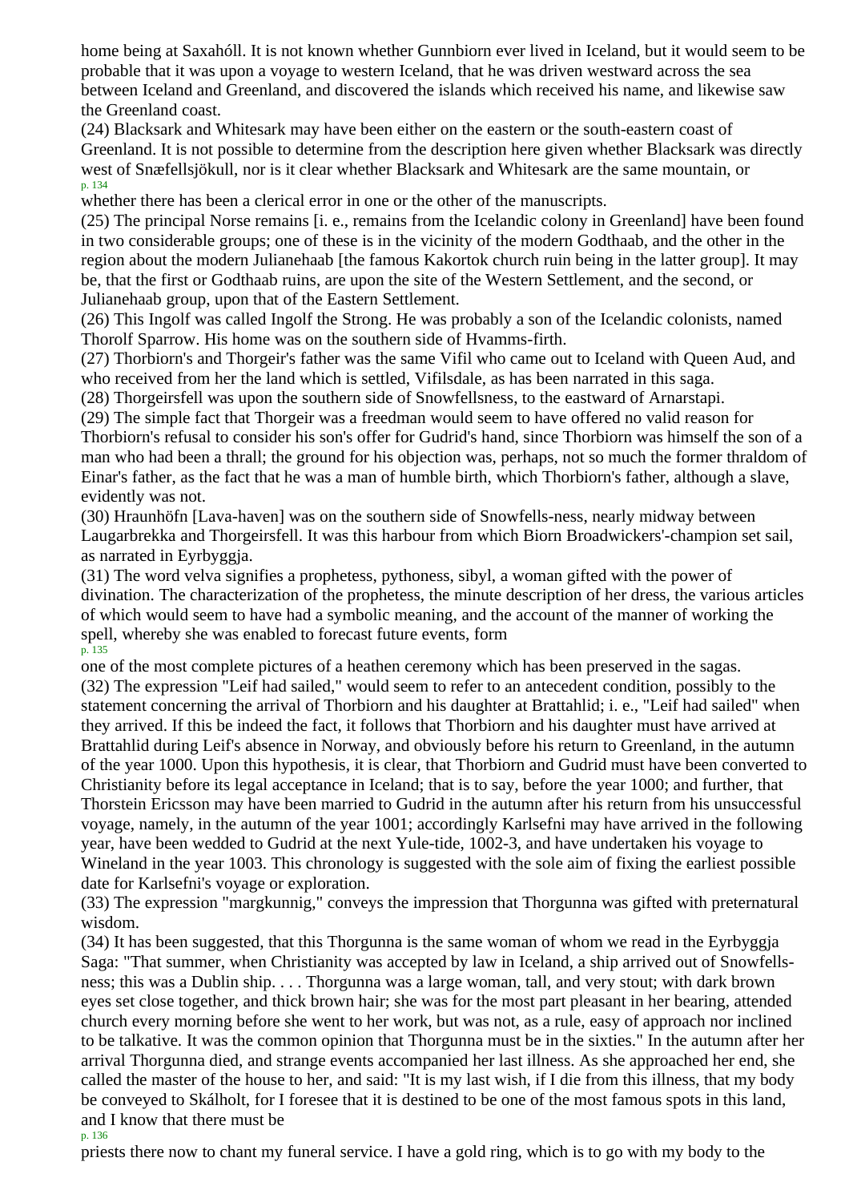home being at Saxahóll. It is not known whether Gunnbiorn ever lived in Iceland, but it would seem to be probable that it was upon a voyage to western Iceland, that he was driven westward across the sea between Iceland and Greenland, and discovered the islands which received his name, and likewise saw the Greenland coast.

(24) Blacksark and Whitesark may have been either on the eastern or the south-eastern coast of Greenland. It is not possible to determine from the description here given whether Blacksark was directly west of Snæfellsjökull, nor is it clear whether Blacksark and Whitesark are the same mountain, or whether there has been a clerical error in one or the other of the manuscripts.

(25) The principal Norse remains [i. e., remains from the Icelandic colony in Greenland] have been found in two considerable groups; one of these is in the vicinity of the modern Godthaab, and the other in the region about the modern Julianehaab [the famous Kakortok church ruin being in the latter group]. It may be, that the first or Godthaab ruins, are upon the site of the Western Settlement, and the second, or Julianehaab group, upon that of the Eastern Settlement.

(26) This Ingolf was called Ingolf the Strong. He was probably a son of the Icelandic colonists, named Thorolf Sparrow. His home was on the southern side of Hvamms-firth.

(27) Thorbiorn's and Thorgeir's father was the same Vifil who came out to Iceland with Queen Aud, and who received from her the land which is settled, Vifilsdale, as has been narrated in this saga.

(28) Thorgeirsfell was upon the southern side of Snowfellsness, to the eastward of Arnarstapi.

(29) The simple fact that Thorgeir was a freedman would seem to have offered no valid reason for Thorbiorn's refusal to consider his son's offer for Gudrid's hand, since Thorbiorn was himself the son of a man who had been a thrall; the ground for his objection was, perhaps, not so much the former thraldom of Einar's father, as the fact that he was a man of humble birth, which Thorbiorn's father, although a slave, evidently was not.

(30) Hraunhöfn [Lava-haven] was on the southern side of Snowfells-ness, nearly midway between Laugarbrekka and Thorgeirsfell. It was this harbour from which Biorn Broadwickers'-champion set sail, as narrated in Eyrbyggja.

(31) The word velva signifies a prophetess, pythoness, sibyl, a woman gifted with the power of divination. The characterization of the prophetess, the minute description of her dress, the various articles of which would seem to have had a symbolic meaning, and the account of the manner of working the spell, whereby she was enabled to forecast future events, form one of the most complete pictures of a heathen ceremony which has been preserved in the sagas.

(32) The expression "Leif had sailed," would seem to refer to an antecedent condition, possibly to the statement concerning the arrival of Thorbiorn and his daughter at Brattahlid; i. e., "Leif had sailed" when they arrived. If this be indeed the fact, it follows that Thorbiorn and his daughter must have arrived at Brattahlid during Leif's absence in Norway, and obviously before his return to Greenland, in the autumn of the year 1000. Upon this hypothesis, it is clear, that Thorbiorn and Gudrid must have been converted to Christianity before its legal acceptance in Iceland; that is to say, before the year 1000; and further, that Thorstein Ericsson may have been married to Gudrid in the autumn after his return from his unsuccessful voyage, namely, in the autumn of the year 1001; accordingly Karlsefni may have arrived in the following year, have been wedded to Gudrid at the next Yule-tide, 1002-3, and have undertaken his voyage to Wineland in the year 1003. This chronology is suggested with the sole aim of fixing the earliest possible date for Karlsefni's voyage or exploration.

(33) The expression "margkunnig," conveys the impression that Thorgunna was gifted with preternatural wisdom.

(34) It has been suggested, that this Thorgunna is the same woman of whom we read in the Eyrbyggja Saga: "That summer, when Christianity was accepted by law in Iceland, a ship arrived out of Snowfells-ness; this was a Dublin ship. . . . Thorgunna was a large woman, tall, and very stout; with dark brown eyes set close together, and thick brown hair; she was for the most part pleasant in her bearing, attended church every morning before she went to her work, but was not, as a rule, easy of approach nor inclined to be talkative. It was the common opinion that Thorgunna must be in the sixties." In the autumn after her arrival Thorgunna died, and strange events accompanied her last illness. As she approached her end, she called the master of the house to her, and said: "It is my last wish, if I die from this illness, that my body be conveyed to Skálholt, for I foresee that it is destined to be one of the most famous spots in this land, and I know that there must be priests there now to chant my funeral service. I have a gold ring, which is to go with my body to the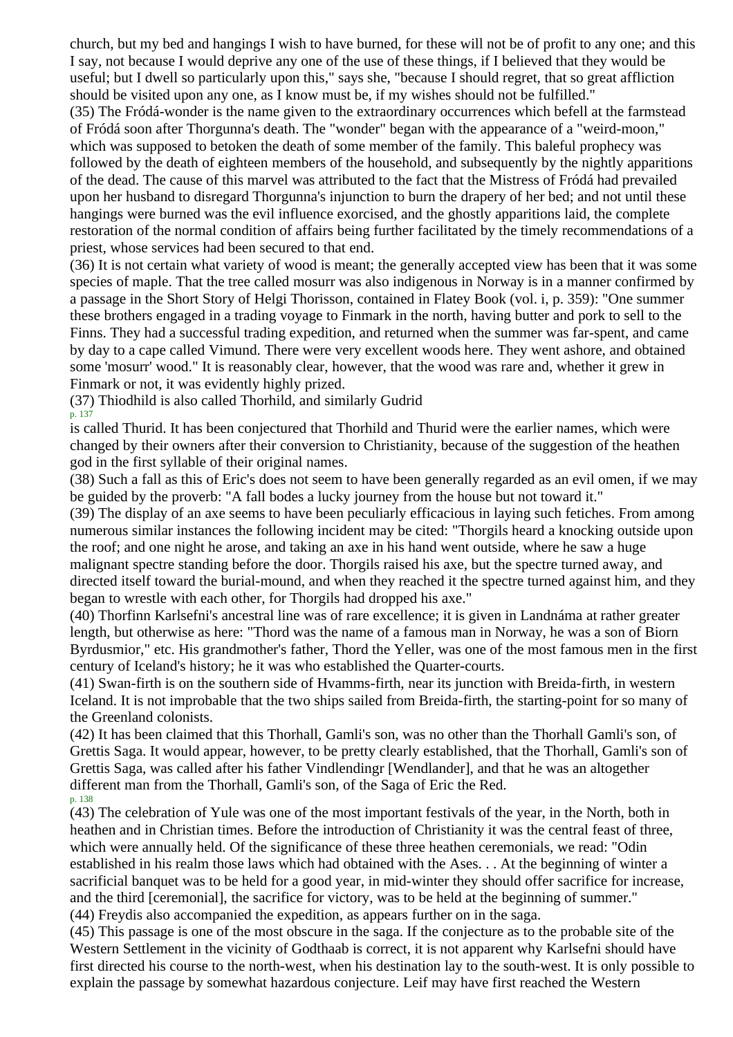church, but my bed and hangings I wish to have burned, for these will not be of profit to any one; and this I say, not because I would deprive any one of the use of these things, if I believed that they would be useful; but I dwell so particularly upon this," says she, "because I should regret, that so great affliction should be visited upon any one, as I know must be, if my wishes should not be fulfilled."

(35) The Fródá-wonder is the name given to the extraordinary occurrences which befell at the farmstead of Fródá soon after Thorgunna's death. The "wonder" began with the appearance of a "weird-moon," which was supposed to betoken the death of some member of the family. This baleful prophecy was followed by the death of eighteen members of the household, and subsequently by the nightly apparitions of the dead. The cause of this marvel was attributed to the fact that the Mistress of Fródá had prevailed upon her husband to disregard Thorgunna's injunction to burn the drapery of her bed; and not until these hangings were burned was the evil influence exorcised, and the ghostly apparitions laid, the complete restoration of the normal condition of affairs being further facilitated by the timely recommendations of a priest, whose services had been secured to that end.

(36) It is not certain what variety of wood is meant; the generally accepted view has been that it was some species of maple. That the tree called mosurr was also indigenous in Norway is in a manner confirmed by a passage in the Short Story of Helgi Thorisson, contained in Flatey Book (vol. i, p. 359): "One summer these brothers engaged in a trading voyage to Finmark in the north, having butter and pork to sell to the Finns. They had a successful trading expedition, and returned when the summer was far-spent, and came by day to a cape called Vimund. There were very excellent woods here. They went ashore, and obtained some 'mosurr' wood." It is reasonably clear, however, that the wood was rare and, whether it grew in Finmark or not, it was evidently highly prized.

(37) Thiodhild is also called Thorhild, and similarly Gudrid is called Thurid. It has been conjectured that Thorhild and Thurid were the earlier names, which were changed by their owners after their conversion to Christianity, because of the suggestion of the heathen god in the first syllable of their original names.

(38) Such a fall as this of Eric's does not seem to have been generally regarded as an evil omen, if we may be guided by the proverb: "A fall bodes a lucky journey from the house but not toward it."

(39) The display of an axe seems to have been peculiarly efficacious in laying such fetiches. From among numerous similar instances the following incident may be cited: "Thorgils heard a knocking outside upon the roof; and one night he arose, and taking an axe in his hand went outside, where he saw a huge malignant spectre standing before the door. Thorgils raised his axe, but the spectre turned away, and directed itself toward the burial-mound, and when they reached it the spectre turned against him, and they began to wrestle with each other, for Thorgils had dropped his axe."

(40) Thorfinn Karlsefni's ancestral line was of rare excellence; it is given in Landnáma at rather greater length, but otherwise as here: "Thord was the name of a famous man in Norway, he was a son of Biorn Byrdusmior," etc. His grandmother's father, Thord the Yeller, was one of the most famous men in the first century of Iceland's history; he it was who established the Quarter-courts.

(41) Swan-firth is on the southern side of Hvamms-firth, near its junction with Breida-firth, in western Iceland. It is not improbable that the two ships sailed from Breida-firth, the starting-point for so many of the Greenland colonists.

(42) It has been claimed that this Thorhall, Gamli's son, was no other than the Thorhall Gamli's son, of Grettis Saga. It would appear, however, to be pretty clearly established, that the Thorhall, Gamli's son of Grettis Saga, was called after his father Vindlendingr [Wendlander], and that he was an altogether different man from the Thorhall, Gamli's son, of the Saga of Eric the Red.

(43) The celebration of Yule was one of the most important festivals of the year, in the North, both in heathen and in Christian times. Before the introduction of Christianity it was the central feast of three, which were annually held. Of the significance of these three heathen ceremonials, we read: "Odin established in his realm those laws which had obtained with the Ases. . . At the beginning of winter a sacrificial banquet was to be held for a good year, in mid-winter they should offer sacrifice for increase, and the third [ceremonial], the sacrifice for victory, was to be held at the beginning of summer."

(44) Freydis also accompanied the expedition, as appears further on in the saga.

(45) This passage is one of the most obscure in the saga. If the conjecture as to the probable site of the Western Settlement in the vicinity of Godthaab is correct, it is not apparent why Karlsefni should have first directed his course to the north-west, when his destination lay to the south-west. It is only possible to explain the passage by somewhat hazardous conjecture. Leif may have first reached the Western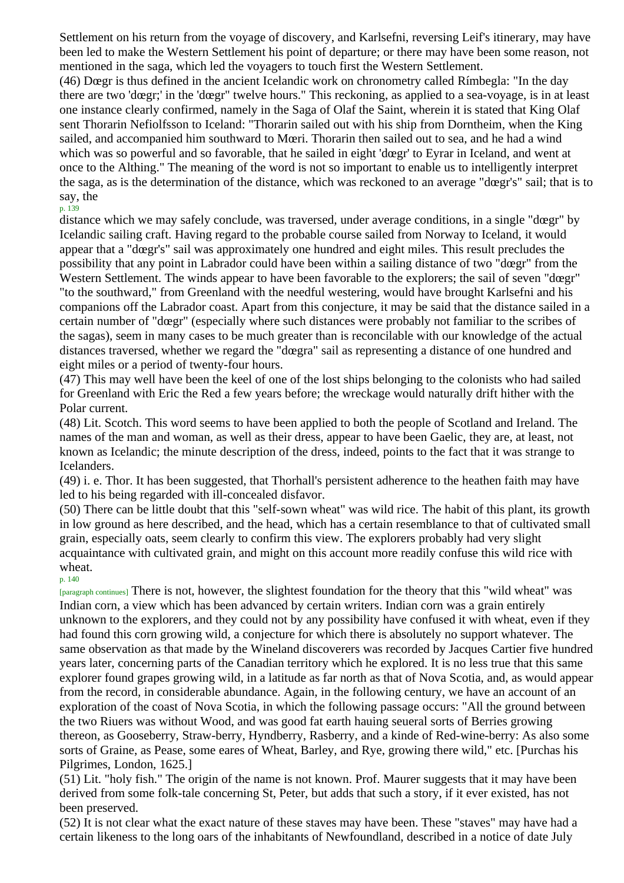Settlement on his return from the voyage of discovery, and Karlsefni, reversing Leif's itinerary, may have been led to make the Western Settlement his point of departure; or there may have been some reason, not mentioned in the saga, which led the voyagers to touch first the Western Settlement.

(46) Dœgr is thus defined in the ancient Icelandic work on chronometry called Rímbegla: "In the day there are two 'dœgr;' in the 'dœgr" twelve hours." This reckoning, as applied to a sea-voyage, is in at least one instance clearly confirmed, namely in the Saga of Olaf the Saint, wherein it is stated that King Olaf sent Thorarin Nefiolfsson to Iceland: "Thorarin sailed out with his ship from Dorntheim, when the King sailed, and accompanied him southward to Mœri. Thorarin then sailed out to sea, and he had a wind which was so powerful and so favorable, that he sailed in eight 'dœgr' to Eyrar in Iceland, and went at once to the Althing." The meaning of the word is not so important to enable us to intelligently interpret the saga, as is the determination of the distance, which was reckoned to an average "dœgr's" sail; that is to say, the distance which we may safely conclude, was traversed, under average conditions, in a single "dœgr" by Icelandic sailing craft. Having regard to the probable course sailed from Norway to Iceland, it would appear that a "dœgr's" sail was approximately one hundred and eight miles. This result precludes the possibility that any point in Labrador could have been within a sailing distance of two "dœgr" from the Western Settlement. The winds appear to have been favorable to the explorers; the sail of seven "dœgr" "to the southward," from Greenland with the needful westering, would have brought Karlsefni and his companions off the Labrador coast. Apart from this conjecture, it may be said that the distance sailed in a certain number of "dœgr" (especially where such distances were probably not familiar to the scribes of the sagas), seem in many cases to be much greater than is reconcilable with our knowledge of the actual distances traversed, whether we regard the "dœgra" sail as representing a distance of one hundred and eight miles or a period of twenty-four hours.

(47) This may well have been the keel of one of the lost ships belonging to the colonists who had sailed for Greenland with Eric the Red a few years before; the wreckage would naturally drift hither with the Polar current.

(48) Lit. Scotch. This word seems to have been applied to both the people of Scotland and Ireland. The names of the man and woman, as well as their dress, appear to have been Gaelic, they are, at least, not known as Icelandic; the minute description of the dress, indeed, points to the fact that it was strange to Icelanders.

(49) i. e. Thor. It has been suggested, that Thorhall's persistent adherence to the heathen faith may have led to his being regarded with ill-concealed disfavor.

(50) There can be little doubt that this "self-sown wheat" was wild rice. The habit of this plant, its growth in low ground as here described, and the head, which has a certain resemblance to that of cultivated small grain, especially oats, seem clearly to confirm this view. The explorers probably had very slight acquaintance with cultivated grain, and might on this account more readily confuse this wild rice with wheat. There is not, however, the slightest foundation for the theory that this "wild wheat" was Indian corn, a view which has been advanced by certain writers. Indian corn was a grain entirely unknown to the explorers, and they could not by any possibility have confused it with wheat, even if they had found this corn growing wild, a conjecture for which there is absolutely no support whatever. The same observation as that made by the Wineland discoverers was recorded by Jacques Cartier five hundred years later, concerning parts of the Canadian territory which he explored. It is no less true that this same explorer found grapes growing wild, in a latitude as far north as that of Nova Scotia, and, as would appear from the record, in considerable abundance. Again, in the following century, we have an account of an exploration of the coast of Nova Scotia, in which the following passage occurs: "All the ground between the two Riuers was without Wood, and was good fat earth hauing seueral sorts of Berries growing thereon, as Gooseberry, Straw-berry, Hyndberry, Rasberry, and a kinde of Red-wine-berry: As also some sorts of Graine, as Pease, some eares of Wheat, Barley, and Rye, growing there wild," etc. [Purchas his Pilgrimes, London, 1625.]

(51) Lit. "holy fish." The origin of the name is not known. Prof. Maurer suggests that it may have been derived from some folk-tale concerning St, Peter, but adds that such a story, if it ever existed, has not been preserved.

(52) It is not clear what the exact nature of these staves may have been. These "staves" may have had a certain likeness to the long oars of the inhabitants of Newfoundland, described in a notice of date July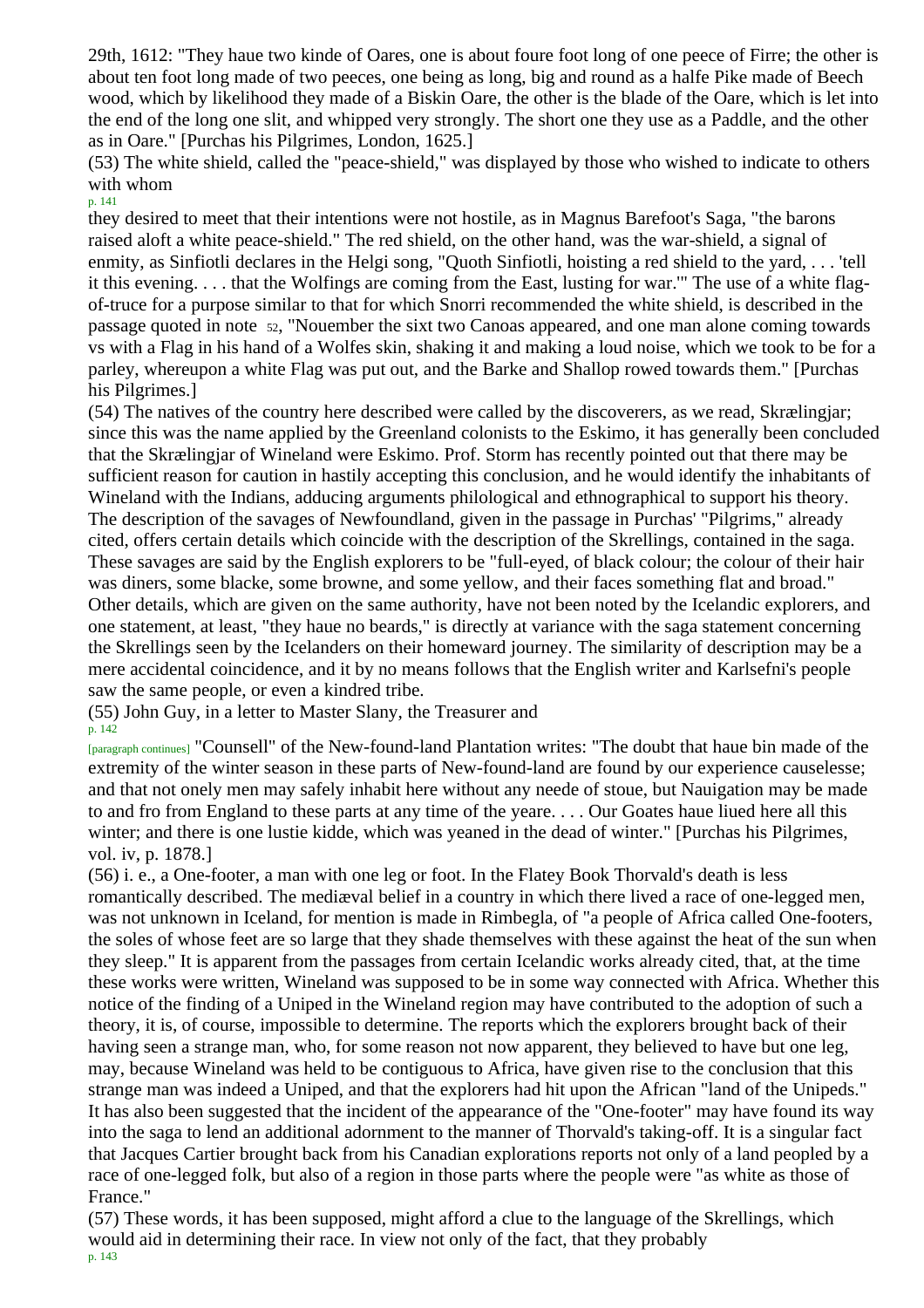29th, 1612: "They haue two kinde of Oares, one is about foure foot long of one peece of Firre; the other is about ten foot long made of two peeces, one being as long, big and round as a halfe Pike made of Beech wood, which by likelihood they made of a Biskin Oare, the other is the blade of the Oare, which is let into the end of the long one slit, and whipped very strongly. The short one they use as a Paddle, and the other as in Oare." [Purchas his Pilgrimes, London, 1625.]

(53) The white shield, called the "peace-shield," was displayed by those who wished to indicate to others with whom they desired to meet that their intentions were not hostile, as in Magnus Barefoot's Saga, "the barons raised aloft a white peace-shield." The red shield, on the other hand, was the war-shield, a signal of enmity, as Sinfiotli declares in the Helgi song, "Quoth Sinfiotli, hoisting a red shield to the yard, . . . 'tell it this evening. . . . that the Wolfings are coming from the East, lusting for war.'" The use of a white flag-of-truce for a purpose similar to that for which Snorri recommended the white shield, is described in the passage quoted in note 52, "Nouember the sixt two Canoas appeared, and one man alone coming towards vs with a Flag in his hand of a Wolfes skin, shaking it and making a loud noise, which we took to be for a parley, whereupon a white Flag was put out, and the Barke and Shallop rowed towards them." [Purchas his Pilgrimes.]

(54) The natives of the country here described were called by the discoverers, as we read, Skrælingjar; since this was the name applied by the Greenland colonists to the Eskimo, it has generally been concluded that the Skrælingjar of Wineland were Eskimo. Prof. Storm has recently pointed out that there may be sufficient reason for caution in hastily accepting this conclusion, and he would identify the inhabitants of Wineland with the Indians, adducing arguments philological and ethnographical to support his theory. The description of the savages of Newfoundland, given in the passage in Purchas' "Pilgrims," already cited, offers certain details which coincide with the description of the Skrellings, contained in the saga. These savages are said by the English explorers to be "full-eyed, of black colour; the colour of their hair was diners, some blacke, some browne, and some yellow, and their faces something flat and broad." Other details, which are given on the same authority, have not been noted by the Icelandic explorers, and one statement, at least, "they haue no beards," is directly at variance with the saga statement concerning the Skrellings seen by the Icelanders on their homeward journey. The similarity of description may be a mere accidental coincidence, and it by no means follows that the English writer and Karlsefni's people saw the same people, or even a kindred tribe.

(55) John Guy, in a letter to Master Slany, the Treasurer and "Counsell" of the New-found-land Plantation writes: "The doubt that haue bin made of the extremity of the winter season in these parts of New-found-land are found by our experience causelesse; and that not onely men may safely inhabit here without any neede of stoue, but Nauigation may be made to and fro from England to these parts at any time of the yeare. . . . Our Goates haue liued here all this winter; and there is one lustie kidde, which was yeaned in the dead of winter." [Purchas his Pilgrimes, vol. iv, p. 1878.]

(56) i. e., a One-footer, a man with one leg or foot. In the Flatey Book Thorvald's death is less romantically described. The mediæval belief in a country in which there lived a race of one-legged men, was not unknown in Iceland, for mention is made in Rimbegla, of "a people of Africa called One-footers, the soles of whose feet are so large that they shade themselves with these against the heat of the sun when they sleep." It is apparent from the passages from certain Icelandic works already cited, that, at the time these works were written, Wineland was supposed to be in some way connected with Africa. Whether this notice of the finding of a Uniped in the Wineland region may have contributed to the adoption of such a theory, it is, of course, impossible to determine. The reports which the explorers brought back of their having seen a strange man, who, for some reason not now apparent, they believed to have but one leg, may, because Wineland was held to be contiguous to Africa, have given rise to the conclusion that this strange man was indeed a Uniped, and that the explorers had hit upon the African "land of the Unipeds." It has also been suggested that the incident of the appearance of the "One-footer" may have found its way into the saga to lend an additional adornment to the manner of Thorvald's taking-off. It is a singular fact that Jacques Cartier brought back from his Canadian explorations reports not only of a land peopled by a race of one-legged folk, but also of a region in those parts where the people were "as white as those of France."

(57) These words, it has been supposed, might afford a clue to the language of the Skrellings, which would aid in determining their race. In view not only of the fact, that they probably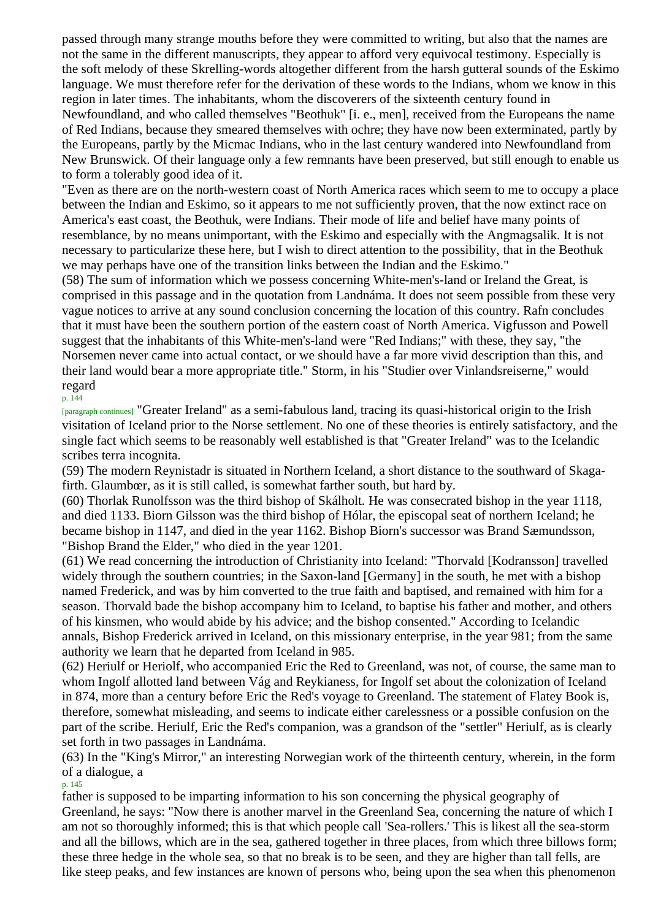passed through many strange mouths before they were committed to writing, but also that the names are not the same in the different manuscripts, they appear to afford very equivocal testimony. Especially is the soft melody of these Skrelling-words altogether different from the harsh gutteral sounds of the Eskimo language. We must therefore refer for the derivation of these words to the Indians, whom we know in this region in later times. The inhabitants, whom the discoverers of the sixteenth century found in Newfoundland, and who called themselves "Beothuk" [i. e., men], received from the Europeans the name of Red Indians, because they smeared themselves with ochre; they have now been exterminated, partly by the Europeans, partly by the Micmac Indians, who in the last century wandered into Newfoundland from New Brunswick. Of their language only a few remnants have been preserved, but still enough to enable us to form a tolerably good idea of it.

"Even as there are on the north-western coast of North America races which seem to me to occupy a place between the Indian and Eskimo, so it appears to me not sufficiently proven, that the now extinct race on America's east coast, the Beothuk, were Indians. Their mode of life and belief have many points of resemblance, by no means unimportant, with the Eskimo and especially with the Angmagsalik. It is not necessary to particularize these here, but I wish to direct attention to the possibility, that in the Beothuk we may perhaps have one of the transition links between the Indian and the Eskimo."

(58) The sum of information which we possess concerning White-men's-land or Ireland the Great, is comprised in this passage and in the quotation from Landnáma. It does not seem possible from these very vague notices to arrive at any sound conclusion concerning the location of this country. Rafn concludes that it must have been the southern portion of the eastern coast of North America. Vigfusson and Powell suggest that the inhabitants of this White-men's-land were "Red Indians;" with these, they say, "the Norsemen never came into actual contact, or we should have a far more vivid description than this, and their land would bear a more appropriate title." Storm, in his "Studier over Vinlandsreiserne," would regard "Greater Ireland" as a semi-fabulous land, tracing its quasi-historical origin to the Irish visitation of Iceland prior to the Norse settlement. No one of these theories is entirely satisfactory, and the single fact which seems to be reasonably well established is that "Greater Ireland" was to the Icelandic scribes terra incognita.

(59) The modern Reynistadr is situated in Northern Iceland, a short distance to the southward of Skaga-firth. Glaumbœr, as it is still called, is somewhat farther south, but hard by.

(60) Thorlak Runolfsson was the third bishop of Skálholt. He was consecrated bishop in the year 1118, and died 1133. Biorn Gilsson was the third bishop of Hólar, the episcopal seat of northern Iceland; he became bishop in 1147, and died in the year 1162. Bishop Biorn's successor was Brand Sæmundsson, "Bishop Brand the Elder," who died in the year 1201.

(61) We read concerning the introduction of Christianity into Iceland: "Thorvald [Kodransson] travelled widely through the southern countries; in the Saxon-land [Germany] in the south, he met with a bishop named Frederick, and was by him converted to the true faith and baptised, and remained with him for a season. Thorvald bade the bishop accompany him to Iceland, to baptise his father and mother, and others of his kinsmen, who would abide by his advice; and the bishop consented." According to Icelandic annals, Bishop Frederick arrived in Iceland, on this missionary enterprise, in the year 981; from the same authority we learn that he departed from Iceland in 985.

(62) Heriulf or Heriolf, who accompanied Eric the Red to Greenland, was not, of course, the same man to whom Ingolf allotted land between Vág and Reykianess, for Ingolf set about the colonization of Iceland in 874, more than a century before Eric the Red's voyage to Greenland. The statement of Flatey Book is, therefore, somewhat misleading, and seems to indicate either carelessness or a possible confusion on the part of the scribe. Heriulf, Eric the Red's companion, was a grandson of the "settler" Heriulf, as is clearly set forth in two passages in Landnáma.

(63) In the "King's Mirror," an interesting Norwegian work of the thirteenth century, wherein, in the form of a dialogue, a father is supposed to be imparting information to his son concerning the physical geography of Greenland, he says: "Now there is another marvel in the Greenland Sea, concerning the nature of which I am not so thoroughly informed; this is that which people call 'Sea-rollers.' This is likest all the sea-storm and all the billows, which are in the sea, gathered together in three places, from which three billows form; these three hedge in the whole sea, so that no break is to be seen, and they are higher than tall fells, are like steep peaks, and few instances are known of persons who, being upon the sea when this phenomenon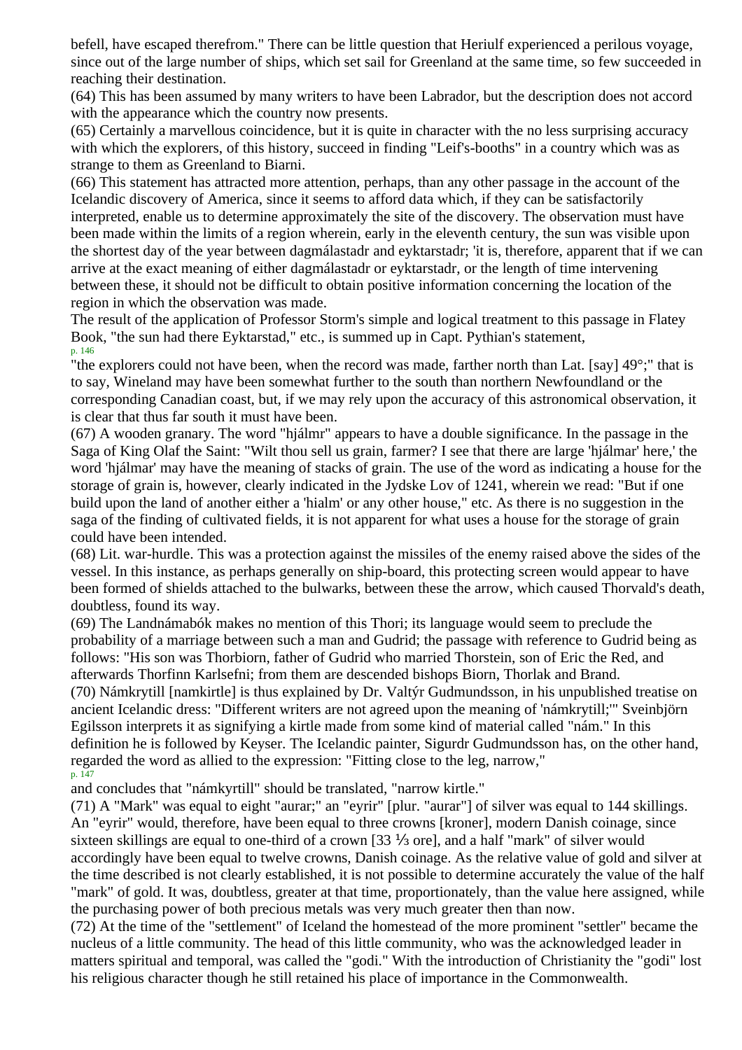befell, have escaped therefrom." There can be little question that Heriulf experienced a perilous voyage, since out of the large number of ships, which set sail for Greenland at the same time, so few succeeded in reaching their destination.

(64) This has been assumed by many writers to have been Labrador, but the description does not accord with the appearance which the country now presents.

(65) Certainly a marvellous coincidence, but it is quite in character with the no less surprising accuracy with which the explorers, of this history, succeed in finding "Leif's-booths" in a country which was as strange to them as Greenland to Biarni.

(66) This statement has attracted more attention, perhaps, than any other passage in the account of the Icelandic discovery of America, since it seems to afford data which, if they can be satisfactorily interpreted, enable us to determine approximately the site of the discovery. The observation must have been made within the limits of a region wherein, early in the eleventh century, the sun was visible upon the shortest day of the year between dagmálastadr and eyktarstadr; 'it is, therefore, apparent that if we can arrive at the exact meaning of either dagmálastadr or eyktarstadr, or the length of time intervening between these, it should not be difficult to obtain positive information concerning the location of the region in which the observation was made.

The result of the application of Professor Storm's simple and logical treatment to this passage in Flatey Book, "the sun had there Eyktarstad," etc., is summed up in Capt. Pythian's statement, "the explorers could not have been, when the record was made, farther north than Lat. [say] 49°;" that is to say, Wineland may have been somewhat further to the south than northern Newfoundland or the corresponding Canadian coast, but, if we may rely upon the accuracy of this astronomical observation, it is clear that thus far south it must have been.

(67) A wooden granary. The word "hjálmr" appears to have a double significance. In the passage in the Saga of King Olaf the Saint: "Wilt thou sell us grain, farmer? I see that there are large 'hjálmar' here,' the word 'hjálmar' may have the meaning of stacks of grain. The use of the word as indicating a house for the storage of grain is, however, clearly indicated in the Jydske Lov of 1241, wherein we read: "But if one build upon the land of another either a 'hialm' or any other house," etc. As there is no suggestion in the saga of the finding of cultivated fields, it is not apparent for what uses a house for the storage of grain could have been intended.

(68) Lit. war-hurdle. This was a protection against the missiles of the enemy raised above the sides of the vessel. In this instance, as perhaps generally on ship-board, this protecting screen would appear to have been formed of shields attached to the bulwarks, between these the arrow, which caused Thorvald's death, doubtless, found its way.

(69) The Landnámabók makes no mention of this Thori; its language would seem to preclude the probability of a marriage between such a man and Gudrid; the passage with reference to Gudrid being as follows: "His son was Thorbiorn, father of Gudrid who married Thorstein, son of Eric the Red, and afterwards Thorfinn Karlsefni; from them are descended bishops Biorn, Thorlak and Brand.

(70) Námkrytill [namkirtle] is thus explained by Dr. Valtýr Gudmundsson, in his unpublished treatise on ancient Icelandic dress: "Different writers are not agreed upon the meaning of 'námkrytill;'" Sveinbjörn Egilsson interprets it as signifying a kirtle made from some kind of material called "nám." In this definition he is followed by Keyser. The Icelandic painter, Sigurdr Gudmundsson has, on the other hand, regarded the word as allied to the expression: "Fitting close to the leg, narrow," and concludes that "námkyrtill" should be translated, "narrow kirtle."

(71) A "Mark" was equal to eight "aurar;" an "eyrir" [plur. "aurar"] of silver was equal to 144 skillings. An "eyrir" would, therefore, have been equal to three crowns [kroner], modern Danish coinage, since sixteen skillings are equal to one-third of a crown [33 ⅓ ore], and a half "mark" of silver would accordingly have been equal to twelve crowns, Danish coinage. As the relative value of gold and silver at the time described is not clearly established, it is not possible to determine accurately the value of the half "mark" of gold. It was, doubtless, greater at that time, proportionately, than the value here assigned, while the purchasing power of both precious metals was very much greater then than now.

(72) At the time of the "settlement" of Iceland the homestead of the more prominent "settler" became the nucleus of a little community. The head of this little community, who was the acknowledged leader in matters spiritual and temporal, was called the "godi." With the introduction of Christianity the "godi" lost his religious character though he still retained his place of importance in the Commonwealth.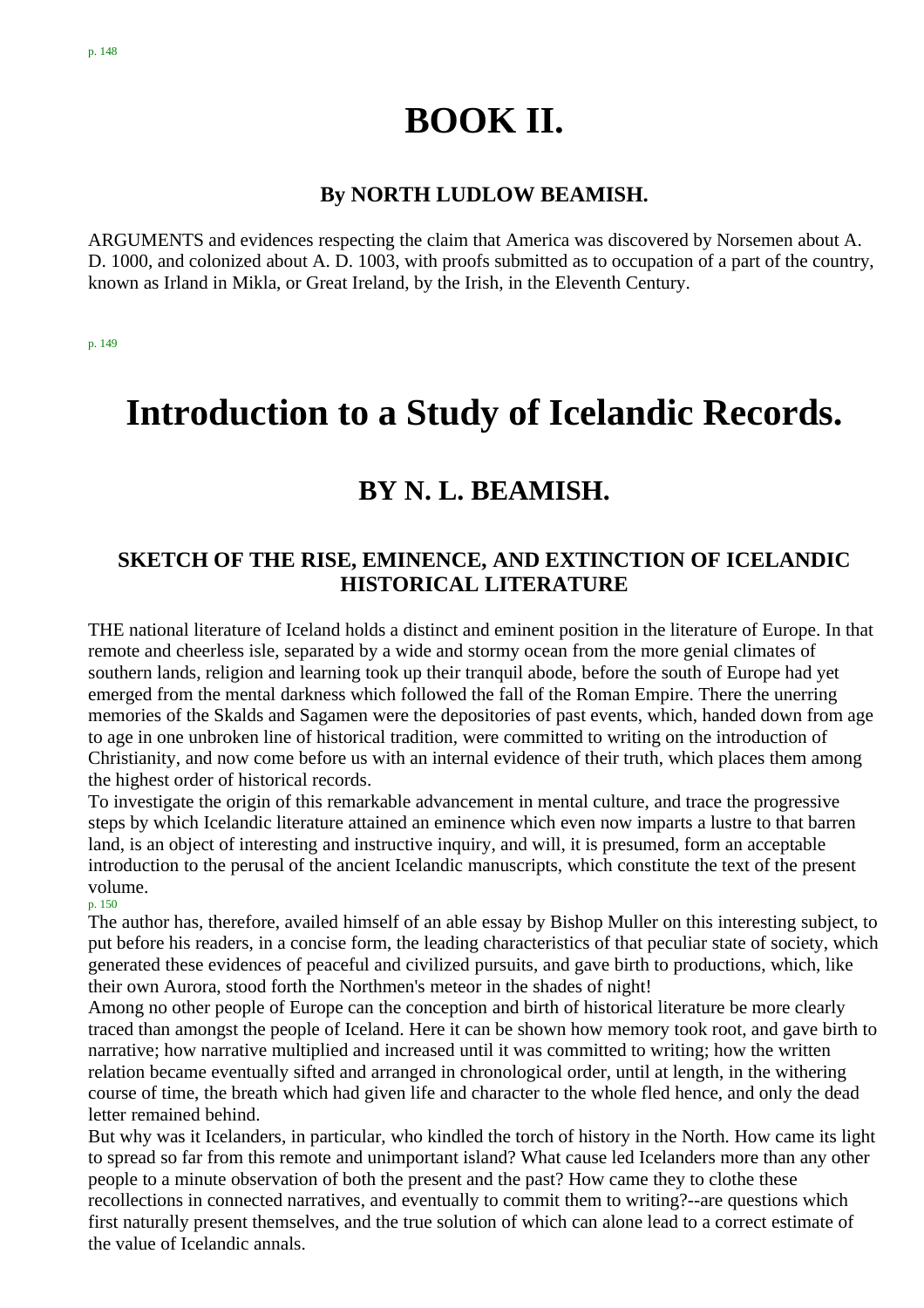# BOOK II.

### By NORTH LUDLOW BEAMISH.

ARGUMENTS and evidences respecting the claim that America was discovered by Norsemen about A. D. 1000, and colonized about A. D. 1003, with proofs submitted as to occupation of a part of the country, known as Irland in Mikla, or Great Ireland, by the Irish, in the Eleventh Century.

# Introduction to a Study of Icelandic Records.

## BY N. L. BEAMISH.

### SKETCH OF THE RISE, EMINENCE, AND EXTINCTION OF ICELANDIC HISTORICAL LITERATURE

THE national literature of Iceland holds a distinct and eminent position in the literature of Europe. In that remote and cheerless isle, separated by a wide and stormy ocean from the more genial climates of southern lands, religion and learning took up their tranquil abode, before the south of Europe had yet emerged from the mental darkness which followed the fall of the Roman Empire. There the unerring memories of the Skalds and Sagamen were the depositories of past events, which, handed down from age to age in one unbroken line of historical tradition, were committed to writing on the introduction of Christianity, and now come before us with an internal evidence of their truth, which places them among the highest order of historical records.

To investigate the origin of this remarkable advancement in mental culture, and trace the progressive steps by which Icelandic literature attained an eminence which even now imparts a lustre to that barren land, is an object of interesting and instructive inquiry, and will, it is presumed, form an acceptable introduction to the perusal of the ancient Icelandic manuscripts, which constitute the text of the present volume.

The author has, therefore, availed himself of an able essay by Bishop Muller on this interesting subject, to put before his readers, in a concise form, the leading characteristics of that peculiar state of society, which generated these evidences of peaceful and civilized pursuits, and gave birth to productions, which, like their own Aurora, stood forth the Northmen's meteor in the shades of night!

Among no other people of Europe can the conception and birth of historical literature be more clearly traced than amongst the people of Iceland. Here it can be shown how memory took root, and gave birth to narrative; how narrative multiplied and increased until it was committed to writing; how the written relation became eventually sifted and arranged in chronological order, until at length, in the withering course of time, the breath which had given life and character to the whole fled hence, and only the dead letter remained behind.

But why was it Icelanders, in particular, who kindled the torch of history in the North. How came its light to spread so far from this remote and unimportant island? What cause led Icelanders more than any other people to a minute observation of both the present and the past? How came they to clothe these recollections in connected narratives, and eventually to commit them to writing?--are questions which first naturally present themselves, and the true solution of which can alone lead to a correct estimate of the value of Icelandic annals.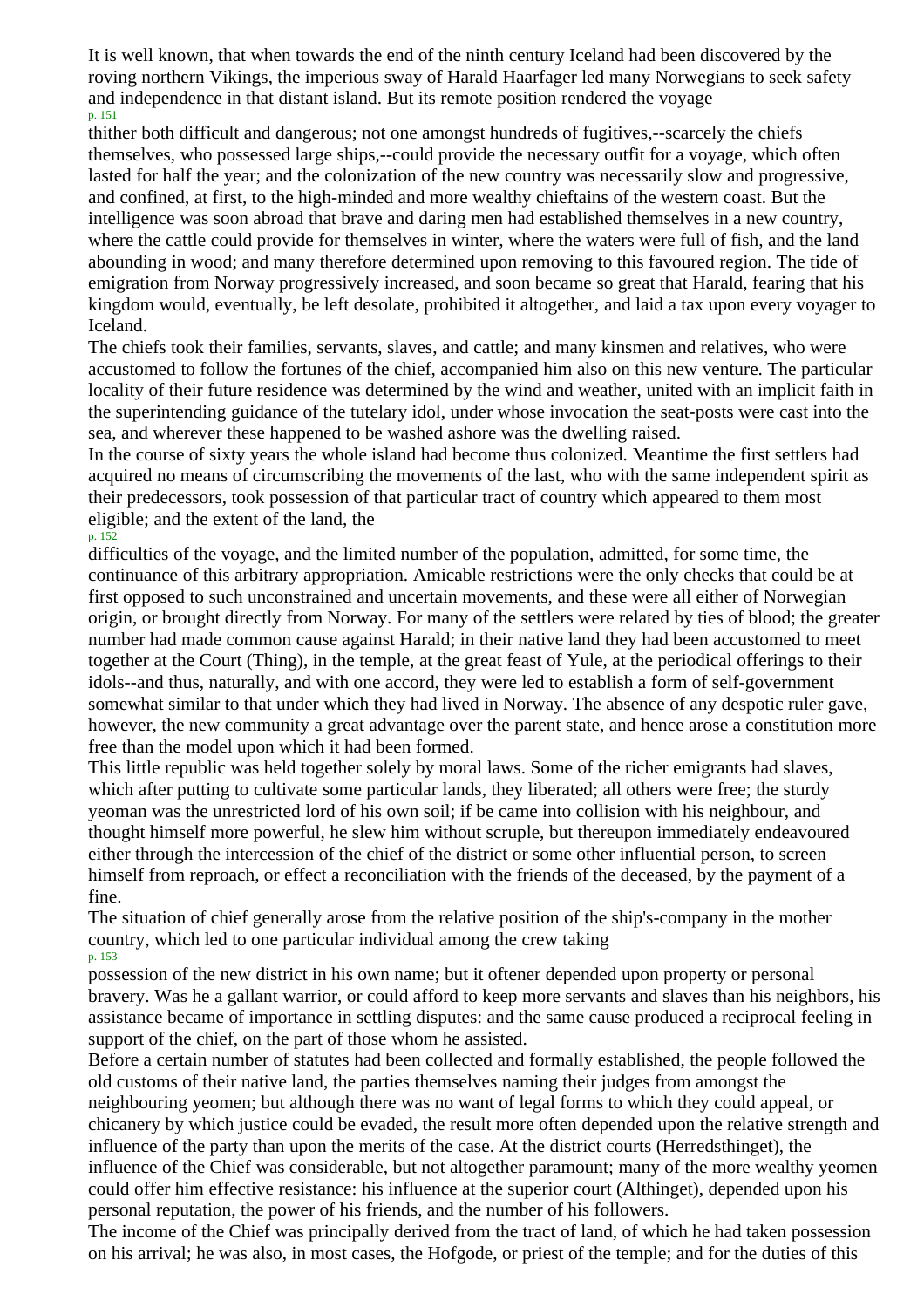It is well known, that when towards the end of the ninth century Iceland had been discovered by the roving northern Vikings, the imperious sway of Harald Haarfager led many Norwegians to seek safety and independence in that distant island. But its remote position rendered the voyage thither both difficult and dangerous; not one amongst hundreds of fugitives,--scarcely the chiefs themselves, who possessed large ships,--could provide the necessary outfit for a voyage, which often lasted for half the year; and the colonization of the new country was necessarily slow and progressive, and confined, at first, to the high-minded and more wealthy chieftains of the western coast. But the intelligence was soon abroad that brave and daring men had established themselves in a new country, where the cattle could provide for themselves in winter, where the waters were full of fish, and the land abounding in wood; and many therefore determined upon removing to this favoured region. The tide of emigration from Norway progressively increased, and soon became so great that Harald, fearing that his kingdom would, eventually, be left desolate, prohibited it altogether, and laid a tax upon every voyager to Iceland.

The chiefs took their families, servants, slaves, and cattle; and many kinsmen and relatives, who were accustomed to follow the fortunes of the chief, accompanied him also on this new venture. The particular locality of their future residence was determined by the wind and weather, united with an implicit faith in the superintending guidance of the tutelary idol, under whose invocation the seat-posts were cast into the sea, and wherever these happened to be washed ashore was the dwelling raised.

In the course of sixty years the whole island had become thus colonized. Meantime the first settlers had acquired no means of circumscribing the movements of the last, who with the same independent spirit as their predecessors, took possession of that particular tract of country which appeared to them most eligible; and the extent of the land, the difficulties of the voyage, and the limited number of the population, admitted, for some time, the continuance of this arbitrary appropriation. Amicable restrictions were the only checks that could be at first opposed to such unconstrained and uncertain movements, and these were all either of Norwegian origin, or brought directly from Norway. For many of the settlers were related by ties of blood; the greater number had made common cause against Harald; in their native land they had been accustomed to meet together at the Court (Thing), in the temple, at the great feast of Yule, at the periodical offerings to their idols--and thus, naturally, and with one accord, they were led to establish a form of self-government somewhat similar to that under which they had lived in Norway. The absence of any despotic ruler gave, however, the new community a great advantage over the parent state, and hence arose a constitution more free than the model upon which it had been formed.

This little republic was held together solely by moral laws. Some of the richer emigrants had slaves, which after putting to cultivate some particular lands, they liberated; all others were free; the sturdy yeoman was the unrestricted lord of his own soil; if be came into collision with his neighbour, and thought himself more powerful, he slew him without scruple, but thereupon immediately endeavoured either through the intercession of the chief of the district or some other influential person, to screen himself from reproach, or effect a reconciliation with the friends of the deceased, by the payment of a fine.

The situation of chief generally arose from the relative position of the ship's-company in the mother country, which led to one particular individual among the crew taking possession of the new district in his own name; but it oftener depended upon property or personal bravery. Was he a gallant warrior, or could afford to keep more servants and slaves than his neighbors, his assistance became of importance in settling disputes: and the same cause produced a reciprocal feeling in support of the chief, on the part of those whom he assisted.

Before a certain number of statutes had been collected and formally established, the people followed the old customs of their native land, the parties themselves naming their judges from amongst the neighbouring yeomen; but although there was no want of legal forms to which they could appeal, or chicanery by which justice could be evaded, the result more often depended upon the relative strength and influence of the party than upon the merits of the case. At the district courts (Herredsthinget), the influence of the Chief was considerable, but not altogether paramount; many of the more wealthy yeomen could offer him effective resistance: his influence at the superior court (Althinget), depended upon his personal reputation, the power of his friends, and the number of his followers.

The income of the Chief was principally derived from the tract of land, of which he had taken possession on his arrival; he was also, in most cases, the Hofgode, or priest of the temple; and for the duties of this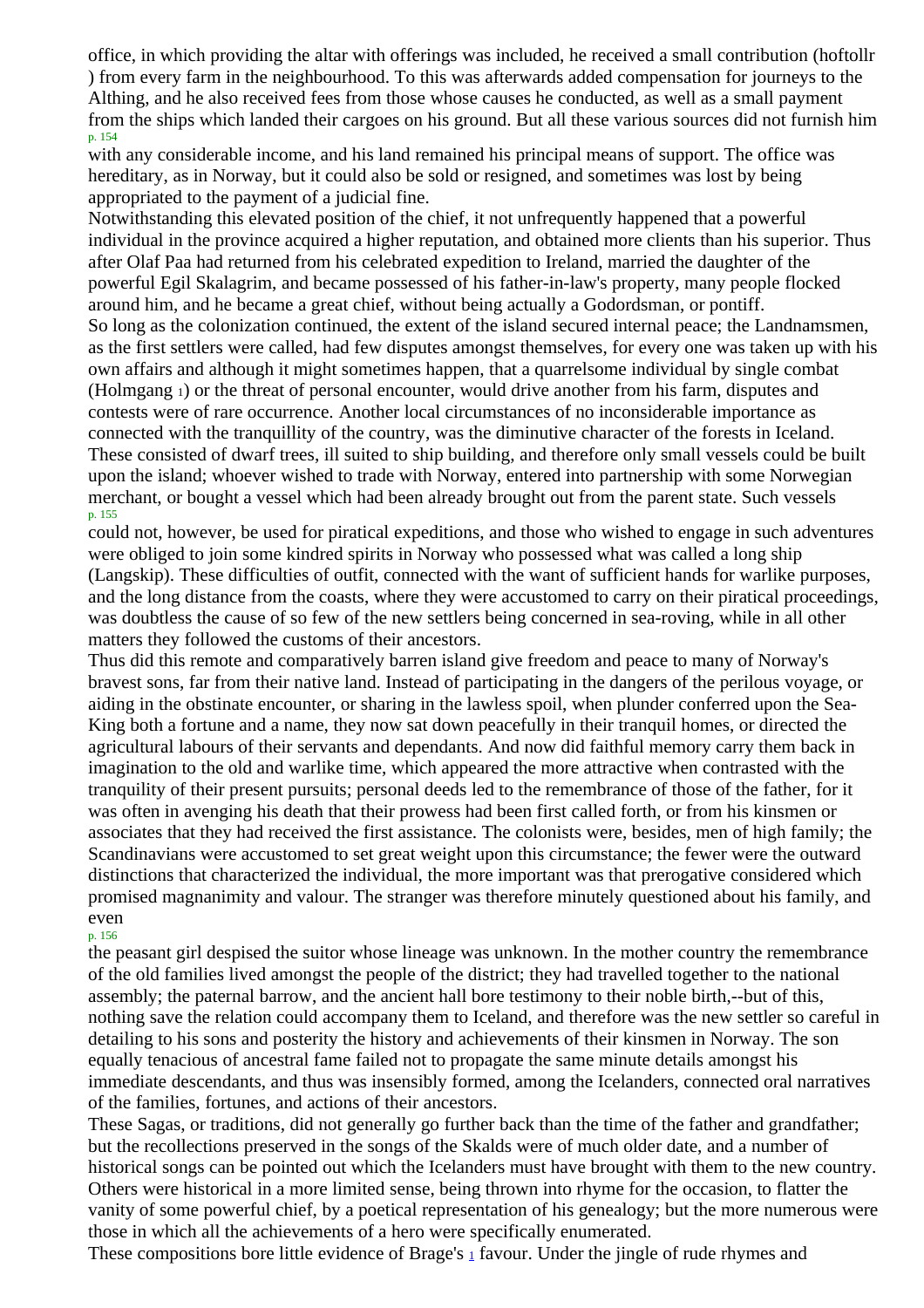office, in which providing the altar with offerings was included, he received a small contribution (hoftollr ) from every farm in the neighbourhood. To this was afterwards added compensation for journeys to the Althing, and he also received fees from those whose causes he conducted, as well as a small payment from the ships which landed their cargoes on his ground. But all these various sources did not furnish him with any considerable income, and his land remained his principal means of support. The office was hereditary, as in Norway, but it could also be sold or resigned, and sometimes was lost by being appropriated to the payment of a judicial fine.

Notwithstanding this elevated position of the chief, it not unfrequently happened that a powerful individual in the province acquired a higher reputation, and obtained more clients than his superior. Thus after Olaf Paa had returned from his celebrated expedition to Ireland, married the daughter of the powerful Egil Skalagrim, and became possessed of his father-in-law's property, many people flocked around him, and he became a great chief, without being actually a Godordsman, or pontiff.

So long as the colonization continued, the extent of the island secured internal peace; the Landnamsmen, as the first settlers were called, had few disputes amongst themselves, for every one was taken up with his own affairs and although it might sometimes happen, that a quarrelsome individual by single combat (Holmgang [1]) or the threat of personal encounter, would drive another from his farm, disputes and contests were of rare occurrence. Another local circumstances of no inconsiderable importance as connected with the tranquillity of the country, was the diminutive character of the forests in Iceland. These consisted of dwarf trees, ill suited to ship building, and therefore only small vessels could be built upon the island; whoever wished to trade with Norway, entered into partnership with some Norwegian merchant, or bought a vessel which had been already brought out from the parent state. Such vessels could not, however, be used for piratical expeditions, and those who wished to engage in such adventures were obliged to join some kindred spirits in Norway who possessed what was called a long ship (Langskip). These difficulties of outfit, connected with the want of sufficient hands for warlike purposes, and the long distance from the coasts, where they were accustomed to carry on their piratical proceedings, was doubtless the cause of so few of the new settlers being concerned in sea-roving, while in all other matters they followed the customs of their ancestors.

Thus did this remote and comparatively barren island give freedom and peace to many of Norway's bravest sons, far from their native land. Instead of participating in the dangers of the perilous voyage, or aiding in the obstinate encounter, or sharing in the lawless spoil, when plunder conferred upon the Sea-King both a fortune and a name, they now sat down peacefully in their tranquil homes, or directed the agricultural labours of their servants and dependants. And now did faithful memory carry them back in imagination to the old and warlike time, which appeared the more attractive when contrasted with the tranquility of their present pursuits; personal deeds led to the remembrance of those of the father, for it was often in avenging his death that their prowess had been first called forth, or from his kinsmen or associates that they had received the first assistance. The colonists were, besides, men of high family; the Scandinavians were accustomed to set great weight upon this circumstance; the fewer were the outward distinctions that characterized the individual, the more important was that prerogative considered which promised magnanimity and valour. The stranger was therefore minutely questioned about his family, and even the peasant girl despised the suitor whose lineage was unknown. In the mother country the remembrance of the old families lived amongst the people of the district; they had travelled together to the national assembly; the paternal barrow, and the ancient hall bore testimony to their noble birth,--but of this, nothing save the relation could accompany them to Iceland, and therefore was the new settler so careful in detailing to his sons and posterity the history and achievements of their kinsmen in Norway. The son equally tenacious of ancestral fame failed not to propagate the same minute details amongst his immediate descendants, and thus was insensibly formed, among the Icelanders, connected oral narratives of the families, fortunes, and actions of their ancestors.

These Sagas, or traditions, did not generally go further back than the time of the father and grandfather; but the recollections preserved in the songs of the Skalds were of much older date, and a number of historical songs can be pointed out which the Icelanders must have brought with them to the new country. Others were historical in a more limited sense, being thrown into rhyme for the occasion, to flatter the vanity of some powerful chief, by a poetical representation of his genealogy; but the more numerous were those in which all the achievements of a hero were specifically enumerated.

These compositions bore little evidence of Brage's [1] favour. Under the jingle of rude rhymes and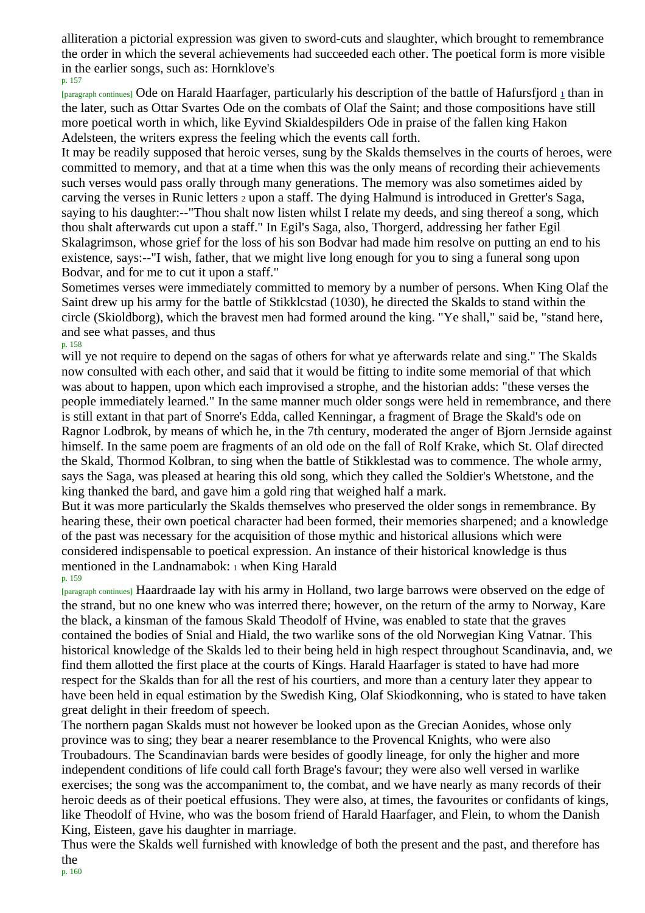alliteration a pictorial expression was given to sword-cuts and slaughter, which brought to remembrance the order in which the several achievements had succeeded each other. The poetical form is more visible in the earlier songs, such as: Hornklove's Ode on Harald Haarfager, particularly his description of the battle of Hafursfjord [1] than in the later, such as Ottar Svartes Ode on the combats of Olaf the Saint; and those compositions have still more poetical worth in which, like Eyvind Skialdespilders Ode in praise of the fallen king Hakon Adelsteen, the writers express the feeling which the events call forth.

It may be readily supposed that heroic verses, sung by the Skalds themselves in the courts of heroes, were committed to memory, and that at a time when this was the only means of recording their achievements such verses would pass orally through many generations. The memory was also sometimes aided by carving the verses in Runic letters [2] upon a staff. The dying Halmund is introduced in Gretter's Saga, saying to his daughter:--"Thou shalt now listen whilst I relate my deeds, and sing thereof a song, which thou shalt afterwards cut upon a staff." In Egil's Saga, also, Thorgerd, addressing her father Egil Skalagrimson, whose grief for the loss of his son Bodvar had made him resolve on putting an end to his existence, says:--"I wish, father, that we might live long enough for you to sing a funeral song upon Bodvar, and for me to cut it upon a staff."

Sometimes verses were immediately committed to memory by a number of persons. When King Olaf the Saint drew up his army for the battle of Stikklcstad (1030), he directed the Skalds to stand within the circle (Skioldborg), which the bravest men had formed around the king. "Ye shall," said be, "stand here, and see what passes, and thus will ye not require to depend on the sagas of others for what ye afterwards relate and sing." The Skalds now consulted with each other, and said that it would be fitting to indite some memorial of that which was about to happen, upon which each improvised a strophe, and the historian adds: "these verses the people immediately learned." In the same manner much older songs were held in remembrance, and there is still extant in that part of Snorre's Edda, called Kenningar, a fragment of Brage the Skald's ode on Ragnor Lodbrok, by means of which he, in the 7th century, moderated the anger of Bjorn Jernside against himself. In the same poem are fragments of an old ode on the fall of Rolf Krake, which St. Olaf directed the Skald, Thormod Kolbran, to sing when the battle of Stikklestad was to commence. The whole army, says the Saga, was pleased at hearing this old song, which they called the Soldier's Whetstone, and the king thanked the bard, and gave him a gold ring that weighed half a mark.

But it was more particularly the Skalds themselves who preserved the older songs in remembrance. By hearing these, their own poetical character had been formed, their memories sharpened; and a knowledge of the past was necessary for the acquisition of those mythic and historical allusions which were considered indispensable to poetical expression. An instance of their historical knowledge is thus mentioned in the Landnamabok: [1] when King Harald Haardraade lay with his army in Holland, two large barrows were observed on the edge of the strand, but no one knew who was interred there; however, on the return of the army to Norway, Kare the black, a kinsman of the famous Skald Theodolf of Hvine, was enabled to state that the graves contained the bodies of Snial and Hiald, the two warlike sons of the old Norwegian King Vatnar. This historical knowledge of the Skalds led to their being held in high respect throughout Scandinavia, and, we find them allotted the first place at the courts of Kings. Harald Haarfager is stated to have had more respect for the Skalds than for all the rest of his courtiers, and more than a century later they appear to have been held in equal estimation by the Swedish King, Olaf Skiodkonning, who is stated to have taken great delight in their freedom of speech.

The northern pagan Skalds must not however be looked upon as the Grecian Aonides, whose only province was to sing; they bear a nearer resemblance to the Provencal Knights, who were also Troubadours. The Scandinavian bards were besides of goodly lineage, for only the higher and more independent conditions of life could call forth Brage's favour; they were also well versed in warlike exercises; the song was the accompaniment to, the combat, and we have nearly as many records of their heroic deeds as of their poetical effusions. They were also, at times, the favourites or confidants of kings, like Theodolf of Hvine, who was the bosom friend of Harald Haarfager, and Flein, to whom the Danish King, Eisteen, gave his daughter in marriage.

Thus were the Skalds well furnished with knowledge of both the present and the past, and therefore has the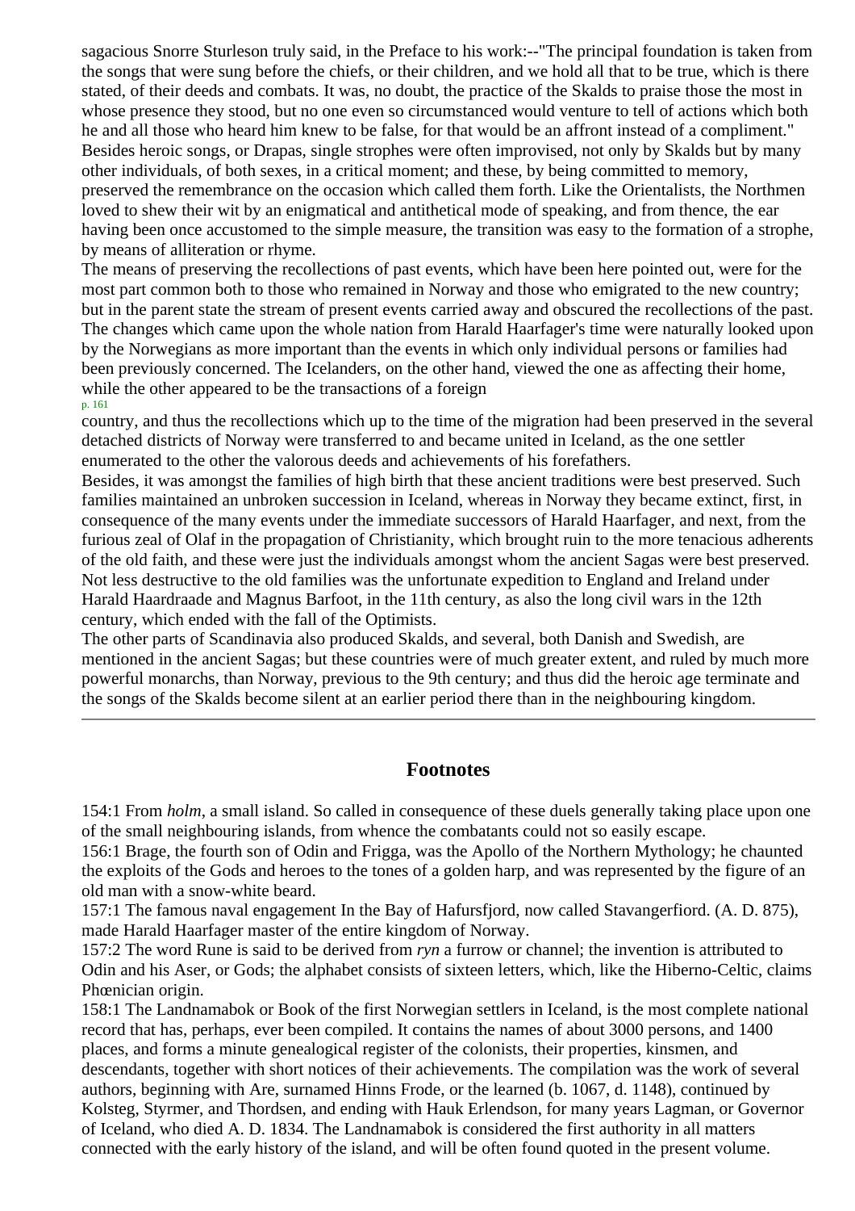sagacious Snorre Sturleson truly said, in the Preface to his work:--"The principal foundation is taken from the songs that were sung before the chiefs, or their children, and we hold all that to be true, which is there stated, of their deeds and combats. It was, no doubt, the practice of the Skalds to praise those the most in whose presence they stood, but no one even so circumstanced would venture to tell of actions which both he and all those who heard him knew to be false, for that would be an affront instead of a compliment." Besides heroic songs, or Drapas, single strophes were often improvised, not only by Skalds but by many other individuals, of both sexes, in a critical moment; and these, by being committed to memory, preserved the remembrance on the occasion which called them forth. Like the Orientalists, the Northmen loved to shew their wit by an enigmatical and antithetical mode of speaking, and from thence, the ear having been once accustomed to the simple measure, the transition was easy to the formation of a strophe, by means of alliteration or rhyme.

The means of preserving the recollections of past events, which have been here pointed out, were for the most part common both to those who remained in Norway and those who emigrated to the new country; but in the parent state the stream of present events carried away and obscured the recollections of the past. The changes which came upon the whole nation from Harald Haarfager's time were naturally looked upon by the Norwegians as more important than the events in which only individual persons or families had been previously concerned. The Icelanders, on the other hand, viewed the one as affecting their home, while the other appeared to be the transactions of a foreign country, and thus the recollections which up to the time of the migration had been preserved in the several detached districts of Norway were transferred to and became united in Iceland, as the one settler enumerated to the other the valorous deeds and achievements of his forefathers.

Besides, it was amongst the families of high birth that these ancient traditions were best preserved. Such families maintained an unbroken succession in Iceland, whereas in Norway they became extinct, first, in consequence of the many events under the immediate successors of Harald Haarfager, and next, from the furious zeal of Olaf in the propagation of Christianity, which brought ruin to the more tenacious adherents of the old faith, and these were just the individuals amongst whom the ancient Sagas were best preserved. Not less destructive to the old families was the unfortunate expedition to England and Ireland under Harald Haardraade and Magnus Barfoot, in the 11th century, as also the long civil wars in the 12th century, which ended with the fall of the Optimists.

The other parts of Scandinavia also produced Skalds, and several, both Danish and Swedish, are mentioned in the ancient Sagas; but these countries were of much greater extent, and ruled by much more powerful monarchs, than Norway, previous to the 9th century; and thus did the heroic age terminate and the songs of the Skalds become silent at an earlier period there than in the neighbouring kingdom.

---

## Footnotes

154:1 From *holm*, a small island. So called in consequence of these duels generally taking place upon one of the small neighbouring islands, from whence the combatants could not so easily escape.

156:1 Brage, the fourth son of Odin and Frigga, was the Apollo of the Northern Mythology; he chaunted the exploits of the Gods and heroes to the tones of a golden harp, and was represented by the figure of an old man with a snow-white beard.

157:1 The famous naval engagement In the Bay of Hafursfjord, now called Stavangerfiord. (A. D. 875), made Harald Haarfager master of the entire kingdom of Norway.

157:2 The word Rune is said to be derived from *ryn* a furrow or channel; the invention is attributed to Odin and his Aser, or Gods; the alphabet consists of sixteen letters, which, like the Hiberno-Celtic, claims Phœnician origin.

158:1 The Landnamabok or Book of the first Norwegian settlers in Iceland, is the most complete national record that has, perhaps, ever been compiled. It contains the names of about 3000 persons, and 1400 places, and forms a minute genealogical register of the colonists, their properties, kinsmen, and descendants, together with short notices of their achievements. The compilation was the work of several authors, beginning with Are, surnamed Hinns Frode, or the learned (b. 1067, d. 1148), continued by Kolsteg, Styrmer, and Thordsen, and ending with Hauk Erlendson, for many years Lagman, or Governor of Iceland, who died A. D. 1834. The Landnamabok is considered the first authority in all matters connected with the early history of the island, and will be often found quoted in the present volume.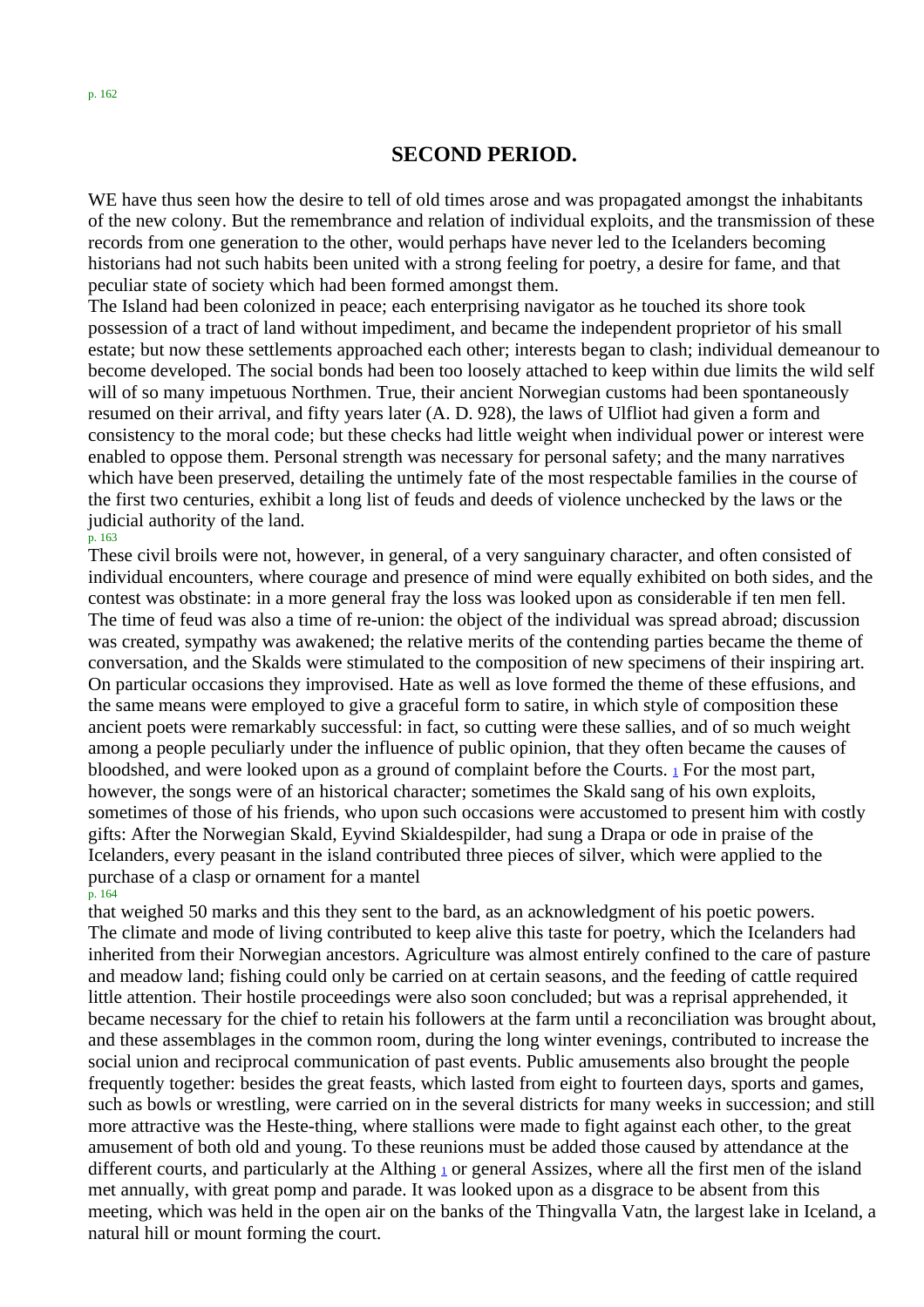## SECOND PERIOD.

WE have thus seen how the desire to tell of old times arose and was propagated amongst the inhabitants of the new colony. But the remembrance and relation of individual exploits, and the transmission of these records from one generation to the other, would perhaps have never led to the Icelanders becoming historians had not such habits been united with a strong feeling for poetry, a desire for fame, and that peculiar state of society which had been formed amongst them.

The Island had been colonized in peace; each enterprising navigator as he touched its shore took possession of a tract of land without impediment, and became the independent proprietor of his small estate; but now these settlements approached each other; interests began to clash; individual demeanour to become developed. The social bonds had been too loosely attached to keep within due limits the wild self will of so many impetuous Northmen. True, their ancient Norwegian customs had been spontaneously resumed on their arrival, and fifty years later (A. D. 928), the laws of Ulfliot had given a form and consistency to the moral code; but these checks had little weight when individual power or interest were enabled to oppose them. Personal strength was necessary for personal safety; and the many narratives which have been preserved, detailing the untimely fate of the most respectable families in the course of the first two centuries, exhibit a long list of feuds and deeds of violence unchecked by the laws or the judicial authority of the land.

These civil broils were not, however, in general, of a very sanguinary character, and often consisted of individual encounters, where courage and presence of mind were equally exhibited on both sides, and the contest was obstinate: in a more general fray the loss was looked upon as considerable if ten men fell. The time of feud was also a time of re-union: the object of the individual was spread abroad; discussion was created, sympathy was awakened; the relative merits of the contending parties became the theme of conversation, and the Skalds were stimulated to the composition of new specimens of their inspiring art. On particular occasions they improvised. Hate as well as love formed the theme of these effusions, and the same means were employed to give a graceful form to satire, in which style of composition these ancient poets were remarkably successful: in fact, so cutting were these sallies, and of so much weight among a people peculiarly under the influence of public opinion, that they often became the causes of bloodshed, and were looked upon as a ground of complaint before the Courts. [1] For the most part, however, the songs were of an historical character; sometimes the Skald sang of his own exploits, sometimes of those of his friends, who upon such occasions were accustomed to present him with costly gifts: After the Norwegian Skald, Eyvind Skialdespilder, had sung a Drapa or ode in praise of the Icelanders, every peasant in the island contributed three pieces of silver, which were applied to the purchase of a clasp or ornament for a mantel that weighed 50 marks and this they sent to the bard, as an acknowledgment of his poetic powers.

The climate and mode of living contributed to keep alive this taste for poetry, which the Icelanders had inherited from their Norwegian ancestors. Agriculture was almost entirely confined to the care of pasture and meadow land; fishing could only be carried on at certain seasons, and the feeding of cattle required little attention. Their hostile proceedings were also soon concluded; but was a reprisal apprehended, it became necessary for the chief to retain his followers at the farm until a reconciliation was brought about, and these assemblages in the common room, during the long winter evenings, contributed to increase the social union and reciprocal communication of past events. Public amusements also brought the people frequently together: besides the great feasts, which lasted from eight to fourteen days, sports and games, such as bowls or wrestling, were carried on in the several districts for many weeks in succession; and still more attractive was the Heste-thing, where stallions were made to fight against each other, to the great amusement of both old and young. To these reunions must be added those caused by attendance at the different courts, and particularly at the Althing [1] or general Assizes, where all the first men of the island met annually, with great pomp and parade. It was looked upon as a disgrace to be absent from this meeting, which was held in the open air on the banks of the Thingvalla Vatn, the largest lake in Iceland, a natural hill or mount forming the court.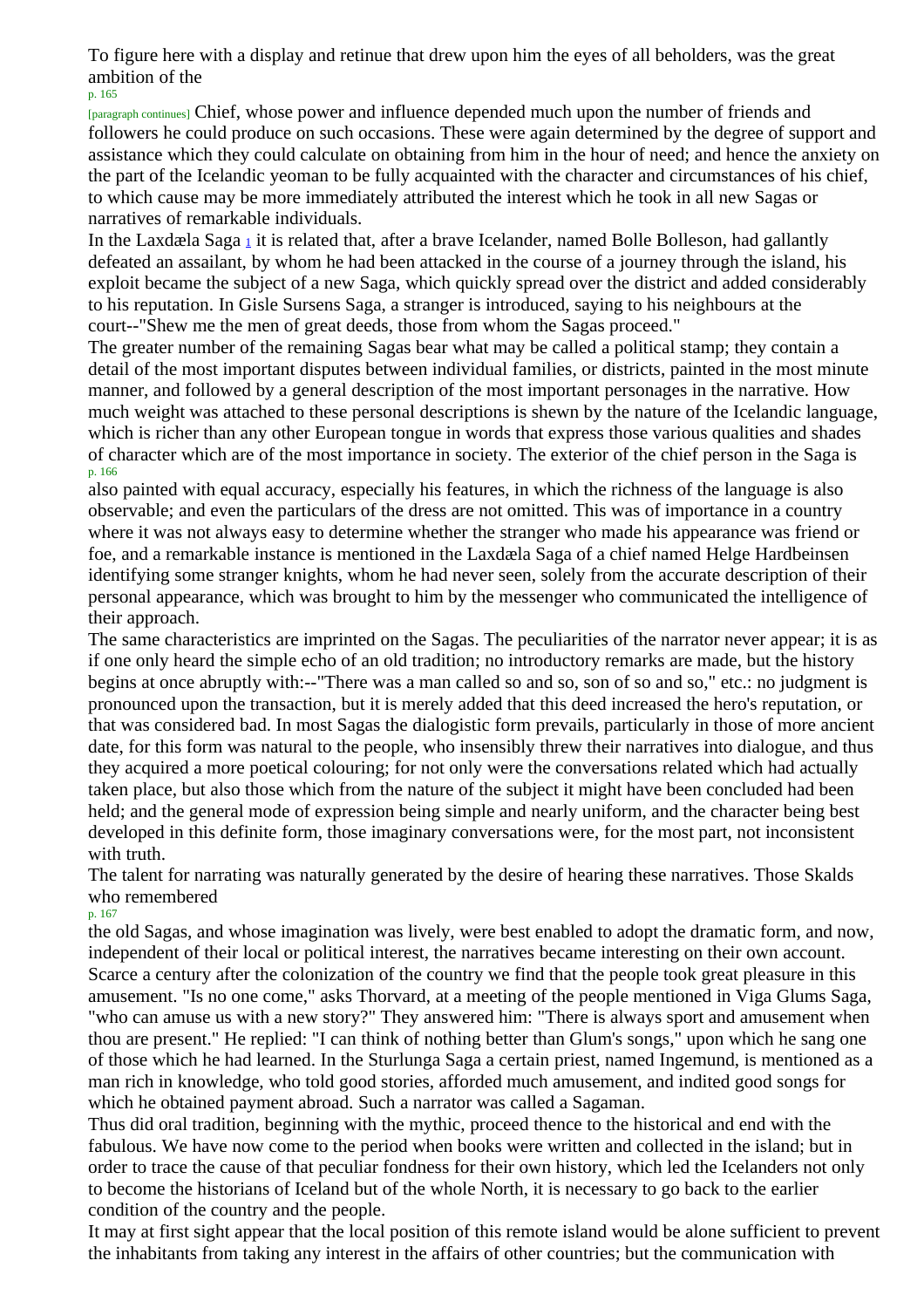To figure here with a display and retinue that drew upon him the eyes of all beholders, was the great ambition of the Chief, whose power and influence depended much upon the number of friends and followers he could produce on such occasions. These were again determined by the degree of support and assistance which they could calculate on obtaining from him in the hour of need; and hence the anxiety on the part of the Icelandic yeoman to be fully acquainted with the character and circumstances of his chief, to which cause may be more immediately attributed the interest which he took in all new Sagas or narratives of remarkable individuals.

In the Laxdæla Saga [1] it is related that, after a brave Icelander, named Bolle Bolleson, had gallantly defeated an assailant, by whom he had been attacked in the course of a journey through the island, his exploit became the subject of a new Saga, which quickly spread over the district and added considerably to his reputation. In Gisle Sursens Saga, a stranger is introduced, saying to his neighbours at the court--"Shew me the men of great deeds, those from whom the Sagas proceed."

The greater number of the remaining Sagas bear what may be called a political stamp; they contain a detail of the most important disputes between individual families, or districts, painted in the most minute manner, and followed by a general description of the most important personages in the narrative. How much weight was attached to these personal descriptions is shewn by the nature of the Icelandic language, which is richer than any other European tongue in words that express those various qualities and shades of character which are of the most importance in society. The exterior of the chief person in the Saga is also painted with equal accuracy, especially his features, in which the richness of the language is also observable; and even the particulars of the dress are not omitted. This was of importance in a country where it was not always easy to determine whether the stranger who made his appearance was friend or foe, and a remarkable instance is mentioned in the Laxdæla Saga of a chief named Helge Hardbeinsen identifying some stranger knights, whom he had never seen, solely from the accurate description of their personal appearance, which was brought to him by the messenger who communicated the intelligence of their approach.

The same characteristics are imprinted on the Sagas. The peculiarities of the narrator never appear; it is as if one only heard the simple echo of an old tradition; no introductory remarks are made, but the history begins at once abruptly with:--"There was a man called so and so, son of so and so," etc.: no judgment is pronounced upon the transaction, but it is merely added that this deed increased the hero's reputation, or that was considered bad. In most Sagas the dialogistic form prevails, particularly in those of more ancient date, for this form was natural to the people, who insensibly threw their narratives into dialogue, and thus they acquired a more poetical colouring; for not only were the conversations related which had actually taken place, but also those which from the nature of the subject it might have been concluded had been held; and the general mode of expression being simple and nearly uniform, and the character being best developed in this definite form, those imaginary conversations were, for the most part, not inconsistent with truth.

The talent for narrating was naturally generated by the desire of hearing these narratives. Those Skalds who remembered the old Sagas, and whose imagination was lively, were best enabled to adopt the dramatic form, and now, independent of their local or political interest, the narratives became interesting on their own account. Scarce a century after the colonization of the country we find that the people took great pleasure in this amusement. "Is no one come," asks Thorvard, at a meeting of the people mentioned in Viga Glums Saga, "who can amuse us with a new story?" They answered him: "There is always sport and amusement when thou are present." He replied: "I can think of nothing better than Glum's songs," upon which he sang one of those which he had learned. In the Sturlunga Saga a certain priest, named Ingemund, is mentioned as a man rich in knowledge, who told good stories, afforded much amusement, and indited good songs for which he obtained payment abroad. Such a narrator was called a Sagaman.

Thus did oral tradition, beginning with the mythic, proceed thence to the historical and end with the fabulous. We have now come to the period when books were written and collected in the island; but in order to trace the cause of that peculiar fondness for their own history, which led the Icelanders not only to become the historians of Iceland but of the whole North, it is necessary to go back to the earlier condition of the country and the people.

It may at first sight appear that the local position of this remote island would be alone sufficient to prevent the inhabitants from taking any interest in the affairs of other countries; but the communication with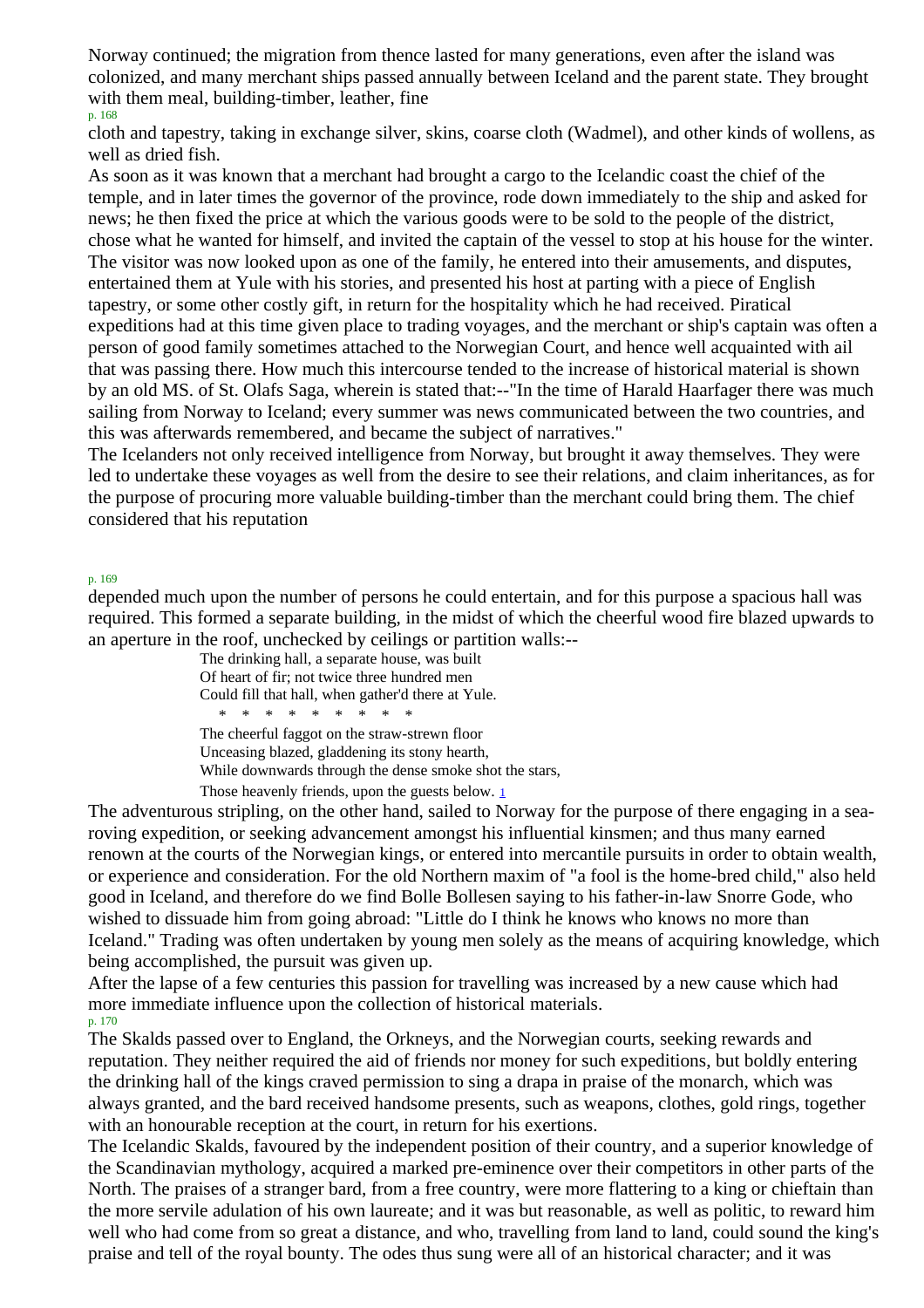Norway continued; the migration from thence lasted for many generations, even after the island was colonized, and many merchant ships passed annually between Iceland and the parent state. They brought with them meal, building-timber, leather, fine cloth and tapestry, taking in exchange silver, skins, coarse cloth (Wadmel), and other kinds of wollens, as well as dried fish.

As soon as it was known that a merchant had brought a cargo to the Icelandic coast the chief of the temple, and in later times the governor of the province, rode down immediately to the ship and asked for news; he then fixed the price at which the various goods were to be sold to the people of the district, chose what he wanted for himself, and invited the captain of the vessel to stop at his house for the winter. The visitor was now looked upon as one of the family, he entered into their amusements, and disputes, entertained them at Yule with his stories, and presented his host at parting with a piece of English tapestry, or some other costly gift, in return for the hospitality which he had received. Piratical expeditions had at this time given place to trading voyages, and the merchant or ship's captain was often a person of good family sometimes attached to the Norwegian Court, and hence well acquainted with ail that was passing there. How much this intercourse tended to the increase of historical material is shown by an old MS. of St. Olafs Saga, wherein is stated that:--"In the time of Harald Haarfager there was much sailing from Norway to Iceland; every summer was news communicated between the two countries, and this was afterwards remembered, and became the subject of narratives."

The Icelanders not only received intelligence from Norway, but brought it away themselves. They were led to undertake these voyages as well from the desire to see their relations, and claim inheritances, as for the purpose of procuring more valuable building-timber than the merchant could bring them. The chief considered that his reputation depended much upon the number of persons he could entertain, and for this purpose a spacious hall was required. This formed a separate building, in the midst of which the cheerful wood fire blazed upwards to an aperture in the roof, unchecked by ceilings or partition walls:--

> The drinking hall, a separate house, was built
> Of heart of fir; not twice three hundred men
> Could fill that hall, when gather'd there at Yule.
>
> \* \* \* \* \* \* \* \* \*
>
> The cheerful faggot on the straw-strewn floor
> Unceasing blazed, gladdening its stony hearth,
> While downwards through the dense smoke shot the stars,
> Those heavenly friends, upon the guests below. [1]

The adventurous stripling, on the other hand, sailed to Norway for the purpose of there engaging in a sea-roving expedition, or seeking advancement amongst his influential kinsmen; and thus many earned renown at the courts of the Norwegian kings, or entered into mercantile pursuits in order to obtain wealth, or experience and consideration. For the old Northern maxim of "a fool is the home-bred child," also held good in Iceland, and therefore do we find Bolle Bollesen saying to his father-in-law Snorre Gode, who wished to dissuade him from going abroad: "Little do I think he knows who knows no more than Iceland." Trading was often undertaken by young men solely as the means of acquiring knowledge, which being accomplished, the pursuit was given up.

After the lapse of a few centuries this passion for travelling was increased by a new cause which had more immediate influence upon the collection of historical materials.

The Skalds passed over to England, the Orkneys, and the Norwegian courts, seeking rewards and reputation. They neither required the aid of friends nor money for such expeditions, but boldly entering the drinking hall of the kings craved permission to sing a drapa in praise of the monarch, which was always granted, and the bard received handsome presents, such as weapons, clothes, gold rings, together with an honourable reception at the court, in return for his exertions.

The Icelandic Skalds, favoured by the independent position of their country, and a superior knowledge of the Scandinavian mythology, acquired a marked pre-eminence over their competitors in other parts of the North. The praises of a stranger bard, from a free country, were more flattering to a king or chieftain than the more servile adulation of his own laureate; and it was but reasonable, as well as politic, to reward him well who had come from so great a distance, and who, travelling from land to land, could sound the king's praise and tell of the royal bounty. The odes thus sung were all of an historical character; and it was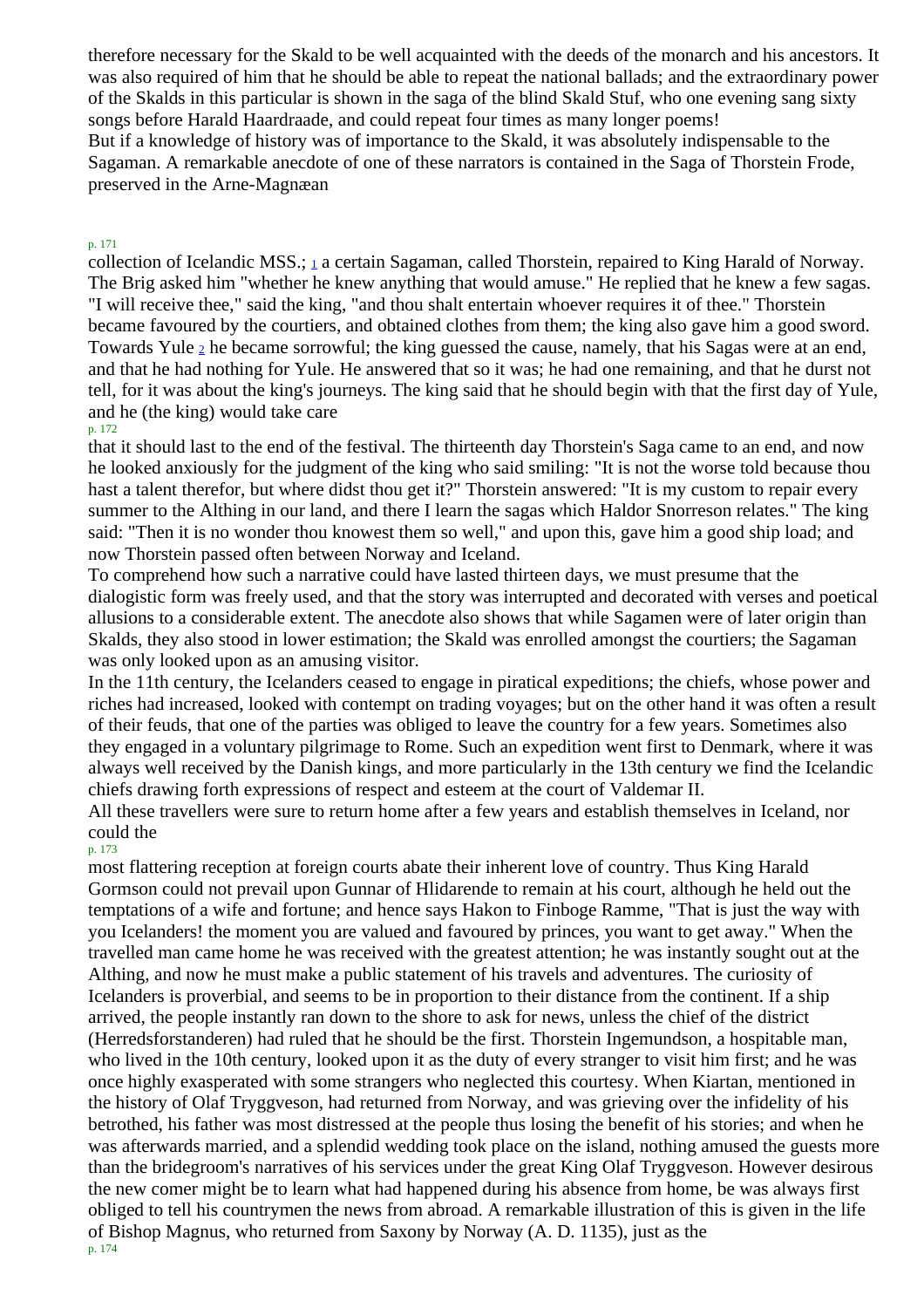therefore necessary for the Skald to be well acquainted with the deeds of the monarch and his ancestors. It was also required of him that he should be able to repeat the national ballads; and the extraordinary power of the Skalds in this particular is shown in the saga of the blind Skald Stuf, who one evening sang sixty songs before Harald Haardraade, and could repeat four times as many longer poems!

But if a knowledge of history was of importance to the Skald, it was absolutely indispensable to the Sagaman. A remarkable anecdote of one of these narrators is contained in the Saga of Thorstein Frode, preserved in the Arne-Magnæan collection of Icelandic MSS.; [1] a certain Sagaman, called Thorstein, repaired to King Harald of Norway. The Brig asked him "whether he knew anything that would amuse." He replied that he knew a few sagas. "I will receive thee," said the king, "and thou shalt entertain whoever requires it of thee." Thorstein became favoured by the courtiers, and obtained clothes from them; the king also gave him a good sword. Towards Yule [2] he became sorrowful; the king guessed the cause, namely, that his Sagas were at an end, and that he had nothing for Yule. He answered that so it was; he had one remaining, and that he durst not tell, for it was about the king's journeys. The king said that he should begin with that the first day of Yule, and he (the king) would take care that it should last to the end of the festival. The thirteenth day Thorstein's Saga came to an end, and now he looked anxiously for the judgment of the king who said smiling: "It is not the worse told because thou hast a talent therefor, but where didst thou get it?" Thorstein answered: "It is my custom to repair every summer to the Althing in our land, and there I learn the sagas which Haldor Snorreson relates." The king said: "Then it is no wonder thou knowest them so well," and upon this, gave him a good ship load; and now Thorstein passed often between Norway and Iceland.

To comprehend how such a narrative could have lasted thirteen days, we must presume that the dialogistic form was freely used, and that the story was interrupted and decorated with verses and poetical allusions to a considerable extent. The anecdote also shows that while Sagamen were of later origin than Skalds, they also stood in lower estimation; the Skald was enrolled amongst the courtiers; the Sagaman was only looked upon as an amusing visitor.

In the 11th century, the Icelanders ceased to engage in piratical expeditions; the chiefs, whose power and riches had increased, looked with contempt on trading voyages; but on the other hand it was often a result of their feuds, that one of the parties was obliged to leave the country for a few years. Sometimes also they engaged in a voluntary pilgrimage to Rome. Such an expedition went first to Denmark, where it was always well received by the Danish kings, and more particularly in the 13th century we find the Icelandic chiefs drawing forth expressions of respect and esteem at the court of Valdemar II.

All these travellers were sure to return home after a few years and establish themselves in Iceland, nor could the most flattering reception at foreign courts abate their inherent love of country. Thus King Harald Gormson could not prevail upon Gunnar of Hlidarende to remain at his court, although he held out the temptations of a wife and fortune; and hence says Hakon to Finboge Ramme, "That is just the way with you Icelanders! the moment you are valued and favoured by princes, you want to get away." When the travelled man came home he was received with the greatest attention; he was instantly sought out at the Althing, and now he must make a public statement of his travels and adventures. The curiosity of Icelanders is proverbial, and seems to be in proportion to their distance from the continent. If a ship arrived, the people instantly ran down to the shore to ask for news, unless the chief of the district (Herredsforstanderen) had ruled that he should be the first. Thorstein Ingemundson, a hospitable man, who lived in the 10th century, looked upon it as the duty of every stranger to visit him first; and he was once highly exasperated with some strangers who neglected this courtesy. When Kiartan, mentioned in the history of Olaf Tryggveson, had returned from Norway, and was grieving over the infidelity of his betrothed, his father was most distressed at the people thus losing the benefit of his stories; and when he was afterwards married, and a splendid wedding took place on the island, nothing amused the guests more than the bridegroom's narratives of his services under the great King Olaf Tryggveson. However desirous the new comer might be to learn what had happened during his absence from home, be was always first obliged to tell his countrymen the news from abroad. A remarkable illustration of this is given in the life of Bishop Magnus, who returned from Saxony by Norway (A. D. 1135), just as the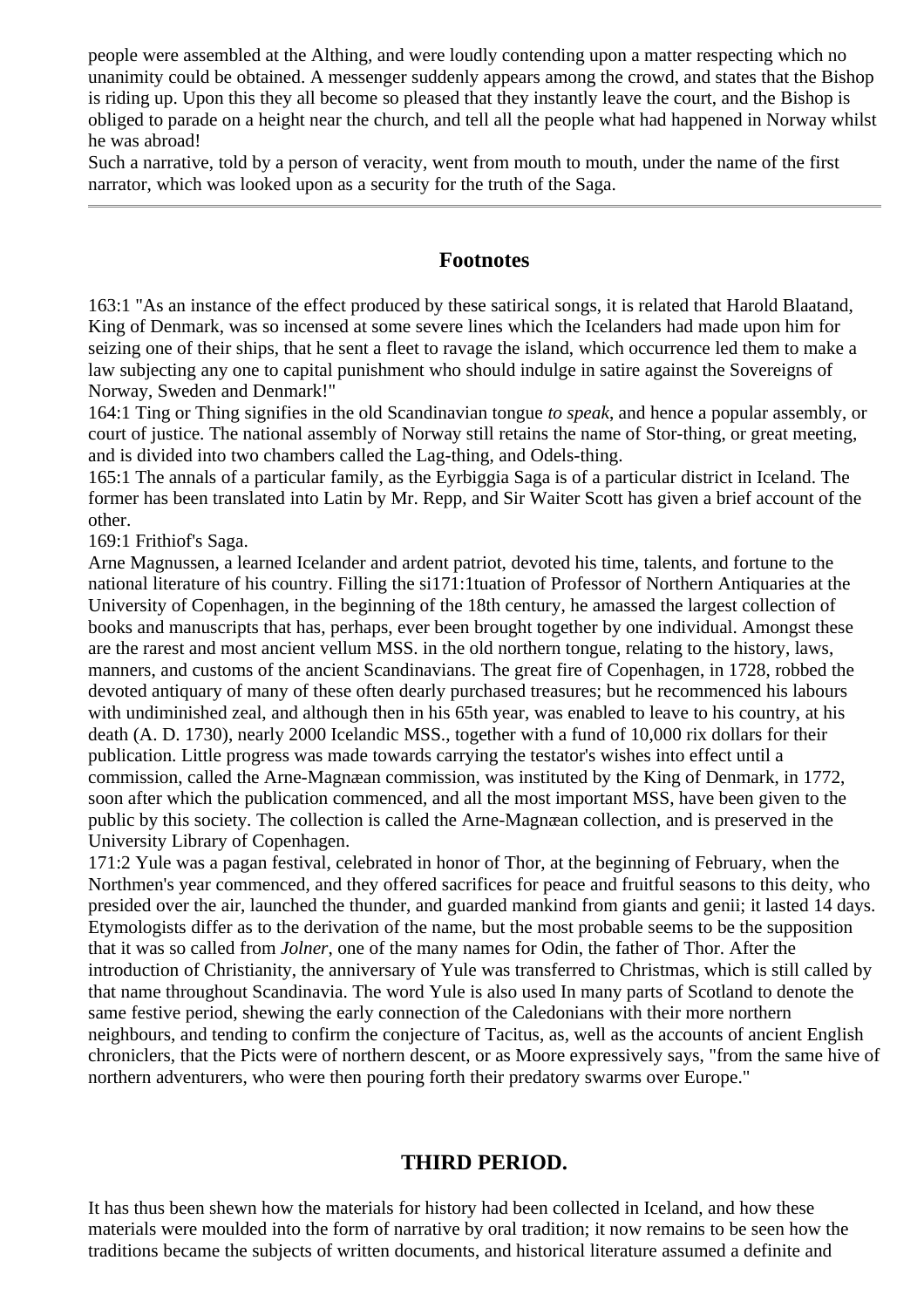people were assembled at the Althing, and were loudly contending upon a matter respecting which no unanimity could be obtained. A messenger suddenly appears among the crowd, and states that the Bishop is riding up. Upon this they all become so pleased that they instantly leave the court, and the Bishop is obliged to parade on a height near the church, and tell all the people what had happened in Norway whilst he was abroad!

Such a narrative, told by a person of veracity, went from mouth to mouth, under the name of the first narrator, which was looked upon as a security for the truth of the Saga.

---

## Footnotes

163:1 "As an instance of the effect produced by these satirical songs, it is related that Harold Blaatand, King of Denmark, was so incensed at some severe lines which the Icelanders had made upon him for seizing one of their ships, that he sent a fleet to ravage the island, which occurrence led them to make a law subjecting any one to capital punishment who should indulge in satire against the Sovereigns of Norway, Sweden and Denmark!"

164:1 Ting or Thing signifies in the old Scandinavian tongue *to speak*, and hence a popular assembly, or court of justice. The national assembly of Norway still retains the name of Stor-thing, or great meeting, and is divided into two chambers called the Lag-thing, and Odels-thing.

165:1 The annals of a particular family, as the Eyrbiggia Saga is of a particular district in Iceland. The former has been translated into Latin by Mr. Repp, and Sir Waiter Scott has given a brief account of the other.

169:1 Frithiof's Saga.

Arne Magnussen, a learned Icelander and ardent patriot, devoted his time, talents, and fortune to the national literature of his country. Filling the si171:1tuation of Professor of Northern Antiquaries at the University of Copenhagen, in the beginning of the 18th century, he amassed the largest collection of books and manuscripts that has, perhaps, ever been brought together by one individual. Amongst these are the rarest and most ancient vellum MSS. in the old northern tongue, relating to the history, laws, manners, and customs of the ancient Scandinavians. The great fire of Copenhagen, in 1728, robbed the devoted antiquary of many of these often dearly purchased treasures; but he recommenced his labours with undiminished zeal, and although then in his 65th year, was enabled to leave to his country, at his death (A. D. 1730), nearly 2000 Icelandic MSS., together with a fund of 10,000 rix dollars for their publication. Little progress was made towards carrying the testator's wishes into effect until a commission, called the Arne-Magnæan commission, was instituted by the King of Denmark, in 1772, soon after which the publication commenced, and all the most important MSS, have been given to the public by this society. The collection is called the Arne-Magnæan collection, and is preserved in the University Library of Copenhagen.

171:2 Yule was a pagan festival, celebrated in honor of Thor, at the beginning of February, when the Northmen's year commenced, and they offered sacrifices for peace and fruitful seasons to this deity, who presided over the air, launched the thunder, and guarded mankind from giants and genii; it lasted 14 days. Etymologists differ as to the derivation of the name, but the most probable seems to be the supposition that it was so called from *Jolner*, one of the many names for Odin, the father of Thor. After the introduction of Christianity, the anniversary of Yule was transferred to Christmas, which is still called by that name throughout Scandinavia. The word Yule is also used In many parts of Scotland to denote the same festive period, shewing the early connection of the Caledonians with their more northern neighbours, and tending to confirm the conjecture of Tacitus, as, well as the accounts of ancient English chroniclers, that the Picts were of northern descent, or as Moore expressively says, "from the same hive of northern adventurers, who were then pouring forth their predatory swarms over Europe."

## THIRD PERIOD.

It has thus been shewn how the materials for history had been collected in Iceland, and how these materials were moulded into the form of narrative by oral tradition; it now remains to be seen how the traditions became the subjects of written documents, and historical literature assumed a definite and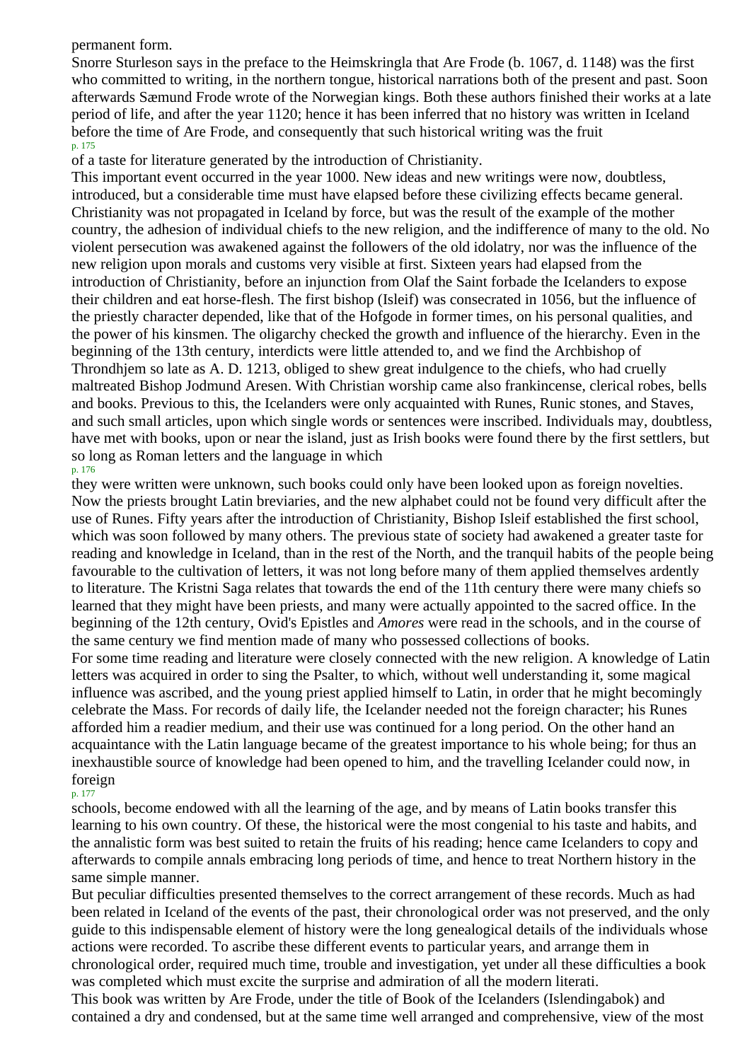permanent form.

Snorre Sturleson says in the preface to the Heimskringla that Are Frode (b. 1067, d. 1148) was the first who committed to writing, in the northern tongue, historical narrations both of the present and past. Soon afterwards Sæmund Frode wrote of the Norwegian kings. Both these authors finished their works at a late period of life, and after the year 1120; hence it has been inferred that no history was written in Iceland before the time of Are Frode, and consequently that such historical writing was the fruit of a taste for literature generated by the introduction of Christianity.

This important event occurred in the year 1000. New ideas and new writings were now, doubtless, introduced, but a considerable time must have elapsed before these civilizing effects became general. Christianity was not propagated in Iceland by force, but was the result of the example of the mother country, the adhesion of individual chiefs to the new religion, and the indifference of many to the old. No violent persecution was awakened against the followers of the old idolatry, nor was the influence of the new religion upon morals and customs very visible at first. Sixteen years had elapsed from the introduction of Christianity, before an injunction from Olaf the Saint forbade the Icelanders to expose their children and eat horse-flesh. The first bishop (Isleif) was consecrated in 1056, but the influence of the priestly character depended, like that of the Hofgode in former times, on his personal qualities, and the power of his kinsmen. The oligarchy checked the growth and influence of the hierarchy. Even in the beginning of the 13th century, interdicts were little attended to, and we find the Archbishop of Throndhjem so late as A. D. 1213, obliged to shew great indulgence to the chiefs, who had cruelly maltreated Bishop Jodmund Aresen. With Christian worship came also frankincense, clerical robes, bells and books. Previous to this, the Icelanders were only acquainted with Runes, Runic stones, and Staves, and such small articles, upon which single words or sentences were inscribed. Individuals may, doubtless, have met with books, upon or near the island, just as Irish books were found there by the first settlers, but so long as Roman letters and the language in which they were written were unknown, such books could only have been looked upon as foreign novelties. Now the priests brought Latin breviaries, and the new alphabet could not be found very difficult after the use of Runes. Fifty years after the introduction of Christianity, Bishop Isleif established the first school, which was soon followed by many others. The previous state of society had awakened a greater taste for reading and knowledge in Iceland, than in the rest of the North, and the tranquil habits of the people being favourable to the cultivation of letters, it was not long before many of them applied themselves ardently to literature. The Kristni Saga relates that towards the end of the 11th century there were many chiefs so learned that they might have been priests, and many were actually appointed to the sacred office. In the beginning of the 12th century, Ovid's Epistles and *Amores* were read in the schools, and in the course of the same century we find mention made of many who possessed collections of books.

For some time reading and literature were closely connected with the new religion. A knowledge of Latin letters was acquired in order to sing the Psalter, to which, without well understanding it, some magical influence was ascribed, and the young priest applied himself to Latin, in order that he might becomingly celebrate the Mass. For records of daily life, the Icelander needed not the foreign character; his Runes afforded him a readier medium, and their use was continued for a long period. On the other hand an acquaintance with the Latin language became of the greatest importance to his whole being; for thus an inexhaustible source of knowledge had been opened to him, and the travelling Icelander could now, in foreign schools, become endowed with all the learning of the age, and by means of Latin books transfer this learning to his own country. Of these, the historical were the most congenial to his taste and habits, and the annalistic form was best suited to retain the fruits of his reading; hence came Icelanders to copy and afterwards to compile annals embracing long periods of time, and hence to treat Northern history in the same simple manner.

But peculiar difficulties presented themselves to the correct arrangement of these records. Much as had been related in Iceland of the events of the past, their chronological order was not preserved, and the only guide to this indispensable element of history were the long genealogical details of the individuals whose actions were recorded. To ascribe these different events to particular years, and arrange them in chronological order, required much time, trouble and investigation, yet under all these difficulties a book was completed which must excite the surprise and admiration of all the modern literati.

This book was written by Are Frode, under the title of Book of the Icelanders (Islendingabok) and contained a dry and condensed, but at the same time well arranged and comprehensive, view of the most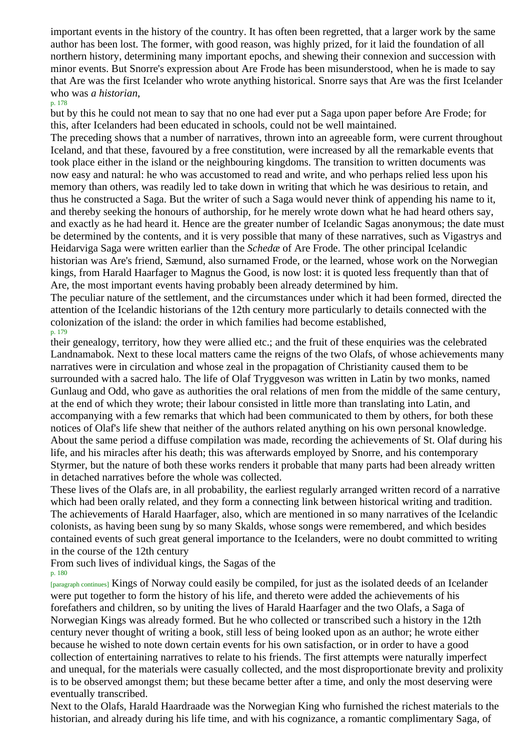important events in the history of the country. It has often been regretted, that a larger work by the same author has been lost. The former, with good reason, was highly prized, for it laid the foundation of all northern history, determining many important epochs, and shewing their connexion and succession with minor events. But Snorre's expression about Are Frode has been misunderstood, when he is made to say that Are was the first Icelander who wrote anything historical. Snorre says that Are was the first Icelander who was *a historian*, but by this he could not mean to say that no one had ever put a Saga upon paper before Are Frode; for this, after Icelanders had been educated in schools, could not be well maintained.

The preceding shows that a number of narratives, thrown into an agreeable form, were current throughout Iceland, and that these, favoured by a free constitution, were increased by all the remarkable events that took place either in the island or the neighbouring kingdoms. The transition to written documents was now easy and natural: he who was accustomed to read and write, and who perhaps relied less upon his memory than others, was readily led to take down in writing that which he was desirious to retain, and thus he constructed a Saga. But the writer of such a Saga would never think of appending his name to it, and thereby seeking the honours of authorship, for he merely wrote down what he had heard others say, and exactly as he had heard it. Hence are the greater number of Icelandic Sagas anonymous; the date must be determined by the contents, and it is very possible that many of these narratives, such as Vigastrys and Heidarviga Saga were written earlier than the *Schedæ* of Are Frode. The other principal Icelandic historian was Are's friend, Sæmund, also surnamed Frode, or the learned, whose work on the Norwegian kings, from Harald Haarfager to Magnus the Good, is now lost: it is quoted less frequently than that of Are, the most important events having probably been already determined by him.

The peculiar nature of the settlement, and the circumstances under which it had been formed, directed the attention of the Icelandic historians of the 12th century more particularly to details connected with the colonization of the island: the order in which families had become established, their genealogy, territory, how they were allied etc.; and the fruit of these enquiries was the celebrated Landnamabok. Next to these local matters came the reigns of the two Olafs, of whose achievements many narratives were in circulation and whose zeal in the propagation of Christianity caused them to be surrounded with a sacred halo. The life of Olaf Tryggveson was written in Latin by two monks, named Gunlaug and Odd, who gave as authorities the oral relations of men from the middle of the same century, at the end of which they wrote; their labour consisted in little more than translating into Latin, and accompanying with a few remarks that which had been communicated to them by others, for both these notices of Olaf's life shew that neither of the authors related anything on his own personal knowledge. About the same period a diffuse compilation was made, recording the achievements of St. Olaf during his life, and his miracles after his death; this was afterwards employed by Snorre, and his contemporary Styrmer, but the nature of both these works renders it probable that many parts had been already written in detached narratives before the whole was collected.

These lives of the Olafs are, in all probability, the earliest regularly arranged written record of a narrative which had been orally related, and they form a connecting link between historical writing and tradition. The achievements of Harald Haarfager, also, which are mentioned in so many narratives of the Icelandic colonists, as having been sung by so many Skalds, whose songs were remembered, and which besides contained events of such great general importance to the Icelanders, were no doubt committed to writing in the course of the 12th century

From such lives of individual kings, the Sagas of the Kings of Norway could easily be compiled, for just as the isolated deeds of an Icelander were put together to form the history of his life, and thereto were added the achievements of his forefathers and children, so by uniting the lives of Harald Haarfager and the two Olafs, a Saga of Norwegian Kings was already formed. But he who collected or transcribed such a history in the 12th century never thought of writing a book, still less of being looked upon as an author; he wrote either because he wished to note down certain events for his own satisfaction, or in order to have a good collection of entertaining narratives to relate to his friends. The first attempts were naturally imperfect and unequal, for the materials were casually collected, and the most disproportionate brevity and prolixity is to be observed amongst them; but these became better after a time, and only the most deserving were eventually transcribed.

Next to the Olafs, Harald Haardraade was the Norwegian King who furnished the richest materials to the historian, and already during his life time, and with his cognizance, a romantic complimentary Saga, of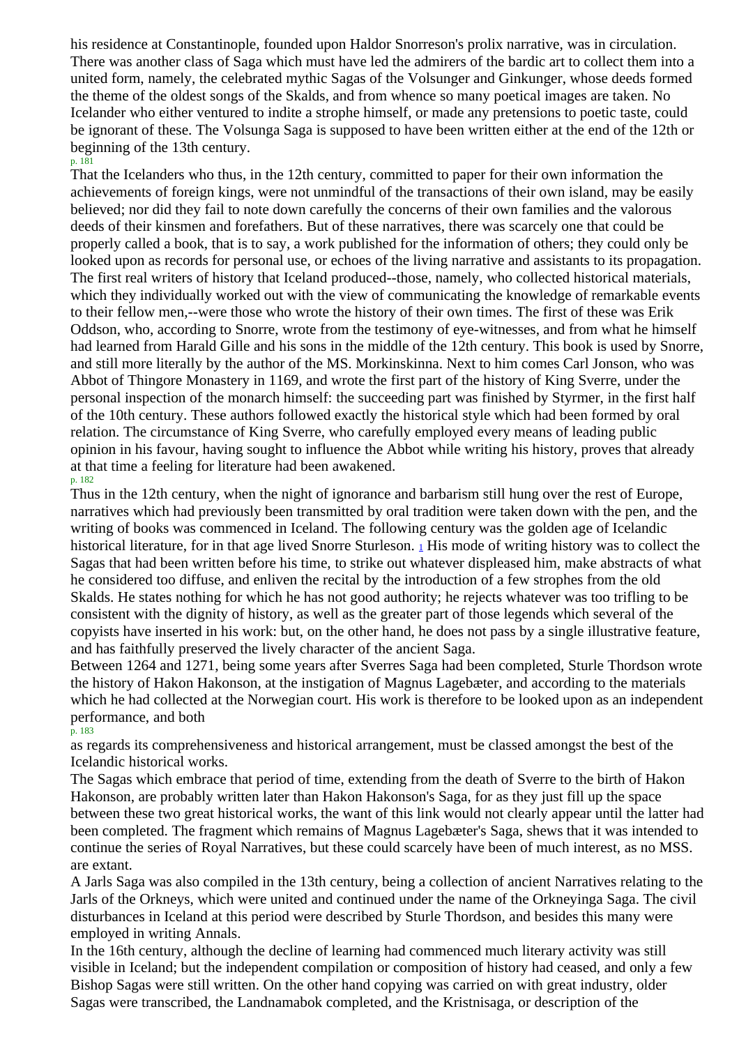his residence at Constantinople, founded upon Haldor Snorreson's prolix narrative, was in circulation. There was another class of Saga which must have led the admirers of the bardic art to collect them into a united form, namely, the celebrated mythic Sagas of the Volsunger and Ginkunger, whose deeds formed the theme of the oldest songs of the Skalds, and from whence so many poetical images are taken. No Icelander who either ventured to indite a strophe himself, or made any pretensions to poetic taste, could be ignorant of these. The Volsunga Saga is supposed to have been written either at the end of the 12th or beginning of the 13th century.

That the Icelanders who thus, in the 12th century, committed to paper for their own information the achievements of foreign kings, were not unmindful of the transactions of their own island, may be easily believed; nor did they fail to note down carefully the concerns of their own families and the valorous deeds of their kinsmen and forefathers. But of these narratives, there was scarcely one that could be properly called a book, that is to say, a work published for the information of others; they could only be looked upon as records for personal use, or echoes of the living narrative and assistants to its propagation. The first real writers of history that Iceland produced--those, namely, who collected historical materials, which they individually worked out with the view of communicating the knowledge of remarkable events to their fellow men,--were those who wrote the history of their own times. The first of these was Erik Oddson, who, according to Snorre, wrote from the testimony of eye-witnesses, and from what he himself had learned from Harald Gille and his sons in the middle of the 12th century. This book is used by Snorre, and still more literally by the author of the MS. Morkinskinna. Next to him comes Carl Jonson, who was Abbot of Thingore Monastery in 1169, and wrote the first part of the history of King Sverre, under the personal inspection of the monarch himself: the succeeding part was finished by Styrmer, in the first half of the 10th century. These authors followed exactly the historical style which had been formed by oral relation. The circumstance of King Sverre, who carefully employed every means of leading public opinion in his favour, having sought to influence the Abbot while writing his history, proves that already at that time a feeling for literature had been awakened.

Thus in the 12th century, when the night of ignorance and barbarism still hung over the rest of Europe, narratives which had previously been transmitted by oral tradition were taken down with the pen, and the writing of books was commenced in Iceland. The following century was the golden age of Icelandic historical literature, for in that age lived Snorre Sturleson. [1] His mode of writing history was to collect the Sagas that had been written before his time, to strike out whatever displeased him, make abstracts of what he considered too diffuse, and enliven the recital by the introduction of a few strophes from the old Skalds. He states nothing for which he has not good authority; he rejects whatever was too trifling to be consistent with the dignity of history, as well as the greater part of those legends which several of the copyists have inserted in his work: but, on the other hand, he does not pass by a single illustrative feature, and has faithfully preserved the lively character of the ancient Saga.

Between 1264 and 1271, being some years after Sverres Saga had been completed, Sturle Thordson wrote the history of Hakon Hakonson, at the instigation of Magnus Lagebæter, and according to the materials which he had collected at the Norwegian court. His work is therefore to be looked upon as an independent performance, and both as regards its comprehensiveness and historical arrangement, must be classed amongst the best of the Icelandic historical works.

The Sagas which embrace that period of time, extending from the death of Sverre to the birth of Hakon Hakonson, are probably written later than Hakon Hakonson's Saga, for as they just fill up the space between these two great historical works, the want of this link would not clearly appear until the latter had been completed. The fragment which remains of Magnus Lagebæter's Saga, shews that it was intended to continue the series of Royal Narratives, but these could scarcely have been of much interest, as no MSS. are extant.

A Jarls Saga was also compiled in the 13th century, being a collection of ancient Narratives relating to the Jarls of the Orkneys, which were united and continued under the name of the Orkneyinga Saga. The civil disturbances in Iceland at this period were described by Sturle Thordson, and besides this many were employed in writing Annals.

In the 16th century, although the decline of learning had commenced much literary activity was still visible in Iceland; but the independent compilation or composition of history had ceased, and only a few Bishop Sagas were still written. On the other hand copying was carried on with great industry, older Sagas were transcribed, the Landnamabok completed, and the Kristnisaga, or description of the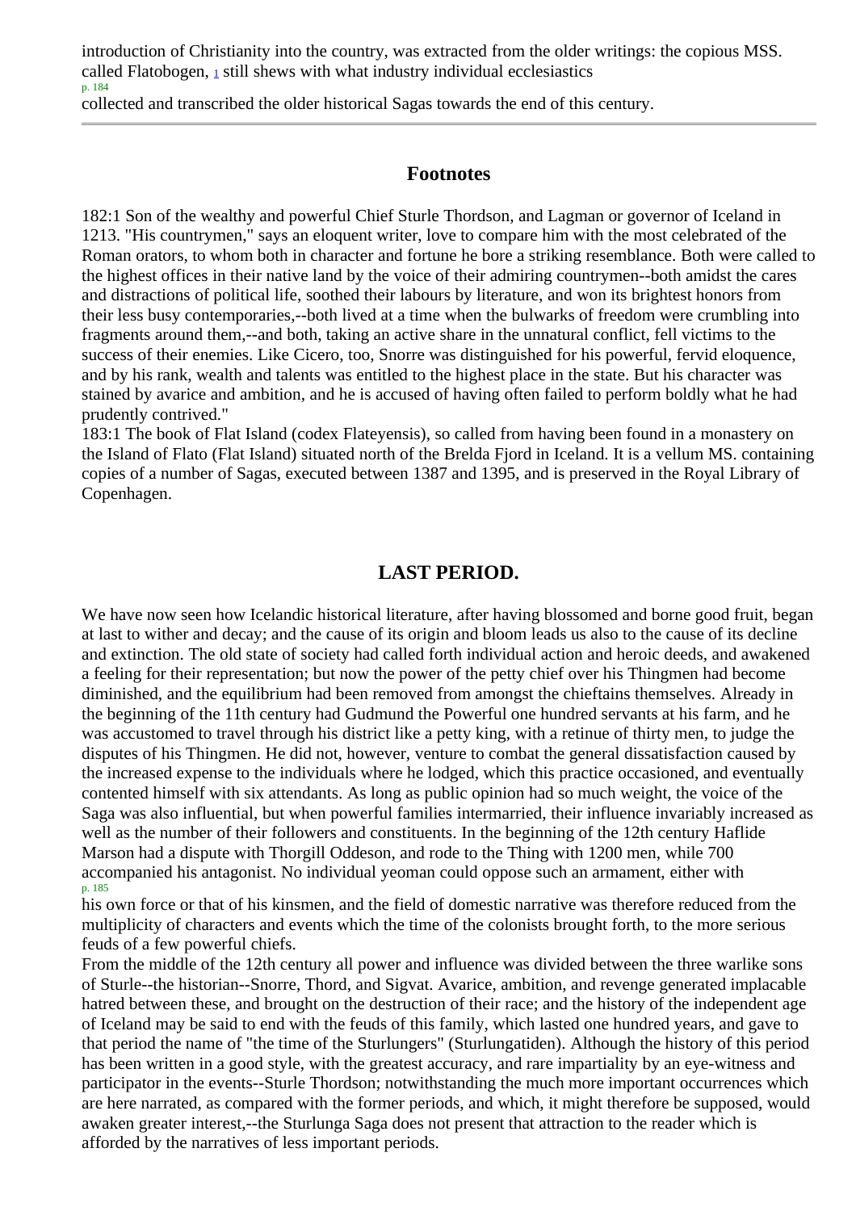introduction of Christianity into the country, was extracted from the older writings: the copious MSS. called Flatobogen, [1] still shews with what industry individual ecclesiastics collected and transcribed the older historical Sagas towards the end of this century.

---

## Footnotes

182:1 Son of the wealthy and powerful Chief Sturle Thordson, and Lagman or governor of Iceland in 1213. "His countrymen," says an eloquent writer, love to compare him with the most celebrated of the Roman orators, to whom both in character and fortune he bore a striking resemblance. Both were called to the highest offices in their native land by the voice of their admiring countrymen--both amidst the cares and distractions of political life, soothed their labours by literature, and won its brightest honors from their less busy contemporaries,--both lived at a time when the bulwarks of freedom were crumbling into fragments around them,--and both, taking an active share in the unnatural conflict, fell victims to the success of their enemies. Like Cicero, too, Snorre was distinguished for his powerful, fervid eloquence, and by his rank, wealth and talents was entitled to the highest place in the state. But his character was stained by avarice and ambition, and he is accused of having often failed to perform boldly what he had prudently contrived."

183:1 The book of Flat Island (codex Flateyensis), so called from having been found in a monastery on the Island of Flato (Flat Island) situated north of the Brelda Fjord in Iceland. It is a vellum MS. containing copies of a number of Sagas, executed between 1387 and 1395, and is preserved in the Royal Library of Copenhagen.

## LAST PERIOD.

We have now seen how Icelandic historical literature, after having blossomed and borne good fruit, began at last to wither and decay; and the cause of its origin and bloom leads us also to the cause of its decline and extinction. The old state of society had called forth individual action and heroic deeds, and awakened a feeling for their representation; but now the power of the petty chief over his Thingmen had become diminished, and the equilibrium had been removed from amongst the chieftains themselves. Already in the beginning of the 11th century had Gudmund the Powerful one hundred servants at his farm, and he was accustomed to travel through his district like a petty king, with a retinue of thirty men, to judge the disputes of his Thingmen. He did not, however, venture to combat the general dissatisfaction caused by the increased expense to the individuals where he lodged, which this practice occasioned, and eventually contented himself with six attendants. As long as public opinion had so much weight, the voice of the Saga was also influential, but when powerful families intermarried, their influence invariably increased as well as the number of their followers and constituents. In the beginning of the 12th century Haflide Marson had a dispute with Thorgill Oddeson, and rode to the Thing with 1200 men, while 700 accompanied his antagonist. No individual yeoman could oppose such an armament, either with his own force or that of his kinsmen, and the field of domestic narrative was therefore reduced from the multiplicity of characters and events which the time of the colonists brought forth, to the more serious feuds of a few powerful chiefs.

From the middle of the 12th century all power and influence was divided between the three warlike sons of Sturle--the historian--Snorre, Thord, and Sigvat. Avarice, ambition, and revenge generated implacable hatred between these, and brought on the destruction of their race; and the history of the independent age of Iceland may be said to end with the feuds of this family, which lasted one hundred years, and gave to that period the name of "the time of the Sturlungers" (Sturlungatiden). Although the history of this period has been written in a good style, with the greatest accuracy, and rare impartiality by an eye-witness and participator in the events--Sturle Thordson; notwithstanding the much more important occurrences which are here narrated, as compared with the former periods, and which, it might therefore be supposed, would awaken greater interest,--the Sturlunga Saga does not present that attraction to the reader which is afforded by the narratives of less important periods.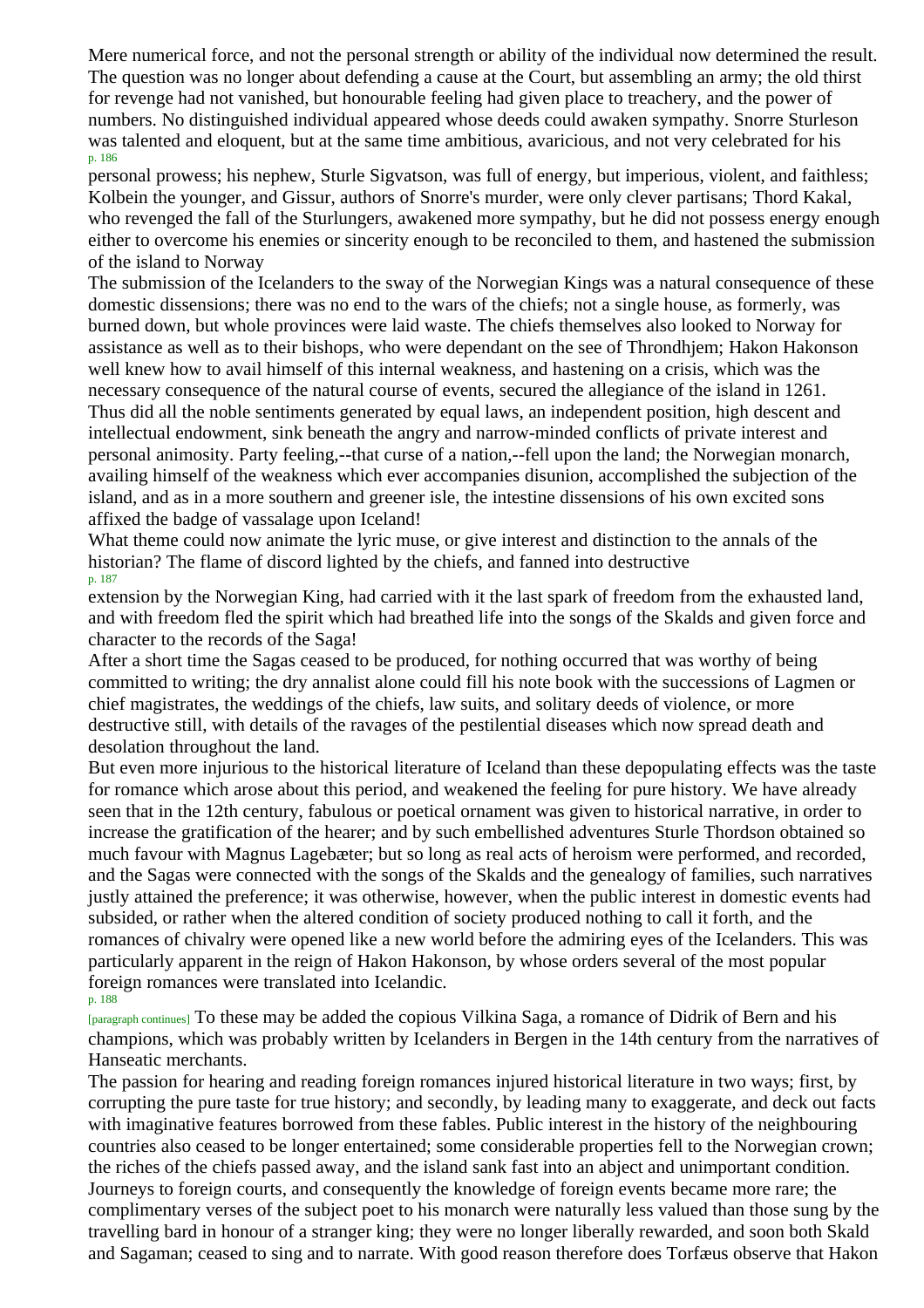Mere numerical force, and not the personal strength or ability of the individual now determined the result. The question was no longer about defending a cause at the Court, but assembling an army; the old thirst for revenge had not vanished, but honourable feeling had given place to treachery, and the power of numbers. No distinguished individual appeared whose deeds could awaken sympathy. Snorre Sturleson was talented and eloquent, but at the same time ambitious, avaricious, and not very celebrated for his personal prowess; his nephew, Sturle Sigvatson, was full of energy, but imperious, violent, and faithless; Kolbein the younger, and Gissur, authors of Snorre's murder, were only clever partisans; Thord Kakal, who revenged the fall of the Sturlungers, awakened more sympathy, but he did not possess energy enough either to overcome his enemies or sincerity enough to be reconciled to them, and hastened the submission of the island to Norway

The submission of the Icelanders to the sway of the Norwegian Kings was a natural consequence of these domestic dissensions; there was no end to the wars of the chiefs; not a single house, as formerly, was burned down, but whole provinces were laid waste. The chiefs themselves also looked to Norway for assistance as well as to their bishops, who were dependant on the see of Throndhjem; Hakon Hakonson well knew how to avail himself of this internal weakness, and hastening on a crisis, which was the necessary consequence of the natural course of events, secured the allegiance of the island in 1261.

Thus did all the noble sentiments generated by equal laws, an independent position, high descent and intellectual endowment, sink beneath the angry and narrow-minded conflicts of private interest and personal animosity. Party feeling,--that curse of a nation,--fell upon the land; the Norwegian monarch, availing himself of the weakness which ever accompanies disunion, accomplished the subjection of the island, and as in a more southern and greener isle, the intestine dissensions of his own excited sons affixed the badge of vassalage upon Iceland!

What theme could now animate the lyric muse, or give interest and distinction to the annals of the historian? The flame of discord lighted by the chiefs, and fanned into destructive extension by the Norwegian King, had carried with it the last spark of freedom from the exhausted land, and with freedom fled the spirit which had breathed life into the songs of the Skalds and given force and character to the records of the Saga!

After a short time the Sagas ceased to be produced, for nothing occurred that was worthy of being committed to writing; the dry annalist alone could fill his note book with the successions of Lagmen or chief magistrates, the weddings of the chiefs, law suits, and solitary deeds of violence, or more destructive still, with details of the ravages of the pestilential diseases which now spread death and desolation throughout the land.

But even more injurious to the historical literature of Iceland than these depopulating effects was the taste for romance which arose about this period, and weakened the feeling for pure history. We have already seen that in the 12th century, fabulous or poetical ornament was given to historical narrative, in order to increase the gratification of the hearer; and by such embellished adventures Sturle Thordson obtained so much favour with Magnus Lagebæter; but so long as real acts of heroism were performed, and recorded, and the Sagas were connected with the songs of the Skalds and the genealogy of families, such narratives justly attained the preference; it was otherwise, however, when the public interest in domestic events had subsided, or rather when the altered condition of society produced nothing to call it forth, and the romances of chivalry were opened like a new world before the admiring eyes of the Icelanders. This was particularly apparent in the reign of Hakon Hakonson, by whose orders several of the most popular foreign romances were translated into Icelandic. To these may be added the copious Vilkina Saga, a romance of Didrik of Bern and his champions, which was probably written by Icelanders in Bergen in the 14th century from the narratives of Hanseatic merchants.

The passion for hearing and reading foreign romances injured historical literature in two ways; first, by corrupting the pure taste for true history; and secondly, by leading many to exaggerate, and deck out facts with imaginative features borrowed from these fables. Public interest in the history of the neighbouring countries also ceased to be longer entertained; some considerable properties fell to the Norwegian crown; the riches of the chiefs passed away, and the island sank fast into an abject and unimportant condition. Journeys to foreign courts, and consequently the knowledge of foreign events became more rare; the complimentary verses of the subject poet to his monarch were naturally less valued than those sung by the travelling bard in honour of a stranger king; they were no longer liberally rewarded, and soon both Skald and Sagaman; ceased to sing and to narrate. With good reason therefore does Torfæus observe that Hakon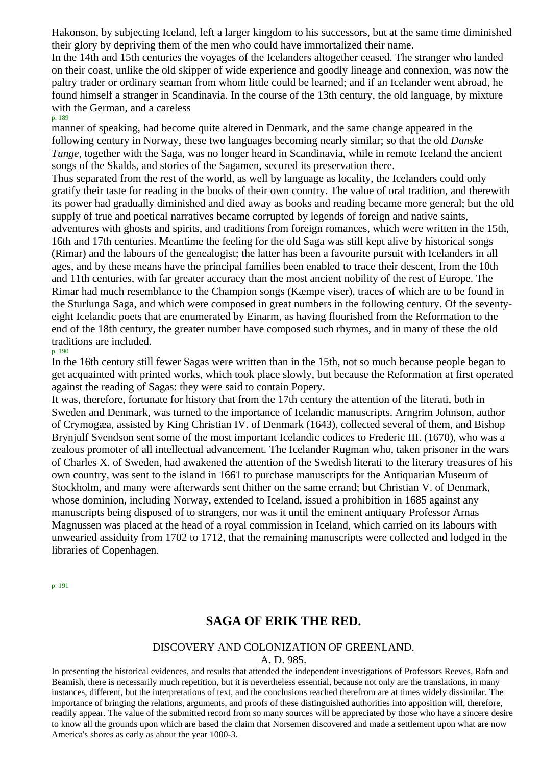Hakonson, by subjecting Iceland, left a larger kingdom to his successors, but at the same time diminished their glory by depriving them of the men who could have immortalized their name.

In the 14th and 15th centuries the voyages of the Icelanders altogether ceased. The stranger who landed on their coast, unlike the old skipper of wide experience and goodly lineage and connexion, was now the paltry trader or ordinary seaman from whom little could be learned; and if an Icelander went abroad, he found himself a stranger in Scandinavia. In the course of the 13th century, the old language, by mixture with the German, and a careless manner of speaking, had become quite altered in Denmark, and the same change appeared in the following century in Norway, these two languages becoming nearly similar; so that the old *Danske Tunge*, together with the Saga, was no longer heard in Scandinavia, while in remote Iceland the ancient songs of the Skalds, and stories of the Sagamen, secured its preservation there.

Thus separated from the rest of the world, as well by language as locality, the Icelanders could only gratify their taste for reading in the books of their own country. The value of oral tradition, and therewith its power had gradually diminished and died away as books and reading became more general; but the old supply of true and poetical narratives became corrupted by legends of foreign and native saints, adventures with ghosts and spirits, and traditions from foreign romances, which were written in the 15th, 16th and 17th centuries. Meantime the feeling for the old Saga was still kept alive by historical songs (Rimar) and the labours of the genealogist; the latter has been a favourite pursuit with Icelanders in all ages, and by these means have the principal families been enabled to trace their descent, from the 10th and 11th centuries, with far greater accuracy than the most ancient nobility of the rest of Europe. The Rimar had much resemblance to the Champion songs (Kæmpe viser), traces of which are to be found in the Sturlunga Saga, and which were composed in great numbers in the following century. Of the seventy-eight Icelandic poets that are enumerated by Einarm, as having flourished from the Reformation to the end of the 18th century, the greater number have composed such rhymes, and in many of these the old traditions are included.

In the 16th century still fewer Sagas were written than in the 15th, not so much because people began to get acquainted with printed works, which took place slowly, but because the Reformation at first operated against the reading of Sagas: they were said to contain Popery.

It was, therefore, fortunate for history that from the 17th century the attention of the literati, both in Sweden and Denmark, was turned to the importance of Icelandic manuscripts. Arngrim Johnson, author of Crymogæa, assisted by King Christian IV. of Denmark (1643), collected several of them, and Bishop Brynjulf Svendson sent some of the most important Icelandic codices to Frederic III. (1670), who was a zealous promoter of all intellectual advancement. The Icelander Rugman who, taken prisoner in the wars of Charles X. of Sweden, had awakened the attention of the Swedish literati to the literary treasures of his own country, was sent to the island in 1661 to purchase manuscripts for the Antiquarian Museum of Stockholm, and many were afterwards sent thither on the same errand; but Christian V. of Denmark, whose dominion, including Norway, extended to Iceland, issued a prohibition in 1685 against any manuscripts being disposed of to strangers, nor was it until the eminent antiquary Professor Arnas Magnussen was placed at the head of a royal commission in Iceland, which carried on its labours with unwearied assiduity from 1702 to 1712, that the remaining manuscripts were collected and lodged in the libraries of Copenhagen.

## SAGA OF ERIK THE RED.

### DISCOVERY AND COLONIZATION OF GREENLAND.

A. D. 985.

In presenting the historical evidences, and results that attended the independent investigations of Professors Reeves, Rafn and Beamish, there is necessarily much repetition, but it is nevertheless essential, because not only are the translations, in many instances, different, but the interpretations of text, and the conclusions reached therefrom are at times widely dissimilar. The importance of bringing the relations, arguments, and proofs of these distinguished authorities into apposition will, therefore, readily appear. The value of the submitted record from so many sources will be appreciated by those who have a sincere desire to know all the grounds upon which are based the claim that Norsemen discovered and made a settlement upon what are now America's shores as early as about the year 1000-3.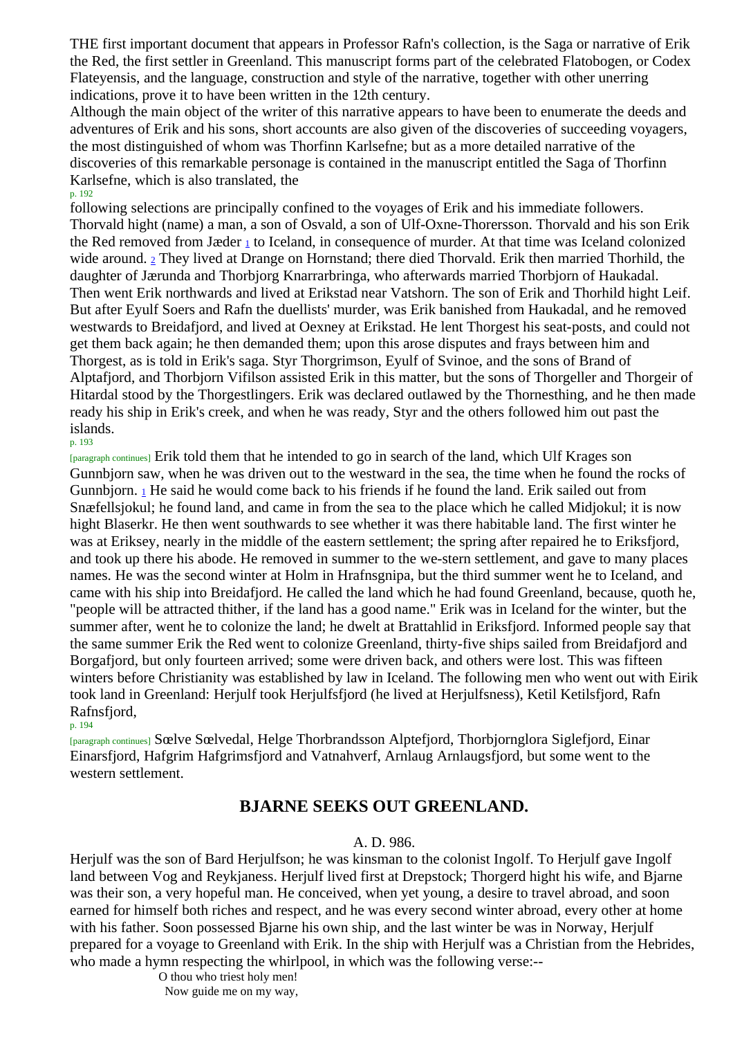THE first important document that appears in Professor Rafn's collection, is the Saga or narrative of Erik the Red, the first settler in Greenland. This manuscript forms part of the celebrated Flatobogen, or Codex Flateyensis, and the language, construction and style of the narrative, together with other unerring indications, prove it to have been written in the 12th century.

Although the main object of the writer of this narrative appears to have been to enumerate the deeds and adventures of Erik and his sons, short accounts are also given of the discoveries of succeeding voyagers, the most distinguished of whom was Thorfinn Karlsefne; but as a more detailed narrative of the discoveries of this remarkable personage is contained in the manuscript entitled the Saga of Thorfinn Karlsefne, which is also translated, the following selections are principally confined to the voyages of Erik and his immediate followers.

Thorvald hight (name) a man, a son of Osvald, a son of Ulf-Oxne-Thorersson. Thorvald and his son Erik the Red removed from Jæder [1] to Iceland, in consequence of murder. At that time was Iceland colonized wide around. [2] They lived at Drange on Hornstand; there died Thorvald. Erik then married Thorhild, the daughter of Jærunda and Thorbjorg Knarrarbringa, who afterwards married Thorbjorn of Haukadal. Then went Erik northwards and lived at Erikstad near Vatshorn. The son of Erik and Thorhild hight Leif. But after Eyulf Soers and Rafn the duellists' murder, was Erik banished from Haukadal, and he removed westwards to Breidafjord, and lived at Oexney at Erikstad. He lent Thorgest his seat-posts, and could not get them back again; he then demanded them; upon this arose disputes and frays between him and Thorgest, as is told in Erik's saga. Styr Thorgrimson, Eyulf of Svinoe, and the sons of Brand of Alptafjord, and Thorbjorn Vifilson assisted Erik in this matter, but the sons of Thorgeller and Thorgeir of Hitardal stood by the Thorgestlingers. Erik was declared outlawed by the Thornesthing, and he then made ready his ship in Erik's creek, and when he was ready, Styr and the others followed him out past the islands. Erik told them that he intended to go in search of the land, which Ulf Krages son Gunnbjorn saw, when he was driven out to the westward in the sea, the time when he found the rocks of Gunnbjorn. [1] He said he would come back to his friends if he found the land. Erik sailed out from Snæfellsjokul; he found land, and came in from the sea to the place which he called Midjokul; it is now hight Blaserkr. He then went southwards to see whether it was there habitable land. The first winter he was at Eriksey, nearly in the middle of the eastern settlement; the spring after repaired he to Eriksfjord, and took up there his abode. He removed in summer to the we-stern settlement, and gave to many places names. He was the second winter at Holm in Hrafnsgnipa, but the third summer went he to Iceland, and came with his ship into Breidafjord. He called the land which he had found Greenland, because, quoth he, "people will be attracted thither, if the land has a good name." Erik was in Iceland for the winter, but the summer after, went he to colonize the land; he dwelt at Brattahlid in Eriksfjord. Informed people say that the same summer Erik the Red went to colonize Greenland, thirty-five ships sailed from Breidafjord and Borgafjord, but only fourteen arrived; some were driven back, and others were lost. This was fifteen winters before Christianity was established by law in Iceland. The following men who went out with Eirik took land in Greenland: Herjulf took Herjulfsfjord (he lived at Herjulfsness), Ketil Ketilsfjord, Rafn Rafnsfjord, Sælve Sælvedal, Helge Thorbrandsson Alptefjord, Thorbjornglora Siglefjord, Einar Einarsfjord, Hafgrim Hafgrimsfjord and Vatnahverf, Arnlaug Arnlaugsfjord, but some went to the western settlement.

## BJARNE SEEKS OUT GREENLAND.

A. D. 986.

Herjulf was the son of Bard Herjulfson; he was kinsman to the colonist Ingolf. To Herjulf gave Ingolf land between Vog and Reykjaness. Herjulf lived first at Drepstock; Thorgerd hight his wife, and Bjarne was their son, a very hopeful man. He conceived, when yet young, a desire to travel abroad, and soon earned for himself both riches and respect, and he was every second winter abroad, every other at home with his father. Soon possessed Bjarne his own ship, and the last winter be was in Norway, Herjulf prepared for a voyage to Greenland with Erik. In the ship with Herjulf was a Christian from the Hebrides, who made a hymn respecting the whirlpool, in which was the following verse:--

O thou who triest holy men!
Now guide me on my way,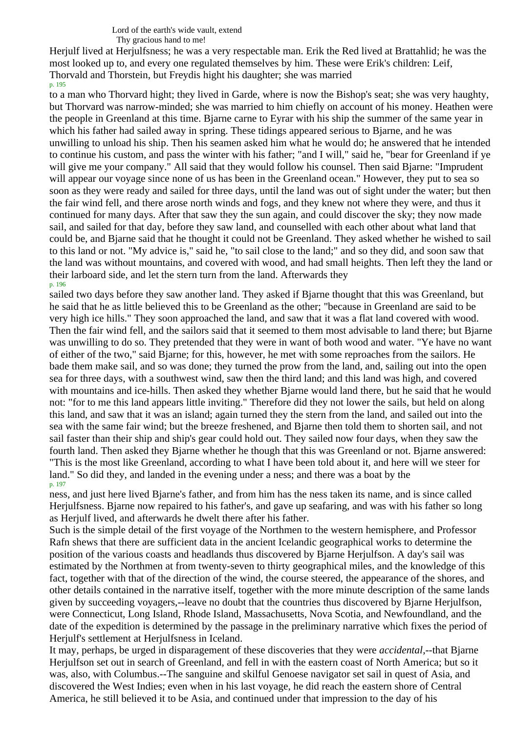Lord of the earth's wide vault, extend
Thy gracious hand to me!

Herjulf lived at Herjulfsness; he was a very respectable man. Erik the Red lived at Brattahlid; he was the most looked up to, and every one regulated themselves by him. These were Erik's children: Leif, Thorvald and Thorstein, but Freydis hight his daughter; she was married to a man who Thorvard hight; they lived in Garde, where is now the Bishop's seat; she was very haughty, but Thorvard was narrow-minded; she was married to him chiefly on account of his money. Heathen were the people in Greenland at this time. Bjarne carne to Eyrar with his ship the summer of the same year in which his father had sailed away in spring. These tidings appeared serious to Bjarne, and he was unwilling to unload his ship. Then his seamen asked him what he would do; he answered that he intended to continue his custom, and pass the winter with his father; "and I will," said he, "bear for Greenland if ye will give me your company." All said that they would follow his counsel. Then said Bjarne: "Imprudent will appear our voyage since none of us has been in the Greenland ocean." However, they put to sea so soon as they were ready and sailed for three days, until the land was out of sight under the water; but then the fair wind fell, and there arose north winds and fogs, and they knew not where they were, and thus it continued for many days. After that saw they the sun again, and could discover the sky; they now made sail, and sailed for that day, before they saw land, and counselled with each other about what land that could be, and Bjarne said that he thought it could not be Greenland. They asked whether he wished to sail to this land or not. "My advice is," said he, "to sail close to the land;" and so they did, and soon saw that the land was without mountains, and covered with wood, and had small heights. Then left they the land or their larboard side, and let the stern turn from the land. Afterwards they sailed two days before they saw another land. They asked if Bjarne thought that this was Greenland, but he said that he as little believed this to be Greenland as the other; "because in Greenland are said to be very high ice hills." They soon approached the land, and saw that it was a flat land covered with wood. Then the fair wind fell, and the sailors said that it seemed to them most advisable to land there; but Bjarne was unwilling to do so. They pretended that they were in want of both wood and water. "Ye have no want of either of the two," said Bjarne; for this, however, he met with some reproaches from the sailors. He bade them make sail, and so was done; they turned the prow from the land, and, sailing out into the open sea for three days, with a southwest wind, saw then the third land; and this land was high, and covered with mountains and ice-hills. Then asked they whether Bjarne would land there, but he said that he would not: "for to me this land appears little inviting." Therefore did they not lower the sails, but held on along this land, and saw that it was an island; again turned they the stern from the land, and sailed out into the sea with the same fair wind; but the breeze freshened, and Bjarne then told them to shorten sail, and not sail faster than their ship and ship's gear could hold out. They sailed now four days, when they saw the fourth land. Then asked they Bjarne whether he though that this was Greenland or not. Bjarne answered: "This is the most like Greenland, according to what I have been told about it, and here will we steer for land." So did they, and landed in the evening under a ness; and there was a boat by the ness, and just here lived Bjarne's father, and from him has the ness taken its name, and is since called Herjulfsness. Bjarne now repaired to his father's, and gave up seafaring, and was with his father so long as Herjulf lived, and afterwards he dwelt there after his father.

Such is the simple detail of the first voyage of the Northmen to the western hemisphere, and Professor Rafn shews that there are sufficient data in the ancient Icelandic geographical works to determine the position of the various coasts and headlands thus discovered by Bjarne Herjulfson. A day's sail was estimated by the Northmen at from twenty-seven to thirty geographical miles, and the knowledge of this fact, together with that of the direction of the wind, the course steered, the appearance of the shores, and other details contained in the narrative itself, together with the more minute description of the same lands given by succeeding voyagers,--leave no doubt that the countries thus discovered by Bjarne Herjulfson, were Connecticut, Long Island, Rhode Island, Massachusetts, Nova Scotia, and Newfoundland, and the date of the expedition is determined by the passage in the preliminary narrative which fixes the period of Herjulf's settlement at Herjulfsness in Iceland.

It may, perhaps, be urged in disparagement of these discoveries that they were *accidental*,--that Bjarne Herjulfson set out in search of Greenland, and fell in with the eastern coast of North America; but so it was, also, with Columbus.--The sanguine and skilful Genoese navigator set sail in quest of Asia, and discovered the West Indies; even when in his last voyage, he did reach the eastern shore of Central America, he still believed it to be Asia, and continued under that impression to the day of his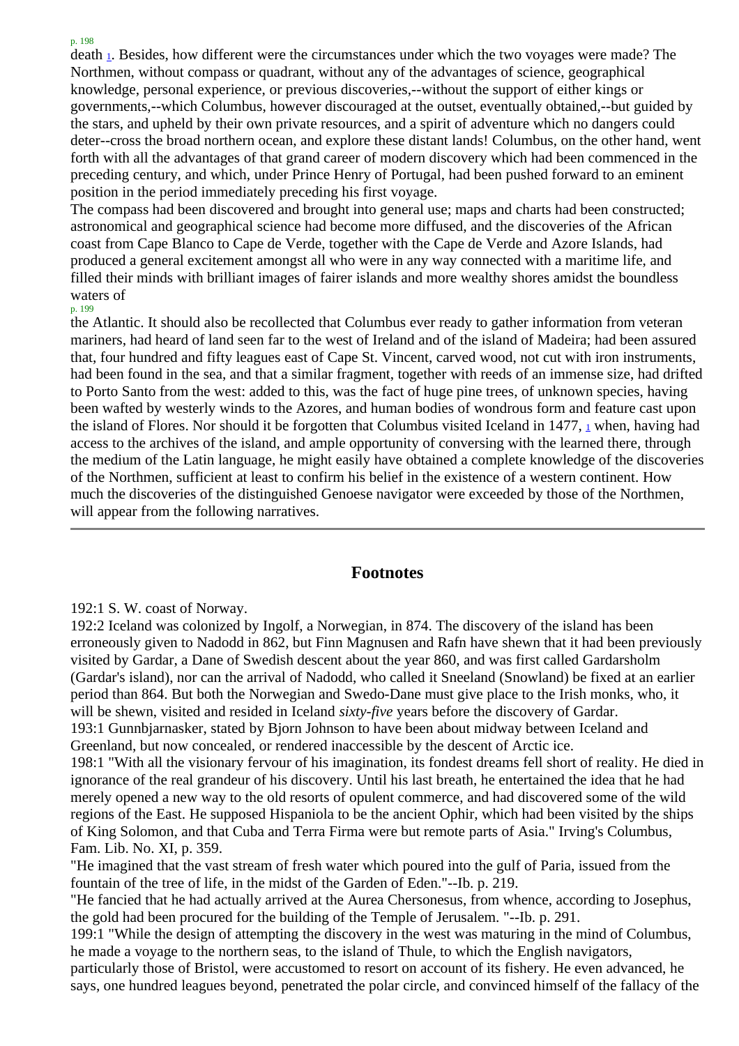death [1]. Besides, how different were the circumstances under which the two voyages were made? The Northmen, without compass or quadrant, without any of the advantages of science, geographical knowledge, personal experience, or previous discoveries,--without the support of either kings or governments,--which Columbus, however discouraged at the outset, eventually obtained,--but guided by the stars, and upheld by their own private resources, and a spirit of adventure which no dangers could deter--cross the broad northern ocean, and explore these distant lands! Columbus, on the other hand, went forth with all the advantages of that grand career of modern discovery which had been commenced in the preceding century, and which, under Prince Henry of Portugal, had been pushed forward to an eminent position in the period immediately preceding his first voyage.

The compass had been discovered and brought into general use; maps and charts had been constructed; astronomical and geographical science had become more diffused, and the discoveries of the African coast from Cape Blanco to Cape de Verde, together with the Cape de Verde and Azore Islands, had produced a general excitement amongst all who were in any way connected with a maritime life, and filled their minds with brilliant images of fairer islands and more wealthy shores amidst the boundless waters of the Atlantic. It should also be recollected that Columbus ever ready to gather information from veteran mariners, had heard of land seen far to the west of Ireland and of the island of Madeira; had been assured that, four hundred and fifty leagues east of Cape St. Vincent, carved wood, not cut with iron instruments, had been found in the sea, and that a similar fragment, together with reeds of an immense size, had drifted to Porto Santo from the west: added to this, was the fact of huge pine trees, of unknown species, having been wafted by westerly winds to the Azores, and human bodies of wondrous form and feature cast upon the island of Flores. Nor should it be forgotten that Columbus visited Iceland in 1477, [1] when, having had access to the archives of the island, and ample opportunity of conversing with the learned there, through the medium of the Latin language, he might easily have obtained a complete knowledge of the discoveries of the Northmen, sufficient at least to confirm his belief in the existence of a western continent. How much the discoveries of the distinguished Genoese navigator were exceeded by those of the Northmen, will appear from the following narratives.

---

## Footnotes

192:1 S. W. coast of Norway.

192:2 Iceland was colonized by Ingolf, a Norwegian, in 874. The discovery of the island has been erroneously given to Nadodd in 862, but Finn Magnusen and Rafn have shewn that it had been previously visited by Gardar, a Dane of Swedish descent about the year 860, and was first called Gardarsholm (Gardar's island), nor can the arrival of Nadodd, who called it Sneeland (Snowland) be fixed at an earlier period than 864. But both the Norwegian and Swedo-Dane must give place to the Irish monks, who, it will be shewn, visited and resided in Iceland *sixty-five* years before the discovery of Gardar.

193:1 Gunnbjarnasker, stated by Bjorn Johnson to have been about midway between Iceland and Greenland, but now concealed, or rendered inaccessible by the descent of Arctic ice.

198:1 "With all the visionary fervour of his imagination, its fondest dreams fell short of reality. He died in ignorance of the real grandeur of his discovery. Until his last breath, he entertained the idea that he had merely opened a new way to the old resorts of opulent commerce, and had discovered some of the wild regions of the East. He supposed Hispaniola to be the ancient Ophir, which had been visited by the ships of King Solomon, and that Cuba and Terra Firma were but remote parts of Asia." Irving's Columbus, Fam. Lib. No. XI, p. 359.

"He imagined that the vast stream of fresh water which poured into the gulf of Paria, issued from the fountain of the tree of life, in the midst of the Garden of Eden."--Ib. p. 219.

"He fancied that he had actually arrived at the Aurea Chersonesus, from whence, according to Josephus, the gold had been procured for the building of the Temple of Jerusalem. "--Ib. p. 291.

199:1 "While the design of attempting the discovery in the west was maturing in the mind of Columbus, he made a voyage to the northern seas, to the island of Thule, to which the English navigators, particularly those of Bristol, were accustomed to resort on account of its fishery. He even advanced, he says, one hundred leagues beyond, penetrated the polar circle, and convinced himself of the fallacy of the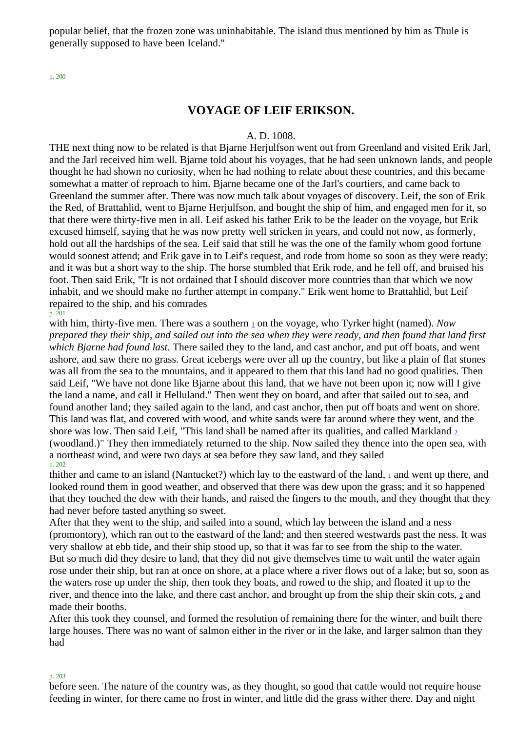popular belief, that the frozen zone was uninhabitable. The island thus mentioned by him as Thule is generally supposed to have been Iceland."

## VOYAGE OF LEIF ERIKSON.

A. D. 1008.

THE next thing now to be related is that Bjarne Herjulfson went out from Greenland and visited Erik Jarl, and the Jarl received him well. Bjarne told about his voyages, that he had seen unknown lands, and people thought he had shown no curiosity, when he had nothing to relate about these countries, and this became somewhat a matter of reproach to him. Bjarne became one of the Jarl's courtiers, and came back to Greenland the summer after. There was now much talk about voyages of discovery. Leif, the son of Erik the Red, of Brattahlid, went to Bjarne Herjulfson, and bought the ship of him, and engaged men for it, so that there were thirty-five men in all. Leif asked his father Erik to be the leader on the voyage, but Erik excused himself, saying that he was now pretty well stricken in years, and could not now, as formerly, hold out all the hardships of the sea. Leif said that still he was the one of the family whom good fortune would soonest attend; and Erik gave in to Leif's request, and rode from home so soon as they were ready; and it was but a short way to the ship. The horse stumbled that Erik rode, and he fell off, and bruised his foot. Then said Erik, "It is not ordained that I should discover more countries than that which we now inhabit, and we should make no further attempt in company." Erik went home to Brattahlid, but Leif repaired to the ship, and his comrades with him, thirty-five men. There was a southern [1] on the voyage, who Tyrker hight (named). *Now prepared they their ship, and sailed out into the sea when they were ready, and then found that land first which Bjarne had found last*. There sailed they to the land, and cast anchor, and put off boats, and went ashore, and saw there no grass. Great icebergs were over all up the country, but like a plain of flat stones was all from the sea to the mountains, and it appeared to them that this land had no good qualities. Then said Leif, "We have not done like Bjarne about this land, that we have not been upon it; now will I give the land a name, and call it Helluland." Then went they on board, and after that sailed out to sea, and found another land; they sailed again to the land, and cast anchor, then put off boats and went on shore. This land was flat, and covered with wood, and white sands were far around where they went, and the shore was low. Then said Leif, "This land shall be named after its qualities, and called Markland [2] (woodland.)" They then immediately returned to the ship. Now sailed they thence into the open sea, with a northeast wind, and were two days at sea before they saw land, and they sailed thither and came to an island (Nantucket?) which lay to the eastward of the land, [1] and went up there, and looked round them in good weather, and observed that there was dew upon the grass; and it so happened that they touched the dew with their hands, and raised the fingers to the mouth, and they thought that they had never before tasted anything so sweet.

After that they went to the ship, and sailed into a sound, which lay between the island and a ness (promontory), which ran out to the eastward of the land; and then steered westwards past the ness. It was very shallow at ebb tide, and their ship stood up, so that it was far to see from the ship to the water. But so much did they desire to land, that they did not give themselves time to wait until the water again rose under their ship, but ran at once on shore, at a place where a river flows out of a lake; but so, soon as the waters rose up under the ship, then took they boats, and rowed to the ship, and floated it up to the river, and thence into the lake, and there cast anchor, and brought up from the ship their skin cots, [2] and made their booths.

After this took they counsel, and formed the resolution of remaining there for the winter, and built there large houses. There was no want of salmon either in the river or in the lake, and larger salmon than they had before seen. The nature of the country was, as they thought, so good that cattle would not require house feeding in winter, for there came no frost in winter, and little did the grass wither there. Day and night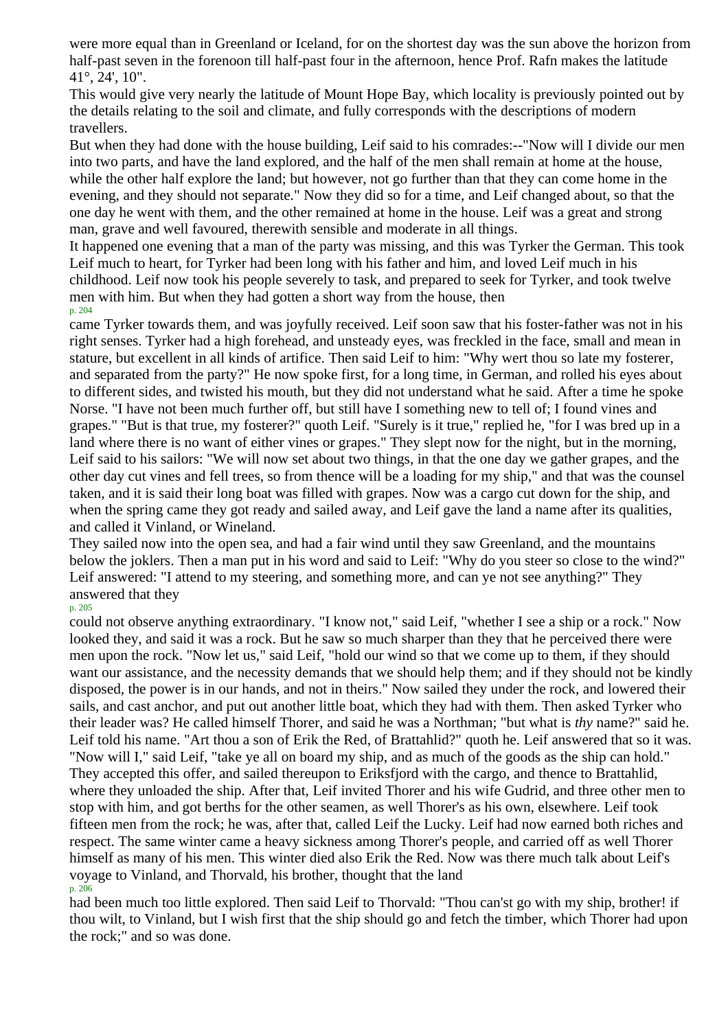were more equal than in Greenland or Iceland, for on the shortest day was the sun above the horizon from half-past seven in the forenoon till half-past four in the afternoon, hence Prof. Rafn makes the latitude 41°, 24', 10".

This would give very nearly the latitude of Mount Hope Bay, which locality is previously pointed out by the details relating to the soil and climate, and fully corresponds with the descriptions of modern travellers.

But when they had done with the house building, Leif said to his comrades:--"Now will I divide our men into two parts, and have the land explored, and the half of the men shall remain at home at the house, while the other half explore the land; but however, not go further than that they can come home in the evening, and they should not separate." Now they did so for a time, and Leif changed about, so that the one day he went with them, and the other remained at home in the house. Leif was a great and strong man, grave and well favoured, therewith sensible and moderate in all things.

It happened one evening that a man of the party was missing, and this was Tyrker the German. This took Leif much to heart, for Tyrker had been long with his father and him, and loved Leif much in his childhood. Leif now took his people severely to task, and prepared to seek for Tyrker, and took twelve men with him. But when they had gotten a short way from the house, then came Tyrker towards them, and was joyfully received. Leif soon saw that his foster-father was not in his right senses. Tyrker had a high forehead, and unsteady eyes, was freckled in the face, small and mean in stature, but excellent in all kinds of artifice. Then said Leif to him: "Why wert thou so late my fosterer, and separated from the party?" He now spoke first, for a long time, in German, and rolled his eyes about to different sides, and twisted his mouth, but they did not understand what he said. After a time he spoke Norse. "I have not been much further off, but still have I something new to tell of; I found vines and grapes." "But is that true, my fosterer?" quoth Leif. "Surely is it true," replied he, "for I was bred up in a land where there is no want of either vines or grapes." They slept now for the night, but in the morning, Leif said to his sailors: "We will now set about two things, in that the one day we gather grapes, and the other day cut vines and fell trees, so from thence will be a loading for my ship," and that was the counsel taken, and it is said their long boat was filled with grapes. Now was a cargo cut down for the ship, and when the spring came they got ready and sailed away, and Leif gave the land a name after its qualities, and called it Vinland, or Wineland.

They sailed now into the open sea, and had a fair wind until they saw Greenland, and the mountains below the joklers. Then a man put in his word and said to Leif: "Why do you steer so close to the wind?" Leif answered: "I attend to my steering, and something more, and can ye not see anything?" They answered that they could not observe anything extraordinary. "I know not," said Leif, "whether I see a ship or a rock." Now looked they, and said it was a rock. But he saw so much sharper than they that he perceived there were men upon the rock. "Now let us," said Leif, "hold our wind so that we come up to them, if they should want our assistance, and the necessity demands that we should help them; and if they should not be kindly disposed, the power is in our hands, and not in theirs." Now sailed they under the rock, and lowered their sails, and cast anchor, and put out another little boat, which they had with them. Then asked Tyrker who their leader was? He called himself Thorer, and said he was a Northman; "but what is *thy* name?" said he. Leif told his name. "Art thou a son of Erik the Red, of Brattahlid?" quoth he. Leif answered that so it was. "Now will I," said Leif, "take ye all on board my ship, and as much of the goods as the ship can hold." They accepted this offer, and sailed thereupon to Eriksfjord with the cargo, and thence to Brattahlid, where they unloaded the ship. After that, Leif invited Thorer and his wife Gudrid, and three other men to stop with him, and got berths for the other seamen, as well Thorer's as his own, elsewhere. Leif took fifteen men from the rock; he was, after that, called Leif the Lucky. Leif had now earned both riches and respect. The same winter came a heavy sickness among Thorer's people, and carried off as well Thorer himself as many of his men. This winter died also Erik the Red. Now was there much talk about Leif's voyage to Vinland, and Thorvald, his brother, thought that the land had been much too little explored. Then said Leif to Thorvald: "Thou can'st go with my ship, brother! if thou wilt, to Vinland, but I wish first that the ship should go and fetch the timber, which Thorer had upon the rock;" and so was done.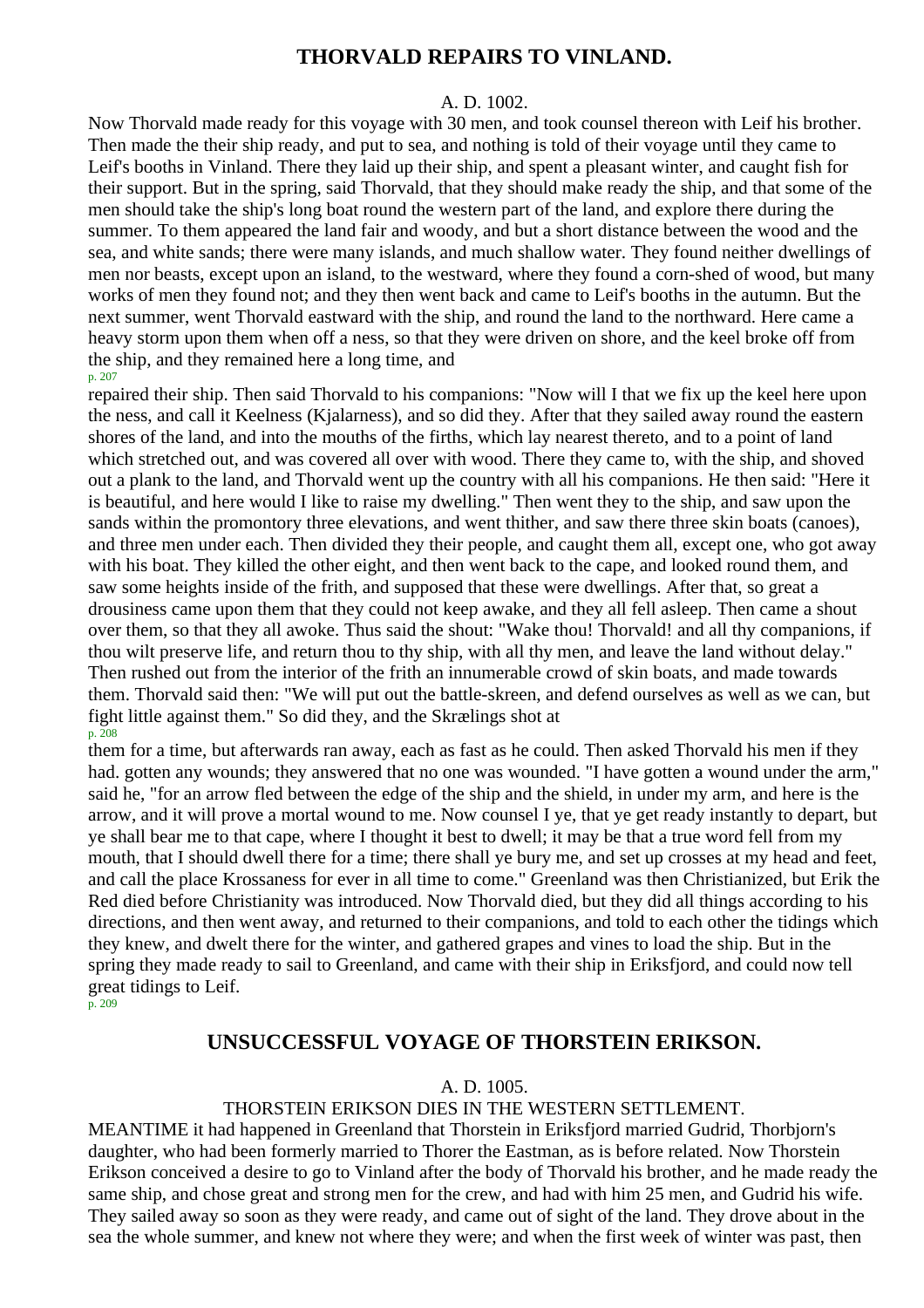## THORVALD REPAIRS TO VINLAND.

A. D. 1002.

Now Thorvald made ready for this voyage with 30 men, and took counsel thereon with Leif his brother. Then made the their ship ready, and put to sea, and nothing is told of their voyage until they came to Leif's booths in Vinland. There they laid up their ship, and spent a pleasant winter, and caught fish for their support. But in the spring, said Thorvald, that they should make ready the ship, and that some of the men should take the ship's long boat round the western part of the land, and explore there during the summer. To them appeared the land fair and woody, and but a short distance between the wood and the sea, and white sands; there were many islands, and much shallow water. They found neither dwellings of men nor beasts, except upon an island, to the westward, where they found a corn-shed of wood, but many works of men they found not; and they then went back and came to Leif's booths in the autumn. But the next summer, went Thorvald eastward with the ship, and round the land to the northward. Here came a heavy storm upon them when off a ness, so that they were driven on shore, and the keel broke off from the ship, and they remained here a long time, and repaired their ship. Then said Thorvald to his companions: "Now will I that we fix up the keel here upon the ness, and call it Keelness (Kjalarness), and so did they. After that they sailed away round the eastern shores of the land, and into the mouths of the firths, which lay nearest thereto, and to a point of land which stretched out, and was covered all over with wood. There they came to, with the ship, and shoved out a plank to the land, and Thorvald went up the country with all his companions. He then said: "Here it is beautiful, and here would I like to raise my dwelling." Then went they to the ship, and saw upon the sands within the promontory three elevations, and went thither, and saw there three skin boats (canoes), and three men under each. Then divided they their people, and caught them all, except one, who got away with his boat. They killed the other eight, and then went back to the cape, and looked round them, and saw some heights inside of the frith, and supposed that these were dwellings. After that, so great a drousiness came upon them that they could not keep awake, and they all fell asleep. Then came a shout over them, so that they all awoke. Thus said the shout: "Wake thou! Thorvald! and all thy companions, if thou wilt preserve life, and return thou to thy ship, with all thy men, and leave the land without delay." Then rushed out from the interior of the frith an innumerable crowd of skin boats, and made towards them. Thorvald said then: "We will put out the battle-skreen, and defend ourselves as well as we can, but fight little against them." So did they, and the Skrælings shot at them for a time, but afterwards ran away, each as fast as he could. Then asked Thorvald his men if they had. gotten any wounds; they answered that no one was wounded. "I have gotten a wound under the arm," said he, "for an arrow fled between the edge of the ship and the shield, in under my arm, and here is the arrow, and it will prove a mortal wound to me. Now counsel I ye, that ye get ready instantly to depart, but ye shall bear me to that cape, where I thought it best to dwell; it may be that a true word fell from my mouth, that I should dwell there for a time; there shall ye bury me, and set up crosses at my head and feet, and call the place Krossaness for ever in all time to come." Greenland was then Christianized, but Erik the Red died before Christianity was introduced. Now Thorvald died, but they did all things according to his directions, and then went away, and returned to their companions, and told to each other the tidings which they knew, and dwelt there for the winter, and gathered grapes and vines to load the ship. But in the spring they made ready to sail to Greenland, and came with their ship in Eriksfjord, and could now tell great tidings to Leif.

## UNSUCCESSFUL VOYAGE OF THORSTEIN ERIKSON.

A. D. 1005.

THORSTEIN ERIKSON DIES IN THE WESTERN SETTLEMENT.

MEANTIME it had happened in Greenland that Thorstein in Eriksfjord married Gudrid, Thorbjorn's daughter, who had been formerly married to Thorer the Eastman, as is before related. Now Thorstein Erikson conceived a desire to go to Vinland after the body of Thorvald his brother, and he made ready the same ship, and chose great and strong men for the crew, and had with him 25 men, and Gudrid his wife. They sailed away so soon as they were ready, and came out of sight of the land. They drove about in the sea the whole summer, and knew not where they were; and when the first week of winter was past, then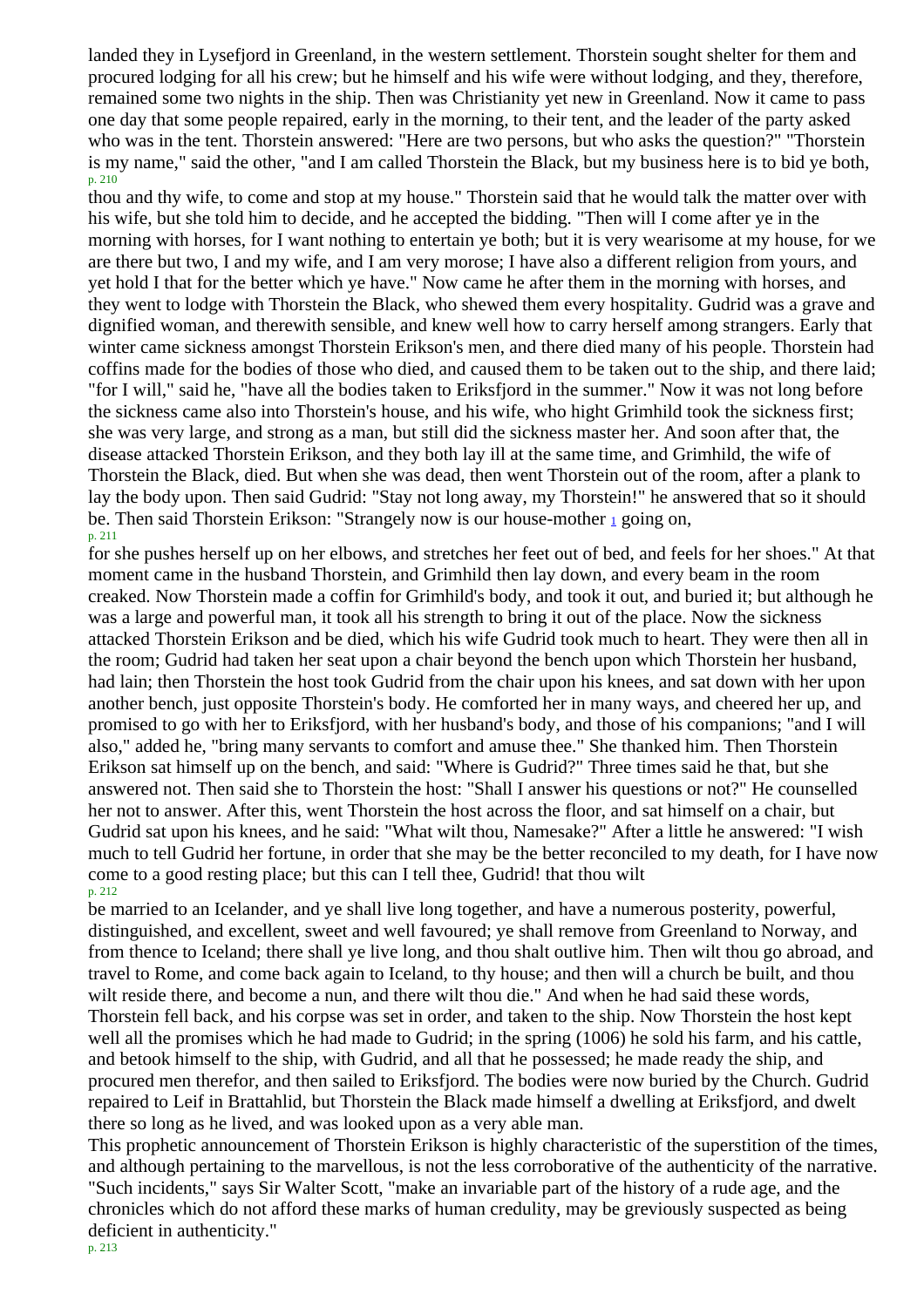landed they in Lysefjord in Greenland, in the western settlement. Thorstein sought shelter for them and procured lodging for all his crew; but he himself and his wife were without lodging, and they, therefore, remained some two nights in the ship. Then was Christianity yet new in Greenland. Now it came to pass one day that some people repaired, early in the morning, to their tent, and the leader of the party asked who was in the tent. Thorstein answered: "Here are two persons, but who asks the question?" "Thorstein is my name," said the other, "and I am called Thorstein the Black, but my business here is to bid ye both, thou and thy wife, to come and stop at my house." Thorstein said that he would talk the matter over with his wife, but she told him to decide, and he accepted the bidding. "Then will I come after ye in the morning with horses, for I want nothing to entertain ye both; but it is very wearisome at my house, for we are there but two, I and my wife, and I am very morose; I have also a different religion from yours, and yet hold I that for the better which ye have." Now came he after them in the morning with horses, and they went to lodge with Thorstein the Black, who shewed them every hospitality. Gudrid was a grave and dignified woman, and therewith sensible, and knew well how to carry herself among strangers. Early that winter came sickness amongst Thorstein Erikson's men, and there died many of his people. Thorstein had coffins made for the bodies of those who died, and caused them to be taken out to the ship, and there laid; "for I will," said he, "have all the bodies taken to Eriksfjord in the summer." Now it was not long before the sickness came also into Thorstein's house, and his wife, who hight Grimhild took the sickness first; she was very large, and strong as a man, but still did the sickness master her. And soon after that, the disease attacked Thorstein Erikson, and they both lay ill at the same time, and Grimhild, the wife of Thorstein the Black, died. But when she was dead, then went Thorstein out of the room, after a plank to lay the body upon. Then said Gudrid: "Stay not long away, my Thorstein!" he answered that so it should be. Then said Thorstein Erikson: "Strangely now is our house-mother [1] going on, for she pushes herself up on her elbows, and stretches her feet out of bed, and feels for her shoes." At that moment came in the husband Thorstein, and Grimhild then lay down, and every beam in the room creaked. Now Thorstein made a coffin for Grimhild's body, and took it out, and buried it; but although he was a large and powerful man, it took all his strength to bring it out of the place. Now the sickness attacked Thorstein Erikson and be died, which his wife Gudrid took much to heart. They were then all in the room; Gudrid had taken her seat upon a chair beyond the bench upon which Thorstein her husband, had lain; then Thorstein the host took Gudrid from the chair upon his knees, and sat down with her upon another bench, just opposite Thorstein's body. He comforted her in many ways, and cheered her up, and promised to go with her to Eriksfjord, with her husband's body, and those of his companions; "and I will also," added he, "bring many servants to comfort and amuse thee." She thanked him. Then Thorstein Erikson sat himself up on the bench, and said: "Where is Gudrid?" Three times said he that, but she answered not. Then said she to Thorstein the host: "Shall I answer his questions or not?" He counselled her not to answer. After this, went Thorstein the host across the floor, and sat himself on a chair, but Gudrid sat upon his knees, and he said: "What wilt thou, Namesake?" After a little he answered: "I wish much to tell Gudrid her fortune, in order that she may be the better reconciled to my death, for I have now come to a good resting place; but this can I tell thee, Gudrid! that thou wilt be married to an Icelander, and ye shall live long together, and have a numerous posterity, powerful, distinguished, and excellent, sweet and well favoured; ye shall remove from Greenland to Norway, and from thence to Iceland; there shall ye live long, and thou shalt outlive him. Then wilt thou go abroad, and travel to Rome, and come back again to Iceland, to thy house; and then will a church be built, and thou wilt reside there, and become a nun, and there wilt thou die." And when he had said these words, Thorstein fell back, and his corpse was set in order, and taken to the ship. Now Thorstein the host kept well all the promises which he had made to Gudrid; in the spring (1006) he sold his farm, and his cattle, and betook himself to the ship, with Gudrid, and all that he possessed; he made ready the ship, and procured men therefor, and then sailed to Eriksfjord. The bodies were now buried by the Church. Gudrid repaired to Leif in Brattahlid, but Thorstein the Black made himself a dwelling at Eriksfjord, and dwelt there so long as he lived, and was looked upon as a very able man.

This prophetic announcement of Thorstein Erikson is highly characteristic of the superstition of the times, and although pertaining to the marvellous, is not the less corroborative of the authenticity of the narrative. "Such incidents," says Sir Walter Scott, "make an invariable part of the history of a rude age, and the chronicles which do not afford these marks of human credulity, may be greviously suspected as being deficient in authenticity."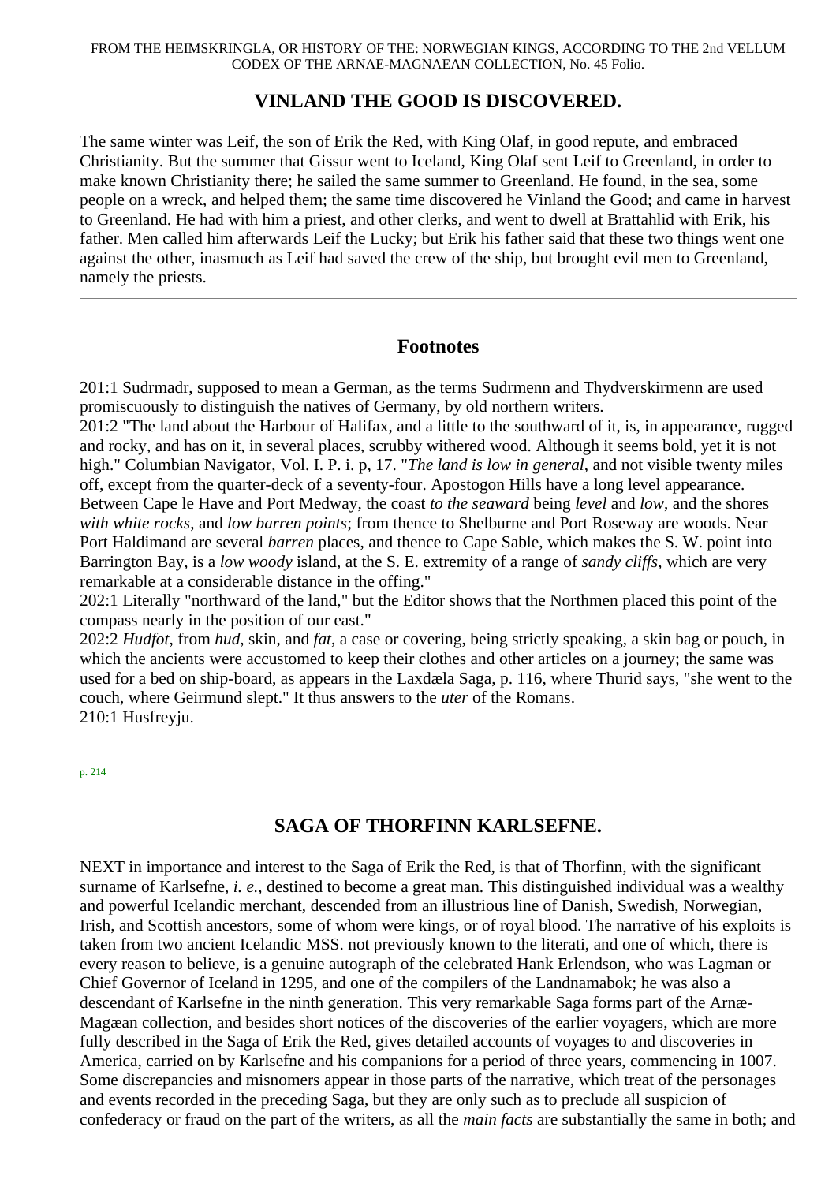FROM THE HEIMSKRINGLA, OR HISTORY OF THE: NORWEGIAN KINGS, ACCORDING TO THE 2nd VELLUM CODEX OF THE ARNAE-MAGNAEAN COLLECTION, No. 45 Folio.

## VINLAND THE GOOD IS DISCOVERED.

The same winter was Leif, the son of Erik the Red, with King Olaf, in good repute, and embraced Christianity. But the summer that Gissur went to Iceland, King Olaf sent Leif to Greenland, in order to make known Christianity there; he sailed the same summer to Greenland. He found, in the sea, some people on a wreck, and helped them; the same time discovered he Vinland the Good; and came in harvest to Greenland. He had with him a priest, and other clerks, and went to dwell at Brattahlid with Erik, his father. Men called him afterwards Leif the Lucky; but Erik his father said that these two things went one against the other, inasmuch as Leif had saved the crew of the ship, but brought evil men to Greenland, namely the priests.

---

## Footnotes

201:1 Sudrmadr, supposed to mean a German, as the terms Sudrmenn and Thydverskirmenn are used promiscuously to distinguish the natives of Germany, by old northern writers.

201:2 "The land about the Harbour of Halifax, and a little to the southward of it, is, in appearance, rugged and rocky, and has on it, in several places, scrubby withered wood. Although it seems bold, yet it is not high." Columbian Navigator, Vol. I. P. i. p, 17. "*The land is low in general*, and not visible twenty miles off, except from the quarter-deck of a seventy-four. Apostogon Hills have a long level appearance. Between Cape le Have and Port Medway, the coast *to the seaward* being *level* and *low*, and the shores *with white rocks*, and *low barren points*; from thence to Shelburne and Port Roseway are woods. Near Port Haldimand are several *barren* places, and thence to Cape Sable, which makes the S. W. point into Barrington Bay, is a *low woody* island, at the S. E. extremity of a range of *sandy cliffs*, which are very remarkable at a considerable distance in the offing."

202:1 Literally "northward of the land," but the Editor shows that the Northmen placed this point of the compass nearly in the position of our east."

202:2 *Hudfot*, from *hud*, skin, and *fat*, a case or covering, being strictly speaking, a skin bag or pouch, in which the ancients were accustomed to keep their clothes and other articles on a journey; the same was used for a bed on ship-board, as appears in the Laxdæla Saga, p. 116, where Thurid says, "she went to the couch, where Geirmund slept." It thus answers to the *uter* of the Romans.

210:1 Husfreyju.

## SAGA OF THORFINN KARLSEFNE.

NEXT in importance and interest to the Saga of Erik the Red, is that of Thorfinn, with the significant surname of Karlsefne, *i. e.*, destined to become a great man. This distinguished individual was a wealthy and powerful Icelandic merchant, descended from an illustrious line of Danish, Swedish, Norwegian, Irish, and Scottish ancestors, some of whom were kings, or of royal blood. The narrative of his exploits is taken from two ancient Icelandic MSS. not previously known to the literati, and one of which, there is every reason to believe, is a genuine autograph of the celebrated Hank Erlendson, who was Lagman or Chief Governor of Iceland in 1295, and one of the compilers of the Landnamabok; he was also a descendant of Karlsefne in the ninth generation. This very remarkable Saga forms part of the Arnæ-Magæan collection, and besides short notices of the discoveries of the earlier voyagers, which are more fully described in the Saga of Erik the Red, gives detailed accounts of voyages to and discoveries in America, carried on by Karlsefne and his companions for a period of three years, commencing in 1007. Some discrepancies and misnomers appear in those parts of the narrative, which treat of the personages and events recorded in the preceding Saga, but they are only such as to preclude all suspicion of confederacy or fraud on the part of the writers, as all the *main facts* are substantially the same in both; and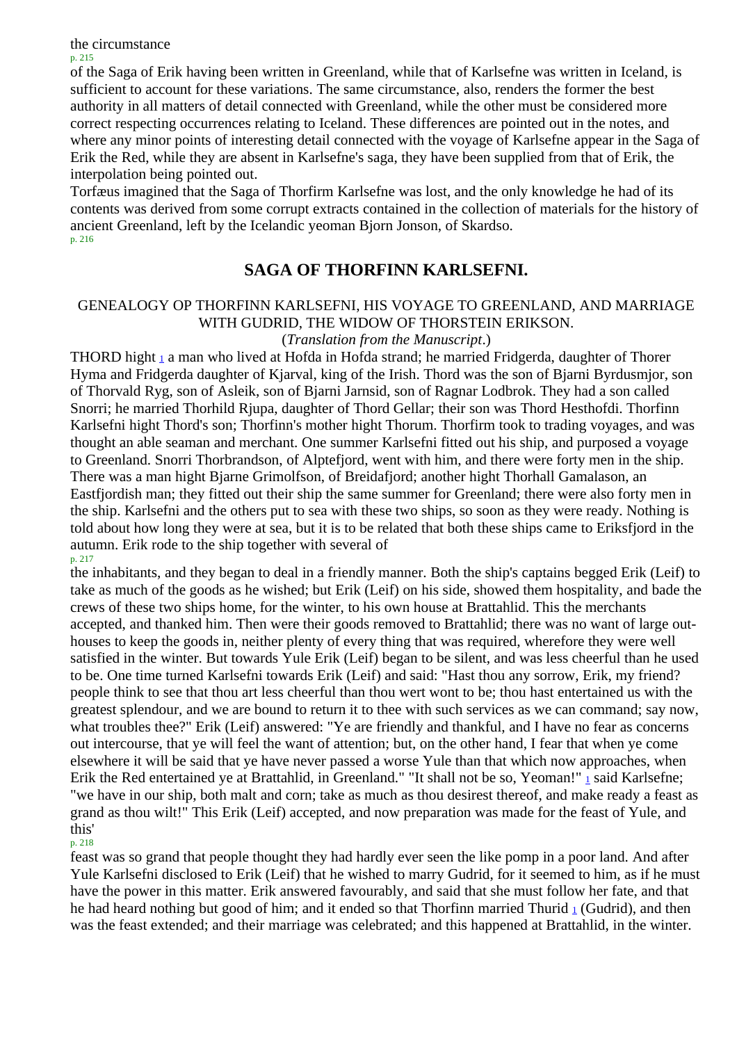the circumstance

of the Saga of Erik having been written in Greenland, while that of Karlsefne was written in Iceland, is sufficient to account for these variations. The same circumstance, also, renders the former the best authority in all matters of detail connected with Greenland, while the other must be considered more correct respecting occurrences relating to Iceland. These differences are pointed out in the notes, and where any minor points of interesting detail connected with the voyage of Karlsefne appear in the Saga of Erik the Red, while they are absent in Karlsefne's saga, they have been supplied from that of Erik, the interpolation being pointed out.

Torfæus imagined that the Saga of Thorfirm Karlsefne was lost, and the only knowledge he had of its contents was derived from some corrupt extracts contained in the collection of materials for the history of ancient Greenland, left by the Icelandic yeoman Bjorn Jonson, of Skardso.

## SAGA OF THORFINN KARLSEFNI.

### GENEALOGY OP THORFINN KARLSEFNI, HIS VOYAGE TO GREENLAND, AND MARRIAGE WITH GUDRID, THE WIDOW OF THORSTEIN ERIKSON.

(*Translation from the Manuscript*.)

THORD hight [1] a man who lived at Hofda in Hofda strand; he married Fridgerda, daughter of Thorer Hyma and Fridgerda daughter of Kjarval, king of the Irish. Thord was the son of Bjarni Byrdusmjor, son of Thorvald Ryg, son of Asleik, son of Bjarni Jarnsid, son of Ragnar Lodbrok. They had a son called Snorri; he married Thorhild Rjupa, daughter of Thord Gellar; their son was Thord Hesthofdi. Thorfinn Karlsefni hight Thord's son; Thorfinn's mother hight Thorum. Thorfirm took to trading voyages, and was thought an able seaman and merchant. One summer Karlsefni fitted out his ship, and purposed a voyage to Greenland. Snorri Thorbrandson, of Alptefjord, went with him, and there were forty men in the ship. There was a man hight Bjarne Grimolfson, of Breidafjord; another hight Thorhall Gamalason, an Eastfjordish man; they fitted out their ship the same summer for Greenland; there were also forty men in the ship. Karlsefni and the others put to sea with these two ships, so soon as they were ready. Nothing is told about how long they were at sea, but it is to be related that both these ships came to Eriksfjord in the autumn. Erik rode to the ship together with several of the inhabitants, and they began to deal in a friendly manner. Both the ship's captains begged Erik (Leif) to take as much of the goods as he wished; but Erik (Leif) on his side, showed them hospitality, and bade the crews of these two ships home, for the winter, to his own house at Brattahlid. This the merchants accepted, and thanked him. Then were their goods removed to Brattahlid; there was no want of large out-houses to keep the goods in, neither plenty of every thing that was required, wherefore they were well satisfied in the winter. But towards Yule Erik (Leif) began to be silent, and was less cheerful than he used to be. One time turned Karlsefni towards Erik (Leif) and said: "Hast thou any sorrow, Erik, my friend? people think to see that thou art less cheerful than thou wert wont to be; thou hast entertained us with the greatest splendour, and we are bound to return it to thee with such services as we can command; say now, what troubles thee?" Erik (Leif) answered: "Ye are friendly and thankful, and I have no fear as concerns out intercourse, that ye will feel the want of attention; but, on the other hand, I fear that when ye come elsewhere it will be said that ye have never passed a worse Yule than that which now approaches, when Erik the Red entertained ye at Brattahlid, in Greenland." "It shall not be so, Yeoman!" [1] said Karlsefne; "we have in our ship, both malt and corn; take as much as thou desirest thereof, and make ready a feast as grand as thou wilt!" This Erik (Leif) accepted, and now preparation was made for the feast of Yule, and this' feast was so grand that people thought they had hardly ever seen the like pomp in a poor land. And after Yule Karlsefni disclosed to Erik (Leif) that he wished to marry Gudrid, for it seemed to him, as if he must have the power in this matter. Erik answered favourably, and said that she must follow her fate, and that he had heard nothing but good of him; and it ended so that Thorfinn married Thurid [1] (Gudrid), and then was the feast extended; and their marriage was celebrated; and this happened at Brattahlid, in the winter.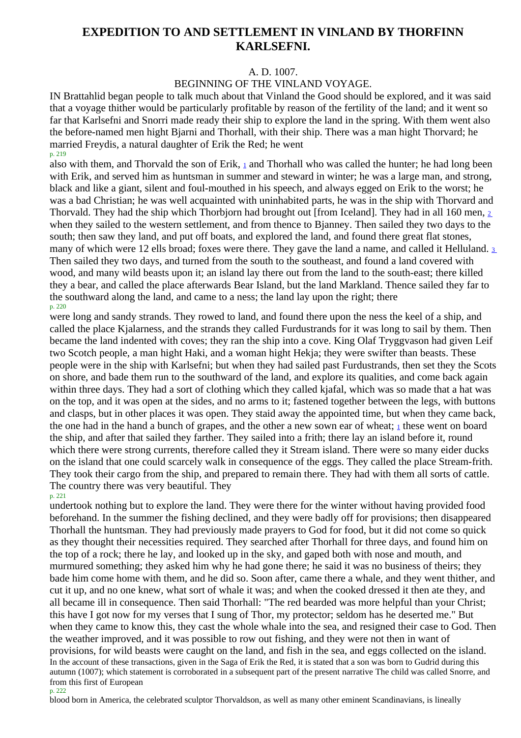# EXPEDITION TO AND SETTLEMENT IN VINLAND BY THORFINN KARLSEFNI.

A. D. 1007.

BEGINNING OF THE VINLAND VOYAGE.

IN Brattahlid began people to talk much about that Vinland the Good should be explored, and it was said that a voyage thither would be particularly profitable by reason of the fertility of the land; and it went so far that Karlsefni and Snorri made ready their ship to explore the land in the spring. With them went also the before-named men hight Bjarni and Thorhall, with their ship. There was a man hight Thorvard; he married Freydis, a natural daughter of Erik the Red; he went also with them, and Thorvald the son of Erik, [1] and Thorhall who was called the hunter; he had long been with Erik, and served him as huntsman in summer and steward in winter; he was a large man, and strong, black and like a giant, silent and foul-mouthed in his speech, and always egged on Erik to the worst; he was a bad Christian; he was well acquainted with uninhabited parts, he was in the ship with Thorvard and Thorvald. They had the ship which Thorbjorn had brought out [from Iceland]. They had in all 160 men, [2] when they sailed to the western settlement, and from thence to Bjanney. Then sailed they two days to the south; then saw they land, and put off boats, and explored the land, and found there great flat stones, many of which were 12 ells broad; foxes were there. They gave the land a name, and called it Helluland. [3] Then sailed they two days, and turned from the south to the southeast, and found a land covered with wood, and many wild beasts upon it; an island lay there out from the land to the south-east; there killed they a bear, and called the place afterwards Bear Island, but the land Markland. Thence sailed they far to the southward along the land, and came to a ness; the land lay upon the right; there were long and sandy strands. They rowed to land, and found there upon the ness the keel of a ship, and called the place Kjalarness, and the strands they called Furdustrands for it was long to sail by them. Then became the land indented with coves; they ran the ship into a cove. King Olaf Tryggvason had given Leif two Scotch people, a man hight Haki, and a woman hight Hekja; they were swifter than beasts. These people were in the ship with Karlsefni; but when they had sailed past Furdustrands, then set they the Scots on shore, and bade them run to the southward of the land, and explore its qualities, and come back again within three days. They had a sort of clothing which they called kjafal, which was so made that a hat was on the top, and it was open at the sides, and no arms to it; fastened together between the legs, with buttons and clasps, but in other places it was open. They staid away the appointed time, but when they came back, the one had in the hand a bunch of grapes, and the other a new sown ear of wheat; [1] these went on board the ship, and after that sailed they farther. They sailed into a frith; there lay an island before it, round which there were strong currents, therefore called they it Stream island. There were so many eider ducks on the island that one could scarcely walk in consequence of the eggs. They called the place Stream-frith. They took their cargo from the ship, and prepared to remain there. They had with them all sorts of cattle. The country there was very beautiful. They undertook nothing but to explore the land. They were there for the winter without having provided food beforehand. In the summer the fishing declined, and they were badly off for provisions; then disappeared Thorhall the huntsman. They had previously made prayers to God for food, but it did not come so quick as they thought their necessities required. They searched after Thorhall for three days, and found him on the top of a rock; there he lay, and looked up in the sky, and gaped both with nose and mouth, and murmured something; they asked him why he had gone there; he said it was no business of theirs; they bade him come home with them, and he did so. Soon after, came there a whale, and they went thither, and cut it up, and no one knew, what sort of whale it was; and when the cooked dressed it then ate they, and all became ill in consequence. Then said Thorhall: "The red bearded was more helpful than your Christ; this have I got now for my verses that I sung of Thor, my protector; seldom has he deserted me." But when they came to know this, they cast the whole whale into the sea, and resigned their case to God. Then the weather improved, and it was possible to row out fishing, and they were not then in want of provisions, for wild beasts were caught on the land, and fish in the sea, and eggs collected on the island.

In the account of these transactions, given in the Saga of Erik the Red, it is stated that a son was born to Gudrid during this autumn (1007); which statement is corroborated in a subsequent part of the present narrative The child was called Snorre, and from this first of European blood born in America, the celebrated sculptor Thorvaldson, as well as many other eminent Scandinavians, is lineally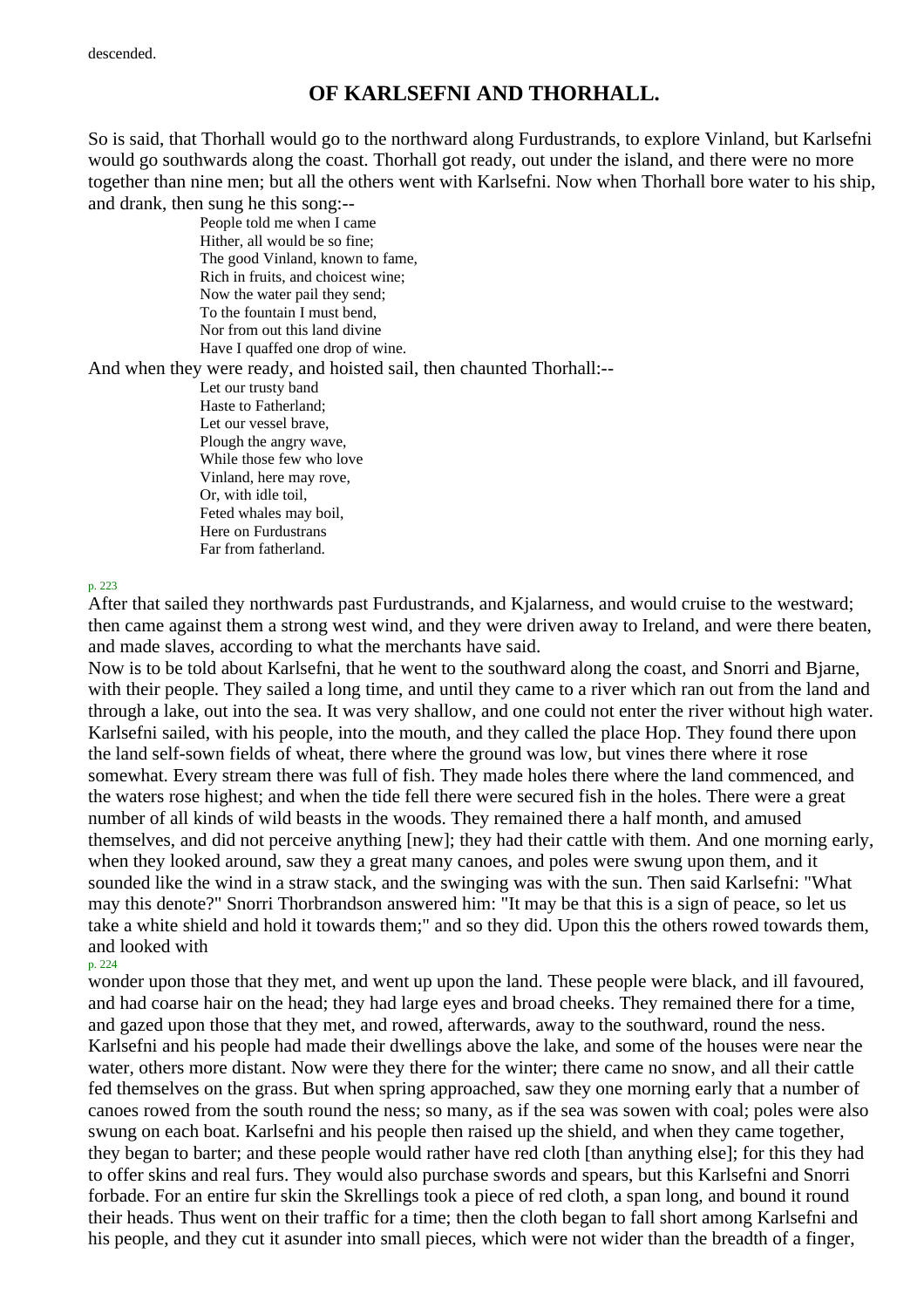descended.

## OF KARLSEFNI AND THORHALL.

So is said, that Thorhall would go to the northward along Furdustrands, to explore Vinland, but Karlsefni would go southwards along the coast. Thorhall got ready, out under the island, and there were no more together than nine men; but all the others went with Karlsefni. Now when Thorhall bore water to his ship, and drank, then sung he this song:--

> People told me when I came  
> Hither, all would be so fine;  
> The good Vinland, known to fame,  
> Rich in fruits, and choicest wine;  
> Now the water pail they send;  
> To the fountain I must bend,  
> Nor from out this land divine  
> Have I quaffed one drop of wine.

And when they were ready, and hoisted sail, then chaunted Thorhall:--

> Let our trusty band  
> Haste to Fatherland;  
> Let our vessel brave,  
> Plough the angry wave,  
> While those few who love  
> Vinland, here may rove,  
> Or, with idle toil,  
> Feted whales may boil,  
> Here on Furdustrans  
> Far from fatherland.

After that sailed they northwards past Furdustrands, and Kjalarness, and would cruise to the westward; then came against them a strong west wind, and they were driven away to Ireland, and were there beaten, and made slaves, according to what the merchants have said.

Now is to be told about Karlsefni, that he went to the southward along the coast, and Snorri and Bjarne, with their people. They sailed a long time, and until they came to a river which ran out from the land and through a lake, out into the sea. It was very shallow, and one could not enter the river without high water. Karlsefni sailed, with his people, into the mouth, and they called the place Hop. They found there upon the land self-sown fields of wheat, there where the ground was low, but vines there where it rose somewhat. Every stream there was full of fish. They made holes there where the land commenced, and the waters rose highest; and when the tide fell there were secured fish in the holes. There were a great number of all kinds of wild beasts in the woods. They remained there a half month, and amused themselves, and did not perceive anything [new]; they had their cattle with them. And one morning early, when they looked around, saw they a great many canoes, and poles were swung upon them, and it sounded like the wind in a straw stack, and the swinging was with the sun. Then said Karlsefni: "What may this denote?" Snorri Thorbrandson answered him: "It may be that this is a sign of peace, so let us take a white shield and hold it towards them;" and so they did. Upon this the others rowed towards them, and looked with wonder upon those that they met, and went up upon the land. These people were black, and ill favoured, and had coarse hair on the head; they had large eyes and broad cheeks. They remained there for a time, and gazed upon those that they met, and rowed, afterwards, away to the southward, round the ness. Karlsefni and his people had made their dwellings above the lake, and some of the houses were near the water, others more distant. Now were they there for the winter; there came no snow, and all their cattle fed themselves on the grass. But when spring approached, saw they one morning early that a number of canoes rowed from the south round the ness; so many, as if the sea was sowen with coal; poles were also swung on each boat. Karlsefni and his people then raised up the shield, and when they came together, they began to barter; and these people would rather have red cloth [than anything else]; for this they had to offer skins and real furs. They would also purchase swords and spears, but this Karlsefni and Snorri forbade. For an entire fur skin the Skrellings took a piece of red cloth, a span long, and bound it round their heads. Thus went on their traffic for a time; then the cloth began to fall short among Karlsefni and his people, and they cut it asunder into small pieces, which were not wider than the breadth of a finger,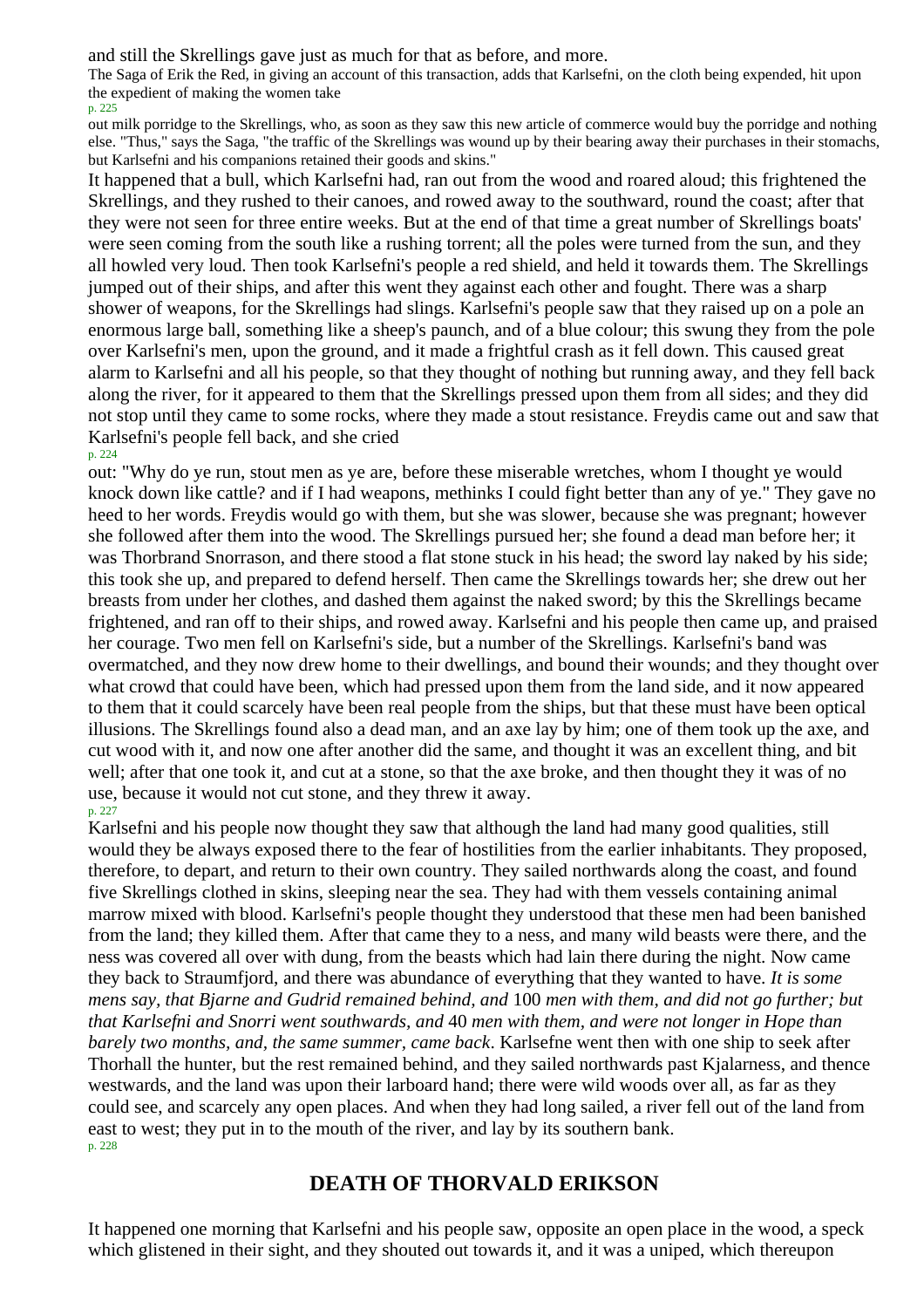and still the Skrellings gave just as much for that as before, and more.

The Saga of Erik the Red, in giving an account of this transaction, adds that Karlsefni, on the cloth being expended, hit upon the expedient of making the women take out milk porridge to the Skrellings, who, as soon as they saw this new article of commerce would buy the porridge and nothing else. "Thus," says the Saga, "the traffic of the Skrellings was wound up by their bearing away their purchases in their stomachs, but Karlsefni and his companions retained their goods and skins."

It happened that a bull, which Karlsefni had, ran out from the wood and roared aloud; this frightened the Skrellings, and they rushed to their canoes, and rowed away to the southward, round the coast; after that they were not seen for three entire weeks. But at the end of that time a great number of Skrellings boats' were seen coming from the south like a rushing torrent; all the poles were turned from the sun, and they all howled very loud. Then took Karlsefni's people a red shield, and held it towards them. The Skrellings jumped out of their ships, and after this went they against each other and fought. There was a sharp shower of weapons, for the Skrellings had slings. Karlsefni's people saw that they raised up on a pole an enormous large ball, something like a sheep's paunch, and of a blue colour; this swung they from the pole over Karlsefni's men, upon the ground, and it made a frightful crash as it fell down. This caused great alarm to Karlsefni and all his people, so that they thought of nothing but running away, and they fell back along the river, for it appeared to them that the Skrellings pressed upon them from all sides; and they did not stop until they came to some rocks, where they made a stout resistance. Freydis came out and saw that Karlsefni's people fell back, and she cried out: "Why do ye run, stout men as ye are, before these miserable wretches, whom I thought ye would knock down like cattle? and if I had weapons, methinks I could fight better than any of ye." They gave no heed to her words. Freydis would go with them, but she was slower, because she was pregnant; however she followed after them into the wood. The Skrellings pursued her; she found a dead man before her; it was Thorbrand Snorrason, and there stood a flat stone stuck in his head; the sword lay naked by his side; this took she up, and prepared to defend herself. Then came the Skrellings towards her; she drew out her breasts from under her clothes, and dashed them against the naked sword; by this the Skrellings became frightened, and ran off to their ships, and rowed away. Karlsefni and his people then came up, and praised her courage. Two men fell on Karlsefni's side, but a number of the Skrellings. Karlsefni's band was overmatched, and they now drew home to their dwellings, and bound their wounds; and they thought over what crowd that could have been, which had pressed upon them from the land side, and it now appeared to them that it could scarcely have been real people from the ships, but that these must have been optical illusions. The Skrellings found also a dead man, and an axe lay by him; one of them took up the axe, and cut wood with it, and now one after another did the same, and thought it was an excellent thing, and bit well; after that one took it, and cut at a stone, so that the axe broke, and then thought they it was of no use, because it would not cut stone, and they threw it away.

Karlsefni and his people now thought they saw that although the land had many good qualities, still would they be always exposed there to the fear of hostilities from the earlier inhabitants. They proposed, therefore, to depart, and return to their own country. They sailed northwards along the coast, and found five Skrellings clothed in skins, sleeping near the sea. They had with them vessels containing animal marrow mixed with blood. Karlsefni's people thought they understood that these men had been banished from the land; they killed them. After that came they to a ness, and many wild beasts were there, and the ness was covered all over with dung, from the beasts which had lain there during the night. Now came they back to Straumfjord, and there was abundance of everything that they wanted to have. *It is some mens say, that Bjarne and Gudrid remained behind, and* 100 *men with them, and did not go further; but that Karlsefni and Snorri went southwards, and* 40 *men with them, and were not longer in Hope than barely two months, and, the same summer, came back*. Karlsefne went then with one ship to seek after Thorhall the hunter, but the rest remained behind, and they sailed northwards past Kjalarness, and thence westwards, and the land was upon their larboard hand; there were wild woods over all, as far as they could see, and scarcely any open places. And when they had long sailed, a river fell out of the land from east to west; they put in to the mouth of the river, and lay by its southern bank.

## DEATH OF THORVALD ERIKSON

It happened one morning that Karlsefni and his people saw, opposite an open place in the wood, a speck which glistened in their sight, and they shouted out towards it, and it was a uniped, which thereupon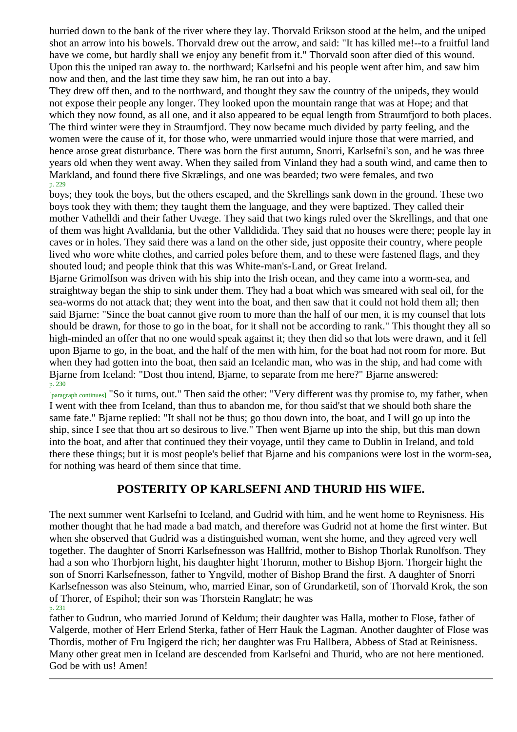hurried down to the bank of the river where they lay. Thorvald Erikson stood at the helm, and the uniped shot an arrow into his bowels. Thorvald drew out the arrow, and said: "It has killed me!--to a fruitful land have we come, but hardly shall we enjoy any benefit from it." Thorvald soon after died of this wound. Upon this the uniped ran away to. the northward; Karlsefni and his people went after him, and saw him now and then, and the last time they saw him, he ran out into a bay.

They drew off then, and to the northward, and thought they saw the country of the unipeds, they would not expose their people any longer. They looked upon the mountain range that was at Hope; and that which they now found, as all one, and it also appeared to be equal length from Straumfjord to both places. The third winter were they in Straumfjord. They now became much divided by party feeling, and the women were the cause of it, for those who, were unmarried would injure those that were married, and hence arose great disturbance. There was born the first autumn, Snorri, Karlsefni's son, and he was three years old when they went away. When they sailed from Vinland they had a south wind, and came then to Markland, and found there five Skrælings, and one was bearded; two were females, and two boys; they took the boys, but the others escaped, and the Skrellings sank down in the ground. These two boys took they with them; they taught them the language, and they were baptized. They called their mother Vathelldi and their father Uvæge. They said that two kings ruled over the Skrellings, and that one of them was hight Avalldania, but the other Valldidida. They said that no houses were there; people lay in caves or in holes. They said there was a land on the other side, just opposite their country, where people lived who wore white clothes, and carried poles before them, and to these were fastened flags, and they shouted loud; and people think that this was White-man's-Land, or Great Ireland.

Bjarne Grimolfson was driven with his ship into the Irish ocean, and they came into a worm-sea, and straightway began the ship to sink under them. They had a boat which was smeared with seal oil, for the sea-worms do not attack that; they went into the boat, and then saw that it could not hold them all; then said Bjarne: "Since the boat cannot give room to more than the half of our men, it is my counsel that lots should be drawn, for those to go in the boat, for it shall not be according to rank." This thought they all so high-minded an offer that no one would speak against it; they then did so that lots were drawn, and it fell upon Bjarne to go, in the boat, and the half of the men with him, for the boat had not room for more. But when they had gotten into the boat, then said an Icelandic man, who was in the ship, and had come with Bjarne from Iceland: "Dost thou intend, Bjarne, to separate from me here?" Bjarne answered: "So it turns, out." Then said the other: "Very different was thy promise to, my father, when I went with thee from Iceland, than thus to abandon me, for thou said'st that we should both share the same fate." Bjarne replied: "It shall not be thus; go thou down into, the boat, and I will go up into the ship, since I see that thou art so desirous to live." Then went Bjarne up into the ship, but this man down into the boat, and after that continued they their voyage, until they came to Dublin in Ireland, and told there these things; but it is most people's belief that Bjarne and his companions were lost in the worm-sea, for nothing was heard of them since that time.

## POSTERITY OP KARLSEFNI AND THURID HIS WIFE.

The next summer went Karlsefni to Iceland, and Gudrid with him, and he went home to Reynisness. His mother thought that he had made a bad match, and therefore was Gudrid not at home the first winter. But when she observed that Gudrid was a distinguished woman, went she home, and they agreed very well together. The daughter of Snorri Karlsefnesson was Hallfrid, mother to Bishop Thorlak Runolfson. They had a son who Thorbjorn hight, his daughter hight Thorunn, mother to Bishop Bjorn. Thorgeir hight the son of Snorri Karlsefnesson, father to Yngvild, mother of Bishop Brand the first. A daughter of Snorri Karlsefnesson was also Steinum, who, married Einar, son of Grundarketil, son of Thorvald Krok, the son of Thorer, of Espihol; their son was Thorstein Ranglatr; he was father to Gudrun, who married Jorund of Keldum; their daughter was Halla, mother to Flose, father of Valgerde, mother of Herr Erlend Sterka, father of Herr Hauk the Lagman. Another daughter of Flose was Thordis, mother of Fru Ingigerd the rich; her daughter was Fru Hallbera, Abbess of Stad at Reinisness. Many other great men in Iceland are descended from Karlsefni and Thurid, who are not here mentioned. God be with us! Amen!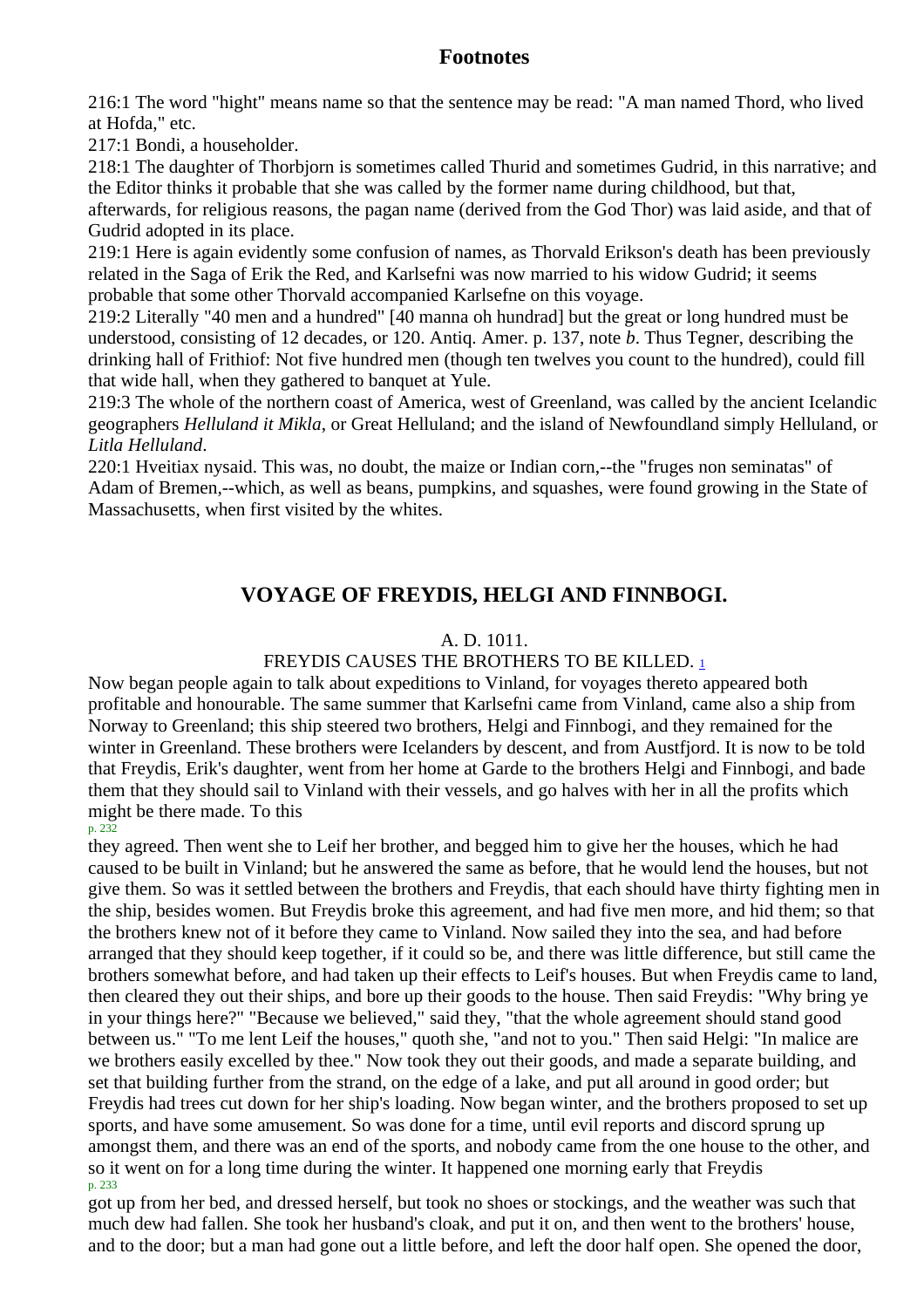## Footnotes

216:1 The word "hight" means name so that the sentence may be read: "A man named Thord, who lived at Hofda," etc.
217:1 Bondi, a householder.
218:1 The daughter of Thorbjorn is sometimes called Thurid and sometimes Gudrid, in this narrative; and the Editor thinks it probable that she was called by the former name during childhood, but that, afterwards, for religious reasons, the pagan name (derived from the God Thor) was laid aside, and that of Gudrid adopted in its place.
219:1 Here is again evidently some confusion of names, as Thorvald Erikson's death has been previously related in the Saga of Erik the Red, and Karlsefni was now married to his widow Gudrid; it seems probable that some other Thorvald accompanied Karlsefne on this voyage.
219:2 Literally "40 men and a hundred" [40 manna oh hundrad] but the great or long hundred must be understood, consisting of 12 decades, or 120. Antiq. Amer. p. 137, note *b*. Thus Tegner, describing the drinking hall of Frithiof: Not five hundred men (though ten twelves you count to the hundred), could fill that wide hall, when they gathered to banquet at Yule.
219:3 The whole of the northern coast of America, west of Greenland, was called by the ancient Icelandic geographers *Helluland it Mikla*, or Great Helluland; and the island of Newfoundland simply Helluland, or *Litla Helluland*.
220:1 Hveitiax nysaid. This was, no doubt, the maize or Indian corn,--the "fruges non seminatas" of Adam of Bremen,--which, as well as beans, pumpkins, and squashes, were found growing in the State of Massachusetts, when first visited by the whites.

## VOYAGE OF FREYDIS, HELGI AND FINNBOGI.

A. D. 1011.

FREYDIS CAUSES THE BROTHERS TO BE KILLED. [1]

Now began people again to talk about expeditions to Vinland, for voyages thereto appeared both profitable and honourable. The same summer that Karlsefni came from Vinland, came also a ship from Norway to Greenland; this ship steered two brothers, Helgi and Finnbogi, and they remained for the winter in Greenland. These brothers were Icelanders by descent, and from Austfjord. It is now to be told that Freydis, Erik's daughter, went from her home at Garde to the brothers Helgi and Finnbogi, and bade them that they should sail to Vinland with their vessels, and go halves with her in all the profits which might be there made. To this they agreed. Then went she to Leif her brother, and begged him to give her the houses, which he had caused to be built in Vinland; but he answered the same as before, that he would lend the houses, but not give them. So was it settled between the brothers and Freydis, that each should have thirty fighting men in the ship, besides women. But Freydis broke this agreement, and had five men more, and hid them; so that the brothers knew not of it before they came to Vinland. Now sailed they into the sea, and had before arranged that they should keep together, if it could so be, and there was little difference, but still came the brothers somewhat before, and had taken up their effects to Leif's houses. But when Freydis came to land, then cleared they out their ships, and bore up their goods to the house. Then said Freydis: "Why bring ye in your things here?" "Because we believed," said they, "that the whole agreement should stand good between us." "To me lent Leif the houses," quoth she, "and not to you." Then said Helgi: "In malice are we brothers easily excelled by thee." Now took they out their goods, and made a separate building, and set that building further from the strand, on the edge of a lake, and put all around in good order; but Freydis had trees cut down for her ship's loading. Now began winter, and the brothers proposed to set up sports, and have some amusement. So was done for a time, until evil reports and discord sprung up amongst them, and there was an end of the sports, and nobody came from the one house to the other, and so it went on for a long time during the winter. It happened one morning early that Freydis got up from her bed, and dressed herself, but took no shoes or stockings, and the weather was such that much dew had fallen. She took her husband's cloak, and put it on, and then went to the brothers' house, and to the door; but a man had gone out a little before, and left the door half open. She opened the door,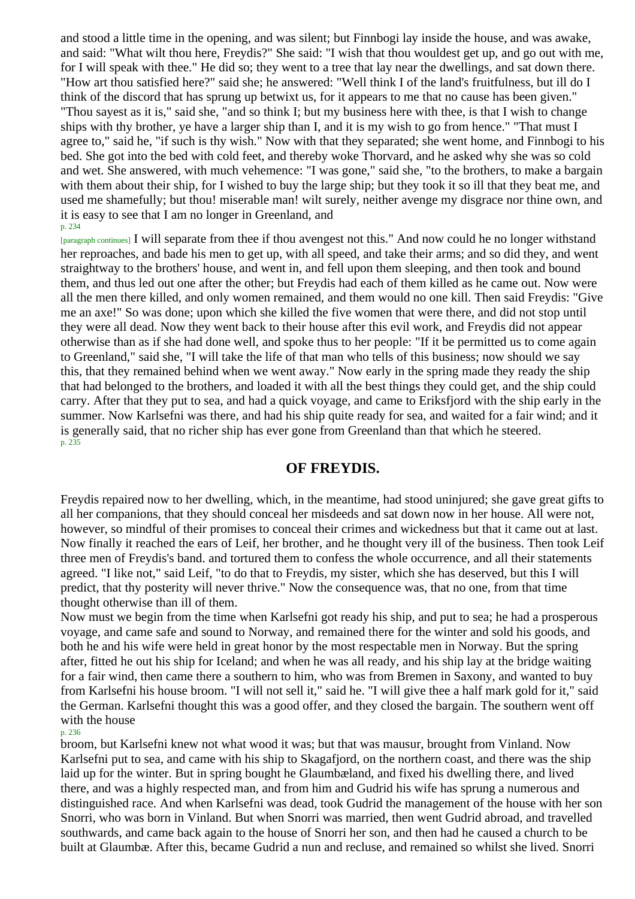and stood a little time in the opening, and was silent; but Finnbogi lay inside the house, and was awake, and said: "What wilt thou here, Freydis?" She said: "I wish that thou wouldest get up, and go out with me, for I will speak with thee." He did so; they went to a tree that lay near the dwellings, and sat down there. "How art thou satisfied here?" said she; he answered: "Well think I of the land's fruitfulness, but ill do I think of the discord that has sprung up betwixt us, for it appears to me that no cause has been given." "Thou sayest as it is," said she, "and so think I; but my business here with thee, is that I wish to change ships with thy brother, ye have a larger ship than I, and it is my wish to go from hence." "That must I agree to," said he, "if such is thy wish." Now with that they separated; she went home, and Finnbogi to his bed. She got into the bed with cold feet, and thereby woke Thorvard, and he asked why she was so cold and wet. She answered, with much vehemence: "I was gone," said she, "to the brothers, to make a bargain with them about their ship, for I wished to buy the large ship; but they took it so ill that they beat me, and used me shamefully; but thou! miserable man! wilt surely, neither avenge my disgrace nor thine own, and it is easy to see that I am no longer in Greenland, and I will separate from thee if thou avengest not this." And now could he no longer withstand her reproaches, and bade his men to get up, with all speed, and take their arms; and so did they, and went straightway to the brothers' house, and went in, and fell upon them sleeping, and then took and bound them, and thus led out one after the other; but Freydis had each of them killed as he came out. Now were all the men there killed, and only women remained, and them would no one kill. Then said Freydis: "Give me an axe!" So was done; upon which she killed the five women that were there, and did not stop until they were all dead. Now they went back to their house after this evil work, and Freydis did not appear otherwise than as if she had done well, and spoke thus to her people: "If it be permitted us to come again to Greenland," said she, "I will take the life of that man who tells of this business; now should we say this, that they remained behind when we went away." Now early in the spring made they ready the ship that had belonged to the brothers, and loaded it with all the best things they could get, and the ship could carry. After that they put to sea, and had a quick voyage, and came to Eriksfjord with the ship early in the summer. Now Karlsefni was there, and had his ship quite ready for sea, and waited for a fair wind; and it is generally said, that no richer ship has ever gone from Greenland than that which he steered.

## OF FREYDIS.

Freydis repaired now to her dwelling, which, in the meantime, had stood uninjured; she gave great gifts to all her companions, that they should conceal her misdeeds and sat down now in her house. All were not, however, so mindful of their promises to conceal their crimes and wickedness but that it came out at last. Now finally it reached the ears of Leif, her brother, and he thought very ill of the business. Then took Leif three men of Freydis's band. and tortured them to confess the whole occurrence, and all their statements agreed. "I like not," said Leif, "to do that to Freydis, my sister, which she has deserved, but this I will predict, that thy posterity will never thrive." Now the consequence was, that no one, from that time thought otherwise than ill of them.

Now must we begin from the time when Karlsefni got ready his ship, and put to sea; he had a prosperous voyage, and came safe and sound to Norway, and remained there for the winter and sold his goods, and both he and his wife were held in great honor by the most respectable men in Norway. But the spring after, fitted he out his ship for Iceland; and when he was all ready, and his ship lay at the bridge waiting for a fair wind, then came there a southern to him, who was from Bremen in Saxony, and wanted to buy from Karlsefni his house broom. "I will not sell it," said he. "I will give thee a half mark gold for it," said the German. Karlsefni thought this was a good offer, and they closed the bargain. The southern went off with the house broom, but Karlsefni knew not what wood it was; but that was mausur, brought from Vinland. Now Karlsefni put to sea, and came with his ship to Skagafjord, on the northern coast, and there was the ship laid up for the winter. But in spring bought he Glaumbæland, and fixed his dwelling there, and lived there, and was a highly respected man, and from him and Gudrid his wife has sprung a numerous and distinguished race. And when Karlsefni was dead, took Gudrid the management of the house with her son Snorri, who was born in Vinland. But when Snorri was married, then went Gudrid abroad, and travelled southwards, and came back again to the house of Snorri her son, and then had he caused a church to be built at Glaumbæ. After this, became Gudrid a nun and recluse, and remained so whilst she lived. Snorri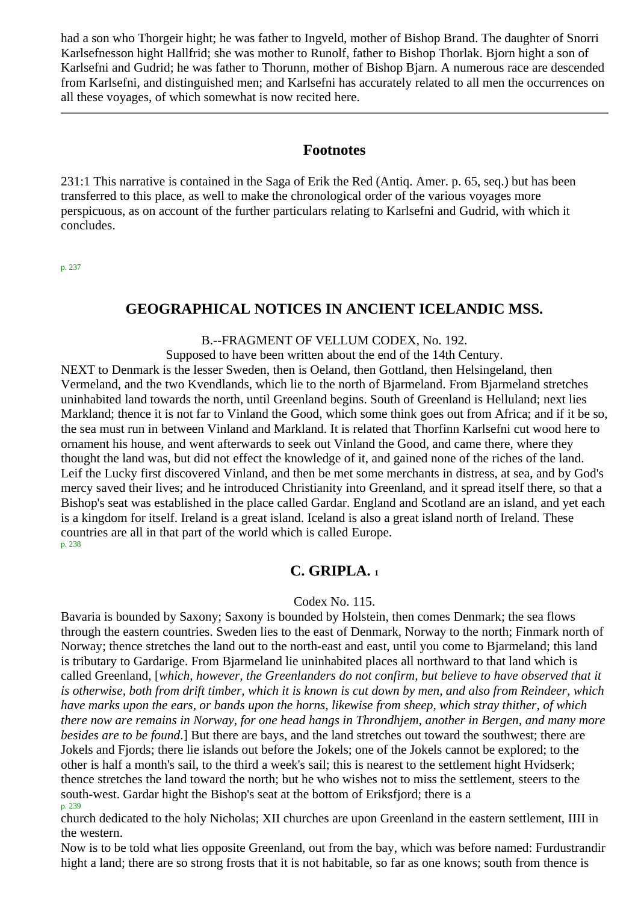had a son who Thorgeir hight; he was father to Ingveld, mother of Bishop Brand. The daughter of Snorri Karlsefnesson hight Hallfrid; she was mother to Runolf, father to Bishop Thorlak. Bjorn hight a son of Karlsefni and Gudrid; he was father to Thorunn, mother of Bishop Bjarn. A numerous race are descended from Karlsefni, and distinguished men; and Karlsefni has accurately related to all men the occurrences on all these voyages, of which somewhat is now recited here.

---

## Footnotes

231:1 This narrative is contained in the Saga of Erik the Red (Antiq. Amer. p. 65, seq.) but has been transferred to this place, as well to make the chronological order of the various voyages more perspicuous, as on account of the further particulars relating to Karlsefni and Gudrid, with which it concludes.

## GEOGRAPHICAL NOTICES IN ANCIENT ICELANDIC MSS.

B.--FRAGMENT OF VELLUM CODEX, No. 192.

Supposed to have been written about the end of the 14th Century.

NEXT to Denmark is the lesser Sweden, then is Oeland, then Gottland, then Helsingeland, then Vermeland, and the two Kvendlands, which lie to the north of Bjarmeland. From Bjarmeland stretches uninhabited land towards the north, until Greenland begins. South of Greenland is Helluland; next lies Markland; thence it is not far to Vinland the Good, which some think goes out from Africa; and if it be so, the sea must run in between Vinland and Markland. It is related that Thorfinn Karlsefni cut wood here to ornament his house, and went afterwards to seek out Vinland the Good, and came there, where they thought the land was, but did not effect the knowledge of it, and gained none of the riches of the land. Leif the Lucky first discovered Vinland, and then be met some merchants in distress, at sea, and by God's mercy saved their lives; and he introduced Christianity into Greenland, and it spread itself there, so that a Bishop's seat was established in the place called Gardar. England and Scotland are an island, and yet each is a kingdom for itself. Ireland is a great island. Iceland is also a great island north of Ireland. These countries are all in that part of the world which is called Europe.

## C. GRIPLA. [1]

Codex No. 115.

Bavaria is bounded by Saxony; Saxony is bounded by Holstein, then comes Denmark; the sea flows through the eastern countries. Sweden lies to the east of Denmark, Norway to the north; Finmark north of Norway; thence stretches the land out to the north-east and east, until you come to Bjarmeland; this land is tributary to Gardarige. From Bjarmeland lie uninhabited places all northward to that land which is called Greenland, [*which, however, the Greenlanders do not confirm, but believe to have observed that it is otherwise, both from drift timber, which it is known is cut down by men, and also from Reindeer, which have marks upon the ears, or bands upon the horns, likewise from sheep, which stray thither, of which there now are remains in Norway, for one head hangs in Throndhjem, another in Bergen, and many more besides are to be found*.] But there are bays, and the land stretches out toward the southwest; there are Jokels and Fjords; there lie islands out before the Jokels; one of the Jokels cannot be explored; to the other is half a month's sail, to the third a week's sail; this is nearest to the settlement hight Hvidserk; thence stretches the land toward the north; but he who wishes not to miss the settlement, steers to the south-west. Gardar hight the Bishop's seat at the bottom of Eriksfjord; there is a church dedicated to the holy Nicholas; XII churches are upon Greenland in the eastern settlement, IIII in the western.

Now is to be told what lies opposite Greenland, out from the bay, which was before named: Furdustrandir hight a land; there are so strong frosts that it is not habitable, so far as one knows; south from thence is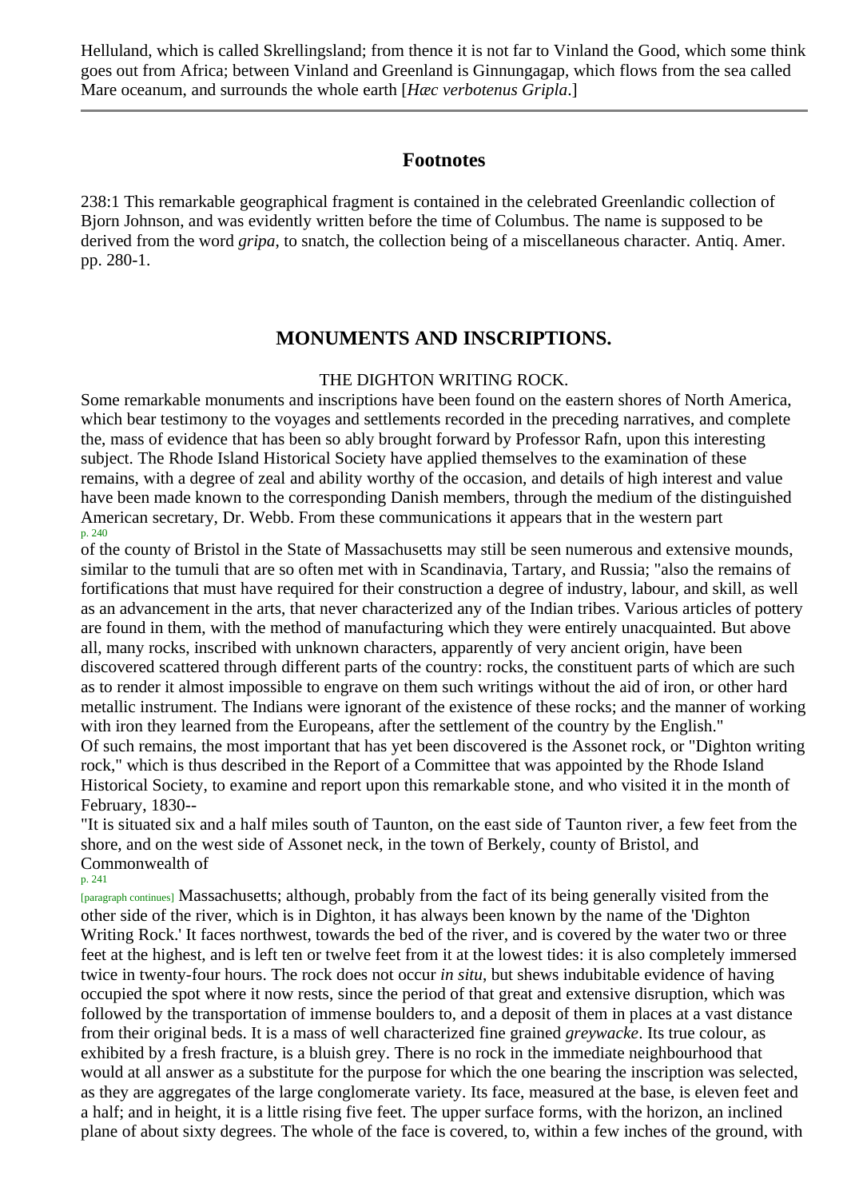Helluland, which is called Skrellingsland; from thence it is not far to Vinland the Good, which some think goes out from Africa; between Vinland and Greenland is Ginnungagap, which flows from the sea called Mare oceanum, and surrounds the whole earth [*Hæc verbotenus Gripla*.]

---

## Footnotes

238:1 This remarkable geographical fragment is contained in the celebrated Greenlandic collection of Bjorn Johnson, and was evidently written before the time of Columbus. The name is supposed to be derived from the word *gripa*, to snatch, the collection being of a miscellaneous character. Antiq. Amer. pp. 280-1.

## MONUMENTS AND INSCRIPTIONS.

THE DIGHTON WRITING ROCK.

Some remarkable monuments and inscriptions have been found on the eastern shores of North America, which bear testimony to the voyages and settlements recorded in the preceding narratives, and complete the, mass of evidence that has been so ably brought forward by Professor Rafn, upon this interesting subject. The Rhode Island Historical Society have applied themselves to the examination of these remains, with a degree of zeal and ability worthy of the occasion, and details of high interest and value have been made known to the corresponding Danish members, through the medium of the distinguished American secretary, Dr. Webb. From these communications it appears that in the western part of the county of Bristol in the State of Massachusetts may still be seen numerous and extensive mounds, similar to the tumuli that are so often met with in Scandinavia, Tartary, and Russia; "also the remains of fortifications that must have required for their construction a degree of industry, labour, and skill, as well as an advancement in the arts, that never characterized any of the Indian tribes. Various articles of pottery are found in them, with the method of manufacturing which they were entirely unacquainted. But above all, many rocks, inscribed with unknown characters, apparently of very ancient origin, have been discovered scattered through different parts of the country: rocks, the constituent parts of which are such as to render it almost impossible to engrave on them such writings without the aid of iron, or other hard metallic instrument. The Indians were ignorant of the existence of these rocks; and the manner of working with iron they learned from the Europeans, after the settlement of the country by the English."

Of such remains, the most important that has yet been discovered is the Assonet rock, or "Dighton writing rock," which is thus described in the Report of a Committee that was appointed by the Rhode Island Historical Society, to examine and report upon this remarkable stone, and who visited it in the month of February, 1830--

"It is situated six and a half miles south of Taunton, on the east side of Taunton river, a few feet from the shore, and on the west side of Assonet neck, in the town of Berkely, county of Bristol, and Commonwealth of Massachusetts; although, probably from the fact of its being generally visited from the other side of the river, which is in Dighton, it has always been known by the name of the 'Dighton Writing Rock.' It faces northwest, towards the bed of the river, and is covered by the water two or three feet at the highest, and is left ten or twelve feet from it at the lowest tides: it is also completely immersed twice in twenty-four hours. The rock does not occur *in situ*, but shews indubitable evidence of having occupied the spot where it now rests, since the period of that great and extensive disruption, which was followed by the transportation of immense boulders to, and a deposit of them in places at a vast distance from their original beds. It is a mass of well characterized fine grained *greywacke*. Its true colour, as exhibited by a fresh fracture, is a bluish grey. There is no rock in the immediate neighbourhood that would at all answer as a substitute for the purpose for which the one bearing the inscription was selected, as they are aggregates of the large conglomerate variety. Its face, measured at the base, is eleven feet and a half; and in height, it is a little rising five feet. The upper surface forms, with the horizon, an inclined plane of about sixty degrees. The whole of the face is covered, to, within a few inches of the ground, with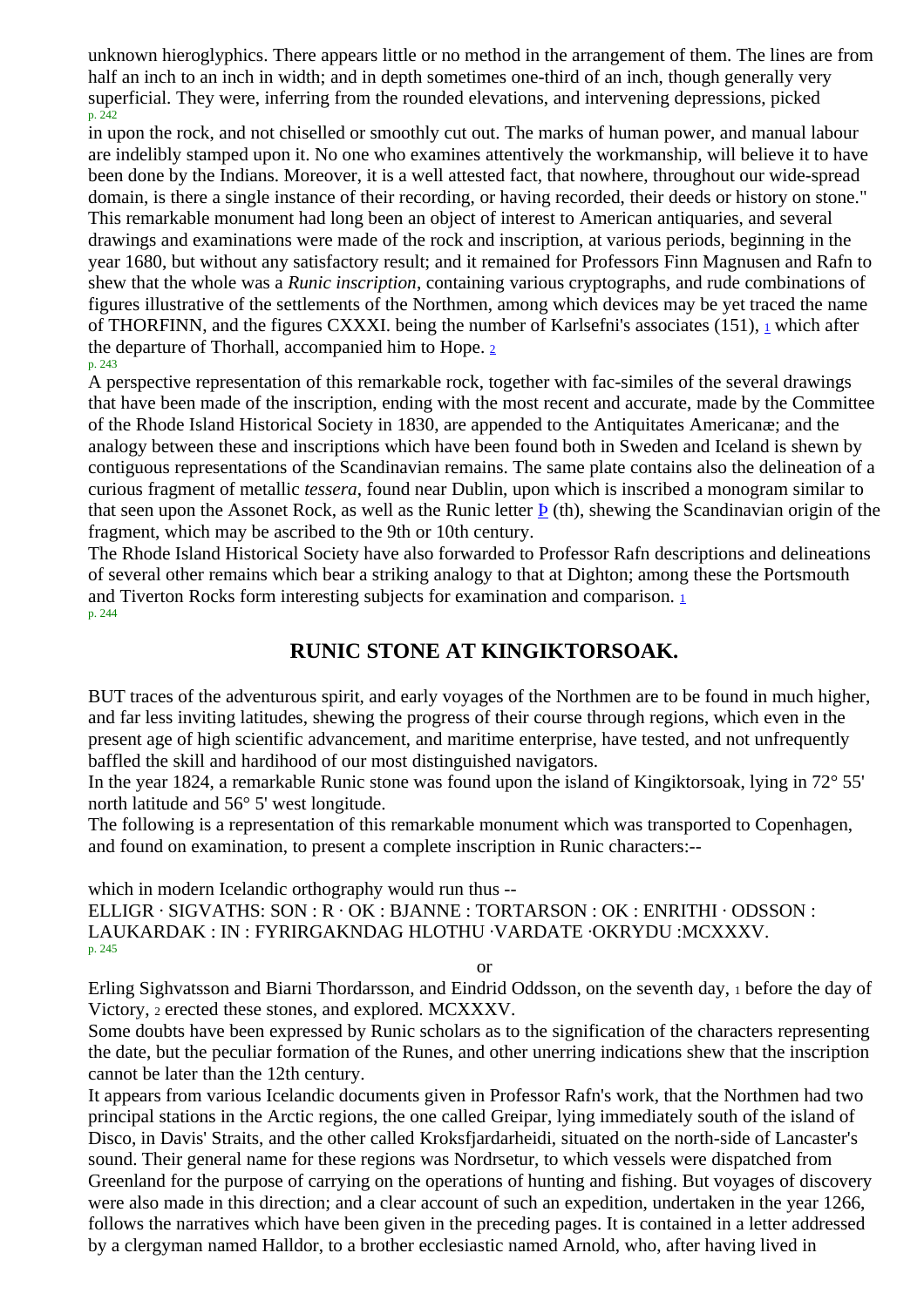unknown hieroglyphics. There appears little or no method in the arrangement of them. The lines are from half an inch to an inch in width; and in depth sometimes one-third of an inch, though generally very superficial. They were, inferring from the rounded elevations, and intervening depressions, picked in upon the rock, and not chiselled or smoothly cut out. The marks of human power, and manual labour are indelibly stamped upon it. No one who examines attentively the workmanship, will believe it to have been done by the Indians. Moreover, it is a well attested fact, that nowhere, throughout our wide-spread domain, is there a single instance of their recording, or having recorded, their deeds or history on stone."

This remarkable monument had long been an object of interest to American antiquaries, and several drawings and examinations were made of the rock and inscription, at various periods, beginning in the year 1680, but without any satisfactory result; and it remained for Professors Finn Magnusen and Rafn to shew that the whole was a *Runic inscription*, containing various cryptographs, and rude combinations of figures illustrative of the settlements of the Northmen, among which devices may be yet traced the name of THORFINN, and the figures CXXXI. being the number of Karlsefni's associates (151), [1] which after the departure of Thorhall, accompanied him to Hope. [2]

A perspective representation of this remarkable rock, together with fac-similes of the several drawings that have been made of the inscription, ending with the most recent and accurate, made by the Committee of the Rhode Island Historical Society in 1830, are appended to the Antiquitates Americanæ; and the analogy between these and inscriptions which have been found both in Sweden and Iceland is shewn by contiguous representations of the Scandinavian remains. The same plate contains also the delineation of a curious fragment of metallic *tessera*, found near Dublin, upon which is inscribed a monogram similar to that seen upon the Assonet Rock, as well as the Runic letter Þ (th), shewing the Scandinavian origin of the fragment, which may be ascribed to the 9th or 10th century.

The Rhode Island Historical Society have also forwarded to Professor Rafn descriptions and delineations of several other remains which bear a striking analogy to that at Dighton; among these the Portsmouth and Tiverton Rocks form interesting subjects for examination and comparison. [1]

## RUNIC STONE AT KINGIKTORSOAK.

BUT traces of the adventurous spirit, and early voyages of the Northmen are to be found in much higher, and far less inviting latitudes, shewing the progress of their course through regions, which even in the present age of high scientific advancement, and maritime enterprise, have tested, and not unfrequently baffled the skill and hardihood of our most distinguished navigators.

In the year 1824, a remarkable Runic stone was found upon the island of Kingiktorsoak, lying in 72° 55' north latitude and 56° 5' west longitude.

The following is a representation of this remarkable monument which was transported to Copenhagen, and found on examination, to present a complete inscription in Runic characters:--

which in modern Icelandic orthography would run thus --

ELLIGR · SIGVATHS: SON : R · OK : BJANNE : TORTARSON : OK : ENRITHI · ODSSON : LAUKARDAK : IN : FYRIRGAKNDAG HLOTHU ·VARDATE ·OKRYDU :MCXXXV.

or

Erling Sighvatsson and Biarni Thordarsson, and Eindrid Oddsson, on the seventh day, [1] before the day of Victory, [2] erected these stones, and explored. MCXXXV.

Some doubts have been expressed by Runic scholars as to the signification of the characters representing the date, but the peculiar formation of the Runes, and other unerring indications shew that the inscription cannot be later than the 12th century.

It appears from various Icelandic documents given in Professor Rafn's work, that the Northmen had two principal stations in the Arctic regions, the one called Greipar, lying immediately south of the island of Disco, in Davis' Straits, and the other called Kroksfjardarheidi, situated on the north-side of Lancaster's sound. Their general name for these regions was Nordrsetur, to which vessels were dispatched from Greenland for the purpose of carrying on the operations of hunting and fishing. But voyages of discovery were also made in this direction; and a clear account of such an expedition, undertaken in the year 1266, follows the narratives which have been given in the preceding pages. It is contained in a letter addressed by a clergyman named Halldor, to a brother ecclesiastic named Arnold, who, after having lived in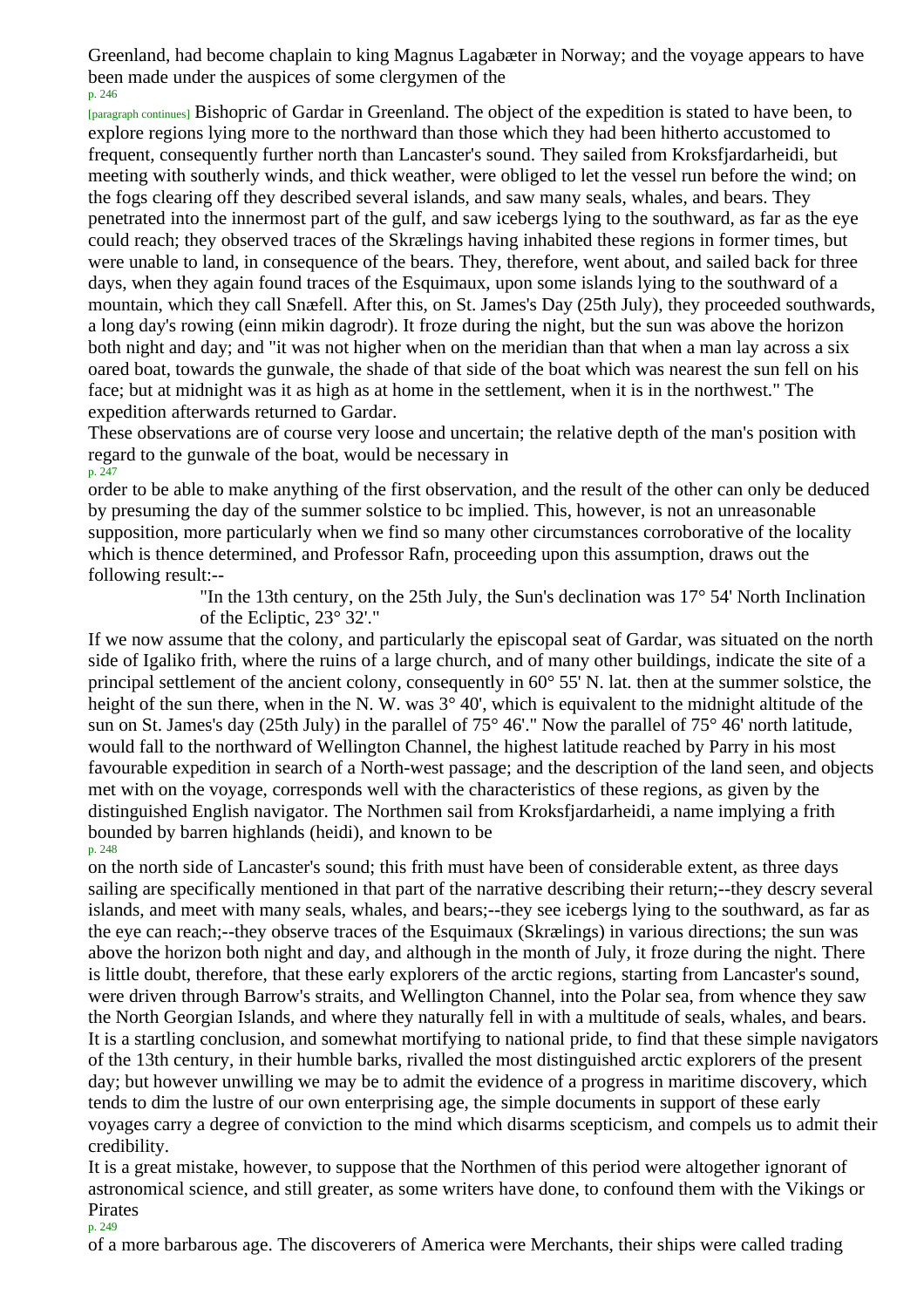Greenland, had become chaplain to king Magnus Lagabæter in Norway; and the voyage appears to have been made under the auspices of some clergymen of the Bishopric of Gardar in Greenland. The object of the expedition is stated to have been, to explore regions lying more to the northward than those which they had been hitherto accustomed to frequent, consequently further north than Lancaster's sound. They sailed from Kroksfjardarheidi, but meeting with southerly winds, and thick weather, were obliged to let the vessel run before the wind; on the fogs clearing off they described several islands, and saw many seals, whales, and bears. They penetrated into the innermost part of the gulf, and saw icebergs lying to the southward, as far as the eye could reach; they observed traces of the Skrælings having inhabited these regions in former times, but were unable to land, in consequence of the bears. They, therefore, went about, and sailed back for three days, when they again found traces of the Esquimaux, upon some islands lying to the southward of a mountain, which they call Snæfell. After this, on St. James's Day (25th July), they proceeded southwards, a long day's rowing (einn mikin dagrodr). It froze during the night, but the sun was above the horizon both night and day; and "it was not higher when on the meridian than that when a man lay across a six oared boat, towards the gunwale, the shade of that side of the boat which was nearest the sun fell on his face; but at midnight was it as high as at home in the settlement, when it is in the northwest." The expedition afterwards returned to Gardar.

These observations are of course very loose and uncertain; the relative depth of the man's position with regard to the gunwale of the boat, would be necessary in order to be able to make anything of the first observation, and the result of the other can only be deduced by presuming the day of the summer solstice to bc implied. This, however, is not an unreasonable supposition, more particularly when we find so many other circumstances corroborative of the locality which is thence determined, and Professor Rafn, proceeding upon this assumption, draws out the following result:--

> "In the 13th century, on the 25th July, the Sun's declination was 17° 54' North Inclination of the Ecliptic, 23° 32'."

If we now assume that the colony, and particularly the episcopal seat of Gardar, was situated on the north side of Igaliko frith, where the ruins of a large church, and of many other buildings, indicate the site of a principal settlement of the ancient colony, consequently in 60° 55' N. lat. then at the summer solstice, the height of the sun there, when in the N. W. was 3° 40', which is equivalent to the midnight altitude of the sun on St. James's day (25th July) in the parallel of 75° 46'." Now the parallel of 75° 46' north latitude, would fall to the northward of Wellington Channel, the highest latitude reached by Parry in his most favourable expedition in search of a North-west passage; and the description of the land seen, and objects met with on the voyage, corresponds well with the characteristics of these regions, as given by the distinguished English navigator. The Northmen sail from Kroksfjardarheidi, a name implying a frith bounded by barren highlands (heidi), and known to be on the north side of Lancaster's sound; this frith must have been of considerable extent, as three days sailing are specifically mentioned in that part of the narrative describing their return;--they descry several islands, and meet with many seals, whales, and bears;--they see icebergs lying to the southward, as far as the eye can reach;--they observe traces of the Esquimaux (Skrælings) in various directions; the sun was above the horizon both night and day, and although in the month of July, it froze during the night. There is little doubt, therefore, that these early explorers of the arctic regions, starting from Lancaster's sound, were driven through Barrow's straits, and Wellington Channel, into the Polar sea, from whence they saw the North Georgian Islands, and where they naturally fell in with a multitude of seals, whales, and bears. It is a startling conclusion, and somewhat mortifying to national pride, to find that these simple navigators of the 13th century, in their humble barks, rivalled the most distinguished arctic explorers of the present day; but however unwilling we may be to admit the evidence of a progress in maritime discovery, which tends to dim the lustre of our own enterprising age, the simple documents in support of these early voyages carry a degree of conviction to the mind which disarms scepticism, and compels us to admit their credibility.

It is a great mistake, however, to suppose that the Northmen of this period were altogether ignorant of astronomical science, and still greater, as some writers have done, to confound them with the Vikings or Pirates of a more barbarous age. The discoverers of America were Merchants, their ships were called trading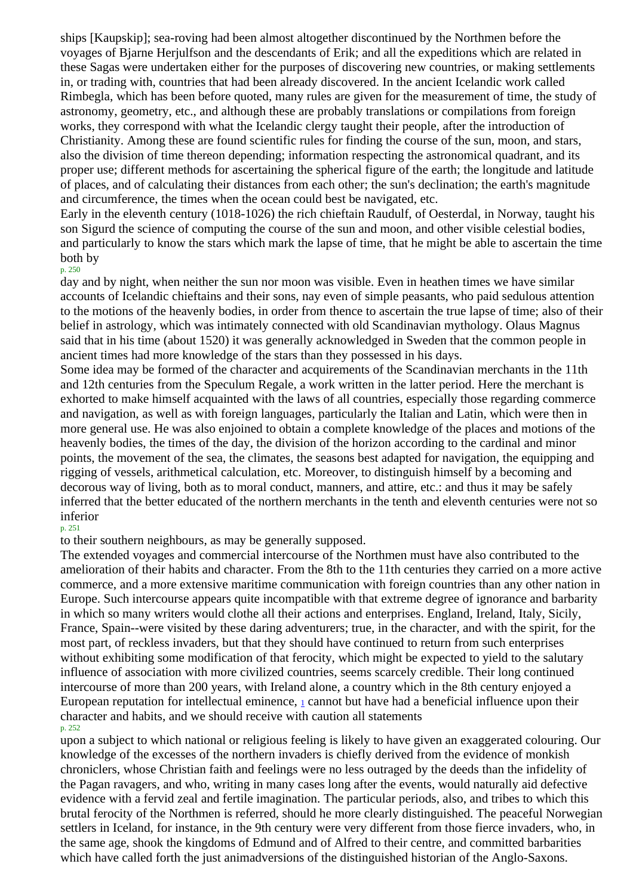ships [Kaupskip]; sea-roving had been almost altogether discontinued by the Northmen before the voyages of Bjarne Herjulfson and the descendants of Erik; and all the expeditions which are related in these Sagas were undertaken either for the purposes of discovering new countries, or making settlements in, or trading with, countries that had been already discovered. In the ancient Icelandic work called Rimbegla, which has been before quoted, many rules are given for the measurement of time, the study of astronomy, geometry, etc., and although these are probably translations or compilations from foreign works, they correspond with what the Icelandic clergy taught their people, after the introduction of Christianity. Among these are found scientific rules for finding the course of the sun, moon, and stars, also the division of time thereon depending; information respecting the astronomical quadrant, and its proper use; different methods for ascertaining the spherical figure of the earth; the longitude and latitude of places, and of calculating their distances from each other; the sun's declination; the earth's magnitude and circumference, the times when the ocean could best be navigated, etc.

Early in the eleventh century (1018-1026) the rich chieftain Raudulf, of Oesterdal, in Norway, taught his son Sigurd the science of computing the course of the sun and moon, and other visible celestial bodies, and particularly to know the stars which mark the lapse of time, that he might be able to ascertain the time both by day and by night, when neither the sun nor moon was visible. Even in heathen times we have similar accounts of Icelandic chieftains and their sons, nay even of simple peasants, who paid sedulous attention to the motions of the heavenly bodies, in order from thence to ascertain the true lapse of time; also of their belief in astrology, which was intimately connected with old Scandinavian mythology. Olaus Magnus said that in his time (about 1520) it was generally acknowledged in Sweden that the common people in ancient times had more knowledge of the stars than they possessed in his days.

Some idea may be formed of the character and acquirements of the Scandinavian merchants in the 11th and 12th centuries from the Speculum Regale, a work written in the latter period. Here the merchant is exhorted to make himself acquainted with the laws of all countries, especially those regarding commerce and navigation, as well as with foreign languages, particularly the Italian and Latin, which were then in more general use. He was also enjoined to obtain a complete knowledge of the places and motions of the heavenly bodies, the times of the day, the division of the horizon according to the cardinal and minor points, the movement of the sea, the climates, the seasons best adapted for navigation, the equipping and rigging of vessels, arithmetical calculation, etc. Moreover, to distinguish himself by a becoming and decorous way of living, both as to moral conduct, manners, and attire, etc.: and thus it may be safely inferred that the better educated of the northern merchants in the tenth and eleventh centuries were not so inferior to their southern neighbours, as may be generally supposed.

The extended voyages and commercial intercourse of the Northmen must have also contributed to the amelioration of their habits and character. From the 8th to the 11th centuries they carried on a more active commerce, and a more extensive maritime communication with foreign countries than any other nation in Europe. Such intercourse appears quite incompatible with that extreme degree of ignorance and barbarity in which so many writers would clothe all their actions and enterprises. England, Ireland, Italy, Sicily, France, Spain--were visited by these daring adventurers; true, in the character, and with the spirit, for the most part, of reckless invaders, but that they should have continued to return from such enterprises without exhibiting some modification of that ferocity, which might be expected to yield to the salutary influence of association with more civilized countries, seems scarcely credible. Their long continued intercourse of more than 200 years, with Ireland alone, a country which in the 8th century enjoyed a European reputation for intellectual eminence, [1] cannot but have had a beneficial influence upon their character and habits, and we should receive with caution all statements upon a subject to which national or religious feeling is likely to have given an exaggerated colouring. Our knowledge of the excesses of the northern invaders is chiefly derived from the evidence of monkish chroniclers, whose Christian faith and feelings were no less outraged by the deeds than the infidelity of the Pagan ravagers, and who, writing in many cases long after the events, would naturally aid defective evidence with a fervid zeal and fertile imagination. The particular periods, also, and tribes to which this brutal ferocity of the Northmen is referred, should he more clearly distinguished. The peaceful Norwegian settlers in Iceland, for instance, in the 9th century were very different from those fierce invaders, who, in the same age, shook the kingdoms of Edmund and of Alfred to their centre, and committed barbarities which have called forth the just animadversions of the distinguished historian of the Anglo-Saxons.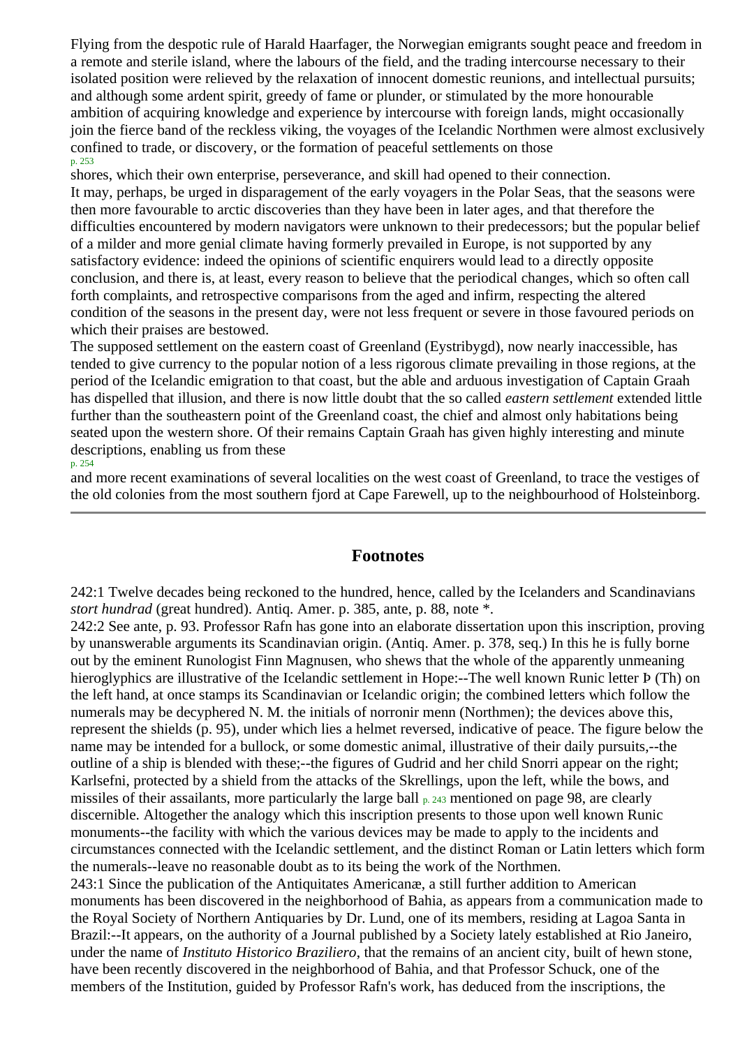Flying from the despotic rule of Harald Haarfager, the Norwegian emigrants sought peace and freedom in a remote and sterile island, where the labours of the field, and the trading intercourse necessary to their isolated position were relieved by the relaxation of innocent domestic reunions, and intellectual pursuits; and although some ardent spirit, greedy of fame or plunder, or stimulated by the more honourable ambition of acquiring knowledge and experience by intercourse with foreign lands, might occasionally join the fierce band of the reckless viking, the voyages of the Icelandic Northmen were almost exclusively confined to trade, or discovery, or the formation of peaceful settlements on those shores, which their own enterprise, perseverance, and skill had opened to their connection.

It may, perhaps, be urged in disparagement of the early voyagers in the Polar Seas, that the seasons were then more favourable to arctic discoveries than they have been in later ages, and that therefore the difficulties encountered by modern navigators were unknown to their predecessors; but the popular belief of a milder and more genial climate having formerly prevailed in Europe, is not supported by any satisfactory evidence: indeed the opinions of scientific enquirers would lead to a directly opposite conclusion, and there is, at least, every reason to believe that the periodical changes, which so often call forth complaints, and retrospective comparisons from the aged and infirm, respecting the altered condition of the seasons in the present day, were not less frequent or severe in those favoured periods on which their praises are bestowed.

The supposed settlement on the eastern coast of Greenland (Eystribygd), now nearly inaccessible, has tended to give currency to the popular notion of a less rigorous climate prevailing in those regions, at the period of the Icelandic emigration to that coast, but the able and arduous investigation of Captain Graah has dispelled that illusion, and there is now little doubt that the so called *eastern settlement* extended little further than the southeastern point of the Greenland coast, the chief and almost only habitations being seated upon the western shore. Of their remains Captain Graah has given highly interesting and minute descriptions, enabling us from these and more recent examinations of several localities on the west coast of Greenland, to trace the vestiges of the old colonies from the most southern fjord at Cape Farewell, up to the neighbourhood of Holsteinborg.

---

## Footnotes

242:1 Twelve decades being reckoned to the hundred, hence, called by the Icelanders and Scandinavians *stort hundrad* (great hundred). Antiq. Amer. p. 385, ante, p. 88, note *.

242:2 See ante, p. 93. Professor Rafn has gone into an elaborate dissertation upon this inscription, proving by unanswerable arguments its Scandinavian origin. (Antiq. Amer. p. 378, seq.) In this he is fully borne out by the eminent Runologist Finn Magnusen, who shews that the whole of the apparently unmeaning hieroglyphics are illustrative of the Icelandic settlement in Hope:--The well known Runic letter Þ (Th) on the left hand, at once stamps its Scandinavian or Icelandic origin; the combined letters which follow the numerals may be decyphered N. M. the initials of norronir menn (Northmen); the devices above this, represent the shields (p. 95), under which lies a helmet reversed, indicative of peace. The figure below the name may be intended for a bullock, or some domestic animal, illustrative of their daily pursuits,--the outline of a ship is blended with these;--the figures of Gudrid and her child Snorri appear on the right; Karlsefni, protected by a shield from the attacks of the Skrellings, upon the left, while the bows, and missiles of their assailants, more particularly the large ball mentioned on page 98, are clearly discernible. Altogether the analogy which this inscription presents to those upon well known Runic monuments--the facility with which the various devices may be made to apply to the incidents and circumstances connected with the Icelandic settlement, and the distinct Roman or Latin letters which form the numerals--leave no reasonable doubt as to its being the work of the Northmen.

243:1 Since the publication of the Antiquitates Americanæ, a still further addition to American monuments has been discovered in the neighborhood of Bahia, as appears from a communication made to the Royal Society of Northern Antiquaries by Dr. Lund, one of its members, residing at Lagoa Santa in Brazil:--It appears, on the authority of a Journal published by a Society lately established at Rio Janeiro, under the name of *Instituto Historico Braziliero*, that the remains of an ancient city, built of hewn stone, have been recently discovered in the neighborhood of Bahia, and that Professor Schuck, one of the members of the Institution, guided by Professor Rafn's work, has deduced from the inscriptions, the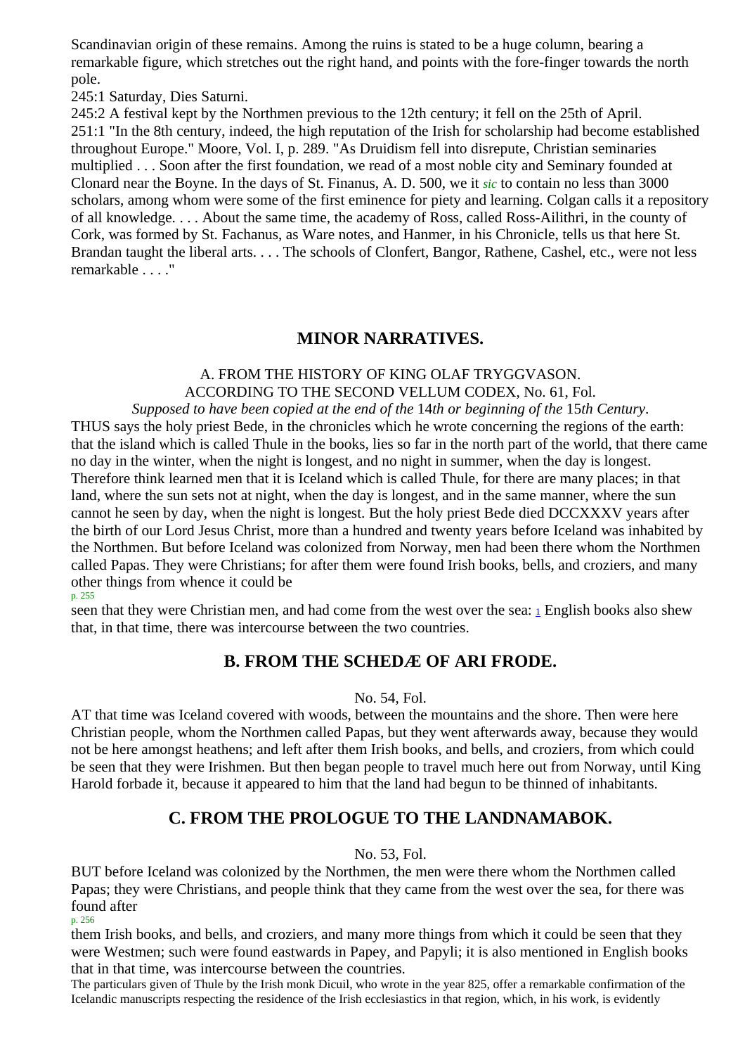Scandinavian origin of these remains. Among the ruins is stated to be a huge column, bearing a remarkable figure, which stretches out the right hand, and points with the fore-finger towards the north pole.

245:1 Saturday, Dies Saturni.

245:2 A festival kept by the Northmen previous to the 12th century; it fell on the 25th of April.

251:1 "In the 8th century, indeed, the high reputation of the Irish for scholarship had become established throughout Europe." Moore, Vol. I, p. 289. "As Druidism fell into disrepute, Christian seminaries multiplied . . . Soon after the first foundation, we read of a most noble city and Seminary founded at Clonard near the Boyne. In the days of St. Finanus, A. D. 500, we it *sic* to contain no less than 3000 scholars, among whom were some of the first eminence for piety and learning. Colgan calls it a repository of all knowledge. . . . About the same time, the academy of Ross, called Ross-Ailithri, in the county of Cork, was formed by St. Fachanus, as Ware notes, and Hanmer, in his Chronicle, tells us that here St. Brandan taught the liberal arts. . . . The schools of Clonfert, Bangor, Rathene, Cashel, etc., were not less remarkable . . . ."

## MINOR NARRATIVES.

A. FROM THE HISTORY OF KING OLAF TRYGGVASON.
ACCORDING TO THE SECOND VELLUM CODEX, No. 61, Fol.
*Supposed to have been copied at the end of the 14th or beginning of the 15th Century*.

THUS says the holy priest Bede, in the chronicles which he wrote concerning the regions of the earth: that the island which is called Thule in the books, lies so far in the north part of the world, that there came no day in the winter, when the night is longest, and no night in summer, when the day is longest. Therefore think learned men that it is Iceland which is called Thule, for there are many places; in that land, where the sun sets not at night, when the day is longest, and in the same manner, where the sun cannot he seen by day, when the night is longest. But the holy priest Bede died DCCXXXV years after the birth of our Lord Jesus Christ, more than a hundred and twenty years before Iceland was inhabited by the Northmen. But before Iceland was colonized from Norway, men had been there whom the Northmen called Papas. They were Christians; for after them were found Irish books, bells, and croziers, and many other things from whence it could be seen that they were Christian men, and had come from the west over the sea: [1] English books also shew that, in that time, there was intercourse between the two countries.

## B. FROM THE SCHEDÆ OF ARI FRODE.

No. 54, Fol.

AT that time was Iceland covered with woods, between the mountains and the shore. Then were here Christian people, whom the Northmen called Papas, but they went afterwards away, because they would not be here amongst heathens; and left after them Irish books, and bells, and croziers, from which could be seen that they were Irishmen. But then began people to travel much here out from Norway, until King Harold forbade it, because it appeared to him that the land had begun to be thinned of inhabitants.

## C. FROM THE PROLOGUE TO THE LANDNAMABOK.

No. 53, Fol.

BUT before Iceland was colonized by the Northmen, the men were there whom the Northmen called Papas; they were Christians, and people think that they came from the west over the sea, for there was found after them Irish books, and bells, and croziers, and many more things from which it could be seen that they were Westmen; such were found eastwards in Papey, and Papyli; it is also mentioned in English books that in that time, was intercourse between the countries.

The particulars given of Thule by the Irish monk Dicuil, who wrote in the year 825, offer a remarkable confirmation of the Icelandic manuscripts respecting the residence of the Irish ecclesiastics in that region, which, in his work, is evidently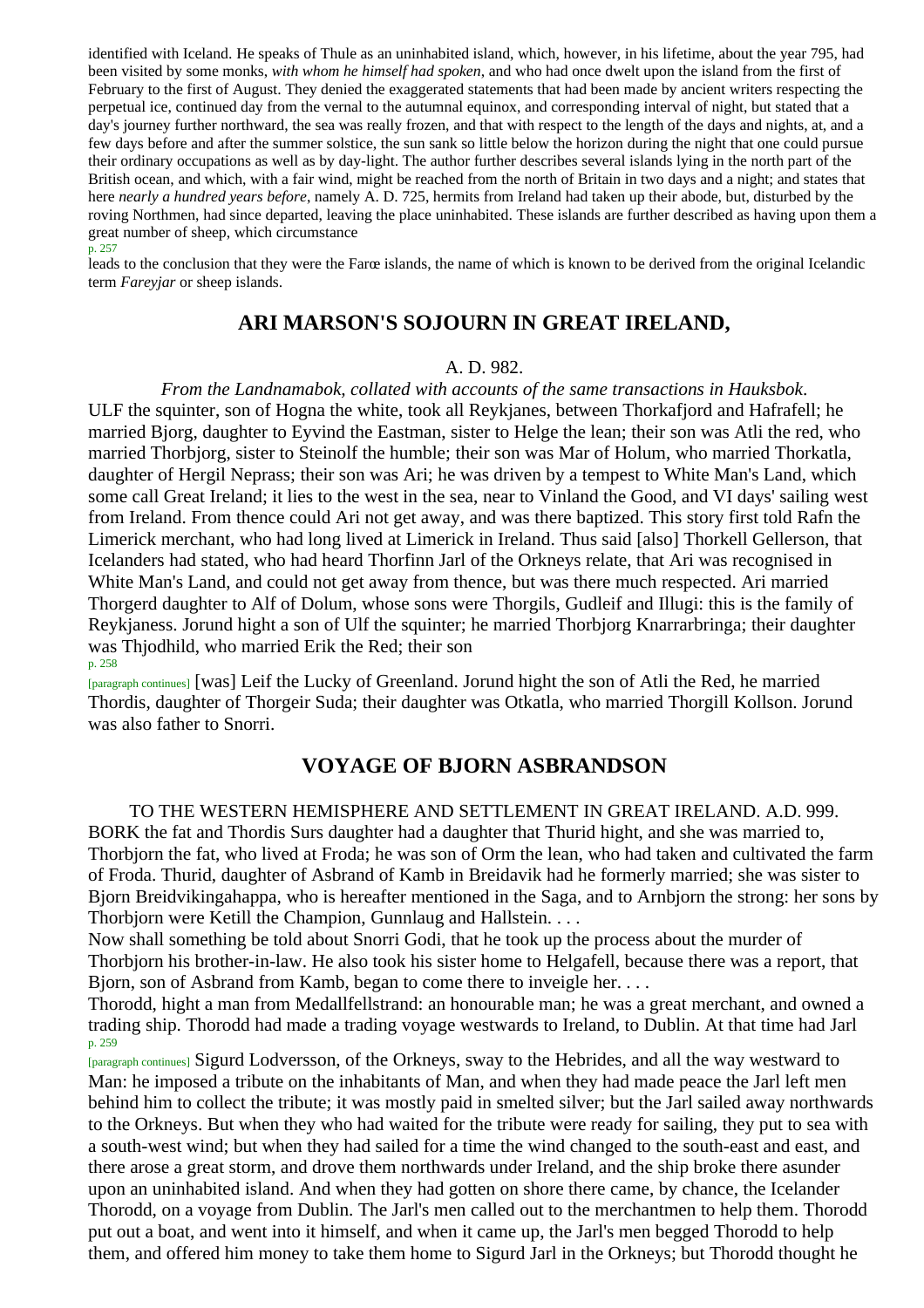identified with Iceland. He speaks of Thule as an uninhabited island, which, however, in his lifetime, about the year 795, had been visited by some monks, *with whom he himself had spoken*, and who had once dwelt upon the island from the first of February to the first of August. They denied the exaggerated statements that had been made by ancient writers respecting the perpetual ice, continued day from the vernal to the autumnal equinox, and corresponding interval of night, but stated that a day's journey further northward, the sea was really frozen, and that with respect to the length of the days and nights, at, and a few days before and after the summer solstice, the sun sank so little below the horizon during the night that one could pursue their ordinary occupations as well as by day-light. The author further describes several islands lying in the north part of the British ocean, and which, with a fair wind, might be reached from the north of Britain in two days and a night; and states that here *nearly a hundred years before*, namely A. D. 725, hermits from Ireland had taken up their abode, but, disturbed by the roving Northmen, had since departed, leaving the place uninhabited. These islands are further described as having upon them a great number of sheep, which circumstance leads to the conclusion that they were the Farœ islands, the name of which is known to be derived from the original Icelandic term *Fareyjar* or sheep islands.

## ARI MARSON'S SOJOURN IN GREAT IRELAND,

A. D. 982.

*From the Landnamabok, collated with accounts of the same transactions in Hauksbok.*

ULF the squinter, son of Hogna the white, took all Reykjanes, between Thorkafjord and Hafrafell; he married Bjorg, daughter to Eyvind the Eastman, sister to Helge the lean; their son was Atli the red, who married Thorbjorg, sister to Steinolf the humble; their son was Mar of Holum, who married Thorkatla, daughter of Hergil Neprass; their son was Ari; he was driven by a tempest to White Man's Land, which some call Great Ireland; it lies to the west in the sea, near to Vinland the Good, and VI days' sailing west from Ireland. From thence could Ari not get away, and was there baptized. This story first told Rafn the Limerick merchant, who had long lived at Limerick in Ireland. Thus said [also] Thorkell Gellerson, that Icelanders had stated, who had heard Thorfinn Jarl of the Orkneys relate, that Ari was recognised in White Man's Land, and could not get away from thence, but was there much respected. Ari married Thorgerd daughter to Alf of Dolum, whose sons were Thorgils, Gudleif and Illugi: this is the family of Reykjaness. Jorund hight a son of Ulf the squinter; he married Thorbjorg Knarrarbringa; their daughter was Thjodhild, who married Erik the Red; their son [was] Leif the Lucky of Greenland. Jorund hight the son of Atli the Red, he married Thordis, daughter of Thorgeir Suda; their daughter was Otkatla, who married Thorgill Kollson. Jorund was also father to Snorri.

## VOYAGE OF BJORN ASBRANDSON

TO THE WESTERN HEMISPHERE AND SETTLEMENT IN GREAT IRELAND. A.D. 999.

BORK the fat and Thordis Surs daughter had a daughter that Thurid hight, and she was married to, Thorbjorn the fat, who lived at Froda; he was son of Orm the lean, who had taken and cultivated the farm of Froda. Thurid, daughter of Asbrand of Kamb in Breidavik had he formerly married; she was sister to Bjorn Breidvikingahappa, who is hereafter mentioned in the Saga, and to Arnbjorn the strong: her sons by Thorbjorn were Ketill the Champion, Gunnlaug and Hallstein. . . .

Now shall something be told about Snorri Godi, that he took up the process about the murder of Thorbjorn his brother-in-law. He also took his sister home to Helgafell, because there was a report, that Bjorn, son of Asbrand from Kamb, began to come there to inveigle her. . . .

Thorodd, hight a man from Medallfellstrand: an honourable man; he was a great merchant, and owned a trading ship. Thorodd had made a trading voyage westwards to Ireland, to Dublin. At that time had Jarl Sigurd Lodversson, of the Orkneys, sway to the Hebrides, and all the way westward to Man: he imposed a tribute on the inhabitants of Man, and when they had made peace the Jarl left men behind him to collect the tribute; it was mostly paid in smelted silver; but the Jarl sailed away northwards to the Orkneys. But when they who had waited for the tribute were ready for sailing, they put to sea with a south-west wind; but when they had sailed for a time the wind changed to the south-east and east, and there arose a great storm, and drove them northwards under Ireland, and the ship broke there asunder upon an uninhabited island. And when they had gotten on shore there came, by chance, the Icelander Thorodd, on a voyage from Dublin. The Jarl's men called out to the merchantmen to help them. Thorodd put out a boat, and went into it himself, and when it came up, the Jarl's men begged Thorodd to help them, and offered him money to take them home to Sigurd Jarl in the Orkneys; but Thorodd thought he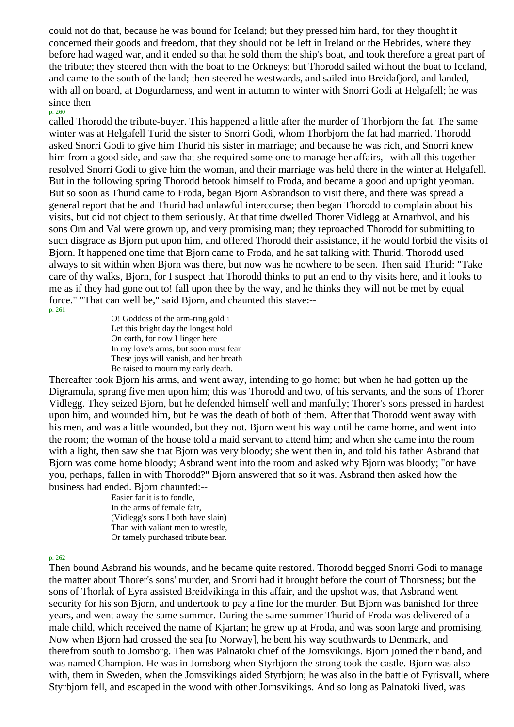could not do that, because he was bound for Iceland; but they pressed him hard, for they thought it concerned their goods and freedom, that they should not be left in Ireland or the Hebrides, where they before had waged war, and it ended so that he sold them the ship's boat, and took therefore a great part of the tribute; they steered then with the boat to the Orkneys; but Thorodd sailed without the boat to Iceland, and came to the south of the land; then steered he westwards, and sailed into Breidafjord, and landed, with all on board, at Dogurdarness, and went in autumn to winter with Snorri Godi at Helgafell; he was since then called Thorodd the tribute-buyer. This happened a little after the murder of Thorbjorn the fat. The same winter was at Helgafell Turid the sister to Snorri Godi, whom Thorbjorn the fat had married. Thorodd asked Snorri Godi to give him Thurid his sister in marriage; and because he was rich, and Snorri knew him from a good side, and saw that she required some one to manage her affairs,--with all this together resolved Snorri Godi to give him the woman, and their marriage was held there in the winter at Helgafell. But in the following spring Thorodd betook himself to Froda, and became a good and upright yeoman. But so soon as Thurid came to Froda, began Bjorn Asbrandson to visit there, and there was spread a general report that he and Thurid had unlawful intercourse; then began Thorodd to complain about his visits, but did not object to them seriously. At that time dwelled Thorer Vidlegg at Arnarhvol, and his sons Orn and Val were grown up, and very promising man; they reproached Thorodd for submitting to such disgrace as Bjorn put upon him, and offered Thorodd their assistance, if he would forbid the visits of Bjorn. It happened one time that Bjorn came to Froda, and he sat talking with Thurid. Thorodd used always to sit within when Bjorn was there, but now was he nowhere to be seen. Then said Thurid: "Take care of thy walks, Bjorn, for I suspect that Thorodd thinks to put an end to thy visits here, and it looks to me as if they had gone out to! fall upon thee by the way, and he thinks they will not be met by equal force." "That can well be," said Bjorn, and chaunted this stave:--

> O! Goddess of the arm-ring gold [1]
> Let this bright day the longest hold
> On earth, for now I linger here
> In my love's arms, but soon must fear
> These joys will vanish, and her breath
> Be raised to mourn my early death.

Thereafter took Bjorn his arms, and went away, intending to go home; but when he had gotten up the Digramula, sprang five men upon him; this was Thorodd and two, of his servants, and the sons of Thorer Vidlegg. They seized Bjorn, but he defended himself well and manfully; Thorer's sons pressed in hardest upon him, and wounded him, but he was the death of both of them. After that Thorodd went away with his men, and was a little wounded, but they not. Bjorn went his way until he came home, and went into the room; the woman of the house told a maid servant to attend him; and when she came into the room with a light, then saw she that Bjorn was very bloody; she went then in, and told his father Asbrand that Bjorn was come home bloody; Asbrand went into the room and asked why Bjorn was bloody; "or have you, perhaps, fallen in with Thorodd?" Bjorn answered that so it was. Asbrand then asked how the business had ended. Bjorn chaunted:--

> Easier far it is to fondle,
> In the arms of female fair,
> (Vidlegg's sons I both have slain)
> Than with valiant men to wrestle,
> Or tamely purchased tribute bear.

Then bound Asbrand his wounds, and he became quite restored. Thorodd begged Snorri Godi to manage the matter about Thorer's sons' murder, and Snorri had it brought before the court of Thorsness; but the sons of Thorlak of Eyra assisted Breidvikinga in this affair, and the upshot was, that Asbrand went security for his son Bjorn, and undertook to pay a fine for the murder. But Bjorn was banished for three years, and went away the same summer. During the same summer Thurid of Froda was delivered of a male child, which received the name of Kjartan; he grew up at Froda, and was soon large and promising. Now when Bjorn had crossed the sea [to Norway], he bent his way southwards to Denmark, and therefrom south to Jomsborg. Then was Palnatoki chief of the Jornsvikings. Bjorn joined their band, and was named Champion. He was in Jomsborg when Styrbjorn the strong took the castle. Bjorn was also with, them in Sweden, when the Jomsvikings aided Styrbjorn; he was also in the battle of Fyrisvall, where Styrbjorn fell, and escaped in the wood with other Jornsvikings. And so long as Palnatoki lived, was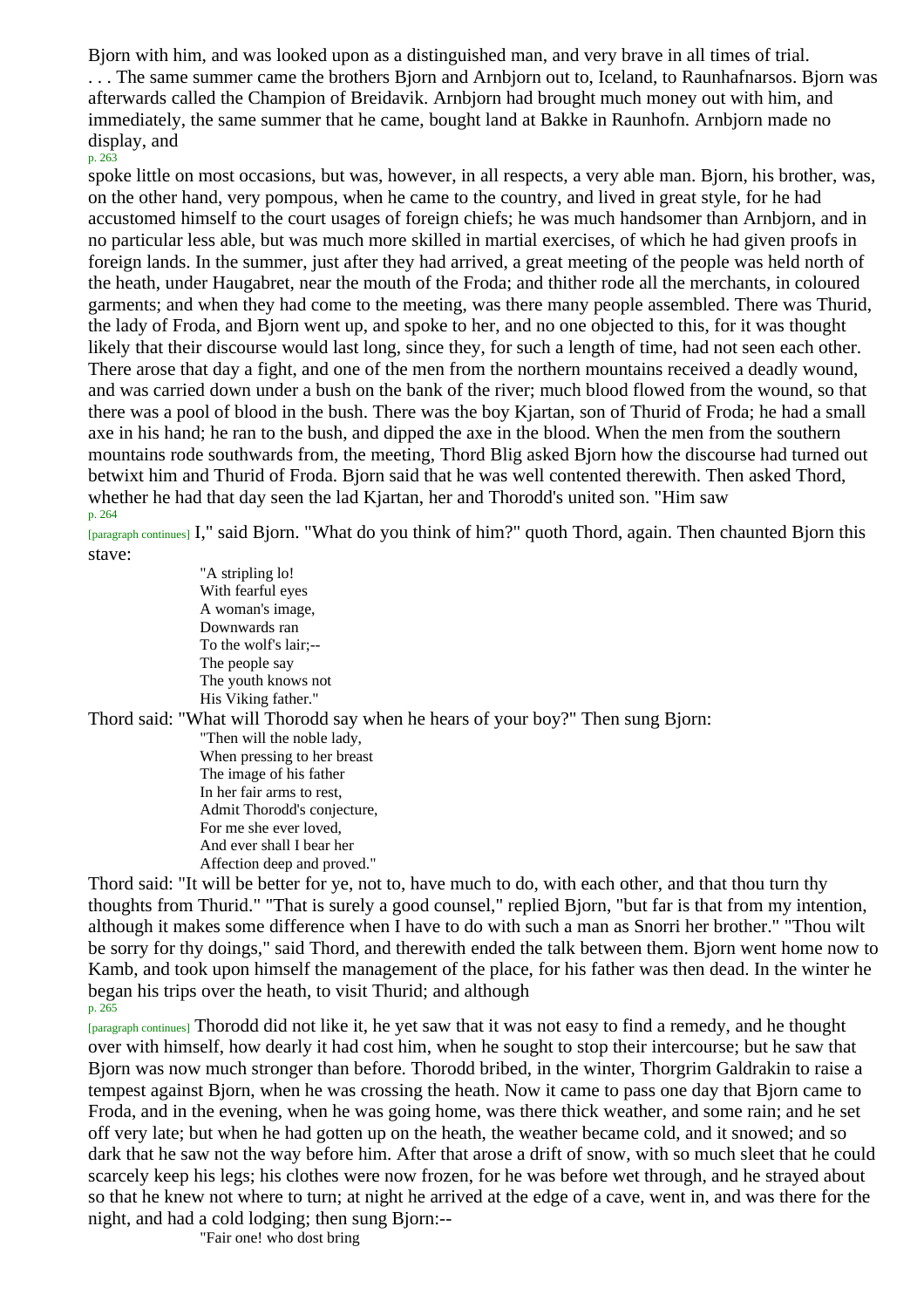Bjorn with him, and was looked upon as a distinguished man, and very brave in all times of trial.

. . . The same summer came the brothers Bjorn and Arnbjorn out to, Iceland, to Raunhafnarsos. Bjorn was afterwards called the Champion of Breidavik. Arnbjorn had brought much money out with him, and immediately, the same summer that he came, bought land at Bakke in Raunhofn. Arnbjorn made no display, and spoke little on most occasions, but was, however, in all respects, a very able man. Bjorn, his brother, was, on the other hand, very pompous, when he came to the country, and lived in great style, for he had accustomed himself to the court usages of foreign chiefs; he was much handsomer than Arnbjorn, and in no particular less able, but was much more skilled in martial exercises, of which he had given proofs in foreign lands. In the summer, just after they had arrived, a great meeting of the people was held north of the heath, under Haugabret, near the mouth of the Froda; and thither rode all the merchants, in coloured garments; and when they had come to the meeting, was there many people assembled. There was Thurid, the lady of Froda, and Bjorn went up, and spoke to her, and no one objected to this, for it was thought likely that their discourse would last long, since they, for such a length of time, had not seen each other. There arose that day a fight, and one of the men from the northern mountains received a deadly wound, and was carried down under a bush on the bank of the river; much blood flowed from the wound, so that there was a pool of blood in the bush. There was the boy Kjartan, son of Thurid of Froda; he had a small axe in his hand; he ran to the bush, and dipped the axe in the blood. When the men from the southern mountains rode southwards from, the meeting, Thord Blig asked Bjorn how the discourse had turned out betwixt him and Thurid of Froda. Bjorn said that he was well contented therewith. Then asked Thord, whether he had that day seen the lad Kjartan, her and Thorodd's united son. "Him saw I," said Bjorn. "What do you think of him?" quoth Thord, again. Then chaunted Bjorn this stave:

> "A stripling lo!
> With fearful eyes
> A woman's image,
> Downwards ran
> To the wolf's lair;--
> The people say
> The youth knows not
> His Viking father."

Thord said: "What will Thorodd say when he hears of your boy?" Then sung Bjorn:

> "Then will the noble lady,
> When pressing to her breast
> The image of his father
> In her fair arms to rest,
> Admit Thorodd's conjecture,
> For me she ever loved,
> And ever shall I bear her
> Affection deep and proved."

Thord said: "It will be better for ye, not to, have much to do, with each other, and that thou turn thy thoughts from Thurid." "That is surely a good counsel," replied Bjorn, "but far is that from my intention, although it makes some difference when I have to do with such a man as Snorri her brother." "Thou wilt be sorry for thy doings," said Thord, and therewith ended the talk between them. Bjorn went home now to Kamb, and took upon himself the management of the place, for his father was then dead. In the winter he began his trips over the heath, to visit Thurid; and although Thorodd did not like it, he yet saw that it was not easy to find a remedy, and he thought over with himself, how dearly it had cost him, when he sought to stop their intercourse; but he saw that Bjorn was now much stronger than before. Thorodd bribed, in the winter, Thorgrim Galdrakin to raise a tempest against Bjorn, when he was crossing the heath. Now it came to pass one day that Bjorn came to Froda, and in the evening, when he was going home, was there thick weather, and some rain; and he set off very late; but when he had gotten up on the heath, the weather became cold, and it snowed; and so dark that he saw not the way before him. After that arose a drift of snow, with so much sleet that he could scarcely keep his legs; his clothes were now frozen, for he was before wet through, and he strayed about so that he knew not where to turn; at night he arrived at the edge of a cave, went in, and was there for the night, and had a cold lodging; then sung Bjorn:--

> "Fair one! who dost bring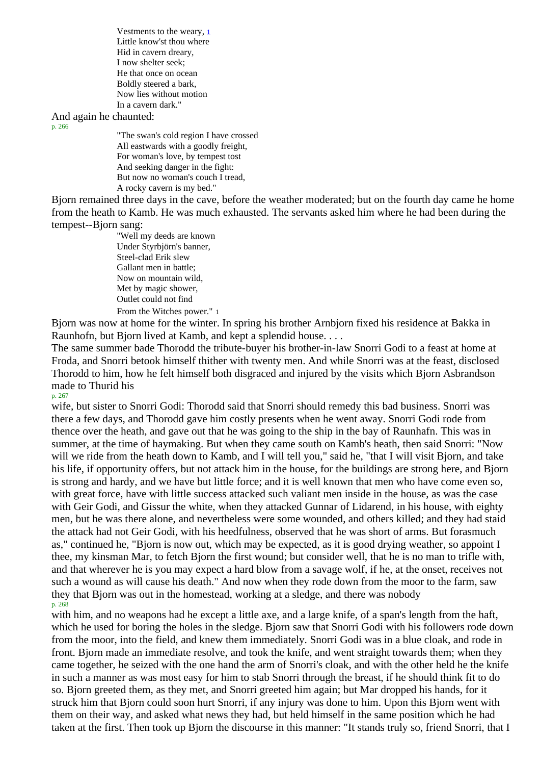Vestments to the weary, [1]  
Little know'st thou where  
Hid in cavern dreary,  
I now shelter seek;  
He that once on ocean  
Boldly steered a bark,  
Now lies without motion  
In a cavern dark."

And again he chaunted:

"The swan's cold region I have crossed  
All eastwards with a goodly freight,  
For woman's love, by tempest tost  
And seeking danger in the fight:  
But now no woman's couch I tread,  
A rocky cavern is my bed."

Bjorn remained three days in the cave, before the weather moderated; but on the fourth day came he home from the heath to Kamb. He was much exhausted. The servants asked him where he had been during the tempest--Bjorn sang:

"Well my deeds are known  
Under Styrbjörn's banner,  
Steel-clad Erik slew  
Gallant men in battle;  
Now on mountain wild,  
Met by magic shower,  
Outlet could not find  
From the Witches power." [1]

Bjorn was now at home for the winter. In spring his brother Arnbjorn fixed his residence at Bakka in Raunhofn, but Bjorn lived at Kamb, and kept a splendid house. . . .

The same summer bade Thorodd the tribute-buyer his brother-in-law Snorri Godi to a feast at home at Froda, and Snorri betook himself thither with twenty men. And while Snorri was at the feast, disclosed Thorodd to him, how he felt himself both disgraced and injured by the visits which Bjorn Asbrandson made to Thurid his wife, but sister to Snorri Godi: Thorodd said that Snorri should remedy this bad business. Snorri was there a few days, and Thorodd gave him costly presents when he went away. Snorri Godi rode from thence over the heath, and gave out that he was going to the ship in the bay of Raunhafn. This was in summer, at the time of haymaking. But when they came south on Kamb's heath, then said Snorri: "Now will we ride from the heath down to Kamb, and I will tell you," said he, "that I will visit Bjorn, and take his life, if opportunity offers, but not attack him in the house, for the buildings are strong here, and Bjorn is strong and hardy, and we have but little force; and it is well known that men who have come even so, with great force, have with little success attacked such valiant men inside in the house, as was the case with Geir Godi, and Gissur the white, when they attacked Gunnar of Lidarend, in his house, with eighty men, but he was there alone, and nevertheless were some wounded, and others killed; and they had staid the attack had not Geir Godi, with his heedfulness, observed that he was short of arms. But forasmuch as," continued he, "Bjorn is now out, which may be expected, as it is good drying weather, so appoint I thee, my kinsman Mar, to fetch Bjorn the first wound; but consider well, that he is no man to trifle with, and that wherever he is you may expect a hard blow from a savage wolf, if he, at the onset, receives not such a wound as will cause his death." And now when they rode down from the moor to the farm, saw they that Bjorn was out in the homestead, working at a sledge, and there was nobody with him, and no weapons had he except a little axe, and a large knife, of a span's length from the haft, which he used for boring the holes in the sledge. Bjorn saw that Snorri Godi with his followers rode down from the moor, into the field, and knew them immediately. Snorri Godi was in a blue cloak, and rode in front. Bjorn made an immediate resolve, and took the knife, and went straight towards them; when they came together, he seized with the one hand the arm of Snorri's cloak, and with the other held he the knife in such a manner as was most easy for him to stab Snorri through the breast, if he should think fit to do so. Bjorn greeted them, as they met, and Snorri greeted him again; but Mar dropped his hands, for it struck him that Bjorn could soon hurt Snorri, if any injury was done to him. Upon this Bjorn went with them on their way, and asked what news they had, but held himself in the same position which he had taken at the first. Then took up Bjorn the discourse in this manner: "It stands truly so, friend Snorri, that I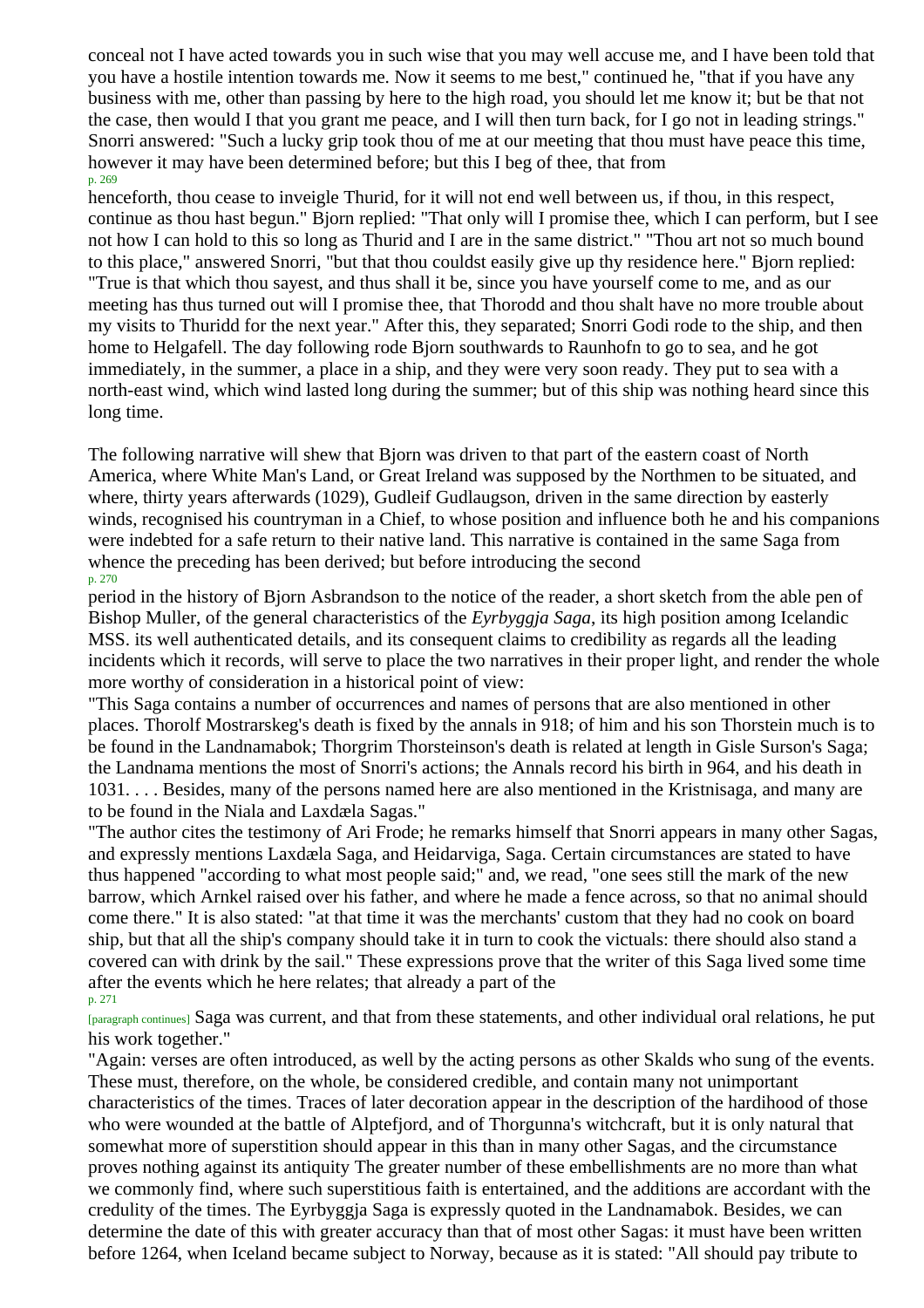conceal not I have acted towards you in such wise that you may well accuse me, and I have been told that you have a hostile intention towards me. Now it seems to me best," continued he, "that if you have any business with me, other than passing by here to the high road, you should let me know it; but be that not the case, then would I that you grant me peace, and I will then turn back, for I go not in leading strings." Snorri answered: "Such a lucky grip took thou of me at our meeting that thou must have peace this time, however it may have been determined before; but this I beg of thee, that from henceforth, thou cease to inveigle Thurid, for it will not end well between us, if thou, in this respect, continue as thou hast begun." Bjorn replied: "That only will I promise thee, which I can perform, but I see not how I can hold to this so long as Thurid and I are in the same district." "Thou art not so much bound to this place," answered Snorri, "but that thou couldst easily give up thy residence here." Bjorn replied: "True is that which thou sayest, and thus shall it be, since you have yourself come to me, and as our meeting has thus turned out will I promise thee, that Thorodd and thou shalt have no more trouble about my visits to Thuridd for the next year." After this, they separated; Snorri Godi rode to the ship, and then home to Helgafell. The day following rode Bjorn southwards to Raunhofn to go to sea, and he got immediately, in the summer, a place in a ship, and they were very soon ready. They put to sea with a north-east wind, which wind lasted long during the summer; but of this ship was nothing heard since this long time.

The following narrative will shew that Bjorn was driven to that part of the eastern coast of North America, where White Man's Land, or Great Ireland was supposed by the Northmen to be situated, and where, thirty years afterwards (1029), Gudleif Gudlaugson, driven in the same direction by easterly winds, recognised his countryman in a Chief, to whose position and influence both he and his companions were indebted for a safe return to their native land. This narrative is contained in the same Saga from whence the preceding has been derived; but before introducing the second period in the history of Bjorn Asbrandson to the notice of the reader, a short sketch from the able pen of Bishop Muller, of the general characteristics of the *Eyrbyggja Saga*, its high position among Icelandic MSS. its well authenticated details, and its consequent claims to credibility as regards all the leading incidents which it records, will serve to place the two narratives in their proper light, and render the whole more worthy of consideration in a historical point of view:

"This Saga contains a number of occurrences and names of persons that are also mentioned in other places. Thorolf Mostrarskeg's death is fixed by the annals in 918; of him and his son Thorstein much is to be found in the Landnamabok; Thorgrim Thorsteinson's death is related at length in Gisle Surson's Saga; the Landnama mentions the most of Snorri's actions; the Annals record his birth in 964, and his death in 1031. . . . Besides, many of the persons named here are also mentioned in the Kristnisaga, and many are to be found in the Niala and Laxdæla Sagas."

"The author cites the testimony of Ari Frode; he remarks himself that Snorri appears in many other Sagas, and expressly mentions Laxdæla Saga, and Heidarviga, Saga. Certain circumstances are stated to have thus happened "according to what most people said;" and, we read, "one sees still the mark of the new barrow, which Arnkel raised over his father, and where he made a fence across, so that no animal should come there." It is also stated: "at that time it was the merchants' custom that they had no cook on board ship, but that all the ship's company should take it in turn to cook the victuals: there should also stand a covered can with drink by the sail." These expressions prove that the writer of this Saga lived some time after the events which he here relates; that already a part of the Saga was current, and that from these statements, and other individual oral relations, he put his work together."

"Again: verses are often introduced, as well by the acting persons as other Skalds who sung of the events. These must, therefore, on the whole, be considered credible, and contain many not unimportant characteristics of the times. Traces of later decoration appear in the description of the hardihood of those who were wounded at the battle of Alptefjord, and of Thorgunna's witchcraft, but it is only natural that somewhat more of superstition should appear in this than in many other Sagas, and the circumstance proves nothing against its antiquity The greater number of these embellishments are no more than what we commonly find, where such superstitious faith is entertained, and the additions are accordant with the credulity of the times. The Eyrbyggja Saga is expressly quoted in the Landnamabok. Besides, we can determine the date of this with greater accuracy than that of most other Sagas: it must have been written before 1264, when Iceland became subject to Norway, because as it is stated: "All should pay tribute to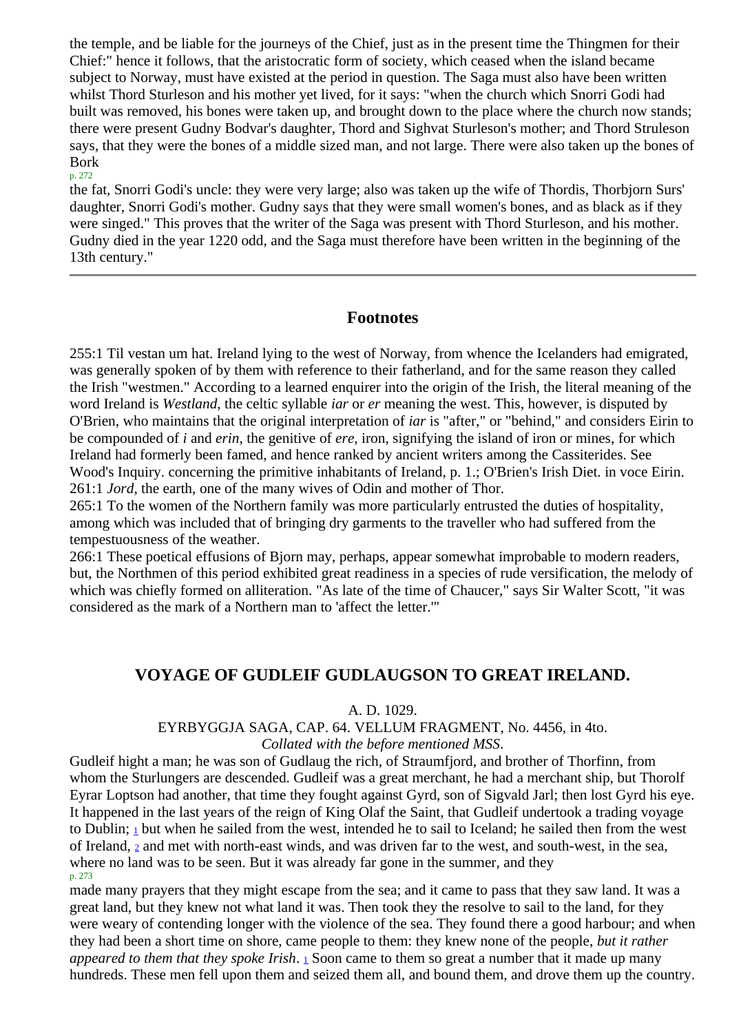the temple, and be liable for the journeys of the Chief, just as in the present time the Thingmen for their Chief:" hence it follows, that the aristocratic form of society, which ceased when the island became subject to Norway, must have existed at the period in question. The Saga must also have been written whilst Thord Sturleson and his mother yet lived, for it says: "when the church which Snorri Godi had built was removed, his bones were taken up, and brought down to the place where the church now stands; there were present Gudny Bodvar's daughter, Thord and Sighvat Sturleson's mother; and Thord Struleson says, that they were the bones of a middle sized man, and not large. There were also taken up the bones of Bork the fat, Snorri Godi's uncle: they were very large; also was taken up the wife of Thordis, Thorbjorn Surs' daughter, Snorri Godi's mother. Gudny says that they were small women's bones, and as black as if they were singed." This proves that the writer of the Saga was present with Thord Sturleson, and his mother. Gudny died in the year 1220 odd, and the Saga must therefore have been written in the beginning of the 13th century."

---

## Footnotes

255:1 Til vestan um hat. Ireland lying to the west of Norway, from whence the Icelanders had emigrated, was generally spoken of by them with reference to their fatherland, and for the same reason they called the Irish "westmen." According to a learned enquirer into the origin of the Irish, the literal meaning of the word Ireland is *Westland*, the celtic syllable *iar* or *er* meaning the west. This, however, is disputed by O'Brien, who maintains that the original interpretation of *iar* is "after," or "behind," and considers Eirin to be compounded of *i* and *erin*, the genitive of *ere*, iron, signifying the island of iron or mines, for which Ireland had formerly been famed, and hence ranked by ancient writers among the Cassiterides. See Wood's Inquiry. concerning the primitive inhabitants of Ireland, p. 1.; O'Brien's Irish Dict. in voce Eirin.
261:1 *Jord*, the earth, one of the many wives of Odin and mother of Thor.
265:1 To the women of the Northern family was more particularly entrusted the duties of hospitality, among which was included that of bringing dry garments to the traveller who had suffered from the tempestuousness of the weather.
266:1 These poetical effusions of Bjorn may, perhaps, appear somewhat improbable to modern readers, but, the Northmen of this period exhibited great readiness in a species of rude versification, the melody of which was chiefly formed on alliteration. "As late of the time of Chaucer," says Sir Walter Scott, "it was considered as the mark of a Northern man to 'affect the letter.'"

## VOYAGE OF GUDLEIF GUDLAUGSON TO GREAT IRELAND.

A. D. 1029.

EYRBYGGJA SAGA, CAP. 64. VELLUM FRAGMENT, No. 4456, in 4to.
*Collated with the before mentioned MSS.*

Gudleif hight a man; he was son of Gudlaug the rich, of Straumfjord, and brother of Thorfinn, from whom the Sturlungers are descended. Gudleif was a great merchant, he had a merchant ship, but Thorolf Eyrar Loptson had another, that time they fought against Gyrd, son of Sigvald Jarl; then lost Gyrd his eye. It happened in the last years of the reign of King Olaf the Saint, that Gudleif undertook a trading voyage to Dublin; [1] but when he sailed from the west, intended he to sail to Iceland; he sailed then from the west of Ireland, [2] and met with north-east winds, and was driven far to the west, and south-west, in the sea, where no land was to be seen. But it was already far gone in the summer, and they made many prayers that they might escape from the sea; and it came to pass that they saw land. It was a great land, but they knew not what land it was. Then took they the resolve to sail to the land, for they were weary of contending longer with the violence of the sea. They found there a good harbour; and when they had been a short time on shore, came people to them: they knew none of the people, *but it rather appeared to them that they spoke Irish*. [1] Soon came to them so great a number that it made up many hundreds. These men fell upon them and seized them all, and bound them, and drove them up the country.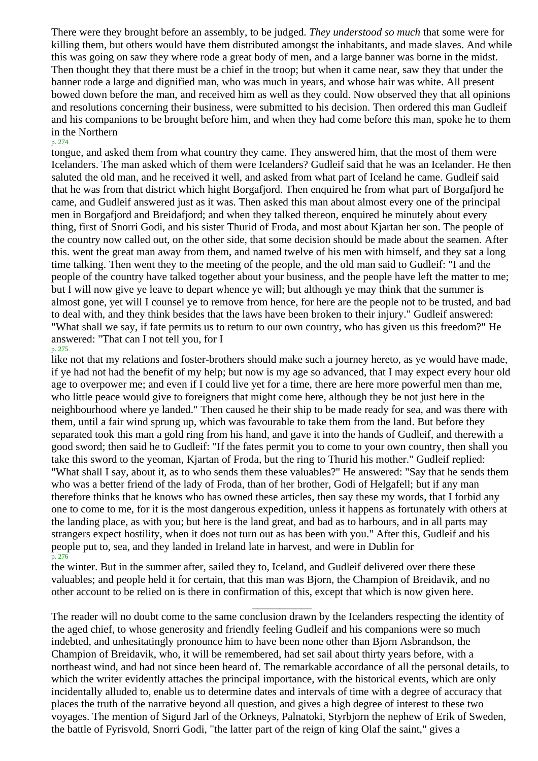There were they brought before an assembly, to be judged. *They understood so much* that some were for killing them, but others would have them distributed amongst the inhabitants, and made slaves. And while this was going on saw they where rode a great body of men, and a large banner was borne in the midst. Then thought they that there must be a chief in the troop; but when it came near, saw they that under the banner rode a large and dignified man, who was much in years, and whose hair was white. All present bowed down before the man, and received him as well as they could. Now observed they that all opinions and resolutions concerning their business, were submitted to his decision. Then ordered this man Gudleif and his companions to be brought before him, and when they had come before this man, spoke he to them in the Northern tongue, and asked them from what country they came. They answered him, that the most of them were Icelanders. The man asked which of them were Icelanders? Gudleif said that he was an Icelander. He then saluted the old man, and he received it well, and asked from what part of Iceland he came. Gudleif said that he was from that district which hight Borgafjord. Then enquired he from what part of Borgafjord he came, and Gudleif answered just as it was. Then asked this man about almost every one of the principal men in Borgafjord and Breidafjord; and when they talked thereon, enquired he minutely about every thing, first of Snorri Godi, and his sister Thurid of Froda, and most about Kjartan her son. The people of the country now called out, on the other side, that some decision should be made about the seamen. After this. went the great man away from them, and named twelve of his men with himself, and they sat a long time talking. Then went they to the meeting of the people, and the old man said to Gudleif: "I and the people of the country have talked together about your business, and the people have left the matter to me; but I will now give ye leave to depart whence ye will; but although ye may think that the summer is almost gone, yet will I counsel ye to remove from hence, for here are the people not to be trusted, and bad to deal with, and they think besides that the laws have been broken to their injury." Gudleif answered: "What shall we say, if fate permits us to return to our own country, who has given us this freedom?" He answered: "That can I not tell you, for I like not that my relations and foster-brothers should make such a journey hereto, as ye would have made, if ye had not had the benefit of my help; but now is my age so advanced, that I may expect every hour old age to overpower me; and even if I could live yet for a time, there are here more powerful men than me, who little peace would give to foreigners that might come here, although they be not just here in the neighbourhood where ye landed." Then caused he their ship to be made ready for sea, and was there with them, until a fair wind sprung up, which was favourable to take them from the land. But before they separated took this man a gold ring from his hand, and gave it into the hands of Gudleif, and therewith a good sword; then said he to Gudleif: "If the fates permit you to come to your own country, then shall you take this sword to the yeoman, Kjartan of Froda, but the ring to Thurid his mother." Gudleif replied: "What shall I say, about it, as to who sends them these valuables?" He answered: "Say that he sends them who was a better friend of the lady of Froda, than of her brother, Godi of Helgafell; but if any man therefore thinks that he knows who has owned these articles, then say these my words, that I forbid any one to come to me, for it is the most dangerous expedition, unless it happens as fortunately with others at the landing place, as with you; but here is the land great, and bad as to harbours, and in all parts may strangers expect hostility, when it does not turn out as has been with you." After this, Gudleif and his people put to, sea, and they landed in Ireland late in harvest, and were in Dublin for the winter. But in the summer after, sailed they to, Iceland, and Gudleif delivered over there these valuables; and people held it for certain, that this man was Bjorn, the Champion of Breidavik, and no other account to be relied on is there in confirmation of this, except that which is now given here.

---

The reader will no doubt come to the same conclusion drawn by the Icelanders respecting the identity of the aged chief, to whose generosity and friendly feeling Gudleif and his companions were so much indebted, and unhesitatingly pronounce him to have been none other than Bjorn Asbrandson, the Champion of Breidavik, who, it will be remembered, had set sail about thirty years before, with a northeast wind, and had not since been heard of. The remarkable accordance of all the personal details, to which the writer evidently attaches the principal importance, with the historical events, which are only incidentally alluded to, enable us to determine dates and intervals of time with a degree of accuracy that places the truth of the narrative beyond all question, and gives a high degree of interest to these two voyages. The mention of Sigurd Jarl of the Orkneys, Palnatoki, Styrbjorn the nephew of Erik of Sweden, the battle of Fyrisvold, Snorri Godi, "the latter part of the reign of king Olaf the saint," gives a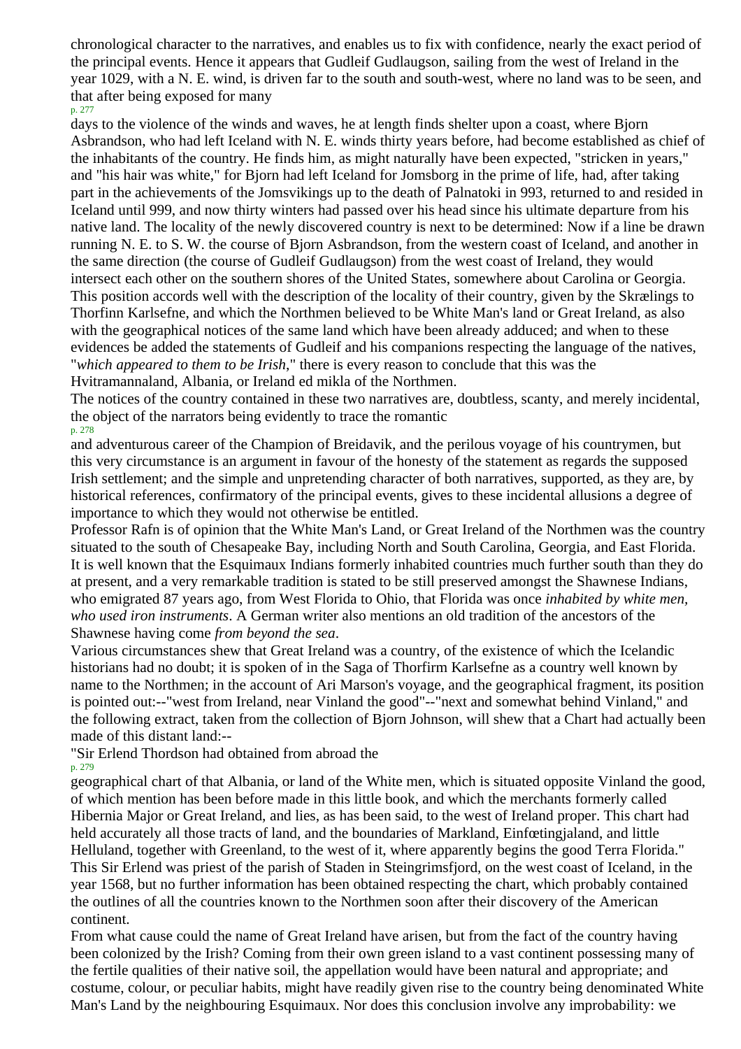chronological character to the narratives, and enables us to fix with confidence, nearly the exact period of the principal events. Hence it appears that Gudleif Gudlaugson, sailing from the west of Ireland in the year 1029, with a N. E. wind, is driven far to the south and south-west, where no land was to be seen, and that after being exposed for many days to the violence of the winds and waves, he at length finds shelter upon a coast, where Bjorn Asbrandson, who had left Iceland with N. E. winds thirty years before, had become established as chief of the inhabitants of the country. He finds him, as might naturally have been expected, "stricken in years," and "his hair was white," for Bjorn had left Iceland for Jomsborg in the prime of life, had, after taking part in the achievements of the Jomsvikings up to the death of Palnatoki in 993, returned to and resided in Iceland until 999, and now thirty winters had passed over his head since his ultimate departure from his native land. The locality of the newly discovered country is next to be determined: Now if a line be drawn running N. E. to S. W. the course of Bjorn Asbrandson, from the western coast of Iceland, and another in the same direction (the course of Gudleif Gudlaugson) from the west coast of Ireland, they would intersect each other on the southern shores of the United States, somewhere about Carolina or Georgia. This position accords well with the description of the locality of their country, given by the Skrælings to Thorfinn Karlsefne, and which the Northmen believed to be White Man's land or Great Ireland, as also with the geographical notices of the same land which have been already adduced; and when to these evidences be added the statements of Gudleif and his companions respecting the language of the natives, "*which appeared to them to be Irish*," there is every reason to conclude that this was the Hvitramannaland, Albania, or Ireland ed mikla of the Northmen.

The notices of the country contained in these two narratives are, doubtless, scanty, and merely incidental, the object of the narrators being evidently to trace the romantic and adventurous career of the Champion of Breidavik, and the perilous voyage of his countrymen, but this very circumstance is an argument in favour of the honesty of the statement as regards the supposed Irish settlement; and the simple and unpretending character of both narratives, supported, as they are, by historical references, confirmatory of the principal events, gives to these incidental allusions a degree of importance to which they would not otherwise be entitled.

Professor Rafn is of opinion that the White Man's Land, or Great Ireland of the Northmen was the country situated to the south of Chesapeake Bay, including North and South Carolina, Georgia, and East Florida. It is well known that the Esquimaux Indians formerly inhabited countries much further south than they do at present, and a very remarkable tradition is stated to be still preserved amongst the Shawnese Indians, who emigrated 87 years ago, from West Florida to Ohio, that Florida was once *inhabited by white men, who used iron instruments*. A German writer also mentions an old tradition of the ancestors of the Shawnese having come *from beyond the sea*.

Various circumstances shew that Great Ireland was a country, of the existence of which the Icelandic historians had no doubt; it is spoken of in the Saga of Thorfirm Karlsefne as a country well known by name to the Northmen; in the account of Ari Marson's voyage, and the geographical fragment, its position is pointed out:--"west from Ireland, near Vinland the good"--"next and somewhat behind Vinland," and the following extract, taken from the collection of Bjorn Johnson, will shew that a Chart had actually been made of this distant land:--

"Sir Erlend Thordson had obtained from abroad the geographical chart of that Albania, or land of the White men, which is situated opposite Vinland the good, of which mention has been before made in this little book, and which the merchants formerly called Hibernia Major or Great Ireland, and lies, as has been said, to the west of Ireland proper. This chart had held accurately all those tracts of land, and the boundaries of Markland, Einfœtingjaland, and little Helluland, together with Greenland, to the west of it, where apparently begins the good Terra Florida." This Sir Erlend was priest of the parish of Staden in Steingrimsfjord, on the west coast of Iceland, in the year 1568, but no further information has been obtained respecting the chart, which probably contained the outlines of all the countries known to the Northmen soon after their discovery of the American continent.

From what cause could the name of Great Ireland have arisen, but from the fact of the country having been colonized by the Irish? Coming from their own green island to a vast continent possessing many of the fertile qualities of their native soil, the appellation would have been natural and appropriate; and costume, colour, or peculiar habits, might have readily given rise to the country being denominated White Man's Land by the neighbouring Esquimaux. Nor does this conclusion involve any improbability: we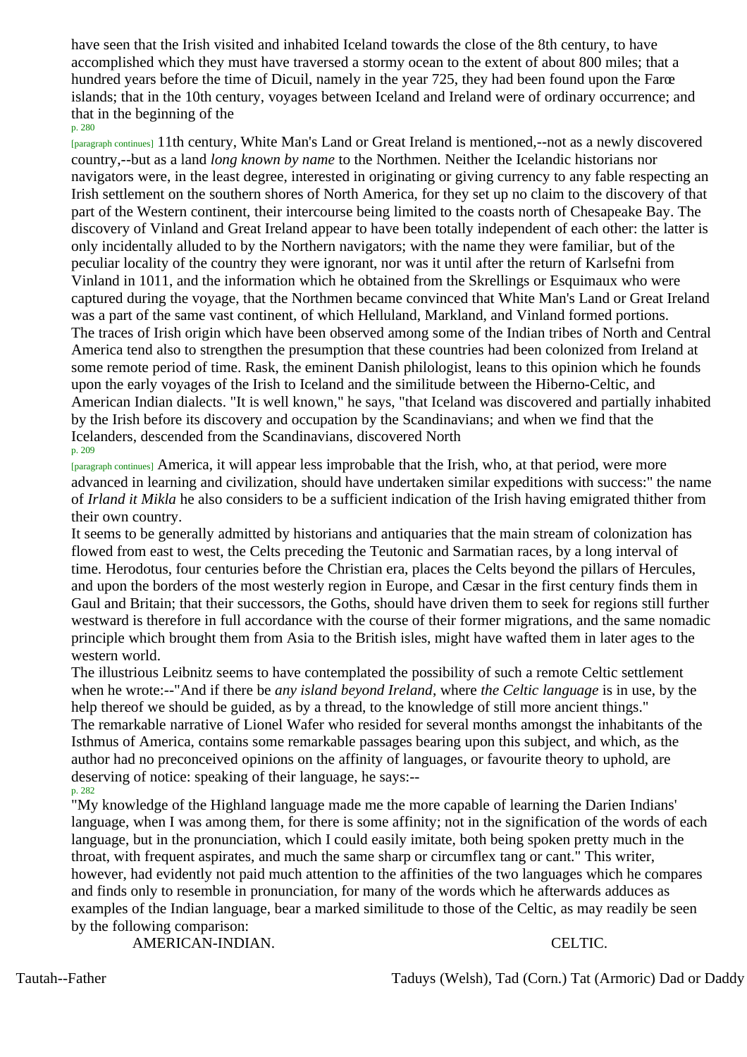have seen that the Irish visited and inhabited Iceland towards the close of the 8th century, to have accomplished which they must have traversed a stormy ocean to the extent of about 800 miles; that a hundred years before the time of Dicuil, namely in the year 725, they had been found upon the Farœ islands; that in the 10th century, voyages between Iceland and Ireland were of ordinary occurrence; and that in the beginning of the 11th century, White Man's Land or Great Ireland is mentioned,--not as a newly discovered country,--but as a land *long known by name* to the Northmen. Neither the Icelandic historians nor navigators were, in the least degree, interested in originating or giving currency to any fable respecting an Irish settlement on the southern shores of North America, for they set up no claim to the discovery of that part of the Western continent, their intercourse being limited to the coasts north of Chesapeake Bay. The discovery of Vinland and Great Ireland appear to have been totally independent of each other: the latter is only incidentally alluded to by the Northern navigators; with the name they were familiar, but of the peculiar locality of the country they were ignorant, nor was it until after the return of Karlsefni from Vinland in 1011, and the information which he obtained from the Skrellings or Esquimaux who were captured during the voyage, that the Northmen became convinced that White Man's Land or Great Ireland was a part of the same vast continent, of which Helluland, Markland, and Vinland formed portions.

The traces of Irish origin which have been observed among some of the Indian tribes of North and Central America tend also to strengthen the presumption that these countries had been colonized from Ireland at some remote period of time. Rask, the eminent Danish philologist, leans to this opinion which he founds upon the early voyages of the Irish to Iceland and the similitude between the Hiberno-Celtic, and American Indian dialects. "It is well known," he says, "that Iceland was discovered and partially inhabited by the Irish before its discovery and occupation by the Scandinavians; and when we find that the Icelanders, descended from the Scandinavians, discovered North America, it will appear less improbable that the Irish, who, at that period, were more advanced in learning and civilization, should have undertaken similar expeditions with success:" the name of *Irland it Mikla* he also considers to be a sufficient indication of the Irish having emigrated thither from their own country.

It seems to be generally admitted by historians and antiquaries that the main stream of colonization has flowed from east to west, the Celts preceding the Teutonic and Sarmatian races, by a long interval of time. Herodotus, four centuries before the Christian era, places the Celts beyond the pillars of Hercules, and upon the borders of the most westerly region in Europe, and Cæsar in the first century finds them in Gaul and Britain; that their successors, the Goths, should have driven them to seek for regions still further westward is therefore in full accordance with the course of their former migrations, and the same nomadic principle which brought them from Asia to the British isles, might have wafted them in later ages to the western world.

The illustrious Leibnitz seems to have contemplated the possibility of such a remote Celtic settlement when he wrote:--"And if there be *any island beyond Ireland*, where *the Celtic language* is in use, by the help thereof we should be guided, as by a thread, to the knowledge of still more ancient things."

The remarkable narrative of Lionel Wafer who resided for several months amongst the inhabitants of the Isthmus of America, contains some remarkable passages bearing upon this subject, and which, as the author had no preconceived opinions on the affinity of languages, or favourite theory to uphold, are deserving of notice: speaking of their language, he says:--

"My knowledge of the Highland language made me the more capable of learning the Darien Indians' language, when I was among them, for there is some affinity; not in the signification of the words of each language, but in the pronunciation, which I could easily imitate, both being spoken pretty much in the throat, with frequent aspirates, and much the same sharp or circumflex tang or cant." This writer, however, had evidently not paid much attention to the affinities of the two languages which he compares and finds only to resemble in pronunciation, for many of the words which he afterwards adduces as examples of the Indian language, bear a marked similitude to those of the Celtic, as may readily be seen by the following comparison:

| AMERICAN-INDIAN. | CELTIC. |
|---|---|
| Tautah--Father | Taduys (Welsh), Tad (Corn.) Tat (Armoric) Dad or Daddy |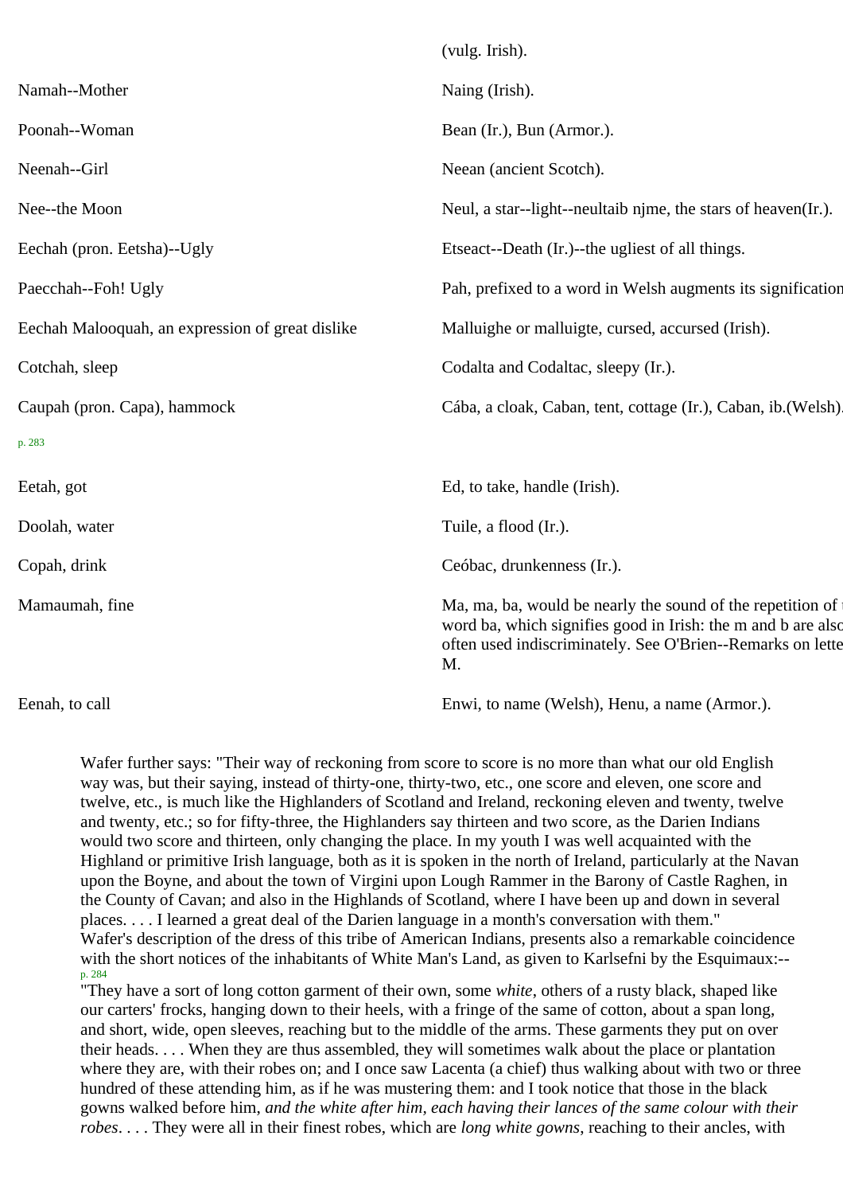| | |
|---|---|
| | (vulg. Irish). |
| Namah--Mother | Naing (Irish). |
| Poonah--Woman | Bean (Ir.), Bun (Armor.). |
| Neenah--Girl | Neean (ancient Scotch). |
| Nee--the Moon | Neul, a star--light--neultaib njme, the stars of heaven(Ir.). |
| Eechah (pron. Eetsha)--Ugly | Etseact--Death (Ir.)--the ugliest of all things. |
| Paecchah--Foh! Ugly | Pah, prefixed to a word in Welsh augments its signification |
| Eechah Malooquah, an expression of great dislike | Malluighe or malluigte, cursed, accursed (Irish). |
| Cotchah, sleep | Codalta and Codaltac, sleepy (Ir.). |
| Caupah (pron. Capa), hammock | Cába, a cloak, Caban, tent, cottage (Ir.), Caban, ib.(Welsh). |
| Eetah, got | Ed, to take, handle (Irish). |
| Doolah, water | Tuile, a flood (Ir.). |
| Copah, drink | Ceóbac, drunkenness (Ir.). |
| Mamaumah, fine | Ma, ma, ba, would be nearly the sound of the repetition of the word ba, which signifies good in Irish: the m and b are also often used indiscriminately. See O'Brien--Remarks on letter M. |
| Eenah, to call | Enwi, to name (Welsh), Henu, a name (Armor.). |

Wafer further says: "Their way of reckoning from score to score is no more than what our old English way was, but their saying, instead of thirty-one, thirty-two, etc., one score and eleven, one score and twelve, etc., is much like the Highlanders of Scotland and Ireland, reckoning eleven and twenty, twelve and twenty, etc.; so for fifty-three, the Highlanders say thirteen and two score, as the Darien Indians would two score and thirteen, only changing the place. In my youth I was well acquainted with the Highland or primitive Irish language, both as it is spoken in the north of Ireland, particularly at the Navan upon the Boyne, and about the town of Virgini upon Lough Rammer in the Barony of Castle Raghen, in the County of Cavan; and also in the Highlands of Scotland, where I have been up and down in several places. . . . I learned a great deal of the Darien language in a month's conversation with them."

Wafer's description of the dress of this tribe of American Indians, presents also a remarkable coincidence with the short notices of the inhabitants of White Man's Land, as given to Karlsefni by the Esquimaux:--

"They have a sort of long cotton garment of their own, some *white*, others of a rusty black, shaped like our carters' frocks, hanging down to their heels, with a fringe of the same of cotton, about a span long, and short, wide, open sleeves, reaching but to the middle of the arms. These garments they put on over their heads. . . . When they are thus assembled, they will sometimes walk about the place or plantation where they are, with their robes on; and I once saw Lacenta (a chief) thus walking about with two or three hundred of these attending him, as if he was mustering them: and I took notice that those in the black gowns walked before him, *and the white after him, each having their lances of the same colour with their robes*. . . . They were all in their finest robes, which are *long white gowns*, reaching to their ancles, with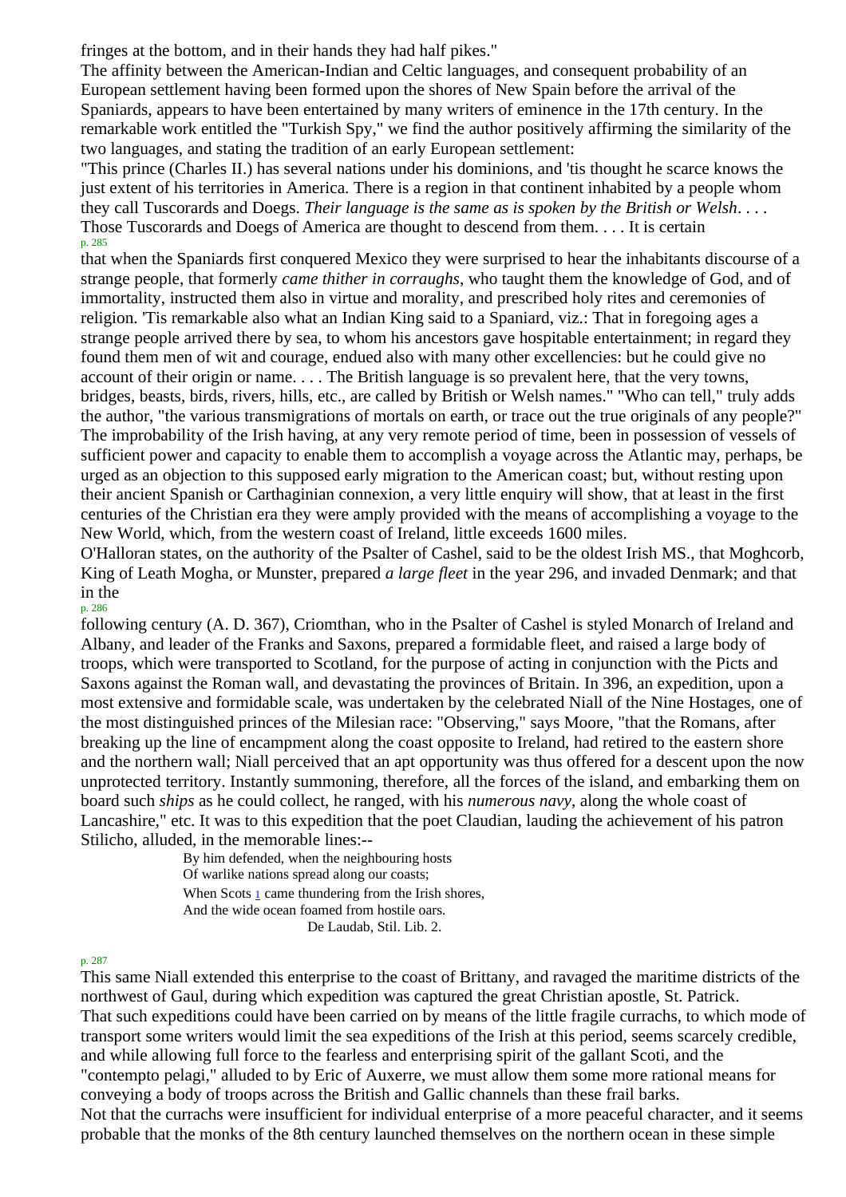fringes at the bottom, and in their hands they had half pikes."

The affinity between the American-Indian and Celtic languages, and consequent probability of an European settlement having been formed upon the shores of New Spain before the arrival of the Spaniards, appears to have been entertained by many writers of eminence in the 17th century. In the remarkable work entitled the "Turkish Spy," we find the author positively affirming the similarity of the two languages, and stating the tradition of an early European settlement:

"This prince (Charles II.) has several nations under his dominions, and 'tis thought he scarce knows the just extent of his territories in America. There is a region in that continent inhabited by a people whom they call Tuscorards and Doegs. *Their language is the same as is spoken by the British or Welsh*. . . . Those Tuscorards and Doegs of America are thought to descend from them. . . . It is certain that when the Spaniards first conquered Mexico they were surprised to hear the inhabitants discourse of a strange people, that formerly *came thither in corraughs*, who taught them the knowledge of God, and of immortality, instructed them also in virtue and morality, and prescribed holy rites and ceremonies of religion. 'Tis remarkable also what an Indian King said to a Spaniard, viz.: That in foregoing ages a strange people arrived there by sea, to whom his ancestors gave hospitable entertainment; in regard they found them men of wit and courage, endued also with many other excellencies: but he could give no account of their origin or name. . . . The British language is so prevalent here, that the very towns, bridges, beasts, birds, rivers, hills, etc., are called by British or Welsh names." "Who can tell," truly adds the author, "the various transmigrations of mortals on earth, or trace out the true originals of any people?"

The improbability of the Irish having, at any very remote period of time, been in possession of vessels of sufficient power and capacity to enable them to accomplish a voyage across the Atlantic may, perhaps, be urged as an objection to this supposed early migration to the American coast; but, without resting upon their ancient Spanish or Carthaginian connexion, a very little enquiry will show, that at least in the first centuries of the Christian era they were amply provided with the means of accomplishing a voyage to the New World, which, from the western coast of Ireland, little exceeds 1600 miles.

O'Halloran states, on the authority of the Psalter of Cashel, said to be the oldest Irish MS., that Moghcorb, King of Leath Mogha, or Munster, prepared *a large fleet* in the year 296, and invaded Denmark; and that in the following century (A. D. 367), Criomthan, who in the Psalter of Cashel is styled Monarch of Ireland and Albany, and leader of the Franks and Saxons, prepared a formidable fleet, and raised a large body of troops, which were transported to Scotland, for the purpose of acting in conjunction with the Picts and Saxons against the Roman wall, and devastating the provinces of Britain. In 396, an expedition, upon a most extensive and formidable scale, was undertaken by the celebrated Niall of the Nine Hostages, one of the most distinguished princes of the Milesian race: "Observing," says Moore, "that the Romans, after breaking up the line of encampment along the coast opposite to Ireland, had retired to the eastern shore and the northern wall; Niall perceived that an apt opportunity was thus offered for a descent upon the now unprotected territory. Instantly summoning, therefore, all the forces of the island, and embarking them on board such *ships* as he could collect, he ranged, with his *numerous navy*, along the whole coast of Lancashire," etc. It was to this expedition that the poet Claudian, lauding the achievement of his patron Stilicho, alluded, in the memorable lines:--

> By him defended, when the neighbouring hosts
> Of warlike nations spread along our coasts;
> When Scots [1] came thundering from the Irish shores,
> And the wide ocean foamed from hostile oars.
> De Laudab, Stil. Lib. 2.

This same Niall extended this enterprise to the coast of Brittany, and ravaged the maritime districts of the northwest of Gaul, during which expedition was captured the great Christian apostle, St. Patrick.

That such expeditions could have been carried on by means of the little fragile currachs, to which mode of transport some writers would limit the sea expeditions of the Irish at this period, seems scarcely credible, and while allowing full force to the fearless and enterprising spirit of the gallant Scoti, and the "contempto pelagi," alluded to by Eric of Auxerre, we must allow them some more rational means for conveying a body of troops across the British and Gallic channels than these frail barks.

Not that the currachs were insufficient for individual enterprise of a more peaceful character, and it seems probable that the monks of the 8th century launched themselves on the northern ocean in these simple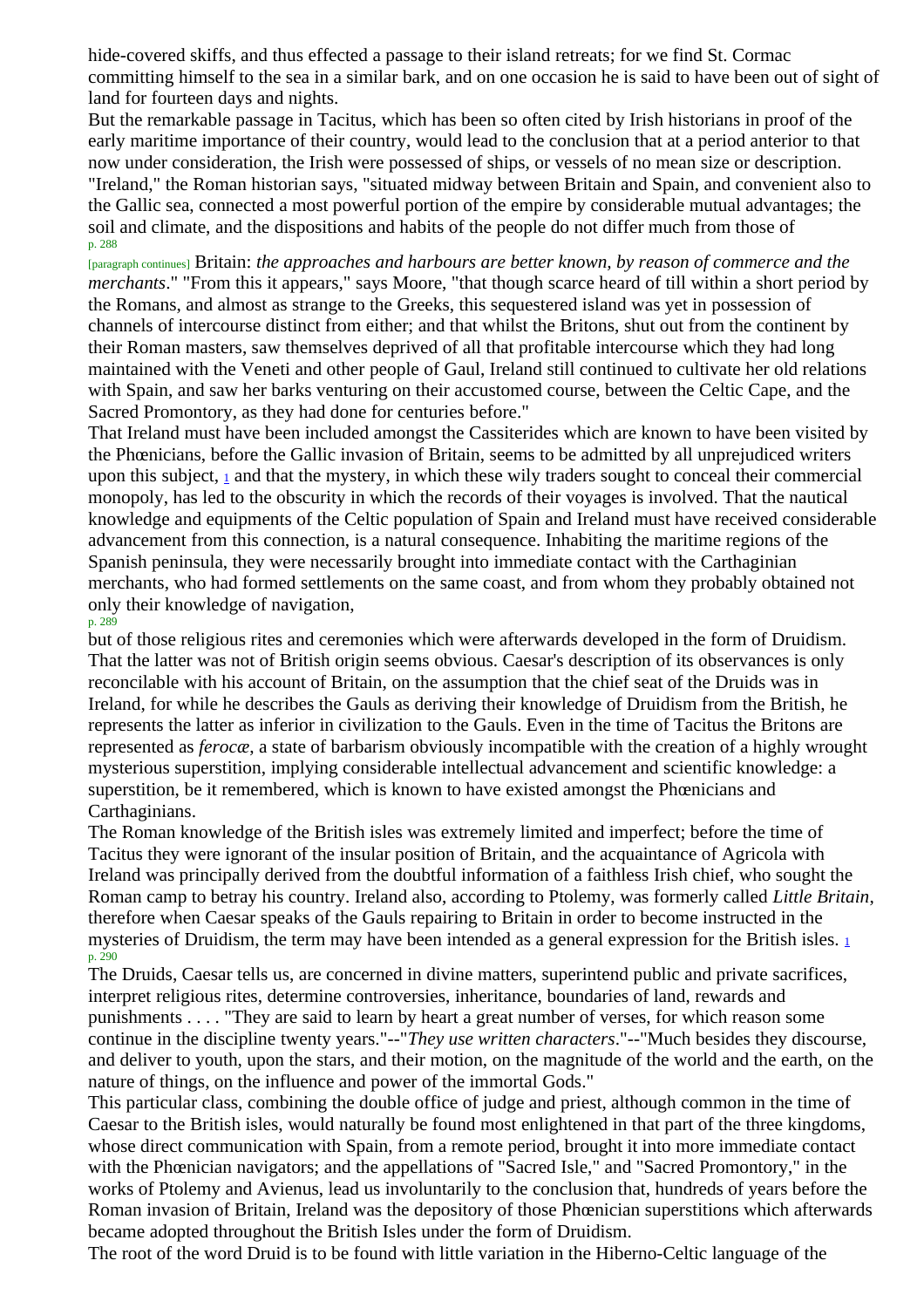hide-covered skiffs, and thus effected a passage to their island retreats; for we find St. Cormac committing himself to the sea in a similar bark, and on one occasion he is said to have been out of sight of land for fourteen days and nights.

But the remarkable passage in Tacitus, which has been so often cited by Irish historians in proof of the early maritime importance of their country, would lead to the conclusion that at a period anterior to that now under consideration, the Irish were possessed of ships, or vessels of no mean size or description. "Ireland," the Roman historian says, "situated midway between Britain and Spain, and convenient also to the Gallic sea, connected a most powerful portion of the empire by considerable mutual advantages; the soil and climate, and the dispositions and habits of the people do not differ much from those of Britain: *the approaches and harbours are better known, by reason of commerce and the merchants*." "From this it appears," says Moore, "that though scarce heard of till within a short period by the Romans, and almost as strange to the Greeks, this sequestered island was yet in possession of channels of intercourse distinct from either; and that whilst the Britons, shut out from the continent by their Roman masters, saw themselves deprived of all that profitable intercourse which they had long maintained with the Veneti and other people of Gaul, Ireland still continued to cultivate her old relations with Spain, and saw her barks venturing on their accustomed course, between the Celtic Cape, and the Sacred Promontory, as they had done for centuries before."

That Ireland must have been included amongst the Cassiterides which are known to have been visited by the Phœnicians, before the Gallic invasion of Britain, seems to be admitted by all unprejudiced writers upon this subject, [1] and that the mystery, in which these wily traders sought to conceal their commercial monopoly, has led to the obscurity in which the records of their voyages is involved. That the nautical knowledge and equipments of the Celtic population of Spain and Ireland must have received considerable advancement from this connection, is a natural consequence. Inhabiting the maritime regions of the Spanish peninsula, they were necessarily brought into immediate contact with the Carthaginian merchants, who had formed settlements on the same coast, and from whom they probably obtained not only their knowledge of navigation, but of those religious rites and ceremonies which were afterwards developed in the form of Druidism. That the latter was not of British origin seems obvious. Caesar's description of its observances is only reconcilable with his account of Britain, on the assumption that the chief seat of the Druids was in Ireland, for while he describes the Gauls as deriving their knowledge of Druidism from the British, he represents the latter as inferior in civilization to the Gauls. Even in the time of Tacitus the Britons are represented as *ferocæ*, a state of barbarism obviously incompatible with the creation of a highly wrought mysterious superstition, implying considerable intellectual advancement and scientific knowledge: a superstition, be it remembered, which is known to have existed amongst the Phœnicians and Carthaginians.

The Roman knowledge of the British isles was extremely limited and imperfect; before the time of Tacitus they were ignorant of the insular position of Britain, and the acquaintance of Agricola with Ireland was principally derived from the doubtful information of a faithless Irish chief, who sought the Roman camp to betray his country. Ireland also, according to Ptolemy, was formerly called *Little Britain*, therefore when Caesar speaks of the Gauls repairing to Britain in order to become instructed in the mysteries of Druidism, the term may have been intended as a general expression for the British isles. [1]

The Druids, Caesar tells us, are concerned in divine matters, superintend public and private sacrifices, interpret religious rites, determine controversies, inheritance, boundaries of land, rewards and punishments . . . . "They are said to learn by heart a great number of verses, for which reason some continue in the discipline twenty years."--"*They use written characters*."--"Much besides they discourse, and deliver to youth, upon the stars, and their motion, on the magnitude of the world and the earth, on the nature of things, on the influence and power of the immortal Gods."

This particular class, combining the double office of judge and priest, although common in the time of Caesar to the British isles, would naturally be found most enlightened in that part of the three kingdoms, whose direct communication with Spain, from a remote period, brought it into more immediate contact with the Phœnician navigators; and the appellations of "Sacred Isle," and "Sacred Promontory," in the works of Ptolemy and Avienus, lead us involuntarily to the conclusion that, hundreds of years before the Roman invasion of Britain, Ireland was the depository of those Phœnician superstitions which afterwards became adopted throughout the British Isles under the form of Druidism.

The root of the word Druid is to be found with little variation in the Hiberno-Celtic language of the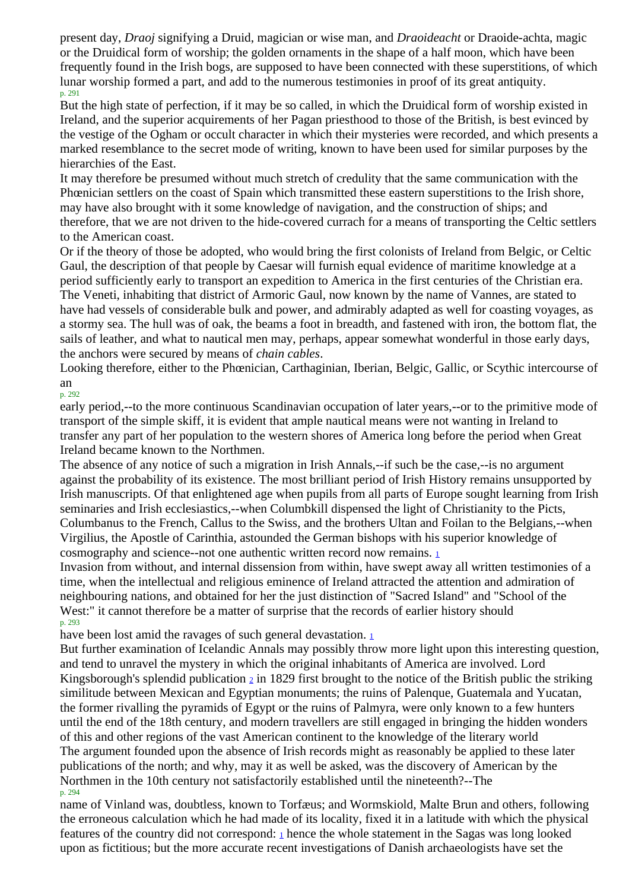present day, *Draoj* signifying a Druid, magician or wise man, and *Draoideacht* or Draoide-achta, magic or the Druidical form of worship; the golden ornaments in the shape of a half moon, which have been frequently found in the Irish bogs, are supposed to have been connected with these superstitions, of which lunar worship formed a part, and add to the numerous testimonies in proof of its great antiquity.

But the high state of perfection, if it may be so called, in which the Druidical form of worship existed in Ireland, and the superior acquirements of her Pagan priesthood to those of the British, is best evinced by the vestige of the Ogham or occult character in which their mysteries were recorded, and which presents a marked resemblance to the secret mode of writing, known to have been used for similar purposes by the hierarchies of the East.

It may therefore be presumed without much stretch of credulity that the same communication with the Phœnician settlers on the coast of Spain which transmitted these eastern superstitions to the Irish shore, may have also brought with it some knowledge of navigation, and the construction of ships; and therefore, that we are not driven to the hide-covered currach for a means of transporting the Celtic settlers to the American coast.

Or if the theory of those be adopted, who would bring the first colonists of Ireland from Belgic, or Celtic Gaul, the description of that people by Caesar will furnish equal evidence of maritime knowledge at a period sufficiently early to transport an expedition to America in the first centuries of the Christian era. The Veneti, inhabiting that district of Armoric Gaul, now known by the name of Vannes, are stated to have had vessels of considerable bulk and power, and admirably adapted as well for coasting voyages, as a stormy sea. The hull was of oak, the beams a foot in breadth, and fastened with iron, the bottom flat, the sails of leather, and what to nautical men may, perhaps, appear somewhat wonderful in those early days, the anchors were secured by means of *chain cables*.

Looking therefore, either to the Phœnician, Carthaginian, Iberian, Belgic, Gallic, or Scythic intercourse of an early period,--to the more continuous Scandinavian occupation of later years,--or to the primitive mode of transport of the simple skiff, it is evident that ample nautical means were not wanting in Ireland to transfer any part of her population to the western shores of America long before the period when Great Ireland became known to the Northmen.

The absence of any notice of such a migration in Irish Annals,--if such be the case,--is no argument against the probability of its existence. The most brilliant period of Irish History remains unsupported by Irish manuscripts. Of that enlightened age when pupils from all parts of Europe sought learning from Irish seminaries and Irish ecclesiastics,--when Columbkill dispensed the light of Christianity to the Picts, Columbanus to the French, Callus to the Swiss, and the brothers Ultan and Foilan to the Belgians,--when Virgilius, the Apostle of Carinthia, astounded the German bishops with his superior knowledge of cosmography and science--not one authentic written record now remains. [1]

Invasion from without, and internal dissension from within, have swept away all written testimonies of a time, when the intellectual and religious eminence of Ireland attracted the attention and admiration of neighbouring nations, and obtained for her the just distinction of "Sacred Island" and "School of the West:" it cannot therefore be a matter of surprise that the records of earlier history should have been lost amid the ravages of such general devastation. [1]

But further examination of Icelandic Annals may possibly throw more light upon this interesting question, and tend to unravel the mystery in which the original inhabitants of America are involved. Lord Kingsborough's splendid publication [2] in 1829 first brought to the notice of the British public the striking similitude between Mexican and Egyptian monuments; the ruins of Palenque, Guatemala and Yucatan, the former rivalling the pyramids of Egypt or the ruins of Palmyra, were only known to a few hunters until the end of the 18th century, and modern travellers are still engaged in bringing the hidden wonders of this and other regions of the vast American continent to the knowledge of the literary world

The argument founded upon the absence of Irish records might as reasonably be applied to these later publications of the north; and why, may it as well be asked, was the discovery of American by the Northmen in the 10th century not satisfactorily established until the nineteenth?--The name of Vinland was, doubtless, known to Torfæus; and Wormskiold, Malte Brun and others, following the erroneous calculation which he had made of its locality, fixed it in a latitude with which the physical features of the country did not correspond: [1] hence the whole statement in the Sagas was long looked upon as fictitious; but the more accurate recent investigations of Danish archaeologists have set the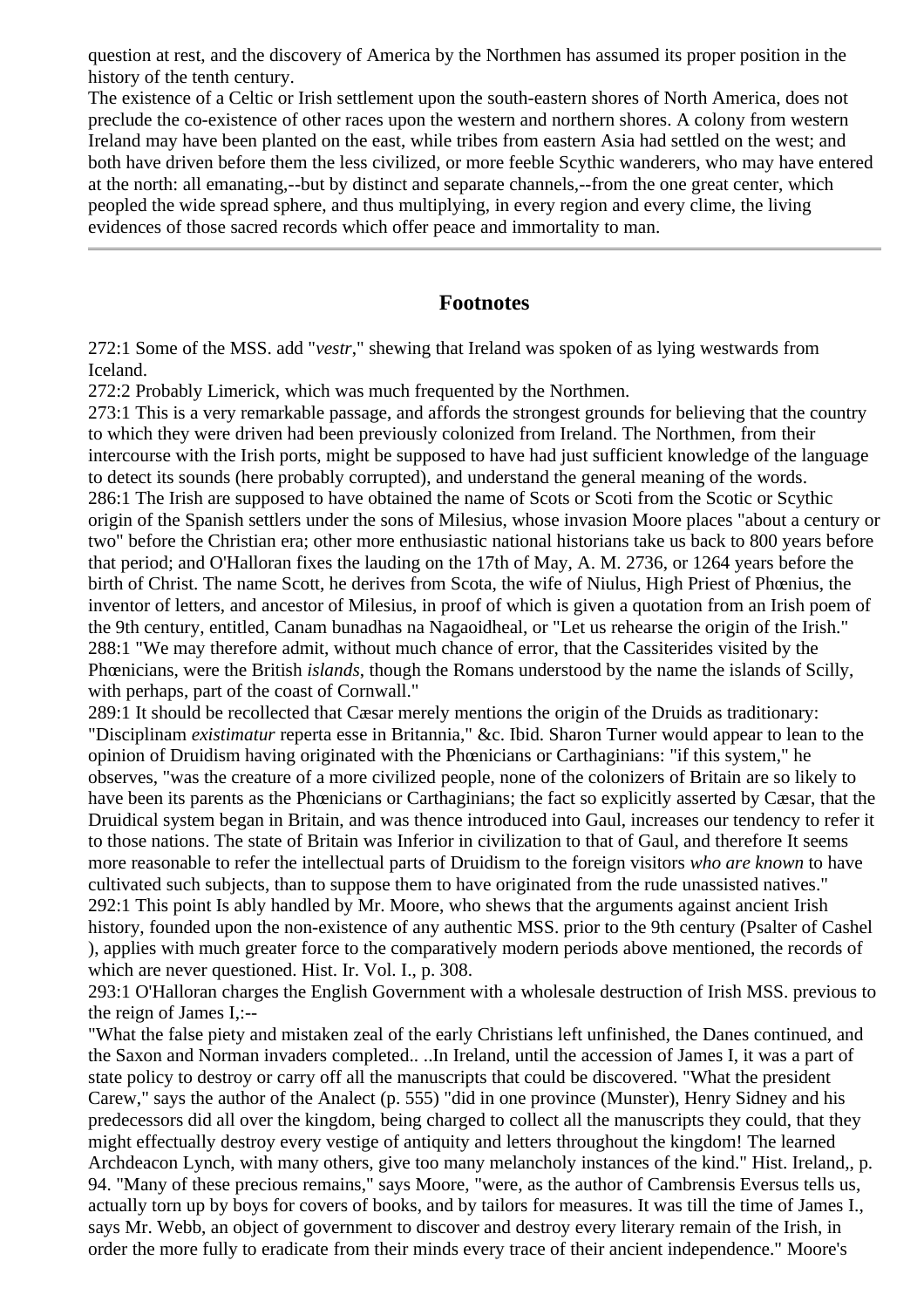question at rest, and the discovery of America by the Northmen has assumed its proper position in the history of the tenth century.

The existence of a Celtic or Irish settlement upon the south-eastern shores of North America, does not preclude the co-existence of other races upon the western and northern shores. A colony from western Ireland may have been planted on the east, while tribes from eastern Asia had settled on the west; and both have driven before them the less civilized, or more feeble Scythic wanderers, who may have entered at the north: all emanating,--but by distinct and separate channels,--from the one great center, which peopled the wide spread sphere, and thus multiplying, in every region and every clime, the living evidences of those sacred records which offer peace and immortality to man.

---

## Footnotes

272:1 Some of the MSS. add "*vestr*," shewing that Ireland was spoken of as lying westwards from Iceland.

272:2 Probably Limerick, which was much frequented by the Northmen.

273:1 This is a very remarkable passage, and affords the strongest grounds for believing that the country to which they were driven had been previously colonized from Ireland. The Northmen, from their intercourse with the Irish ports, might be supposed to have had just sufficient knowledge of the language to detect its sounds (here probably corrupted), and understand the general meaning of the words.

286:1 The Irish are supposed to have obtained the name of Scots or Scoti from the Scotic or Scythic origin of the Spanish settlers under the sons of Milesius, whose invasion Moore places "about a century or two" before the Christian era; other more enthusiastic national historians take us back to 800 years before that period; and O'Halloran fixes the lauding on the 17th of May, A. M. 2736, or 1264 years before the birth of Christ. The name Scott, he derives from Scota, the wife of Niulus, High Priest of Phœnius, the inventor of letters, and ancestor of Milesius, in proof of which is given a quotation from an Irish poem of the 9th century, entitled, Canam bunadhas na Nagaoidheal, or "Let us rehearse the origin of the Irish."

288:1 "We may therefore admit, without much chance of error, that the Cassiterides visited by the Phœnicians, were the British *islands*, though the Romans understood by the name the islands of Scilly, with perhaps, part of the coast of Cornwall."

289:1 It should be recollected that Cæsar merely mentions the origin of the Druids as traditionary: "Disciplinam *existimatur* reperta esse in Britannia," &c. Ibid. Sharon Turner would appear to lean to the opinion of Druidism having originated with the Phœnicians or Carthaginians: "if this system," he observes, "was the creature of a more civilized people, none of the colonizers of Britain are so likely to have been its parents as the Phœnicians or Carthaginians; the fact so explicitly asserted by Cæsar, that the Druidical system began in Britain, and was thence introduced into Gaul, increases our tendency to refer it to those nations. The state of Britain was Inferior in civilization to that of Gaul, and therefore It seems more reasonable to refer the intellectual parts of Druidism to the foreign visitors *who are known* to have cultivated such subjects, than to suppose them to have originated from the rude unassisted natives."

292:1 This point Is ably handled by Mr. Moore, who shews that the arguments against ancient Irish history, founded upon the non-existence of any authentic MSS. prior to the 9th century (Psalter of Cashel ), applies with much greater force to the comparatively modern periods above mentioned, the records of which are never questioned. Hist. Ir. Vol. I., p. 308.

293:1 O'Halloran charges the English Government with a wholesale destruction of Irish MSS. previous to the reign of James I,:--

"What the false piety and mistaken zeal of the early Christians left unfinished, the Danes continued, and the Saxon and Norman invaders completed.. ..In Ireland, until the accession of James I, it was a part of state policy to destroy or carry off all the manuscripts that could be discovered. "What the president Carew," says the author of the Analect (p. 555) "did in one province (Munster), Henry Sidney and his predecessors did all over the kingdom, being charged to collect all the manuscripts they could, that they might effectually destroy every vestige of antiquity and letters throughout the kingdom! The learned Archdeacon Lynch, with many others, give too many melancholy instances of the kind." Hist. Ireland,, p. 94. "Many of these precious remains," says Moore, "were, as the author of Cambrensis Eversus tells us, actually torn up by boys for covers of books, and by tailors for measures. It was till the time of James I., says Mr. Webb, an object of government to discover and destroy every literary remain of the Irish, in order the more fully to eradicate from their minds every trace of their ancient independence." Moore's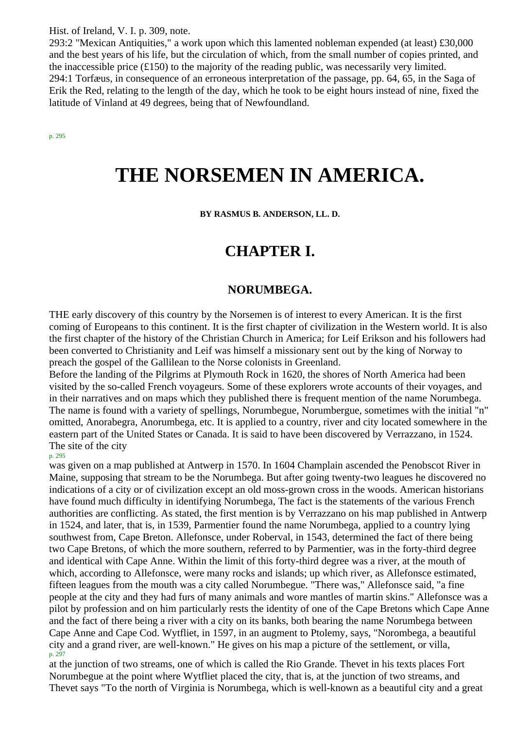Hist. of Ireland, V. I. p. 309, note.

293:2 "Mexican Antiquities," a work upon which this lamented nobleman expended (at least) £30,000 and the best years of his life, but the circulation of which, from the small number of copies printed, and the inaccessible price (£150) to the majority of the reading public, was necessarily very limited.

294:1 Torfæus, in consequence of an erroneous interpretation of the passage, pp. 64, 65, in the Saga of Erik the Red, relating to the length of the day, which he took to be eight hours instead of nine, fixed the latitude of Vinland at 49 degrees, being that of Newfoundland.

# THE NORSEMEN IN AMERICA.

**BY RASMUS B. ANDERSON, LL. D.**

## CHAPTER I.

### NORUMBEGA.

THE early discovery of this country by the Norsemen is of interest to every American. It is the first coming of Europeans to this continent. It is the first chapter of civilization in the Western world. It is also the first chapter of the history of the Christian Church in America; for Leif Erikson and his followers had been converted to Christianity and Leif was himself a missionary sent out by the king of Norway to preach the gospel of the Gallilean to the Norse colonists in Greenland.

Before the landing of the Pilgrims at Plymouth Rock in 1620, the shores of North America had been visited by the so-called French voyageurs. Some of these explorers wrote accounts of their voyages, and in their narratives and on maps which they published there is frequent mention of the name Norumbega. The name is found with a variety of spellings, Norumbegue, Norumbergue, sometimes with the initial "n" omitted, Anorabegra, Anorumbega, etc. It is applied to a country, river and city located somewhere in the eastern part of the United States or Canada. It is said to have been discovered by Verrazzano, in 1524. The site of the city was given on a map published at Antwerp in 1570. In 1604 Champlain ascended the Penobscot River in Maine, supposing that stream to be the Norumbega. But after going twenty-two leagues he discovered no indications of a city or of civilization except an old moss-grown cross in the woods. American historians have found much difficulty in identifying Norumbega, The fact is the statements of the various French authorities are conflicting. As stated, the first mention is by Verrazzano on his map published in Antwerp in 1524, and later, that is, in 1539, Parmentier found the name Norumbega, applied to a country lying southwest from, Cape Breton. Allefonsce, under Roberval, in 1543, determined the fact of there being two Cape Bretons, of which the more southern, referred to by Parmentier, was in the forty-third degree and identical with Cape Anne. Within the limit of this forty-third degree was a river, at the mouth of which, according to Allefonsce, were many rocks and islands; up which river, as Allefonsce estimated, fifteen leagues from the mouth was a city called Norumbegue. "There was," Allefonsce said, "a fine people at the city and they had furs of many animals and wore mantles of martin skins." Allefonsce was a pilot by profession and on him particularly rests the identity of one of the Cape Bretons which Cape Anne and the fact of there being a river with a city on its banks, both bearing the name Norumbega between Cape Anne and Cape Cod. Wytfliet, in 1597, in an augment to Ptolemy, says, "Norombega, a beautiful city and a grand river, are well-known." He gives on his map a picture of the settlement, or villa, at the junction of two streams, one of which is called the Rio Grande. Thevet in his texts places Fort Norumbegue at the point where Wytfliet placed the city, that is, at the junction of two streams, and Thevet says "To the north of Virginia is Norumbega, which is well-known as a beautiful city and a great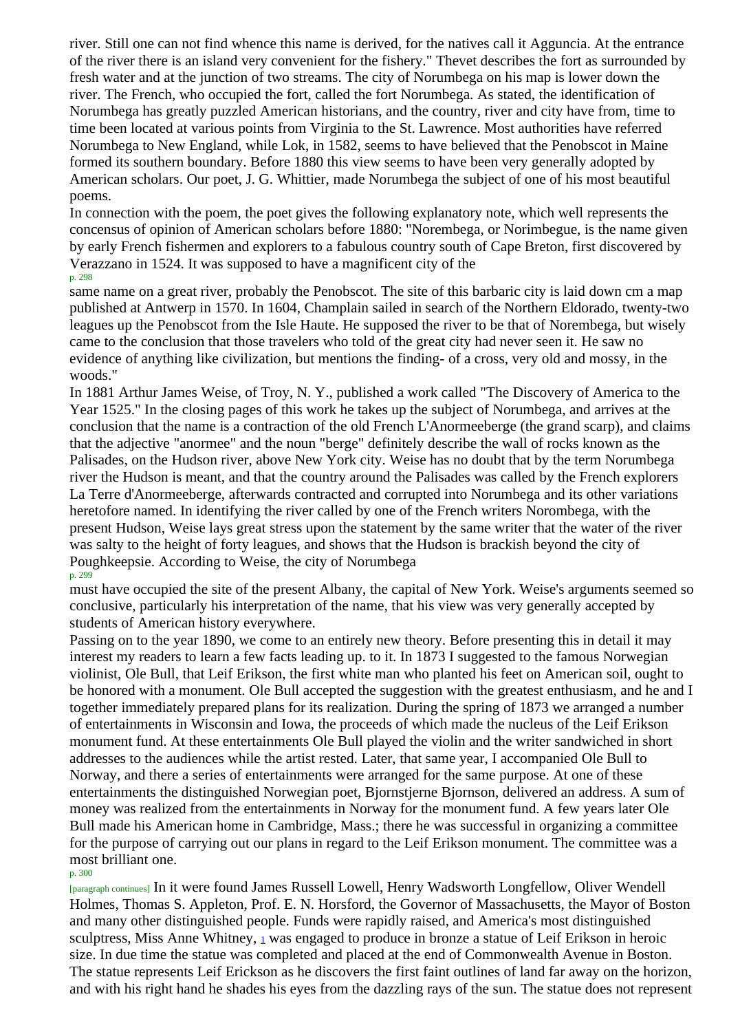river. Still one can not find whence this name is derived, for the natives call it Agguncia. At the entrance of the river there is an island very convenient for the fishery." Thevet describes the fort as surrounded by fresh water and at the junction of two streams. The city of Norumbega on his map is lower down the river. The French, who occupied the fort, called the fort Norumbega. As stated, the identification of Norumbega has greatly puzzled American historians, and the country, river and city have from, time to time been located at various points from Virginia to the St. Lawrence. Most authorities have referred Norumbega to New England, while Lok, in 1582, seems to have believed that the Penobscot in Maine formed its southern boundary. Before 1880 this view seems to have been very generally adopted by American scholars. Our poet, J. G. Whittier, made Norumbega the subject of one of his most beautiful poems.

In connection with the poem, the poet gives the following explanatory note, which well represents the concensus of opinion of American scholars before 1880: "Norembega, or Norimbegue, is the name given by early French fishermen and explorers to a fabulous country south of Cape Breton, first discovered by Verazzano in 1524. It was supposed to have a magnificent city of the same name on a great river, probably the Penobscot. The site of this barbaric city is laid down cm a map published at Antwerp in 1570. In 1604, Champlain sailed in search of the Northern Eldorado, twenty-two leagues up the Penobscot from the Isle Haute. He supposed the river to be that of Norembega, but wisely came to the conclusion that those travelers who told of the great city had never seen it. He saw no evidence of anything like civilization, but mentions the finding- of a cross, very old and mossy, in the woods."

In 1881 Arthur James Weise, of Troy, N. Y., published a work called "The Discovery of America to the Year 1525." In the closing pages of this work he takes up the subject of Norumbega, and arrives at the conclusion that the name is a contraction of the old French L'Anormeeberge (the grand scarp), and claims that the adjective "anormee" and the noun "berge" definitely describe the wall of rocks known as the Palisades, on the Hudson river, above New York city. Weise has no doubt that by the term Norumbega river the Hudson is meant, and that the country around the Palisades was called by the French explorers La Terre d'Anormeeberge, afterwards contracted and corrupted into Norumbega and its other variations heretofore named. In identifying the river called by one of the French writers Norombega, with the present Hudson, Weise lays great stress upon the statement by the same writer that the water of the river was salty to the height of forty leagues, and shows that the Hudson is brackish beyond the city of Poughkeepsie. According to Weise, the city of Norumbega must have occupied the site of the present Albany, the capital of New York. Weise's arguments seemed so conclusive, particularly his interpretation of the name, that his view was very generally accepted by students of American history everywhere.

Passing on to the year 1890, we come to an entirely new theory. Before presenting this in detail it may interest my readers to learn a few facts leading up. to it. In 1873 I suggested to the famous Norwegian violinist, Ole Bull, that Leif Erikson, the first white man who planted his feet on American soil, ought to be honored with a monument. Ole Bull accepted the suggestion with the greatest enthusiasm, and he and I together immediately prepared plans for its realization. During the spring of 1873 we arranged a number of entertainments in Wisconsin and Iowa, the proceeds of which made the nucleus of the Leif Erikson monument fund. At these entertainments Ole Bull played the violin and the writer sandwiched in short addresses to the audiences while the artist rested. Later, that same year, I accompanied Ole Bull to Norway, and there a series of entertainments were arranged for the same purpose. At one of these entertainments the distinguished Norwegian poet, Bjornstjerne Bjornson, delivered an address. A sum of money was realized from the entertainments in Norway for the monument fund. A few years later Ole Bull made his American home in Cambridge, Mass.; there he was successful in organizing a committee for the purpose of carrying out our plans in regard to the Leif Erikson monument. The committee was a most brilliant one. In it were found James Russell Lowell, Henry Wadsworth Longfellow, Oliver Wendell Holmes, Thomas S. Appleton, Prof. E. N. Horsford, the Governor of Massachusetts, the Mayor of Boston and many other distinguished people. Funds were rapidly raised, and America's most distinguished sculptress, Miss Anne Whitney, [1] was engaged to produce in bronze a statue of Leif Erikson in heroic size. In due time the statue was completed and placed at the end of Commonwealth Avenue in Boston. The statue represents Leif Erickson as he discovers the first faint outlines of land far away on the horizon, and with his right hand he shades his eyes from the dazzling rays of the sun. The statue does not represent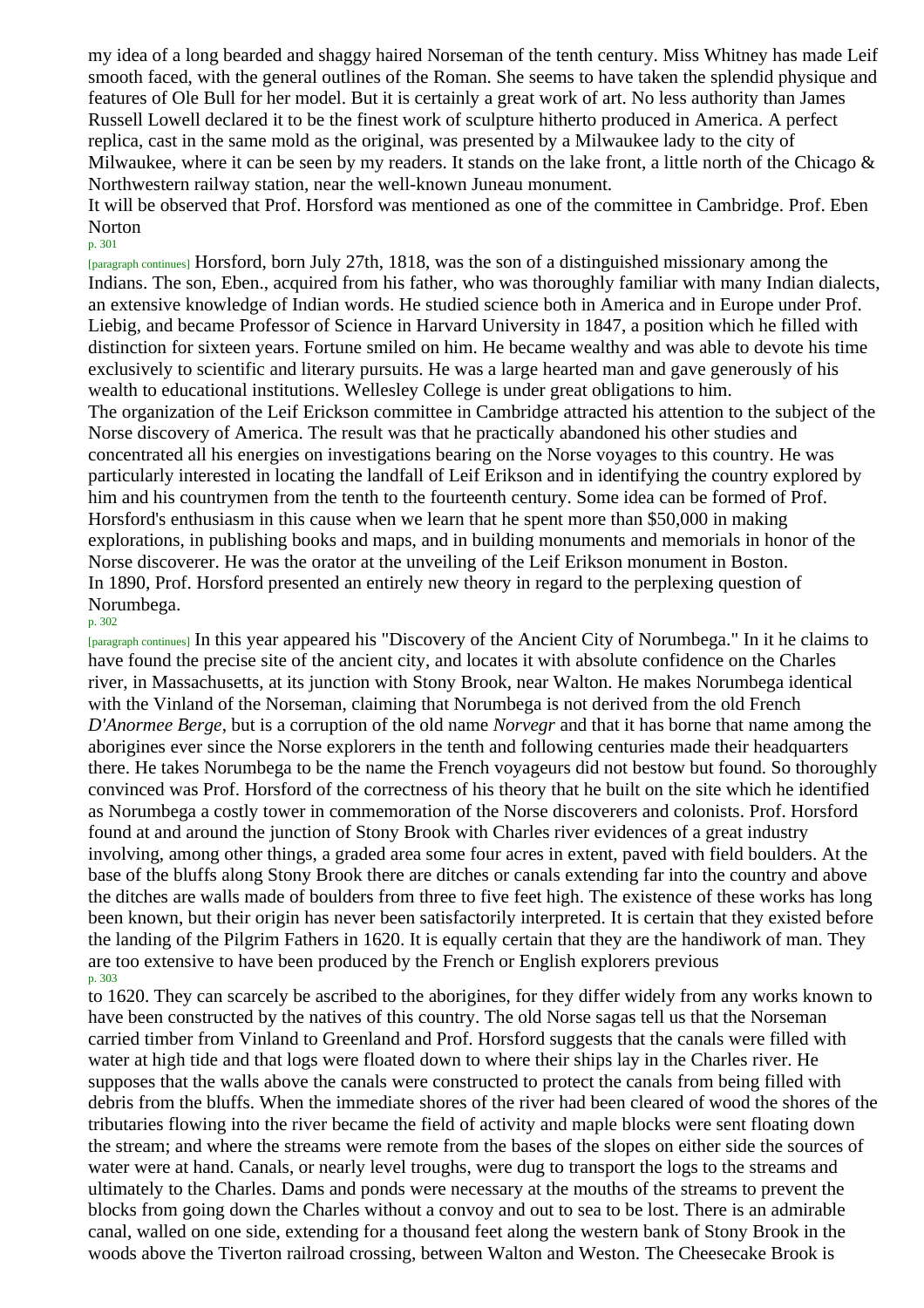my idea of a long bearded and shaggy haired Norseman of the tenth century. Miss Whitney has made Leif smooth faced, with the general outlines of the Roman. She seems to have taken the splendid physique and features of Ole Bull for her model. But it is certainly a great work of art. No less authority than James Russell Lowell declared it to be the finest work of sculpture hitherto produced in America. A perfect replica, cast in the same mold as the original, was presented by a Milwaukee lady to the city of Milwaukee, where it can be seen by my readers. It stands on the lake front, a little north of the Chicago & Northwestern railway station, near the well-known Juneau monument.

It will be observed that Prof. Horsford was mentioned as one of the committee in Cambridge. Prof. Eben Norton Horsford, born July 27th, 1818, was the son of a distinguished missionary among the Indians. The son, Eben., acquired from his father, who was thoroughly familiar with many Indian dialects, an extensive knowledge of Indian words. He studied science both in America and in Europe under Prof. Liebig, and became Professor of Science in Harvard University in 1847, a position which he filled with distinction for sixteen years. Fortune smiled on him. He became wealthy and was able to devote his time exclusively to scientific and literary pursuits. He was a large hearted man and gave generously of his wealth to educational institutions. Wellesley College is under great obligations to him.

The organization of the Leif Erickson committee in Cambridge attracted his attention to the subject of the Norse discovery of America. The result was that he practically abandoned his other studies and concentrated all his energies on investigations bearing on the Norse voyages to this country. He was particularly interested in locating the landfall of Leif Erikson and in identifying the country explored by him and his countrymen from the tenth to the fourteenth century. Some idea can be formed of Prof. Horsford's enthusiasm in this cause when we learn that he spent more than $50,000 in making explorations, in publishing books and maps, and in building monuments and memorials in honor of the Norse discoverer. He was the orator at the unveiling of the Leif Erikson monument in Boston.

In 1890, Prof. Horsford presented an entirely new theory in regard to the perplexing question of Norumbega. In this year appeared his "Discovery of the Ancient City of Norumbega." In it he claims to have found the precise site of the ancient city, and locates it with absolute confidence on the Charles river, in Massachusetts, at its junction with Stony Brook, near Walton. He makes Norumbega identical with the Vinland of the Norseman, claiming that Norumbega is not derived from the old French *D'Anormee Berge*, but is a corruption of the old name *Norvegr* and that it has borne that name among the aborigines ever since the Norse explorers in the tenth and following centuries made their headquarters there. He takes Norumbega to be the name the French voyageurs did not bestow but found. So thoroughly convinced was Prof. Horsford of the correctness of his theory that he built on the site which he identified as Norumbega a costly tower in commemoration of the Norse discoverers and colonists. Prof. Horsford found at and around the junction of Stony Brook with Charles river evidences of a great industry involving, among other things, a graded area some four acres in extent, paved with field boulders. At the base of the bluffs along Stony Brook there are ditches or canals extending far into the country and above the ditches are walls made of boulders from three to five feet high. The existence of these works has long been known, but their origin has never been satisfactorily interpreted. It is certain that they existed before the landing of the Pilgrim Fathers in 1620. It is equally certain that they are the handiwork of man. They are too extensive to have been produced by the French or English explorers previous to 1620. They can scarcely be ascribed to the aborigines, for they differ widely from any works known to have been constructed by the natives of this country. The old Norse sagas tell us that the Norseman carried timber from Vinland to Greenland and Prof. Horsford suggests that the canals were filled with water at high tide and that logs were floated down to where their ships lay in the Charles river. He supposes that the walls above the canals were constructed to protect the canals from being filled with debris from the bluffs. When the immediate shores of the river had been cleared of wood the shores of the tributaries flowing into the river became the field of activity and maple blocks were sent floating down the stream; and where the streams were remote from the bases of the slopes on either side the sources of water were at hand. Canals, or nearly level troughs, were dug to transport the logs to the streams and ultimately to the Charles. Dams and ponds were necessary at the mouths of the streams to prevent the blocks from going down the Charles without a convoy and out to sea to be lost. There is an admirable canal, walled on one side, extending for a thousand feet along the western bank of Stony Brook in the woods above the Tiverton railroad crossing, between Walton and Weston. The Cheesecake Brook is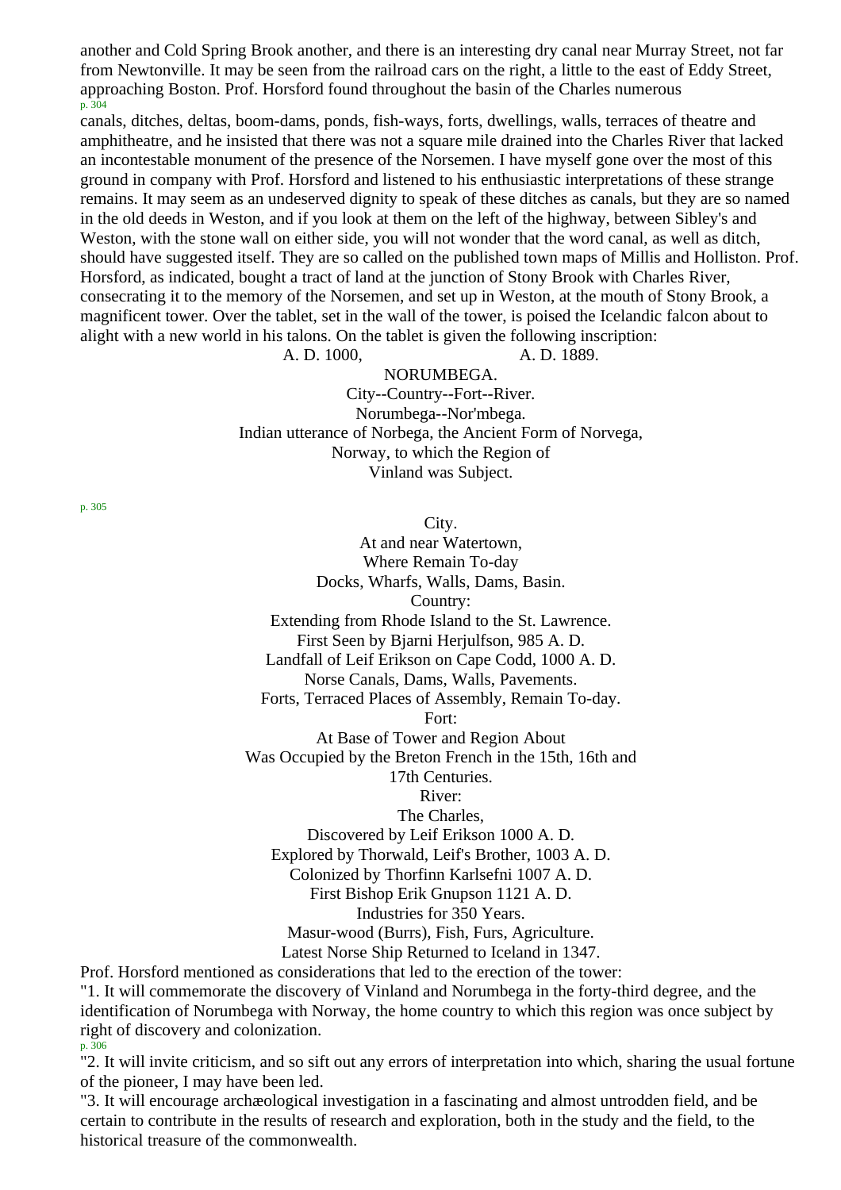another and Cold Spring Brook another, and there is an interesting dry canal near Murray Street, not far from Newtonville. It may be seen from the railroad cars on the right, a little to the east of Eddy Street, approaching Boston. Prof. Horsford found throughout the basin of the Charles numerous canals, ditches, deltas, boom-dams, ponds, fish-ways, forts, dwellings, walls, terraces of theatre and amphitheatre, and he insisted that there was not a square mile drained into the Charles River that lacked an incontestable monument of the presence of the Norsemen. I have myself gone over the most of this ground in company with Prof. Horsford and listened to his enthusiastic interpretations of these strange remains. It may seem as an undeserved dignity to speak of these ditches as canals, but they are so named in the old deeds in Weston, and if you look at them on the left of the highway, between Sibley's and Weston, with the stone wall on either side, you will not wonder that the word canal, as well as ditch, should have suggested itself. They are so called on the published town maps of Millis and Holliston. Prof. Horsford, as indicated, bought a tract of land at the junction of Stony Brook with Charles River, consecrating it to the memory of the Norsemen, and set up in Weston, at the mouth of Stony Brook, a magnificent tower. Over the tablet, set in the wall of the tower, is poised the Icelandic falcon about to alight with a new world in his talons. On the tablet is given the following inscription:

A. D. 1000, A. D. 1889.

NORUMBEGA.

City--Country--Fort--River.

Norumbega--Nor'mbega.

Indian utterance of Norbega, the Ancient Form of Norvega,

Norway, to which the Region of

Vinland was Subject.

City.

At and near Watertown,

Where Remain To-day

Docks, Wharfs, Walls, Dams, Basin.

Country:

Extending from Rhode Island to the St. Lawrence.

First Seen by Bjarni Herjulfson, 985 A. D.

Landfall of Leif Erikson on Cape Codd, 1000 A. D.

Norse Canals, Dams, Walls, Pavements.

Forts, Terraced Places of Assembly, Remain To-day.

Fort:

At Base of Tower and Region About

Was Occupied by the Breton French in the 15th, 16th and

17th Centuries.

River:

The Charles,

Discovered by Leif Erikson 1000 A. D.

Explored by Thorwald, Leif's Brother, 1003 A. D.

Colonized by Thorfinn Karlsefni 1007 A. D.

First Bishop Erik Gnupson 1121 A. D.

Industries for 350 Years.

Masur-wood (Burrs), Fish, Furs, Agriculture.

Latest Norse Ship Returned to Iceland in 1347.

Prof. Horsford mentioned as considerations that led to the erection of the tower:

"1. It will commemorate the discovery of Vinland and Norumbega in the forty-third degree, and the identification of Norumbega with Norway, the home country to which this region was once subject by right of discovery and colonization.

"2. It will invite criticism, and so sift out any errors of interpretation into which, sharing the usual fortune of the pioneer, I may have been led.

"3. It will encourage archæological investigation in a fascinating and almost untrodden field, and be certain to contribute in the results of research and exploration, both in the study and the field, to the historical treasure of the commonwealth.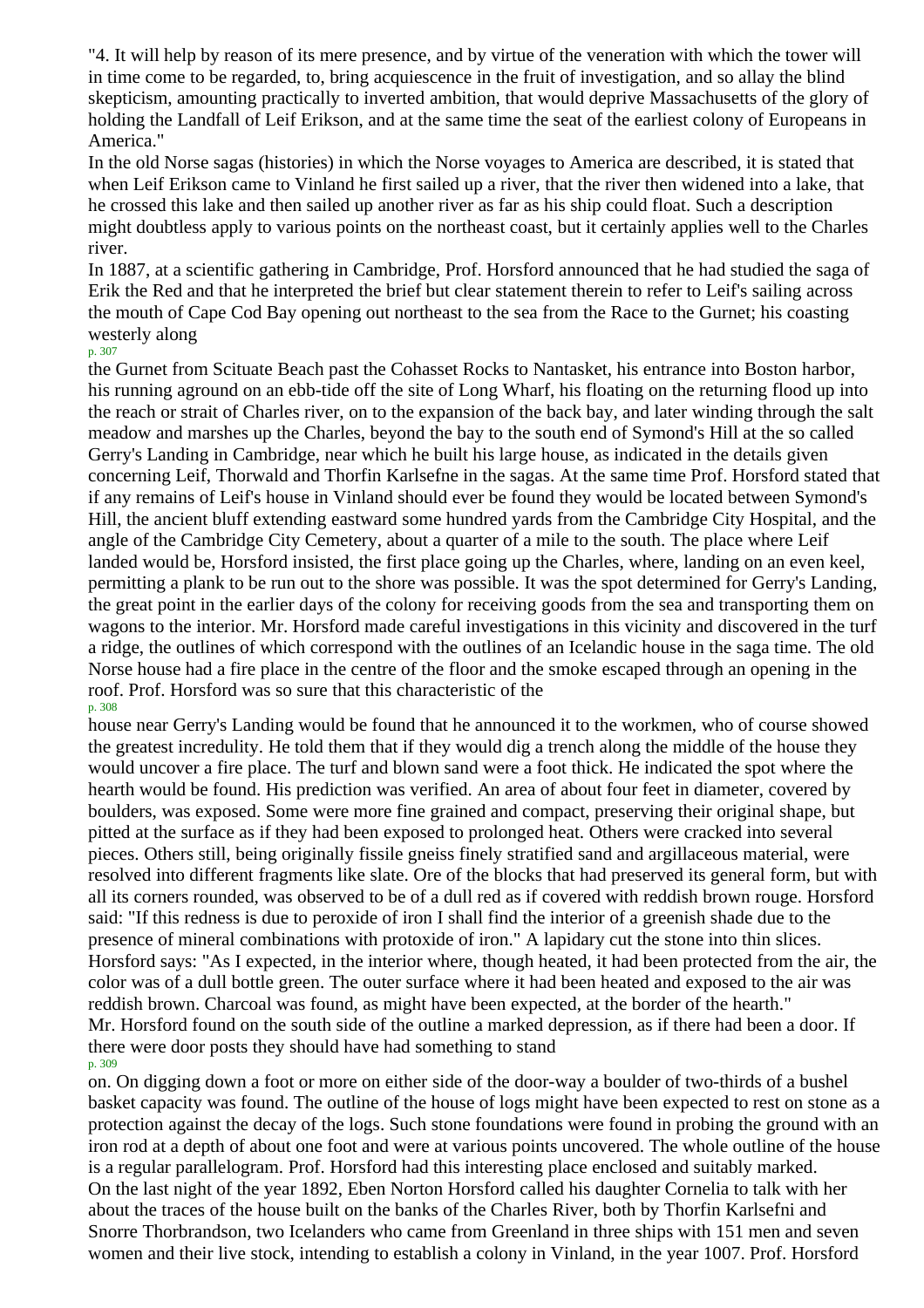"4. It will help by reason of its mere presence, and by virtue of the veneration with which the tower will in time come to be regarded, to, bring acquiescence in the fruit of investigation, and so allay the blind skepticism, amounting practically to inverted ambition, that would deprive Massachusetts of the glory of holding the Landfall of Leif Erikson, and at the same time the seat of the earliest colony of Europeans in America."

In the old Norse sagas (histories) in which the Norse voyages to America are described, it is stated that when Leif Erikson came to Vinland he first sailed up a river, that the river then widened into a lake, that he crossed this lake and then sailed up another river as far as his ship could float. Such a description might doubtless apply to various points on the northeast coast, but it certainly applies well to the Charles river.

In 1887, at a scientific gathering in Cambridge, Prof. Horsford announced that he had studied the saga of Erik the Red and that he interpreted the brief but clear statement therein to refer to Leif's sailing across the mouth of Cape Cod Bay opening out northeast to the sea from the Race to the Gurnet; his coasting westerly along the Gurnet from Scituate Beach past the Cohasset Rocks to Nantasket, his entrance into Boston harbor, his running aground on an ebb-tide off the site of Long Wharf, his floating on the returning flood up into the reach or strait of Charles river, on to the expansion of the back bay, and later winding through the salt meadow and marshes up the Charles, beyond the bay to the south end of Symond's Hill at the so called Gerry's Landing in Cambridge, near which he built his large house, as indicated in the details given concerning Leif, Thorwald and Thorfin Karlsefne in the sagas. At the same time Prof. Horsford stated that if any remains of Leif's house in Vinland should ever be found they would be located between Symond's Hill, the ancient bluff extending eastward some hundred yards from the Cambridge City Hospital, and the angle of the Cambridge City Cemetery, about a quarter of a mile to the south. The place where Leif landed would be, Horsford insisted, the first place going up the Charles, where, landing on an even keel, permitting a plank to be run out to the shore was possible. It was the spot determined for Gerry's Landing, the great point in the earlier days of the colony for receiving goods from the sea and transporting them on wagons to the interior. Mr. Horsford made careful investigations in this vicinity and discovered in the turf a ridge, the outlines of which correspond with the outlines of an Icelandic house in the saga time. The old Norse house had a fire place in the centre of the floor and the smoke escaped through an opening in the roof. Prof. Horsford was so sure that this characteristic of the house near Gerry's Landing would be found that he announced it to the workmen, who of course showed the greatest incredulity. He told them that if they would dig a trench along the middle of the house they would uncover a fire place. The turf and blown sand were a foot thick. He indicated the spot where the hearth would be found. His prediction was verified. An area of about four feet in diameter, covered by boulders, was exposed. Some were more fine grained and compact, preserving their original shape, but pitted at the surface as if they had been exposed to prolonged heat. Others were cracked into several pieces. Others still, being originally fissile gneiss finely stratified sand and argillaceous material, were resolved into different fragments like slate. Ore of the blocks that had preserved its general form, but with all its corners rounded, was observed to be of a dull red as if covered with reddish brown rouge. Horsford said: "If this redness is due to peroxide of iron I shall find the interior of a greenish shade due to the presence of mineral combinations with protoxide of iron." A lapidary cut the stone into thin slices. Horsford says: "As I expected, in the interior where, though heated, it had been protected from the air, the color was of a dull bottle green. The outer surface where it had been heated and exposed to the air was reddish brown. Charcoal was found, as might have been expected, at the border of the hearth."

Mr. Horsford found on the south side of the outline a marked depression, as if there had been a door. If there were door posts they should have had something to stand on. On digging down a foot or more on either side of the door-way a boulder of two-thirds of a bushel basket capacity was found. The outline of the house of logs might have been expected to rest on stone as a protection against the decay of the logs. Such stone foundations were found in probing the ground with an iron rod at a depth of about one foot and were at various points uncovered. The whole outline of the house is a regular parallelogram. Prof. Horsford had this interesting place enclosed and suitably marked.

On the last night of the year 1892, Eben Norton Horsford called his daughter Cornelia to talk with her about the traces of the house built on the banks of the Charles River, both by Thorfin Karlsefni and Snorre Thorbrandson, two Icelanders who came from Greenland in three ships with 151 men and seven women and their live stock, intending to establish a colony in Vinland, in the year 1007. Prof. Horsford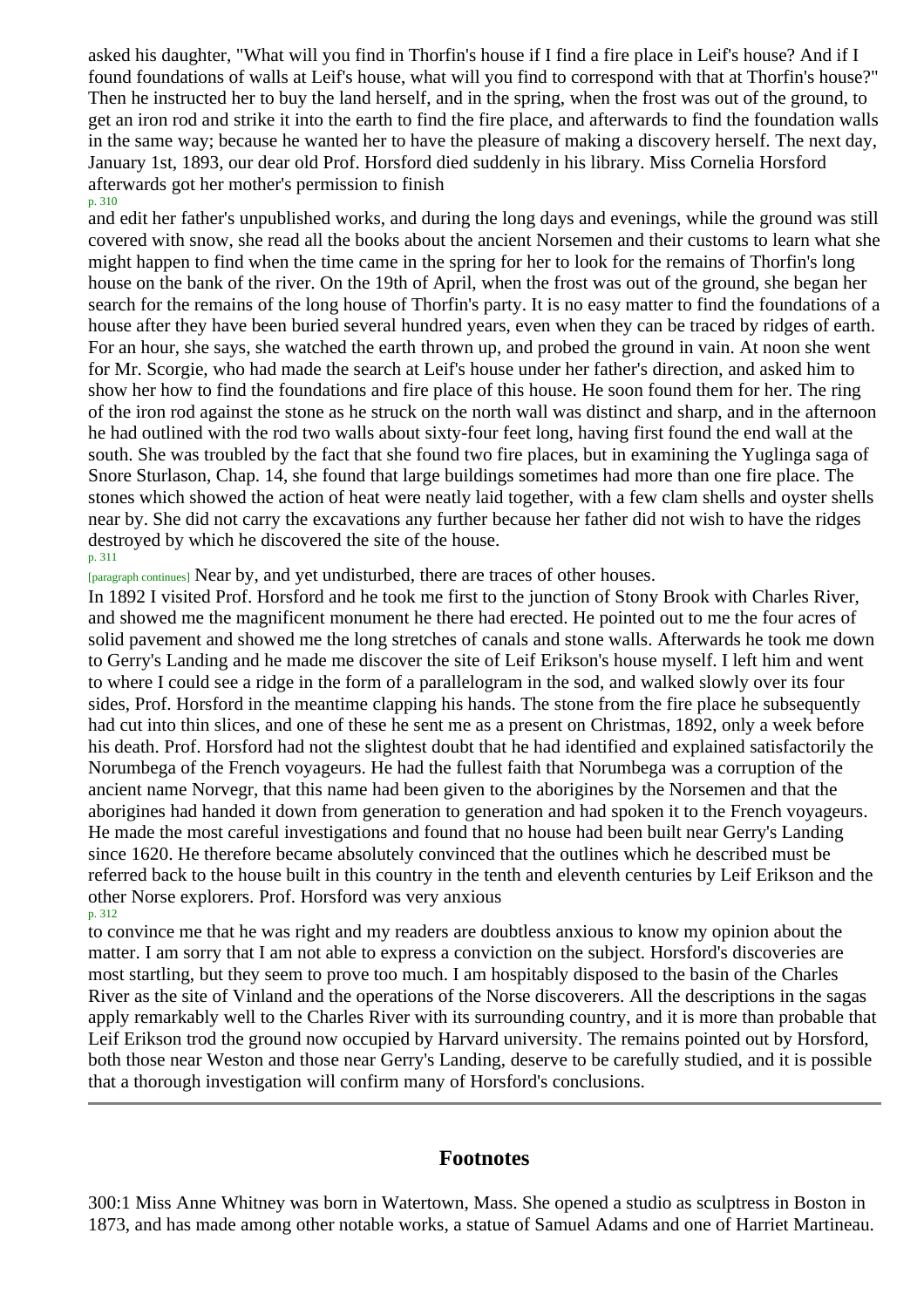asked his daughter, "What will you find in Thorfin's house if I find a fire place in Leif's house? And if I found foundations of walls at Leif's house, what will you find to correspond with that at Thorfin's house?" Then he instructed her to buy the land herself, and in the spring, when the frost was out of the ground, to get an iron rod and strike it into the earth to find the fire place, and afterwards to find the foundation walls in the same way; because he wanted her to have the pleasure of making a discovery herself. The next day, January 1st, 1893, our dear old Prof. Horsford died suddenly in his library. Miss Cornelia Horsford afterwards got her mother's permission to finish and edit her father's unpublished works, and during the long days and evenings, while the ground was still covered with snow, she read all the books about the ancient Norsemen and their customs to learn what she might happen to find when the time came in the spring for her to look for the remains of Thorfin's long house on the bank of the river. On the 19th of April, when the frost was out of the ground, she began her search for the remains of the long house of Thorfin's party. It is no easy matter to find the foundations of a house after they have been buried several hundred years, even when they can be traced by ridges of earth. For an hour, she says, she watched the earth thrown up, and probed the ground in vain. At noon she went for Mr. Scorgie, who had made the search at Leif's house under her father's direction, and asked him to show her how to find the foundations and fire place of this house. He soon found them for her. The ring of the iron rod against the stone as he struck on the north wall was distinct and sharp, and in the afternoon he had outlined with the rod two walls about sixty-four feet long, having first found the end wall at the south. She was troubled by the fact that she found two fire places, but in examining the Yuglinga saga of Snore Sturlason, Chap. 14, she found that large buildings sometimes had more than one fire place. The stones which showed the action of heat were neatly laid together, with a few clam shells and oyster shells near by. She did not carry the excavations any further because her father did not wish to have the ridges destroyed by which he discovered the site of the house. Near by, and yet undisturbed, there are traces of other houses.

In 1892 I visited Prof. Horsford and he took me first to the junction of Stony Brook with Charles River, and showed me the magnificent monument he there had erected. He pointed out to me the four acres of solid pavement and showed me the long stretches of canals and stone walls. Afterwards he took me down to Gerry's Landing and he made me discover the site of Leif Erikson's house myself. I left him and went to where I could see a ridge in the form of a parallelogram in the sod, and walked slowly over its four sides, Prof. Horsford in the meantime clapping his hands. The stone from the fire place he subsequently had cut into thin slices, and one of these he sent me as a present on Christmas, 1892, only a week before his death. Prof. Horsford had not the slightest doubt that he had identified and explained satisfactorily the Norumbega of the French voyageurs. He had the fullest faith that Norumbega was a corruption of the ancient name Norvegr, that this name had been given to the aborigines by the Norsemen and that the aborigines had handed it down from generation to generation and had spoken it to the French voyageurs. He made the most careful investigations and found that no house had been built near Gerry's Landing since 1620. He therefore became absolutely convinced that the outlines which he described must be referred back to the house built in this country in the tenth and eleventh centuries by Leif Erikson and the other Norse explorers. Prof. Horsford was very anxious to convince me that he was right and my readers are doubtless anxious to know my opinion about the matter. I am sorry that I am not able to express a conviction on the subject. Horsford's discoveries are most startling, but they seem to prove too much. I am hospitably disposed to the basin of the Charles River as the site of Vinland and the operations of the Norse discoverers. All the descriptions in the sagas apply remarkably well to the Charles River with its surrounding country, and it is more than probable that Leif Erikson trod the ground now occupied by Harvard university. The remains pointed out by Horsford, both those near Weston and those near Gerry's Landing, deserve to be carefully studied, and it is possible that a thorough investigation will confirm many of Horsford's conclusions.

---

## Footnotes

300:1 Miss Anne Whitney was born in Watertown, Mass. She opened a studio as sculptress in Boston in 1873, and has made among other notable works, a statue of Samuel Adams and one of Harriet Martineau.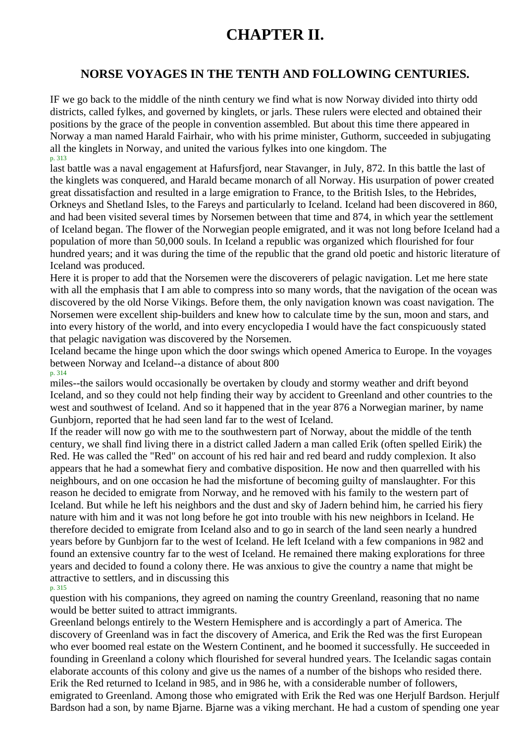# CHAPTER II.

## NORSE VOYAGES IN THE TENTH AND FOLLOWING CENTURIES.

IF we go back to the middle of the ninth century we find what is now Norway divided into thirty odd districts, called fylkes, and governed by kinglets, or jarls. These rulers were elected and obtained their positions by the grace of the people in convention assembled. But about this time there appeared in Norway a man named Harald Fairhair, who with his prime minister, Guthorm, succeeded in subjugating all the kinglets in Norway, and united the various fylkes into one kingdom. The last battle was a naval engagement at Hafursfjord, near Stavanger, in July, 872. In this battle the last of the kinglets was conquered, and Harald became monarch of all Norway. His usurpation of power created great dissatisfaction and resulted in a large emigration to France, to the British Isles, to the Hebrides, Orkneys and Shetland Isles, to the Fareys and particularly to Iceland. Iceland had been discovered in 860, and had been visited several times by Norsemen between that time and 874, in which year the settlement of Iceland began. The flower of the Norwegian people emigrated, and it was not long before Iceland had a population of more than 50,000 souls. In Iceland a republic was organized which flourished for four hundred years; and it was during the time of the republic that the grand old poetic and historic literature of Iceland was produced.

Here it is proper to add that the Norsemen were the discoverers of pelagic navigation. Let me here state with all the emphasis that I am able to compress into so many words, that the navigation of the ocean was discovered by the old Norse Vikings. Before them, the only navigation known was coast navigation. The Norsemen were excellent ship-builders and knew how to calculate time by the sun, moon and stars, and into every history of the world, and into every encyclopedia I would have the fact conspicuously stated that pelagic navigation was discovered by the Norsemen.

Iceland became the hinge upon which the door swings which opened America to Europe. In the voyages between Norway and Iceland--a distance of about 800 miles--the sailors would occasionally be overtaken by cloudy and stormy weather and drift beyond Iceland, and so they could not help finding their way by accident to Greenland and other countries to the west and southwest of Iceland. And so it happened that in the year 876 a Norwegian mariner, by name Gunbjorn, reported that he had seen land far to the west of Iceland.

If the reader will now go with me to the southwestern part of Norway, about the middle of the tenth century, we shall find living there in a district called Jadern a man called Erik (often spelled Eirik) the Red. He was called the "Red" on account of his red hair and red beard and ruddy complexion. It also appears that he had a somewhat fiery and combative disposition. He now and then quarrelled with his neighbours, and on one occasion he had the misfortune of becoming guilty of manslaughter. For this reason he decided to emigrate from Norway, and he removed with his family to the western part of Iceland. But while he left his neighbors and the dust and sky of Jadern behind him, he carried his fiery nature with him and it was not long before he got into trouble with his new neighbors in Iceland. He therefore decided to emigrate from Iceland also and to go in search of the land seen nearly a hundred years before by Gunbjorn far to the west of Iceland. He left Iceland with a few companions in 982 and found an extensive country far to the west of Iceland. He remained there making explorations for three years and decided to found a colony there. He was anxious to give the country a name that might be attractive to settlers, and in discussing this question with his companions, they agreed on naming the country Greenland, reasoning that no name would be better suited to attract immigrants.

Greenland belongs entirely to the Western Hemisphere and is accordingly a part of America. The discovery of Greenland was in fact the discovery of America, and Erik the Red was the first European who ever boomed real estate on the Western Continent, and he boomed it successfully. He succeeded in founding in Greenland a colony which flourished for several hundred years. The Icelandic sagas contain elaborate accounts of this colony and give us the names of a number of the bishops who resided there. Erik the Red returned to Iceland in 985, and in 986 he, with a considerable number of followers, emigrated to Greenland. Among those who emigrated with Erik the Red was one Herjulf Bardson. Herjulf Bardson had a son, by name Bjarne. Bjarne was a viking merchant. He had a custom of spending one year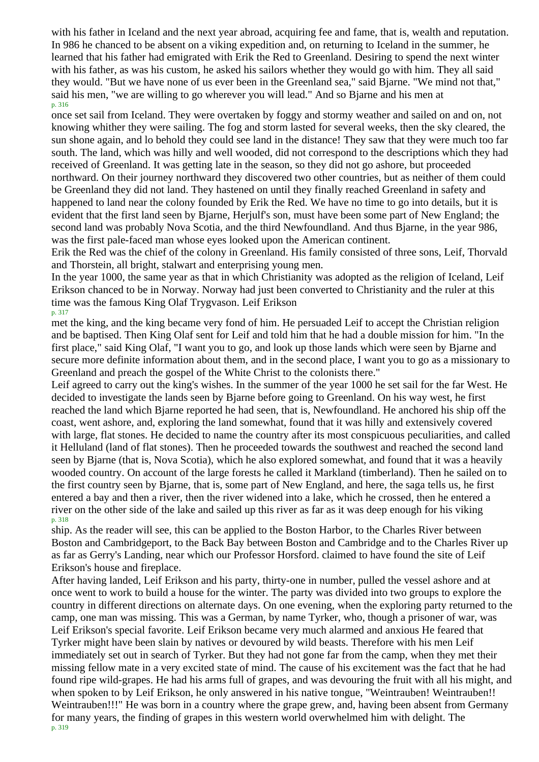with his father in Iceland and the next year abroad, acquiring fee and fame, that is, wealth and reputation. In 986 he chanced to be absent on a viking expedition and, on returning to Iceland in the summer, he learned that his father had emigrated with Erik the Red to Greenland. Desiring to spend the next winter with his father, as was his custom, he asked his sailors whether they would go with him. They all said they would. "But we have none of us ever been in the Greenland sea," said Bjarne. "We mind not that," said his men, "we are willing to go wherever you will lead." And so Bjarne and his men at once set sail from Iceland. They were overtaken by foggy and stormy weather and sailed on and on, not knowing whither they were sailing. The fog and storm lasted for several weeks, then the sky cleared, the sun shone again, and lo behold they could see land in the distance! They saw that they were much too far south. The land, which was hilly and well wooded, did not correspond to the descriptions which they had received of Greenland. It was getting late in the season, so they did not go ashore, but proceeded northward. On their journey northward they discovered two other countries, but as neither of them could be Greenland they did not land. They hastened on until they finally reached Greenland in safety and happened to land near the colony founded by Erik the Red. We have no time to go into details, but it is evident that the first land seen by Bjarne, Herjulf's son, must have been some part of New England; the second land was probably Nova Scotia, and the third Newfoundland. And thus Bjarne, in the year 986, was the first pale-faced man whose eyes looked upon the American continent.

Erik the Red was the chief of the colony in Greenland. His family consisted of three sons, Leif, Thorvald and Thorstein, all bright, stalwart and enterprising young men.

In the year 1000, the same year as that in which Christianity was adopted as the religion of Iceland, Leif Erikson chanced to be in Norway. Norway had just been converted to Christianity and the ruler at this time was the famous King Olaf Trygvason. Leif Erikson met the king, and the king became very fond of him. He persuaded Leif to accept the Christian religion and be baptised. Then King Olaf sent for Leif and told him that he had a double mission for him. "In the first place," said King Olaf, "I want you to go, and look up those lands which were seen by Bjarne and secure more definite information about them, and in the second place, I want you to go as a missionary to Greenland and preach the gospel of the White Christ to the colonists there."

Leif agreed to carry out the king's wishes. In the summer of the year 1000 he set sail for the far West. He decided to investigate the lands seen by Bjarne before going to Greenland. On his way west, he first reached the land which Bjarne reported he had seen, that is, Newfoundland. He anchored his ship off the coast, went ashore, and, exploring the land somewhat, found that it was hilly and extensively covered with large, flat stones. He decided to name the country after its most conspicuous peculiarities, and called it Helluland (land of flat stones). Then he proceeded towards the southwest and reached the second land seen by Bjarne (that is, Nova Scotia), which he also explored somewhat, and found that it was a heavily wooded country. On account of the large forests he called it Markland (timberland). Then he sailed on to the first country seen by Bjarne, that is, some part of New England, and here, the saga tells us, he first entered a bay and then a river, then the river widened into a lake, which he crossed, then he entered a river on the other side of the lake and sailed up this river as far as it was deep enough for his viking ship. As the reader will see, this can be applied to the Boston Harbor, to the Charles River between Boston and Cambridgeport, to the Back Bay between Boston and Cambridge and to the Charles River up as far as Gerry's Landing, near which our Professor Horsford. claimed to have found the site of Leif Erikson's house and fireplace.

After having landed, Leif Erikson and his party, thirty-one in number, pulled the vessel ashore and at once went to work to build a house for the winter. The party was divided into two groups to explore the country in different directions on alternate days. On one evening, when the exploring party returned to the camp, one man was missing. This was a German, by name Tyrker, who, though a prisoner of war, was Leif Erikson's special favorite. Leif Erikson became very much alarmed and anxious He feared that Tyrker might have been slain by natives or devoured by wild beasts. Therefore with his men Leif immediately set out in search of Tyrker. But they had not gone far from the camp, when they met their missing fellow mate in a very excited state of mind. The cause of his excitement was the fact that he had found ripe wild-grapes. He had his arms full of grapes, and was devouring the fruit with all his might, and when spoken to by Leif Erikson, he only answered in his native tongue, "Weintrauben! Weintrauben!! Weintrauben!!!" He was born in a country where the grape grew, and, having been absent from Germany for many years, the finding of grapes in this western world overwhelmed him with delight. The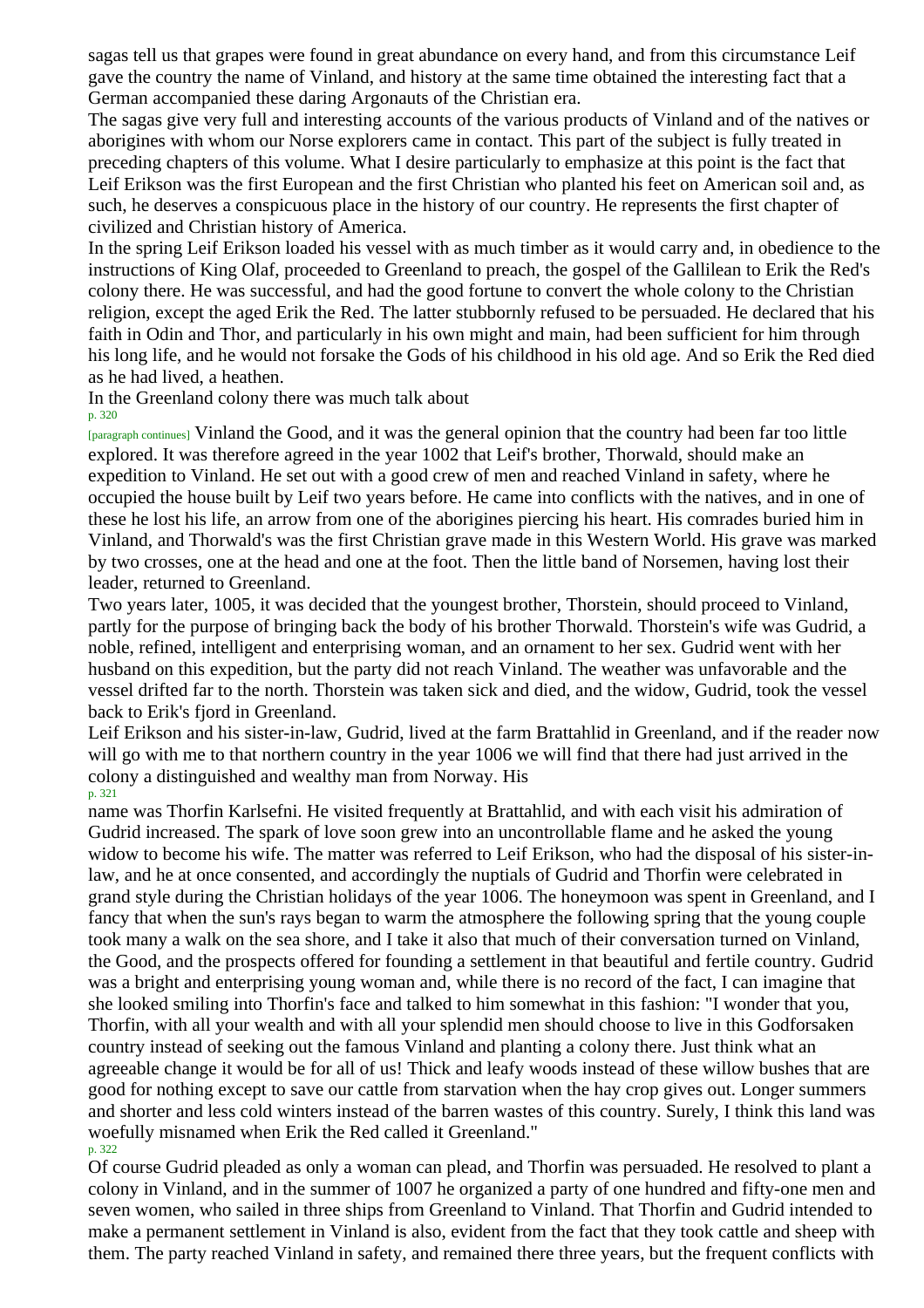sagas tell us that grapes were found in great abundance on every hand, and from this circumstance Leif gave the country the name of Vinland, and history at the same time obtained the interesting fact that a German accompanied these daring Argonauts of the Christian era.

The sagas give very full and interesting accounts of the various products of Vinland and of the natives or aborigines with whom our Norse explorers came in contact. This part of the subject is fully treated in preceding chapters of this volume. What I desire particularly to emphasize at this point is the fact that Leif Erikson was the first European and the first Christian who planted his feet on American soil and, as such, he deserves a conspicuous place in the history of our country. He represents the first chapter of civilized and Christian history of America.

In the spring Leif Erikson loaded his vessel with as much timber as it would carry and, in obedience to the instructions of King Olaf, proceeded to Greenland to preach, the gospel of the Gallilean to Erik the Red's colony there. He was successful, and had the good fortune to convert the whole colony to the Christian religion, except the aged Erik the Red. The latter stubbornly refused to be persuaded. He declared that his faith in Odin and Thor, and particularly in his own might and main, had been sufficient for him through his long life, and he would not forsake the Gods of his childhood in his old age. And so Erik the Red died as he had lived, a heathen.

In the Greenland colony there was much talk about Vinland the Good, and it was the general opinion that the country had been far too little explored. It was therefore agreed in the year 1002 that Leif's brother, Thorwald, should make an expedition to Vinland. He set out with a good crew of men and reached Vinland in safety, where he occupied the house built by Leif two years before. He came into conflicts with the natives, and in one of these he lost his life, an arrow from one of the aborigines piercing his heart. His comrades buried him in Vinland, and Thorwald's was the first Christian grave made in this Western World. His grave was marked by two crosses, one at the head and one at the foot. Then the little band of Norsemen, having lost their leader, returned to Greenland.

Two years later, 1005, it was decided that the youngest brother, Thorstein, should proceed to Vinland, partly for the purpose of bringing back the body of his brother Thorwald. Thorstein's wife was Gudrid, a noble, refined, intelligent and enterprising woman, and an ornament to her sex. Gudrid went with her husband on this expedition, but the party did not reach Vinland. The weather was unfavorable and the vessel drifted far to the north. Thorstein was taken sick and died, and the widow, Gudrid, took the vessel back to Erik's fjord in Greenland.

Leif Erikson and his sister-in-law, Gudrid, lived at the farm Brattahlid in Greenland, and if the reader now will go with me to that northern country in the year 1006 we will find that there had just arrived in the colony a distinguished and wealthy man from Norway. His name was Thorfin Karlsefni. He visited frequently at Brattahlid, and with each visit his admiration of Gudrid increased. The spark of love soon grew into an uncontrollable flame and he asked the young widow to become his wife. The matter was referred to Leif Erikson, who had the disposal of his sister-in-law, and he at once consented, and accordingly the nuptials of Gudrid and Thorfin were celebrated in grand style during the Christian holidays of the year 1006. The honeymoon was spent in Greenland, and I fancy that when the sun's rays began to warm the atmosphere the following spring that the young couple took many a walk on the sea shore, and I take it also that much of their conversation turned on Vinland, the Good, and the prospects offered for founding a settlement in that beautiful and fertile country. Gudrid was a bright and enterprising young woman and, while there is no record of the fact, I can imagine that she looked smiling into Thorfin's face and talked to him somewhat in this fashion: "I wonder that you, Thorfin, with all your wealth and with all your splendid men should choose to live in this Godforsaken country instead of seeking out the famous Vinland and planting a colony there. Just think what an agreeable change it would be for all of us! Thick and leafy woods instead of these willow bushes that are good for nothing except to save our cattle from starvation when the hay crop gives out. Longer summers and shorter and less cold winters instead of the barren wastes of this country. Surely, I think this land was woefully misnamed when Erik the Red called it Greenland."

Of course Gudrid pleaded as only a woman can plead, and Thorfin was persuaded. He resolved to plant a colony in Vinland, and in the summer of 1007 he organized a party of one hundred and fifty-one men and seven women, who sailed in three ships from Greenland to Vinland. That Thorfin and Gudrid intended to make a permanent settlement in Vinland is also, evident from the fact that they took cattle and sheep with them. The party reached Vinland in safety, and remained there three years, but the frequent conflicts with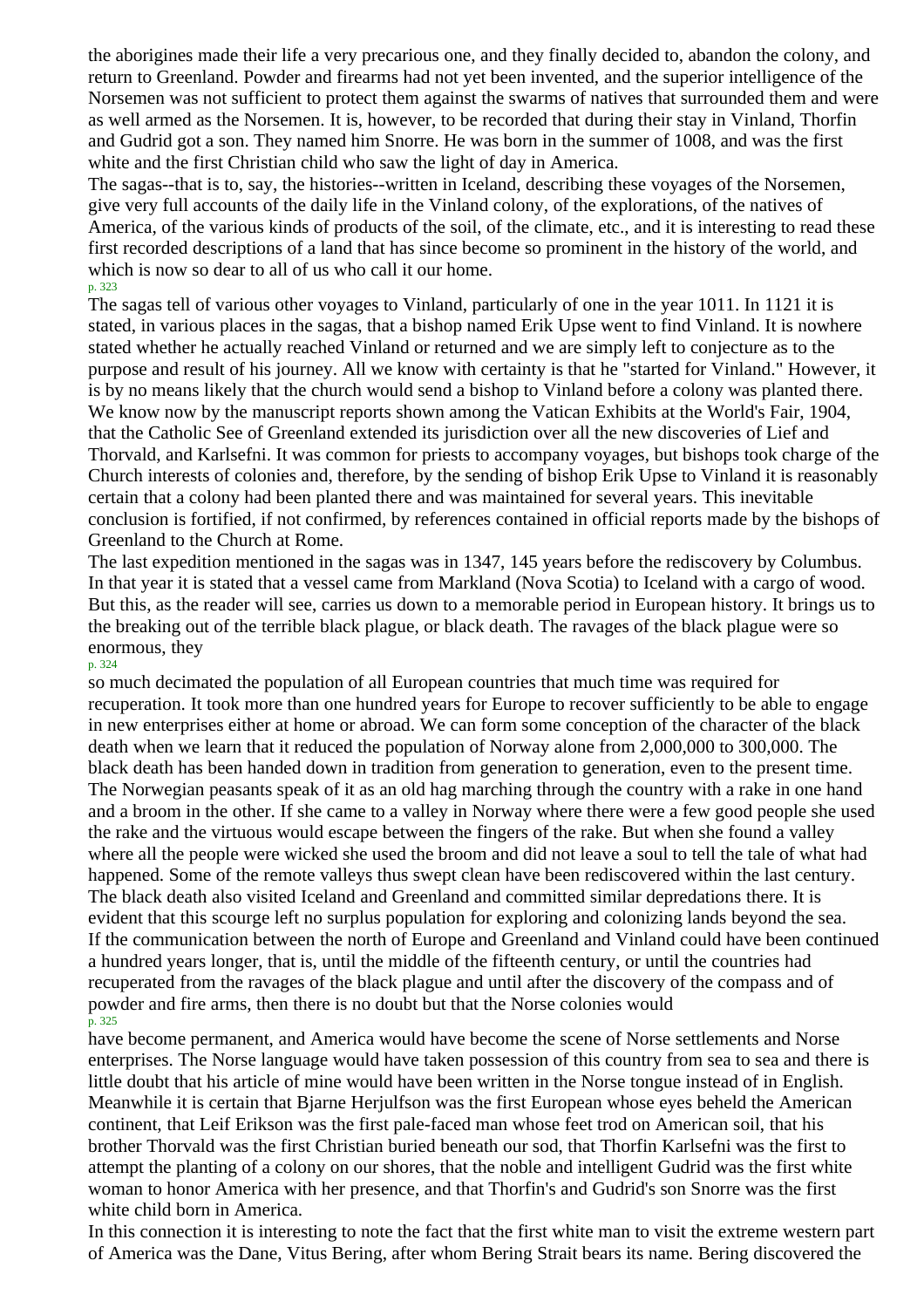the aborigines made their life a very precarious one, and they finally decided to, abandon the colony, and return to Greenland. Powder and firearms had not yet been invented, and the superior intelligence of the Norsemen was not sufficient to protect them against the swarms of natives that surrounded them and were as well armed as the Norsemen. It is, however, to be recorded that during their stay in Vinland, Thorfin and Gudrid got a son. They named him Snorre. He was born in the summer of 1008, and was the first white and the first Christian child who saw the light of day in America.

The sagas--that is to, say, the histories--written in Iceland, describing these voyages of the Norsemen, give very full accounts of the daily life in the Vinland colony, of the explorations, of the natives of America, of the various kinds of products of the soil, of the climate, etc., and it is interesting to read these first recorded descriptions of a land that has since become so prominent in the history of the world, and which is now so dear to all of us who call it our home.

The sagas tell of various other voyages to Vinland, particularly of one in the year 1011. In 1121 it is stated, in various places in the sagas, that a bishop named Erik Upse went to find Vinland. It is nowhere stated whether he actually reached Vinland or returned and we are simply left to conjecture as to the purpose and result of his journey. All we know with certainty is that he "started for Vinland." However, it is by no means likely that the church would send a bishop to Vinland before a colony was planted there. We know now by the manuscript reports shown among the Vatican Exhibits at the World's Fair, 1904, that the Catholic See of Greenland extended its jurisdiction over all the new discoveries of Lief and Thorvald, and Karlsefni. It was common for priests to accompany voyages, but bishops took charge of the Church interests of colonies and, therefore, by the sending of bishop Erik Upse to Vinland it is reasonably certain that a colony had been planted there and was maintained for several years. This inevitable conclusion is fortified, if not confirmed, by references contained in official reports made by the bishops of Greenland to the Church at Rome.

The last expedition mentioned in the sagas was in 1347, 145 years before the rediscovery by Columbus. In that year it is stated that a vessel came from Markland (Nova Scotia) to Iceland with a cargo of wood. But this, as the reader will see, carries us down to a memorable period in European history. It brings us to the breaking out of the terrible black plague, or black death. The ravages of the black plague were so enormous, they so much decimated the population of all European countries that much time was required for recuperation. It took more than one hundred years for Europe to recover sufficiently to be able to engage in new enterprises either at home or abroad. We can form some conception of the character of the black death when we learn that it reduced the population of Norway alone from 2,000,000 to 300,000. The black death has been handed down in tradition from generation to generation, even to the present time. The Norwegian peasants speak of it as an old hag marching through the country with a rake in one hand and a broom in the other. If she came to a valley in Norway where there were a few good people she used the rake and the virtuous would escape between the fingers of the rake. But when she found a valley where all the people were wicked she used the broom and did not leave a soul to tell the tale of what had happened. Some of the remote valleys thus swept clean have been rediscovered within the last century. The black death also visited Iceland and Greenland and committed similar depredations there. It is evident that this scourge left no surplus population for exploring and colonizing lands beyond the sea.

If the communication between the north of Europe and Greenland and Vinland could have been continued a hundred years longer, that is, until the middle of the fifteenth century, or until the countries had recuperated from the ravages of the black plague and until after the discovery of the compass and of powder and fire arms, then there is no doubt but that the Norse colonies would have become permanent, and America would have become the scene of Norse settlements and Norse enterprises. The Norse language would have taken possession of this country from sea to sea and there is little doubt that his article of mine would have been written in the Norse tongue instead of in English.

Meanwhile it is certain that Bjarne Herjulfson was the first European whose eyes beheld the American continent, that Leif Erikson was the first pale-faced man whose feet trod on American soil, that his brother Thorvald was the first Christian buried beneath our sod, that Thorfin Karlsefni was the first to attempt the planting of a colony on our shores, that the noble and intelligent Gudrid was the first white woman to honor America with her presence, and that Thorfin's and Gudrid's son Snorre was the first white child born in America.

In this connection it is interesting to note the fact that the first white man to visit the extreme western part of America was the Dane, Vitus Bering, after whom Bering Strait bears its name. Bering discovered the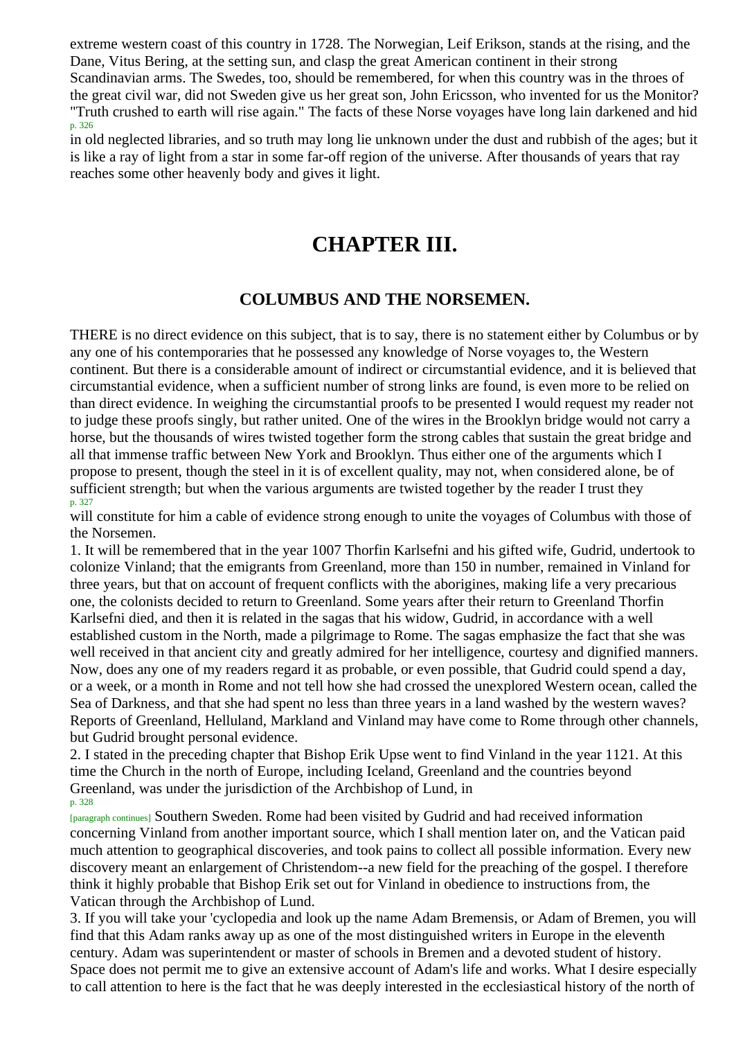extreme western coast of this country in 1728. The Norwegian, Leif Erikson, stands at the rising, and the Dane, Vitus Bering, at the setting sun, and clasp the great American continent in their strong Scandinavian arms. The Swedes, too, should be remembered, for when this country was in the throes of the great civil war, did not Sweden give us her great son, John Ericsson, who invented for us the Monitor? "Truth crushed to earth will rise again." The facts of these Norse voyages have long lain darkened and hid in old neglected libraries, and so truth may long lie unknown under the dust and rubbish of the ages; but it is like a ray of light from a star in some far-off region of the universe. After thousands of years that ray reaches some other heavenly body and gives it light.

# CHAPTER III.

## COLUMBUS AND THE NORSEMEN.

THERE is no direct evidence on this subject, that is to say, there is no statement either by Columbus or by any one of his contemporaries that he possessed any knowledge of Norse voyages to, the Western continent. But there is a considerable amount of indirect or circumstantial evidence, and it is believed that circumstantial evidence, when a sufficient number of strong links are found, is even more to be relied on than direct evidence. In weighing the circumstantial proofs to be presented I would request my reader not to judge these proofs singly, but rather united. One of the wires in the Brooklyn bridge would not carry a horse, but the thousands of wires twisted together form the strong cables that sustain the great bridge and all that immense traffic between New York and Brooklyn. Thus either one of the arguments which I propose to present, though the steel in it is of excellent quality, may not, when considered alone, be of sufficient strength; but when the various arguments are twisted together by the reader I trust they will constitute for him a cable of evidence strong enough to unite the voyages of Columbus with those of the Norsemen.

1. It will be remembered that in the year 1007 Thorfin Karlsefni and his gifted wife, Gudrid, undertook to colonize Vinland; that the emigrants from Greenland, more than 150 in number, remained in Vinland for three years, but that on account of frequent conflicts with the aborigines, making life a very precarious one, the colonists decided to return to Greenland. Some years after their return to Greenland Thorfin Karlsefni died, and then it is related in the sagas that his widow, Gudrid, in accordance with a well established custom in the North, made a pilgrimage to Rome. The sagas emphasize the fact that she was well received in that ancient city and greatly admired for her intelligence, courtesy and dignified manners. Now, does any one of my readers regard it as probable, or even possible, that Gudrid could spend a day, or a week, or a month in Rome and not tell how she had crossed the unexplored Western ocean, called the Sea of Darkness, and that she had spent no less than three years in a land washed by the western waves? Reports of Greenland, Helluland, Markland and Vinland may have come to Rome through other channels, but Gudrid brought personal evidence.

2. I stated in the preceding chapter that Bishop Erik Upse went to find Vinland in the year 1121. At this time the Church in the north of Europe, including Iceland, Greenland and the countries beyond Greenland, was under the jurisdiction of the Archbishop of Lund, in Southern Sweden. Rome had been visited by Gudrid and had received information concerning Vinland from another important source, which I shall mention later on, and the Vatican paid much attention to geographical discoveries, and took pains to collect all possible information. Every new discovery meant an enlargement of Christendom--a new field for the preaching of the gospel. I therefore think it highly probable that Bishop Erik set out for Vinland in obedience to instructions from, the Vatican through the Archbishop of Lund.

3. If you will take your 'cyclopedia and look up the name Adam Bremensis, or Adam of Bremen, you will find that this Adam ranks away up as one of the most distinguished writers in Europe in the eleventh century. Adam was superintendent or master of schools in Bremen and a devoted student of history. Space does not permit me to give an extensive account of Adam's life and works. What I desire especially to call attention to here is the fact that he was deeply interested in the ecclesiastical history of the north of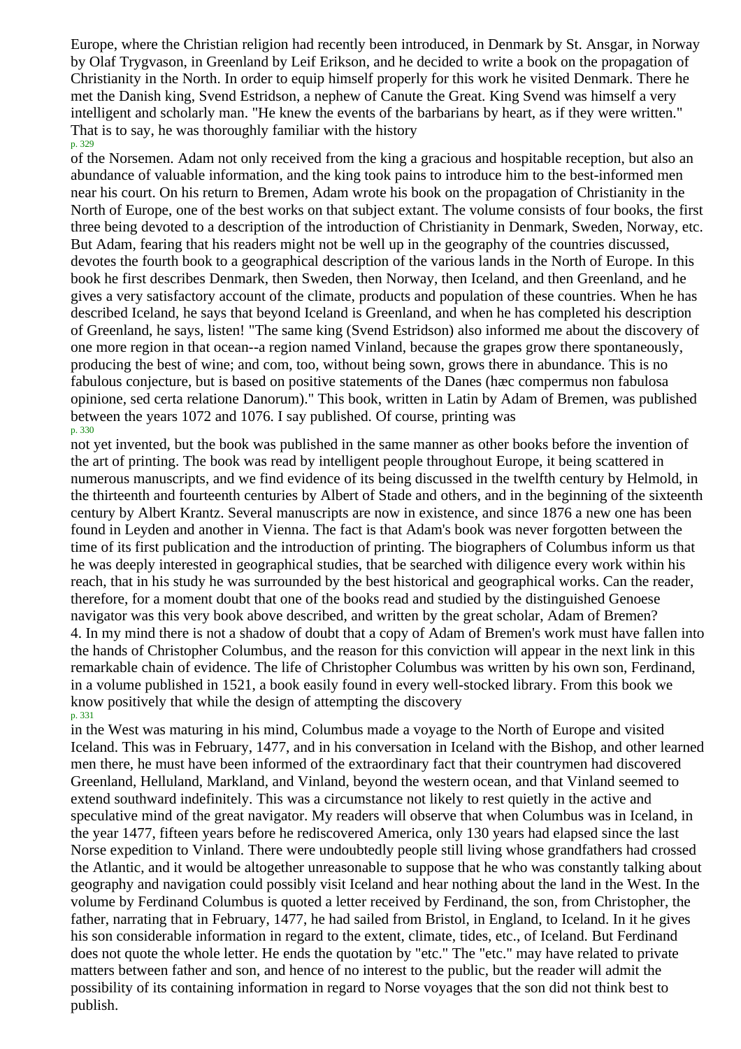Europe, where the Christian religion had recently been introduced, in Denmark by St. Ansgar, in Norway by Olaf Trygvason, in Greenland by Leif Erikson, and he decided to write a book on the propagation of Christianity in the North. In order to equip himself properly for this work he visited Denmark. There he met the Danish king, Svend Estridson, a nephew of Canute the Great. King Svend was himself a very intelligent and scholarly man. "He knew the events of the barbarians by heart, as if they were written." That is to say, he was thoroughly familiar with the history of the Norsemen. Adam not only received from the king a gracious and hospitable reception, but also an abundance of valuable information, and the king took pains to introduce him to the best-informed men near his court. On his return to Bremen, Adam wrote his book on the propagation of Christianity in the North of Europe, one of the best works on that subject extant. The volume consists of four books, the first three being devoted to a description of the introduction of Christianity in Denmark, Sweden, Norway, etc. But Adam, fearing that his readers might not be well up in the geography of the countries discussed, devotes the fourth book to a geographical description of the various lands in the North of Europe. In this book he first describes Denmark, then Sweden, then Norway, then Iceland, and then Greenland, and he gives a very satisfactory account of the climate, products and population of these countries. When he has described Iceland, he says that beyond Iceland is Greenland, and when he has completed his description of Greenland, he says, listen! "The same king (Svend Estridson) also informed me about the discovery of one more region in that ocean--a region named Vinland, because the grapes grow there spontaneously, producing the best of wine; and com, too, without being sown, grows there in abundance. This is no fabulous conjecture, but is based on positive statements of the Danes (hæc compermus non fabulosa opinione, sed certa relatione Danorum)." This book, written in Latin by Adam of Bremen, was published between the years 1072 and 1076. I say published. Of course, printing was not yet invented, but the book was published in the same manner as other books before the invention of the art of printing. The book was read by intelligent people throughout Europe, it being scattered in numerous manuscripts, and we find evidence of its being discussed in the twelfth century by Helmold, in the thirteenth and fourteenth centuries by Albert of Stade and others, and in the beginning of the sixteenth century by Albert Krantz. Several manuscripts are now in existence, and since 1876 a new one has been found in Leyden and another in Vienna. The fact is that Adam's book was never forgotten between the time of its first publication and the introduction of printing. The biographers of Columbus inform us that he was deeply interested in geographical studies, that be searched with diligence every work within his reach, that in his study he was surrounded by the best historical and geographical works. Can the reader, therefore, for a moment doubt that one of the books read and studied by the distinguished Genoese navigator was this very book above described, and written by the great scholar, Adam of Bremen?

4. In my mind there is not a shadow of doubt that a copy of Adam of Bremen's work must have fallen into the hands of Christopher Columbus, and the reason for this conviction will appear in the next link in this remarkable chain of evidence. The life of Christopher Columbus was written by his own son, Ferdinand, in a volume published in 1521, a book easily found in every well-stocked library. From this book we know positively that while the design of attempting the discovery in the West was maturing in his mind, Columbus made a voyage to the North of Europe and visited Iceland. This was in February, 1477, and in his conversation in Iceland with the Bishop, and other learned men there, he must have been informed of the extraordinary fact that their countrymen had discovered Greenland, Helluland, Markland, and Vinland, beyond the western ocean, and that Vinland seemed to extend southward indefinitely. This was a circumstance not likely to rest quietly in the active and speculative mind of the great navigator. My readers will observe that when Columbus was in Iceland, in the year 1477, fifteen years before he rediscovered America, only 130 years had elapsed since the last Norse expedition to Vinland. There were undoubtedly people still living whose grandfathers had crossed the Atlantic, and it would be altogether unreasonable to suppose that he who was constantly talking about geography and navigation could possibly visit Iceland and hear nothing about the land in the West. In the volume by Ferdinand Columbus is quoted a letter received by Ferdinand, the son, from Christopher, the father, narrating that in February, 1477, he had sailed from Bristol, in England, to Iceland. In it he gives his son considerable information in regard to the extent, climate, tides, etc., of Iceland. But Ferdinand does not quote the whole letter. He ends the quotation by "etc." The "etc." may have related to private matters between father and son, and hence of no interest to the public, but the reader will admit the possibility of its containing information in regard to Norse voyages that the son did not think best to publish.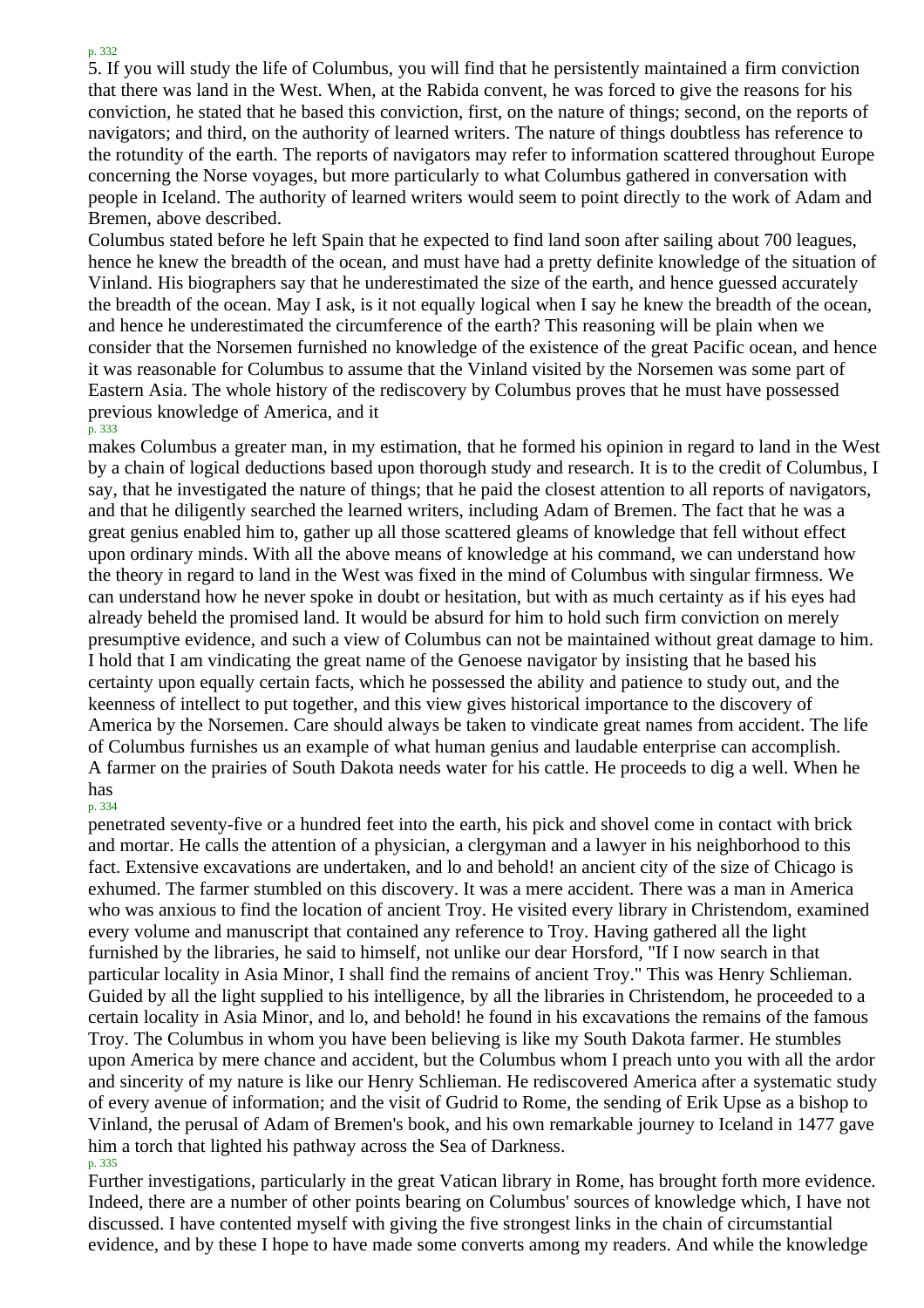5. If you will study the life of Columbus, you will find that he persistently maintained a firm conviction that there was land in the West. When, at the Rabida convent, he was forced to give the reasons for his conviction, he stated that he based this conviction, first, on the nature of things; second, on the reports of navigators; and third, on the authority of learned writers. The nature of things doubtless has reference to the rotundity of the earth. The reports of navigators may refer to information scattered throughout Europe concerning the Norse voyages, but more particularly to what Columbus gathered in conversation with people in Iceland. The authority of learned writers would seem to point directly to the work of Adam and Bremen, above described.

Columbus stated before he left Spain that he expected to find land soon after sailing about 700 leagues, hence he knew the breadth of the ocean, and must have had a pretty definite knowledge of the situation of Vinland. His biographers say that he underestimated the size of the earth, and hence guessed accurately the breadth of the ocean. May I ask, is it not equally logical when I say he knew the breadth of the ocean, and hence he underestimated the circumference of the earth? This reasoning will be plain when we consider that the Norsemen furnished no knowledge of the existence of the great Pacific ocean, and hence it was reasonable for Columbus to assume that the Vinland visited by the Norsemen was some part of Eastern Asia. The whole history of the rediscovery by Columbus proves that he must have possessed previous knowledge of America, and it makes Columbus a greater man, in my estimation, that he formed his opinion in regard to land in the West by a chain of logical deductions based upon thorough study and research. It is to the credit of Columbus, I say, that he investigated the nature of things; that he paid the closest attention to all reports of navigators, and that he diligently searched the learned writers, including Adam of Bremen. The fact that he was a great genius enabled him to, gather up all those scattered gleams of knowledge that fell without effect upon ordinary minds. With all the above means of knowledge at his command, we can understand how the theory in regard to land in the West was fixed in the mind of Columbus with singular firmness. We can understand how he never spoke in doubt or hesitation, but with as much certainty as if his eyes had already beheld the promised land. It would be absurd for him to hold such firm conviction on merely presumptive evidence, and such a view of Columbus can not be maintained without great damage to him. I hold that I am vindicating the great name of the Genoese navigator by insisting that he based his certainty upon equally certain facts, which he possessed the ability and patience to study out, and the keenness of intellect to put together, and this view gives historical importance to the discovery of America by the Norsemen. Care should always be taken to vindicate great names from accident. The life of Columbus furnishes us an example of what human genius and laudable enterprise can accomplish.

A farmer on the prairies of South Dakota needs water for his cattle. He proceeds to dig a well. When he has penetrated seventy-five or a hundred feet into the earth, his pick and shovel come in contact with brick and mortar. He calls the attention of a physician, a clergyman and a lawyer in his neighborhood to this fact. Extensive excavations are undertaken, and lo and behold! an ancient city of the size of Chicago is exhumed. The farmer stumbled on this discovery. It was a mere accident. There was a man in America who was anxious to find the location of ancient Troy. He visited every library in Christendom, examined every volume and manuscript that contained any reference to Troy. Having gathered all the light furnished by the libraries, he said to himself, not unlike our dear Horsford, "If I now search in that particular locality in Asia Minor, I shall find the remains of ancient Troy." This was Henry Schlieman. Guided by all the light supplied to his intelligence, by all the libraries in Christendom, he proceeded to a certain locality in Asia Minor, and lo, and behold! he found in his excavations the remains of the famous Troy. The Columbus in whom you have been believing is like my South Dakota farmer. He stumbles upon America by mere chance and accident, but the Columbus whom I preach unto you with all the ardor and sincerity of my nature is like our Henry Schlieman. He rediscovered America after a systematic study of every avenue of information; and the visit of Gudrid to Rome, the sending of Erik Upse as a bishop to Vinland, the perusal of Adam of Bremen's book, and his own remarkable journey to Iceland in 1477 gave him a torch that lighted his pathway across the Sea of Darkness.

Further investigations, particularly in the great Vatican library in Rome, has brought forth more evidence. Indeed, there are a number of other points bearing on Columbus' sources of knowledge which, I have not discussed. I have contented myself with giving the five strongest links in the chain of circumstantial evidence, and by these I hope to have made some converts among my readers. And while the knowledge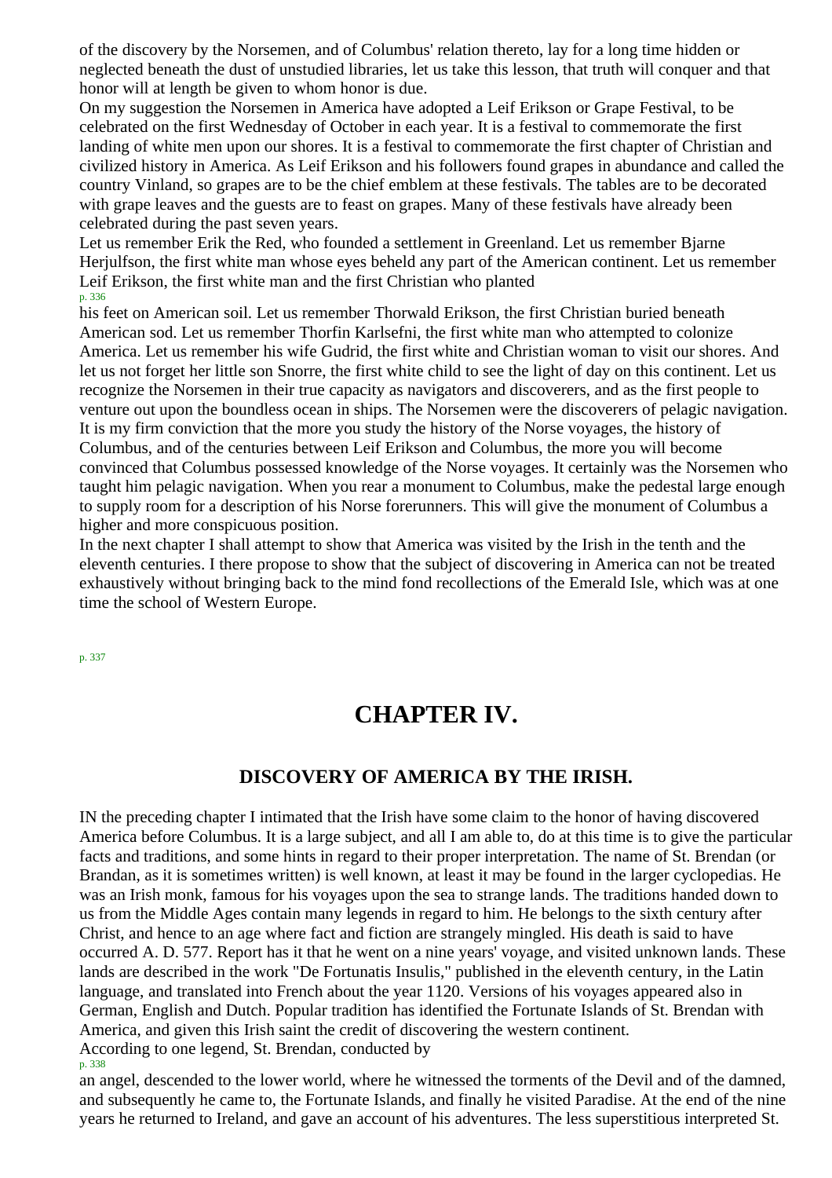of the discovery by the Norsemen, and of Columbus' relation thereto, lay for a long time hidden or neglected beneath the dust of unstudied libraries, let us take this lesson, that truth will conquer and that honor will at length be given to whom honor is due.

On my suggestion the Norsemen in America have adopted a Leif Erikson or Grape Festival, to be celebrated on the first Wednesday of October in each year. It is a festival to commemorate the first landing of white men upon our shores. It is a festival to commemorate the first chapter of Christian and civilized history in America. As Leif Erikson and his followers found grapes in abundance and called the country Vinland, so grapes are to be the chief emblem at these festivals. The tables are to be decorated with grape leaves and the guests are to feast on grapes. Many of these festivals have already been celebrated during the past seven years.

Let us remember Erik the Red, who founded a settlement in Greenland. Let us remember Bjarne Herjulfson, the first white man whose eyes beheld any part of the American continent. Let us remember Leif Erikson, the first white man and the first Christian who planted his feet on American soil. Let us remember Thorwald Erikson, the first Christian buried beneath American sod. Let us remember Thorfin Karlsefni, the first white man who attempted to colonize America. Let us remember his wife Gudrid, the first white and Christian woman to visit our shores. And let us not forget her little son Snorre, the first white child to see the light of day on this continent. Let us recognize the Norsemen in their true capacity as navigators and discoverers, and as the first people to venture out upon the boundless ocean in ships. The Norsemen were the discoverers of pelagic navigation. It is my firm conviction that the more you study the history of the Norse voyages, the history of Columbus, and of the centuries between Leif Erikson and Columbus, the more you will become convinced that Columbus possessed knowledge of the Norse voyages. It certainly was the Norsemen who taught him pelagic navigation. When you rear a monument to Columbus, make the pedestal large enough to supply room for a description of his Norse forerunners. This will give the monument of Columbus a higher and more conspicuous position.

In the next chapter I shall attempt to show that America was visited by the Irish in the tenth and the eleventh centuries. I there propose to show that the subject of discovering in America can not be treated exhaustively without bringing back to the mind fond recollections of the Emerald Isle, which was at one time the school of Western Europe.

# CHAPTER IV.

## DISCOVERY OF AMERICA BY THE IRISH.

IN the preceding chapter I intimated that the Irish have some claim to the honor of having discovered America before Columbus. It is a large subject, and all I am able to, do at this time is to give the particular facts and traditions, and some hints in regard to their proper interpretation. The name of St. Brendan (or Brandan, as it is sometimes written) is well known, at least it may be found in the larger cyclopedias. He was an Irish monk, famous for his voyages upon the sea to strange lands. The traditions handed down to us from the Middle Ages contain many legends in regard to him. He belongs to the sixth century after Christ, and hence to an age where fact and fiction are strangely mingled. His death is said to have occurred A. D. 577. Report has it that he went on a nine years' voyage, and visited unknown lands. These lands are described in the work "De Fortunatis Insulis," published in the eleventh century, in the Latin language, and translated into French about the year 1120. Versions of his voyages appeared also in German, English and Dutch. Popular tradition has identified the Fortunate Islands of St. Brendan with America, and given this Irish saint the credit of discovering the western continent.

According to one legend, St. Brendan, conducted by an angel, descended to the lower world, where he witnessed the torments of the Devil and of the damned, and subsequently he came to, the Fortunate Islands, and finally he visited Paradise. At the end of the nine years he returned to Ireland, and gave an account of his adventures. The less superstitious interpreted St.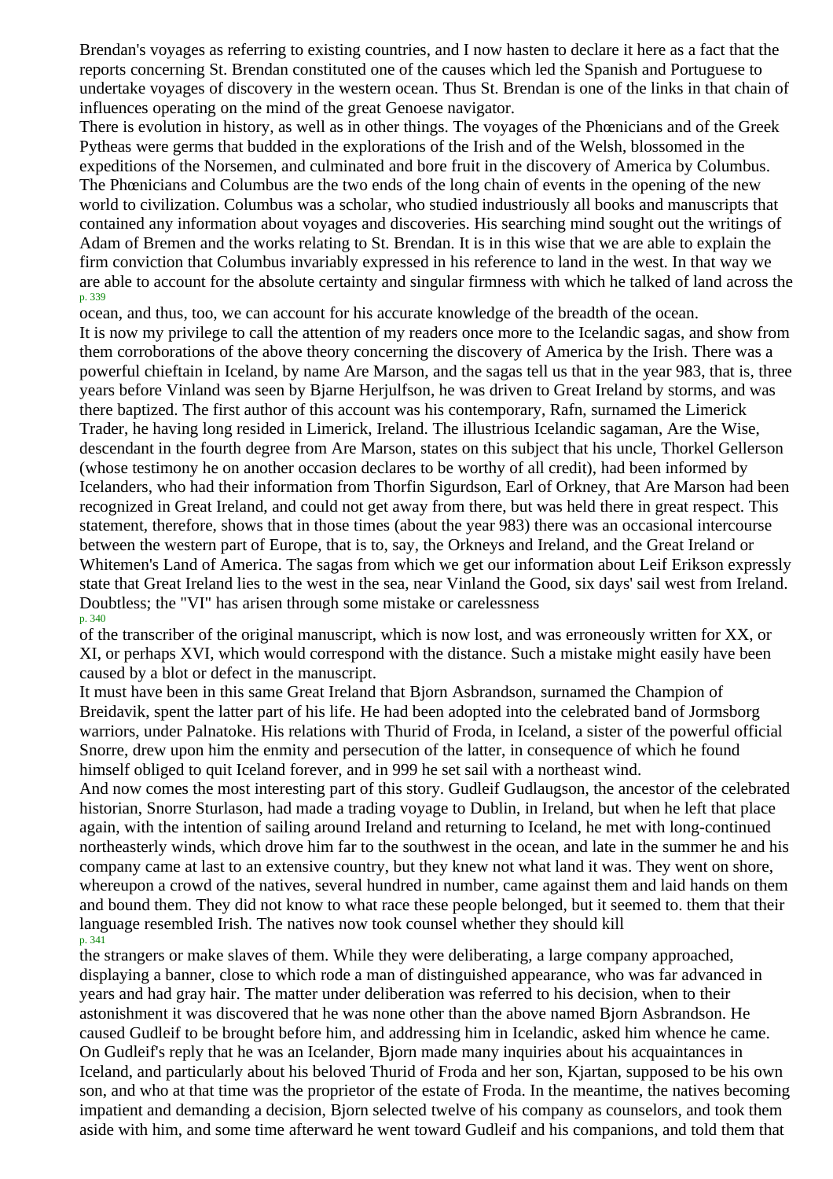Brendan's voyages as referring to existing countries, and I now hasten to declare it here as a fact that the reports concerning St. Brendan constituted one of the causes which led the Spanish and Portuguese to undertake voyages of discovery in the western ocean. Thus St. Brendan is one of the links in that chain of influences operating on the mind of the great Genoese navigator.

There is evolution in history, as well as in other things. The voyages of the Phœnicians and of the Greek Pytheas were germs that budded in the explorations of the Irish and of the Welsh, blossomed in the expeditions of the Norsemen, and culminated and bore fruit in the discovery of America by Columbus. The Phœnicians and Columbus are the two ends of the long chain of events in the opening of the new world to civilization. Columbus was a scholar, who studied industriously all books and manuscripts that contained any information about voyages and discoveries. His searching mind sought out the writings of Adam of Bremen and the works relating to St. Brendan. It is in this wise that we are able to explain the firm conviction that Columbus invariably expressed in his reference to land in the west. In that way we are able to account for the absolute certainty and singular firmness with which he talked of land across the ocean, and thus, too, we can account for his accurate knowledge of the breadth of the ocean.

It is now my privilege to call the attention of my readers once more to the Icelandic sagas, and show from them corroborations of the above theory concerning the discovery of America by the Irish. There was a powerful chieftain in Iceland, by name Are Marson, and the sagas tell us that in the year 983, that is, three years before Vinland was seen by Bjarne Herjulfson, he was driven to Great Ireland by storms, and was there baptized. The first author of this account was his contemporary, Rafn, surnamed the Limerick Trader, he having long resided in Limerick, Ireland. The illustrious Icelandic sagaman, Are the Wise, descendant in the fourth degree from Are Marson, states on this subject that his uncle, Thorkel Gellerson (whose testimony he on another occasion declares to be worthy of all credit), had been informed by Icelanders, who had their information from Thorfin Sigurdson, Earl of Orkney, that Are Marson had been recognized in Great Ireland, and could not get away from there, but was held there in great respect. This statement, therefore, shows that in those times (about the year 983) there was an occasional intercourse between the western part of Europe, that is to, say, the Orkneys and Ireland, and the Great Ireland or Whitemen's Land of America. The sagas from which we get our information about Leif Erikson expressly state that Great Ireland lies to the west in the sea, near Vinland the Good, six days' sail west from Ireland. Doubtless; the "VI" has arisen through some mistake or carelessness of the transcriber of the original manuscript, which is now lost, and was erroneously written for XX, or XI, or perhaps XVI, which would correspond with the distance. Such a mistake might easily have been caused by a blot or defect in the manuscript.

It must have been in this same Great Ireland that Bjorn Asbrandson, surnamed the Champion of Breidavik, spent the latter part of his life. He had been adopted into the celebrated band of Jormsborg warriors, under Palnatoke. His relations with Thurid of Froda, in Iceland, a sister of the powerful official Snorre, drew upon him the enmity and persecution of the latter, in consequence of which he found himself obliged to quit Iceland forever, and in 999 he set sail with a northeast wind.

And now comes the most interesting part of this story. Gudleif Gudlaugson, the ancestor of the celebrated historian, Snorre Sturlason, had made a trading voyage to Dublin, in Ireland, but when he left that place again, with the intention of sailing around Ireland and returning to Iceland, he met with long-continued northeasterly winds, which drove him far to the southwest in the ocean, and late in the summer he and his company came at last to an extensive country, but they knew not what land it was. They went on shore, whereupon a crowd of the natives, several hundred in number, came against them and laid hands on them and bound them. They did not know to what race these people belonged, but it seemed to. them that their language resembled Irish. The natives now took counsel whether they should kill the strangers or make slaves of them. While they were deliberating, a large company approached, displaying a banner, close to which rode a man of distinguished appearance, who was far advanced in years and had gray hair. The matter under deliberation was referred to his decision, when to their astonishment it was discovered that he was none other than the above named Bjorn Asbrandson. He caused Gudleif to be brought before him, and addressing him in Icelandic, asked him whence he came. On Gudleif's reply that he was an Icelander, Bjorn made many inquiries about his acquaintances in Iceland, and particularly about his beloved Thurid of Froda and her son, Kjartan, supposed to be his own son, and who at that time was the proprietor of the estate of Froda. In the meantime, the natives becoming impatient and demanding a decision, Bjorn selected twelve of his company as counselors, and took them aside with him, and some time afterward he went toward Gudleif and his companions, and told them that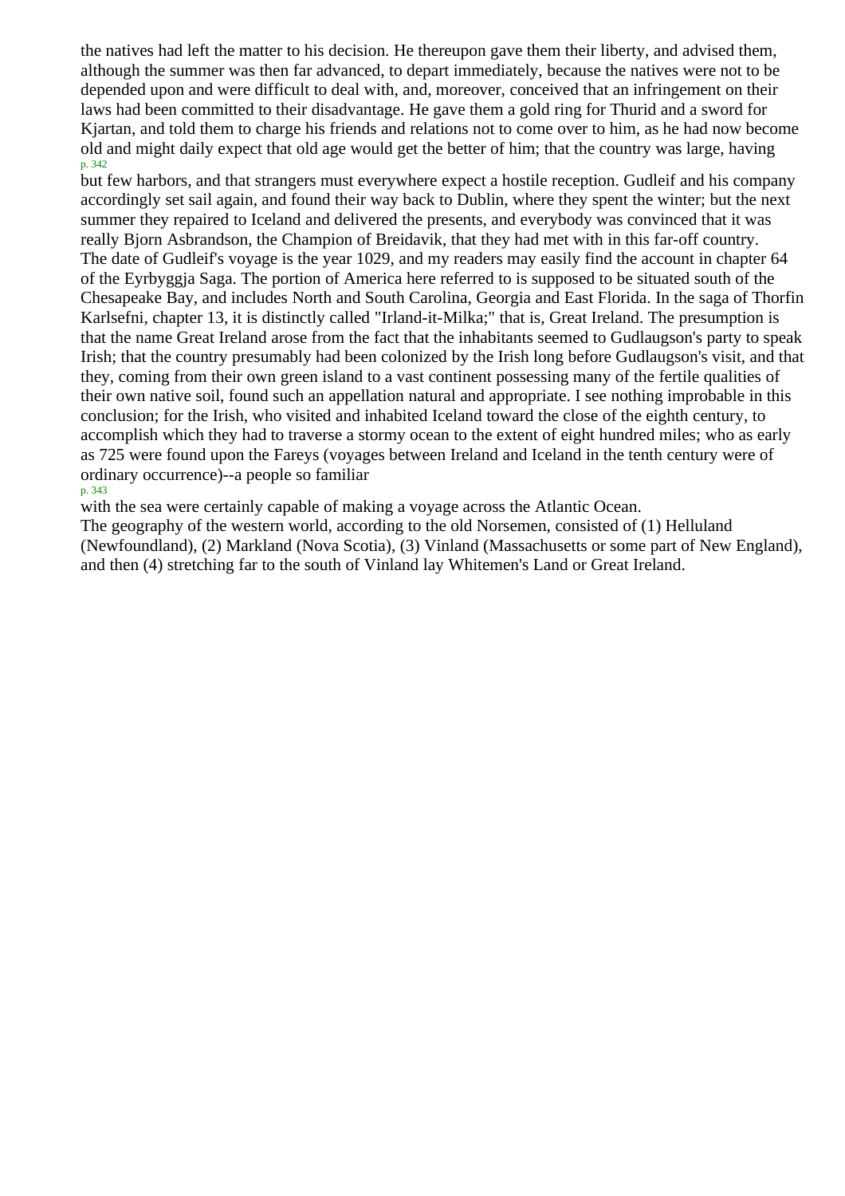the natives had left the matter to his decision. He thereupon gave them their liberty, and advised them, although the summer was then far advanced, to depart immediately, because the natives were not to be depended upon and were difficult to deal with, and, moreover, conceived that an infringement on their laws had been committed to their disadvantage. He gave them a gold ring for Thurid and a sword for Kjartan, and told them to charge his friends and relations not to come over to him, as he had now become old and might daily expect that old age would get the better of him; that the country was large, having but few harbors, and that strangers must everywhere expect a hostile reception. Gudleif and his company accordingly set sail again, and found their way back to Dublin, where they spent the winter; but the next summer they repaired to Iceland and delivered the presents, and everybody was convinced that it was really Bjorn Asbrandson, the Champion of Breidavik, that they had met with in this far-off country.

The date of Gudleif's voyage is the year 1029, and my readers may easily find the account in chapter 64 of the Eyrbyggja Saga. The portion of America here referred to is supposed to be situated south of the Chesapeake Bay, and includes North and South Carolina, Georgia and East Florida. In the saga of Thorfin Karlsefni, chapter 13, it is distinctly called "Irland-it-Milka;" that is, Great Ireland. The presumption is that the name Great Ireland arose from the fact that the inhabitants seemed to Gudlaugson's party to speak Irish; that the country presumably had been colonized by the Irish long before Gudlaugson's visit, and that they, coming from their own green island to a vast continent possessing many of the fertile qualities of their own native soil, found such an appellation natural and appropriate. I see nothing improbable in this conclusion; for the Irish, who visited and inhabited Iceland toward the close of the eighth century, to accomplish which they had to traverse a stormy ocean to the extent of eight hundred miles; who as early as 725 were found upon the Fareys (voyages between Ireland and Iceland in the tenth century were of ordinary occurrence)--a people so familiar with the sea were certainly capable of making a voyage across the Atlantic Ocean.

The geography of the western world, according to the old Norsemen, consisted of (1) Helluland (Newfoundland), (2) Markland (Nova Scotia), (3) Vinland (Massachusetts or some part of New England), and then (4) stretching far to the south of Vinland lay Whitemen's Land or Great Ireland.